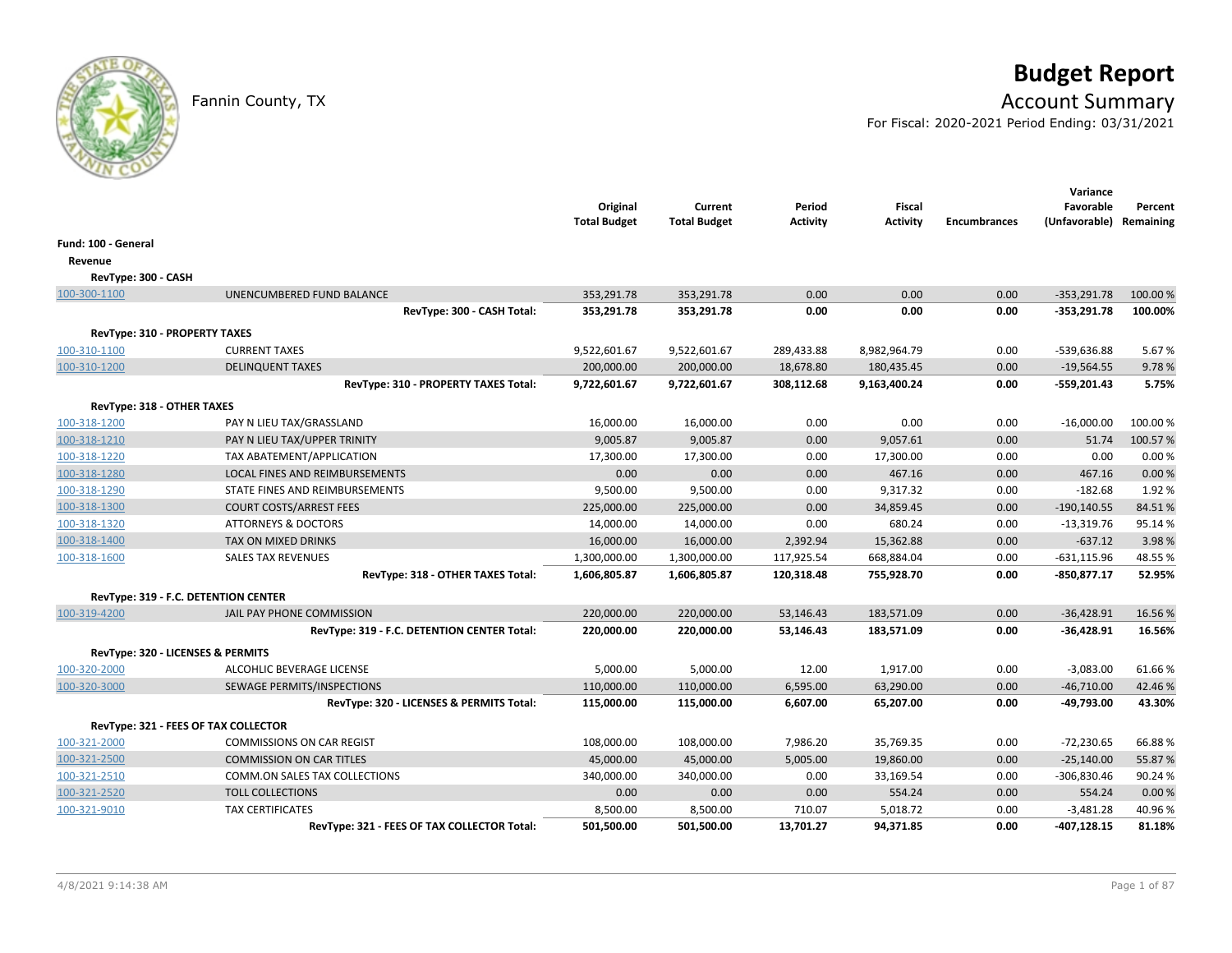# Budget Report

Fannin County, TX

## Account Summary

For Fiscal: 2020-2021 Period Ending: 03/31/2021

| | | Original Total Budget | Current Total Budget | Period Activity | Fiscal Activity | Encumbrances | Variance Favorable (Unfavorable) | Percent Remaining |
|---|---|---|---|---|---|---|---|---|
| **Fund: 100 - General** | | | | | | | | |
| **Revenue** | | | | | | | | |
| **RevType: 300 - CASH** | | | | | | | | |
| 100-300-1100 | UNENCUMBERED FUND BALANCE | 353,291.78 | 353,291.78 | 0.00 | 0.00 | 0.00 | -353,291.78 | 100.00 % |
| | **RevType: 300 - CASH Total:** | **353,291.78** | **353,291.78** | **0.00** | **0.00** | **0.00** | **-353,291.78** | **100.00%** |
| **RevType: 310 - PROPERTY TAXES** | | | | | | | | |
| 100-310-1100 | CURRENT TAXES | 9,522,601.67 | 9,522,601.67 | 289,433.88 | 8,982,964.79 | 0.00 | -539,636.88 | 5.67 % |
| 100-310-1200 | DELINQUENT TAXES | 200,000.00 | 200,000.00 | 18,678.80 | 180,435.45 | 0.00 | -19,564.55 | 9.78 % |
| | **RevType: 310 - PROPERTY TAXES Total:** | **9,722,601.67** | **9,722,601.67** | **308,112.68** | **9,163,400.24** | **0.00** | **-559,201.43** | **5.75%** |
| **RevType: 318 - OTHER TAXES** | | | | | | | | |
| 100-318-1200 | PAY N LIEU TAX/GRASSLAND | 16,000.00 | 16,000.00 | 0.00 | 0.00 | 0.00 | -16,000.00 | 100.00 % |
| 100-318-1210 | PAY N LIEU TAX/UPPER TRINITY | 9,005.87 | 9,005.87 | 0.00 | 9,057.61 | 0.00 | 51.74 | 100.57 % |
| 100-318-1220 | TAX ABATEMENT/APPLICATION | 17,300.00 | 17,300.00 | 0.00 | 17,300.00 | 0.00 | 0.00 | 0.00 % |
| 100-318-1280 | LOCAL FINES AND REIMBURSEMENTS | 0.00 | 0.00 | 0.00 | 467.16 | 0.00 | 467.16 | 0.00 % |
| 100-318-1290 | STATE FINES AND REIMBURSEMENTS | 9,500.00 | 9,500.00 | 0.00 | 9,317.32 | 0.00 | -182.68 | 1.92 % |
| 100-318-1300 | COURT COSTS/ARREST FEES | 225,000.00 | 225,000.00 | 0.00 | 34,859.45 | 0.00 | -190,140.55 | 84.51 % |
| 100-318-1320 | ATTORNEYS & DOCTORS | 14,000.00 | 14,000.00 | 0.00 | 680.24 | 0.00 | -13,319.76 | 95.14 % |
| 100-318-1400 | TAX ON MIXED DRINKS | 16,000.00 | 16,000.00 | 2,392.94 | 15,362.88 | 0.00 | -637.12 | 3.98 % |
| 100-318-1600 | SALES TAX REVENUES | 1,300,000.00 | 1,300,000.00 | 117,925.54 | 668,884.04 | 0.00 | -631,115.96 | 48.55 % |
| | **RevType: 318 - OTHER TAXES Total:** | **1,606,805.87** | **1,606,805.87** | **120,318.48** | **755,928.70** | **0.00** | **-850,877.17** | **52.95%** |
| **RevType: 319 - F.C. DETENTION CENTER** | | | | | | | | |
| 100-319-4200 | JAIL PAY PHONE COMMISSION | 220,000.00 | 220,000.00 | 53,146.43 | 183,571.09 | 0.00 | -36,428.91 | 16.56 % |
| | **RevType: 319 - F.C. DETENTION CENTER Total:** | **220,000.00** | **220,000.00** | **53,146.43** | **183,571.09** | **0.00** | **-36,428.91** | **16.56%** |
| **RevType: 320 - LICENSES & PERMITS** | | | | | | | | |
| 100-320-2000 | ALCOHLIC BEVERAGE LICENSE | 5,000.00 | 5,000.00 | 12.00 | 1,917.00 | 0.00 | -3,083.00 | 61.66 % |
| 100-320-3000 | SEWAGE PERMITS/INSPECTIONS | 110,000.00 | 110,000.00 | 6,595.00 | 63,290.00 | 0.00 | -46,710.00 | 42.46 % |
| | **RevType: 320 - LICENSES & PERMITS Total:** | **115,000.00** | **115,000.00** | **6,607.00** | **65,207.00** | **0.00** | **-49,793.00** | **43.30%** |
| **RevType: 321 - FEES OF TAX COLLECTOR** | | | | | | | | |
| 100-321-2000 | COMMISSIONS ON CAR REGIST | 108,000.00 | 108,000.00 | 7,986.20 | 35,769.35 | 0.00 | -72,230.65 | 66.88 % |
| 100-321-2500 | COMMISSION ON CAR TITLES | 45,000.00 | 45,000.00 | 5,005.00 | 19,860.00 | 0.00 | -25,140.00 | 55.87 % |
| 100-321-2510 | COMM.ON SALES TAX COLLECTIONS | 340,000.00 | 340,000.00 | 0.00 | 33,169.54 | 0.00 | -306,830.46 | 90.24 % |
| 100-321-2520 | TOLL COLLECTIONS | 0.00 | 0.00 | 0.00 | 554.24 | 0.00 | 554.24 | 0.00 % |
| 100-321-9010 | TAX CERTIFICATES | 8,500.00 | 8,500.00 | 710.07 | 5,018.72 | 0.00 | -3,481.28 | 40.96 % |
| | **RevType: 321 - FEES OF TAX COLLECTOR Total:** | **501,500.00** | **501,500.00** | **13,701.27** | **94,371.85** | **0.00** | **-407,128.15** | **81.18%** |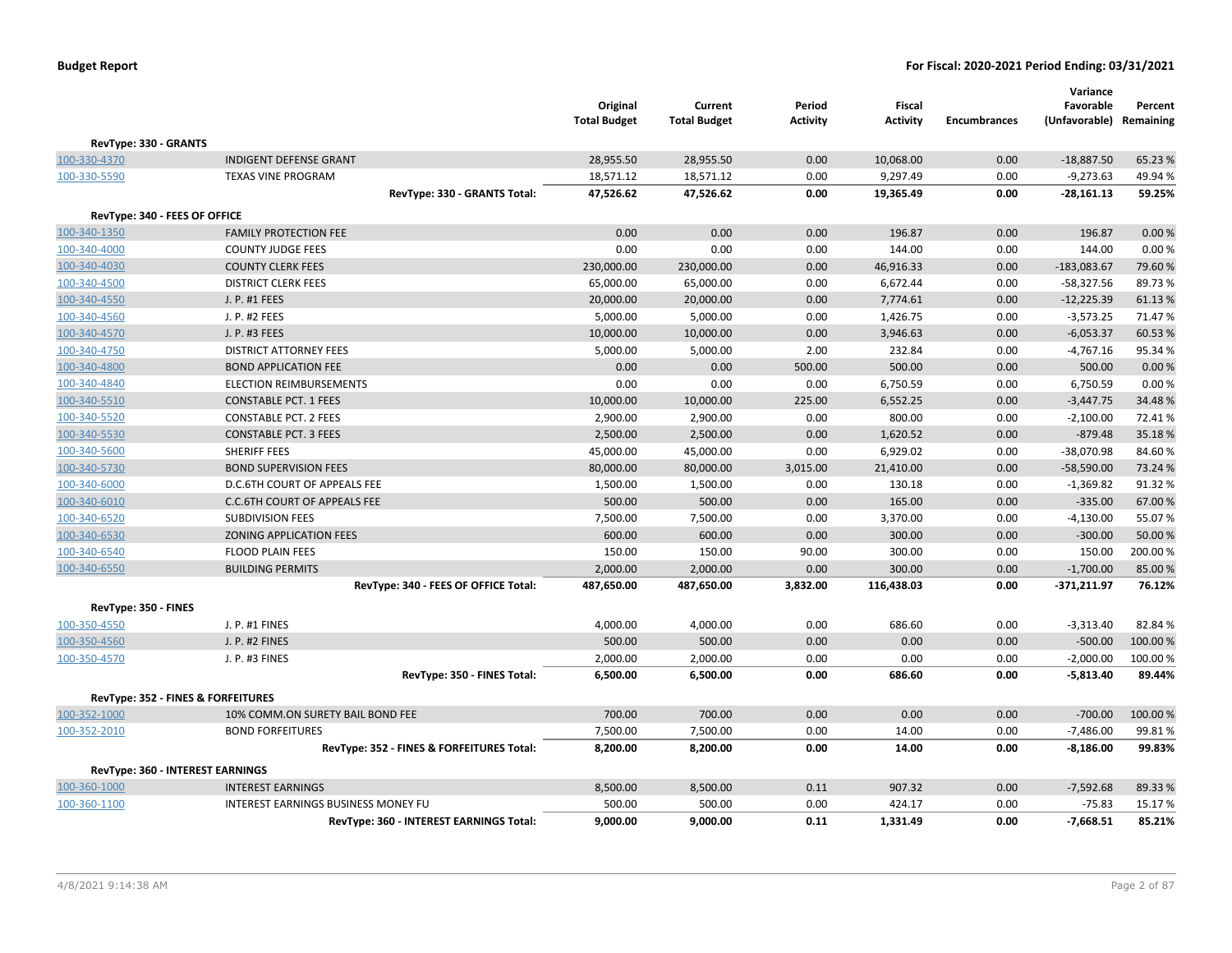**Budget Report** — For Fiscal: 2020-2021 Period Ending: 03/31/2021

| | | Original Total Budget | Current Total Budget | Period Activity | Fiscal Activity | Encumbrances | Variance Favorable (Unfavorable) | Percent Remaining |
|---|---|---|---|---|---|---|---|---|
| **RevType: 330 - GRANTS** | | | | | | | | |
| 100-330-4370 | INDIGENT DEFENSE GRANT | 28,955.50 | 28,955.50 | 0.00 | 10,068.00 | 0.00 | -18,887.50 | 65.23 % |
| 100-330-5590 | TEXAS VINE PROGRAM | 18,571.12 | 18,571.12 | 0.00 | 9,297.49 | 0.00 | -9,273.63 | 49.94 % |
| | **RevType: 330 - GRANTS Total:** | **47,526.62** | **47,526.62** | **0.00** | **19,365.49** | **0.00** | **-28,161.13** | **59.25%** |
| **RevType: 340 - FEES OF OFFICE** | | | | | | | | |
| 100-340-1350 | FAMILY PROTECTION FEE | 0.00 | 0.00 | 0.00 | 196.87 | 0.00 | 196.87 | 0.00 % |
| 100-340-4000 | COUNTY JUDGE FEES | 0.00 | 0.00 | 0.00 | 144.00 | 0.00 | 144.00 | 0.00 % |
| 100-340-4030 | COUNTY CLERK FEES | 230,000.00 | 230,000.00 | 0.00 | 46,916.33 | 0.00 | -183,083.67 | 79.60 % |
| 100-340-4500 | DISTRICT CLERK FEES | 65,000.00 | 65,000.00 | 0.00 | 6,672.44 | 0.00 | -58,327.56 | 89.73 % |
| 100-340-4550 | J. P. #1 FEES | 20,000.00 | 20,000.00 | 0.00 | 7,774.61 | 0.00 | -12,225.39 | 61.13 % |
| 100-340-4560 | J. P. #2 FEES | 5,000.00 | 5,000.00 | 0.00 | 1,426.75 | 0.00 | -3,573.25 | 71.47 % |
| 100-340-4570 | J. P. #3 FEES | 10,000.00 | 10,000.00 | 0.00 | 3,946.63 | 0.00 | -6,053.37 | 60.53 % |
| 100-340-4750 | DISTRICT ATTORNEY FEES | 5,000.00 | 5,000.00 | 2.00 | 232.84 | 0.00 | -4,767.16 | 95.34 % |
| 100-340-4800 | BOND APPLICATION FEE | 0.00 | 0.00 | 500.00 | 500.00 | 0.00 | 500.00 | 0.00 % |
| 100-340-4840 | ELECTION REIMBURSEMENTS | 0.00 | 0.00 | 0.00 | 6,750.59 | 0.00 | 6,750.59 | 0.00 % |
| 100-340-5510 | CONSTABLE PCT. 1 FEES | 10,000.00 | 10,000.00 | 225.00 | 6,552.25 | 0.00 | -3,447.75 | 34.48 % |
| 100-340-5520 | CONSTABLE PCT. 2 FEES | 2,900.00 | 2,900.00 | 0.00 | 800.00 | 0.00 | -2,100.00 | 72.41 % |
| 100-340-5530 | CONSTABLE PCT. 3 FEES | 2,500.00 | 2,500.00 | 0.00 | 1,620.52 | 0.00 | -879.48 | 35.18 % |
| 100-340-5600 | SHERIFF FEES | 45,000.00 | 45,000.00 | 0.00 | 6,929.02 | 0.00 | -38,070.98 | 84.60 % |
| 100-340-5730 | BOND SUPERVISION FEES | 80,000.00 | 80,000.00 | 3,015.00 | 21,410.00 | 0.00 | -58,590.00 | 73.24 % |
| 100-340-6000 | D.C.6TH COURT OF APPEALS FEE | 1,500.00 | 1,500.00 | 0.00 | 130.18 | 0.00 | -1,369.82 | 91.32 % |
| 100-340-6010 | C.C.6TH COURT OF APPEALS FEE | 500.00 | 500.00 | 0.00 | 165.00 | 0.00 | -335.00 | 67.00 % |
| 100-340-6520 | SUBDIVISION FEES | 7,500.00 | 7,500.00 | 0.00 | 3,370.00 | 0.00 | -4,130.00 | 55.07 % |
| 100-340-6530 | ZONING APPLICATION FEES | 600.00 | 600.00 | 0.00 | 300.00 | 0.00 | -300.00 | 50.00 % |
| 100-340-6540 | FLOOD PLAIN FEES | 150.00 | 150.00 | 90.00 | 300.00 | 0.00 | 150.00 | 200.00 % |
| 100-340-6550 | BUILDING PERMITS | 2,000.00 | 2,000.00 | 0.00 | 300.00 | 0.00 | -1,700.00 | 85.00 % |
| | **RevType: 340 - FEES OF OFFICE Total:** | **487,650.00** | **487,650.00** | **3,832.00** | **116,438.03** | **0.00** | **-371,211.97** | **76.12%** |
| **RevType: 350 - FINES** | | | | | | | | |
| 100-350-4550 | J. P. #1 FINES | 4,000.00 | 4,000.00 | 0.00 | 686.60 | 0.00 | -3,313.40 | 82.84 % |
| 100-350-4560 | J. P. #2 FINES | 500.00 | 500.00 | 0.00 | 0.00 | 0.00 | -500.00 | 100.00 % |
| 100-350-4570 | J. P. #3 FINES | 2,000.00 | 2,000.00 | 0.00 | 0.00 | 0.00 | -2,000.00 | 100.00 % |
| | **RevType: 350 - FINES Total:** | **6,500.00** | **6,500.00** | **0.00** | **686.60** | **0.00** | **-5,813.40** | **89.44%** |
| **RevType: 352 - FINES & FORFEITURES** | | | | | | | | |
| 100-352-1000 | 10% COMM.ON SURETY BAIL BOND FEE | 700.00 | 700.00 | 0.00 | 0.00 | 0.00 | -700.00 | 100.00 % |
| 100-352-2010 | BOND FORFEITURES | 7,500.00 | 7,500.00 | 0.00 | 14.00 | 0.00 | -7,486.00 | 99.81 % |
| | **RevType: 352 - FINES & FORFEITURES Total:** | **8,200.00** | **8,200.00** | **0.00** | **14.00** | **0.00** | **-8,186.00** | **99.83%** |
| **RevType: 360 - INTEREST EARNINGS** | | | | | | | | |
| 100-360-1000 | INTEREST EARNINGS | 8,500.00 | 8,500.00 | 0.11 | 907.32 | 0.00 | -7,592.68 | 89.33 % |
| 100-360-1100 | INTEREST EARNINGS BUSINESS MONEY FU | 500.00 | 500.00 | 0.00 | 424.17 | 0.00 | -75.83 | 15.17 % |
| | **RevType: 360 - INTEREST EARNINGS Total:** | **9,000.00** | **9,000.00** | **0.11** | **1,331.49** | **0.00** | **-7,668.51** | **85.21%** |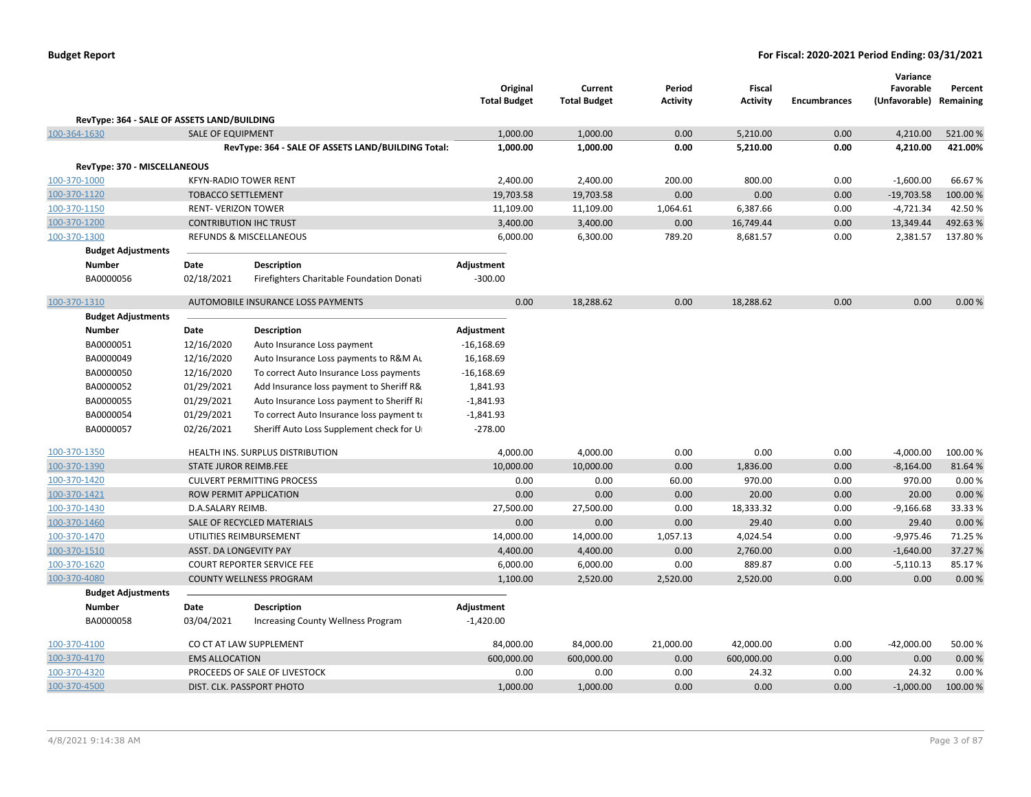**Budget Report** — **For Fiscal: 2020-2021 Period Ending: 03/31/2021**

| | | Original Total Budget | Current Total Budget | Period Activity | Fiscal Activity | Encumbrances | Variance Favorable (Unfavorable) | Percent Remaining |
|---|---|---|---|---|---|---|---|---|
| **RevType: 364 - SALE OF ASSETS LAND/BUILDING** | | | | | | | | |
| 100-364-1630 | SALE OF EQUIPMENT | 1,000.00 | 1,000.00 | 0.00 | 5,210.00 | 0.00 | 4,210.00 | 521.00 % |
| | **RevType: 364 - SALE OF ASSETS LAND/BUILDING Total:** | **1,000.00** | **1,000.00** | **0.00** | **5,210.00** | **0.00** | **4,210.00** | **421.00%** |
| **RevType: 370 - MISCELLANEOUS** | | | | | | | | |
| 100-370-1000 | KFYN-RADIO TOWER RENT | 2,400.00 | 2,400.00 | 200.00 | 800.00 | 0.00 | -1,600.00 | 66.67 % |
| 100-370-1120 | TOBACCO SETTLEMENT | 19,703.58 | 19,703.58 | 0.00 | 0.00 | 0.00 | -19,703.58 | 100.00 % |
| 100-370-1150 | RENT- VERIZON TOWER | 11,109.00 | 11,109.00 | 1,064.61 | 6,387.66 | 0.00 | -4,721.34 | 42.50 % |
| 100-370-1200 | CONTRIBUTION IHC TRUST | 3,400.00 | 3,400.00 | 0.00 | 16,749.44 | 0.00 | 13,349.44 | 492.63 % |
| 100-370-1300 | REFUNDS & MISCELLANEOUS | 6,000.00 | 6,300.00 | 789.20 | 8,681.57 | 0.00 | 2,381.57 | 137.80 % |

**Budget Adjustments**

| Number | Date | Description | Adjustment |
|---|---|---|---|
| BA0000056 | 02/18/2021 | Firefighters Charitable Foundation Donati | -300.00 |

| | | Original Total Budget | Current Total Budget | Period Activity | Fiscal Activity | Encumbrances | Variance Favorable (Unfavorable) | Percent Remaining |
|---|---|---|---|---|---|---|---|---|
| 100-370-1310 | AUTOMOBILE INSURANCE LOSS PAYMENTS | 0.00 | 18,288.62 | 0.00 | 18,288.62 | 0.00 | 0.00 | 0.00 % |

**Budget Adjustments**

| Number | Date | Description | Adjustment |
|---|---|---|---|
| BA0000051 | 12/16/2020 | Auto Insurance Loss payment | -16,168.69 |
| BA0000049 | 12/16/2020 | Auto Insurance Loss payments to R&M Au | 16,168.69 |
| BA0000050 | 12/16/2020 | To correct Auto Insurance Loss payments | -16,168.69 |
| BA0000052 | 01/29/2021 | Add Insurance loss payment to Sheriff R& | 1,841.93 |
| BA0000055 | 01/29/2021 | Auto Insurance Loss payment to Sheriff R | -1,841.93 |
| BA0000054 | 01/29/2021 | To correct Auto Insurance loss payment t | -1,841.93 |
| BA0000057 | 02/26/2021 | Sheriff Auto Loss Supplement check for U | -278.00 |

| | | Original Total Budget | Current Total Budget | Period Activity | Fiscal Activity | Encumbrances | Variance Favorable (Unfavorable) | Percent Remaining |
|---|---|---|---|---|---|---|---|---|
| 100-370-1350 | HEALTH INS. SURPLUS DISTRIBUTION | 4,000.00 | 4,000.00 | 0.00 | 0.00 | 0.00 | -4,000.00 | 100.00 % |
| 100-370-1390 | STATE JUROR REIMB.FEE | 10,000.00 | 10,000.00 | 0.00 | 1,836.00 | 0.00 | -8,164.00 | 81.64 % |
| 100-370-1420 | CULVERT PERMITTING PROCESS | 0.00 | 0.00 | 60.00 | 970.00 | 0.00 | 970.00 | 0.00 % |
| 100-370-1421 | ROW PERMIT APPLICATION | 0.00 | 0.00 | 0.00 | 20.00 | 0.00 | 20.00 | 0.00 % |
| 100-370-1430 | D.A.SALARY REIMB. | 27,500.00 | 27,500.00 | 0.00 | 18,333.32 | 0.00 | -9,166.68 | 33.33 % |
| 100-370-1460 | SALE OF RECYCLED MATERIALS | 0.00 | 0.00 | 0.00 | 29.40 | 0.00 | 29.40 | 0.00 % |
| 100-370-1470 | UTILITIES REIMBURSEMENT | 14,000.00 | 14,000.00 | 1,057.13 | 4,024.54 | 0.00 | -9,975.46 | 71.25 % |
| 100-370-1510 | ASST. DA LONGEVITY PAY | 4,400.00 | 4,400.00 | 0.00 | 2,760.00 | 0.00 | -1,640.00 | 37.27 % |
| 100-370-1620 | COURT REPORTER SERVICE FEE | 6,000.00 | 6,000.00 | 0.00 | 889.87 | 0.00 | -5,110.13 | 85.17 % |
| 100-370-4080 | COUNTY WELLNESS PROGRAM | 1,100.00 | 2,520.00 | 2,520.00 | 2,520.00 | 0.00 | 0.00 | 0.00 % |

**Budget Adjustments**

| Number | Date | Description | Adjustment |
|---|---|---|---|
| BA0000058 | 03/04/2021 | Increasing County Wellness Program | -1,420.00 |

| | | Original Total Budget | Current Total Budget | Period Activity | Fiscal Activity | Encumbrances | Variance Favorable (Unfavorable) | Percent Remaining |
|---|---|---|---|---|---|---|---|---|
| 100-370-4100 | CO CT AT LAW SUPPLEMENT | 84,000.00 | 84,000.00 | 21,000.00 | 42,000.00 | 0.00 | -42,000.00 | 50.00 % |
| 100-370-4170 | EMS ALLOCATION | 600,000.00 | 600,000.00 | 0.00 | 600,000.00 | 0.00 | 0.00 | 0.00 % |
| 100-370-4320 | PROCEEDS OF SALE OF LIVESTOCK | 0.00 | 0.00 | 0.00 | 24.32 | 0.00 | 24.32 | 0.00 % |
| 100-370-4500 | DIST. CLK. PASSPORT PHOTO | 1,000.00 | 1,000.00 | 0.00 | 0.00 | 0.00 | -1,000.00 | 100.00 % |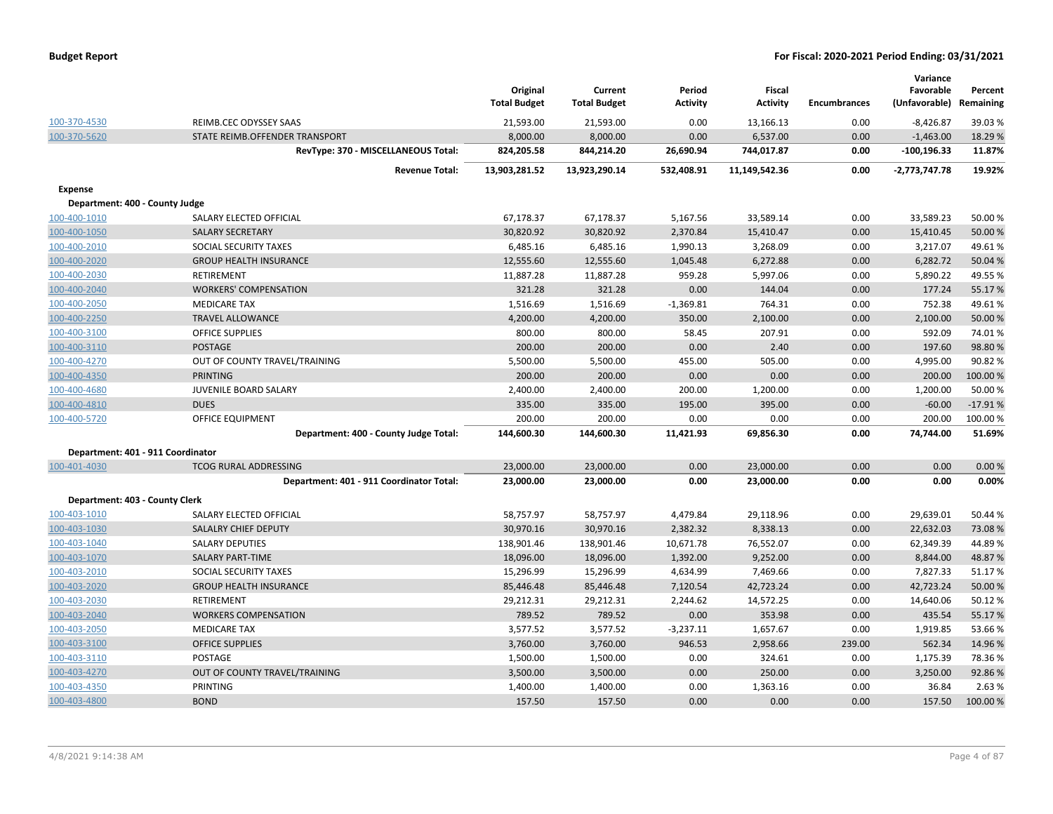| | | Original Total Budget | Current Total Budget | Period Activity | Fiscal Activity | Encumbrances | Variance Favorable (Unfavorable) | Percent Remaining |
|---|---|---|---|---|---|---|---|---|
| 100-370-4530 | REIMB.CEC ODYSSEY SAAS | 21,593.00 | 21,593.00 | 0.00 | 13,166.13 | 0.00 | -8,426.87 | 39.03 % |
| 100-370-5620 | STATE REIMB.OFFENDER TRANSPORT | 8,000.00 | 8,000.00 | 0.00 | 6,537.00 | 0.00 | -1,463.00 | 18.29 % |
| | **RevType: 370 - MISCELLANEOUS Total:** | **824,205.58** | **844,214.20** | **26,690.94** | **744,017.87** | **0.00** | **-100,196.33** | **11.87%** |
| | **Revenue Total:** | **13,903,281.52** | **13,923,290.14** | **532,408.91** | **11,149,542.36** | **0.00** | **-2,773,747.78** | **19.92%** |
| **Expense** | | | | | | | | |
| **Department: 400 - County Judge** | | | | | | | | |
| 100-400-1010 | SALARY ELECTED OFFICIAL | 67,178.37 | 67,178.37 | 5,167.56 | 33,589.14 | 0.00 | 33,589.23 | 50.00 % |
| 100-400-1050 | SALARY SECRETARY | 30,820.92 | 30,820.92 | 2,370.84 | 15,410.47 | 0.00 | 15,410.45 | 50.00 % |
| 100-400-2010 | SOCIAL SECURITY TAXES | 6,485.16 | 6,485.16 | 1,990.13 | 3,268.09 | 0.00 | 3,217.07 | 49.61 % |
| 100-400-2020 | GROUP HEALTH INSURANCE | 12,555.60 | 12,555.60 | 1,045.48 | 6,272.88 | 0.00 | 6,282.72 | 50.04 % |
| 100-400-2030 | RETIREMENT | 11,887.28 | 11,887.28 | 959.28 | 5,997.06 | 0.00 | 5,890.22 | 49.55 % |
| 100-400-2040 | WORKERS' COMPENSATION | 321.28 | 321.28 | 0.00 | 144.04 | 0.00 | 177.24 | 55.17 % |
| 100-400-2050 | MEDICARE TAX | 1,516.69 | 1,516.69 | -1,369.81 | 764.31 | 0.00 | 752.38 | 49.61 % |
| 100-400-2250 | TRAVEL ALLOWANCE | 4,200.00 | 4,200.00 | 350.00 | 2,100.00 | 0.00 | 2,100.00 | 50.00 % |
| 100-400-3100 | OFFICE SUPPLIES | 800.00 | 800.00 | 58.45 | 207.91 | 0.00 | 592.09 | 74.01 % |
| 100-400-3110 | POSTAGE | 200.00 | 200.00 | 0.00 | 2.40 | 0.00 | 197.60 | 98.80 % |
| 100-400-4270 | OUT OF COUNTY TRAVEL/TRAINING | 5,500.00 | 5,500.00 | 455.00 | 505.00 | 0.00 | 4,995.00 | 90.82 % |
| 100-400-4350 | PRINTING | 200.00 | 200.00 | 0.00 | 0.00 | 0.00 | 200.00 | 100.00 % |
| 100-400-4680 | JUVENILE BOARD SALARY | 2,400.00 | 2,400.00 | 200.00 | 1,200.00 | 0.00 | 1,200.00 | 50.00 % |
| 100-400-4810 | DUES | 335.00 | 335.00 | 195.00 | 395.00 | 0.00 | -60.00 | -17.91 % |
| 100-400-5720 | OFFICE EQUIPMENT | 200.00 | 200.00 | 0.00 | 0.00 | 0.00 | 200.00 | 100.00 % |
| | **Department: 400 - County Judge Total:** | **144,600.30** | **144,600.30** | **11,421.93** | **69,856.30** | **0.00** | **74,744.00** | **51.69%** |
| **Department: 401 - 911 Coordinator** | | | | | | | | |
| 100-401-4030 | TCOG RURAL ADDRESSING | 23,000.00 | 23,000.00 | 0.00 | 23,000.00 | 0.00 | 0.00 | 0.00 % |
| | **Department: 401 - 911 Coordinator Total:** | **23,000.00** | **23,000.00** | **0.00** | **23,000.00** | **0.00** | **0.00** | **0.00%** |
| **Department: 403 - County Clerk** | | | | | | | | |
| 100-403-1010 | SALARY ELECTED OFFICIAL | 58,757.97 | 58,757.97 | 4,479.84 | 29,118.96 | 0.00 | 29,639.01 | 50.44 % |
| 100-403-1030 | SALALRY CHIEF DEPUTY | 30,970.16 | 30,970.16 | 2,382.32 | 8,338.13 | 0.00 | 22,632.03 | 73.08 % |
| 100-403-1040 | SALARY DEPUTIES | 138,901.46 | 138,901.46 | 10,671.78 | 76,552.07 | 0.00 | 62,349.39 | 44.89 % |
| 100-403-1070 | SALARY PART-TIME | 18,096.00 | 18,096.00 | 1,392.00 | 9,252.00 | 0.00 | 8,844.00 | 48.87 % |
| 100-403-2010 | SOCIAL SECURITY TAXES | 15,296.99 | 15,296.99 | 4,634.99 | 7,469.66 | 0.00 | 7,827.33 | 51.17 % |
| 100-403-2020 | GROUP HEALTH INSURANCE | 85,446.48 | 85,446.48 | 7,120.54 | 42,723.24 | 0.00 | 42,723.24 | 50.00 % |
| 100-403-2030 | RETIREMENT | 29,212.31 | 29,212.31 | 2,244.62 | 14,572.25 | 0.00 | 14,640.06 | 50.12 % |
| 100-403-2040 | WORKERS COMPENSATION | 789.52 | 789.52 | 0.00 | 353.98 | 0.00 | 435.54 | 55.17 % |
| 100-403-2050 | MEDICARE TAX | 3,577.52 | 3,577.52 | -3,237.11 | 1,657.67 | 0.00 | 1,919.85 | 53.66 % |
| 100-403-3100 | OFFICE SUPPLIES | 3,760.00 | 3,760.00 | 946.53 | 2,958.66 | 239.00 | 562.34 | 14.96 % |
| 100-403-3110 | POSTAGE | 1,500.00 | 1,500.00 | 0.00 | 324.61 | 0.00 | 1,175.39 | 78.36 % |
| 100-403-4270 | OUT OF COUNTY TRAVEL/TRAINING | 3,500.00 | 3,500.00 | 0.00 | 250.00 | 0.00 | 3,250.00 | 92.86 % |
| 100-403-4350 | PRINTING | 1,400.00 | 1,400.00 | 0.00 | 1,363.16 | 0.00 | 36.84 | 2.63 % |
| 100-403-4800 | BOND | 157.50 | 157.50 | 0.00 | 0.00 | 0.00 | 157.50 | 100.00 % |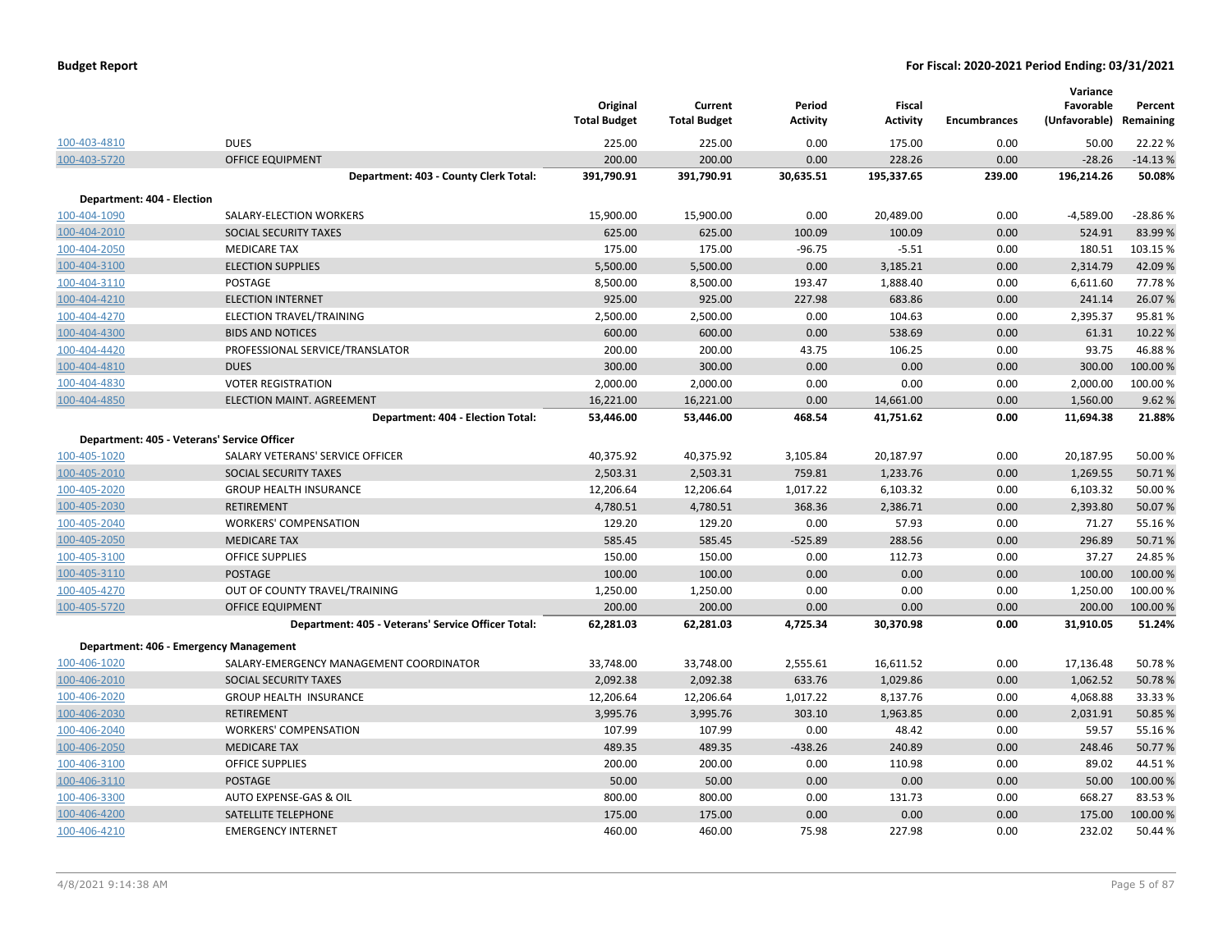**Budget Report** | **For Fiscal: 2020-2021 Period Ending: 03/31/2021**

| | | Original Total Budget | Current Total Budget | Period Activity | Fiscal Activity | Encumbrances | Variance Favorable (Unfavorable) | Percent Remaining |
|---|---|---|---|---|---|---|---|---|
| 100-403-4810 | DUES | 225.00 | 225.00 | 0.00 | 175.00 | 0.00 | 50.00 | 22.22 % |
| 100-403-5720 | OFFICE EQUIPMENT | 200.00 | 200.00 | 0.00 | 228.26 | 0.00 | -28.26 | -14.13 % |
| | **Department: 403 - County Clerk Total:** | **391,790.91** | **391,790.91** | **30,635.51** | **195,337.65** | **239.00** | **196,214.26** | **50.08%** |
| **Department: 404 - Election** | | | | | | | | |
| 100-404-1090 | SALARY-ELECTION WORKERS | 15,900.00 | 15,900.00 | 0.00 | 20,489.00 | 0.00 | -4,589.00 | -28.86 % |
| 100-404-2010 | SOCIAL SECURITY TAXES | 625.00 | 625.00 | 100.09 | 100.09 | 0.00 | 524.91 | 83.99 % |
| 100-404-2050 | MEDICARE TAX | 175.00 | 175.00 | -96.75 | -5.51 | 0.00 | 180.51 | 103.15 % |
| 100-404-3100 | ELECTION SUPPLIES | 5,500.00 | 5,500.00 | 0.00 | 3,185.21 | 0.00 | 2,314.79 | 42.09 % |
| 100-404-3110 | POSTAGE | 8,500.00 | 8,500.00 | 193.47 | 1,888.40 | 0.00 | 6,611.60 | 77.78 % |
| 100-404-4210 | ELECTION INTERNET | 925.00 | 925.00 | 227.98 | 683.86 | 0.00 | 241.14 | 26.07 % |
| 100-404-4270 | ELECTION TRAVEL/TRAINING | 2,500.00 | 2,500.00 | 0.00 | 104.63 | 0.00 | 2,395.37 | 95.81 % |
| 100-404-4300 | BIDS AND NOTICES | 600.00 | 600.00 | 0.00 | 538.69 | 0.00 | 61.31 | 10.22 % |
| 100-404-4420 | PROFESSIONAL SERVICE/TRANSLATOR | 200.00 | 200.00 | 43.75 | 106.25 | 0.00 | 93.75 | 46.88 % |
| 100-404-4810 | DUES | 300.00 | 300.00 | 0.00 | 0.00 | 0.00 | 300.00 | 100.00 % |
| 100-404-4830 | VOTER REGISTRATION | 2,000.00 | 2,000.00 | 0.00 | 0.00 | 0.00 | 2,000.00 | 100.00 % |
| 100-404-4850 | ELECTION MAINT. AGREEMENT | 16,221.00 | 16,221.00 | 0.00 | 14,661.00 | 0.00 | 1,560.00 | 9.62 % |
| | **Department: 404 - Election Total:** | **53,446.00** | **53,446.00** | **468.54** | **41,751.62** | **0.00** | **11,694.38** | **21.88%** |
| **Department: 405 - Veterans' Service Officer** | | | | | | | | |
| 100-405-1020 | SALARY VETERANS' SERVICE OFFICER | 40,375.92 | 40,375.92 | 3,105.84 | 20,187.97 | 0.00 | 20,187.95 | 50.00 % |
| 100-405-2010 | SOCIAL SECURITY TAXES | 2,503.31 | 2,503.31 | 759.81 | 1,233.76 | 0.00 | 1,269.55 | 50.71 % |
| 100-405-2020 | GROUP HEALTH INSURANCE | 12,206.64 | 12,206.64 | 1,017.22 | 6,103.32 | 0.00 | 6,103.32 | 50.00 % |
| 100-405-2030 | RETIREMENT | 4,780.51 | 4,780.51 | 368.36 | 2,386.71 | 0.00 | 2,393.80 | 50.07 % |
| 100-405-2040 | WORKERS' COMPENSATION | 129.20 | 129.20 | 0.00 | 57.93 | 0.00 | 71.27 | 55.16 % |
| 100-405-2050 | MEDICARE TAX | 585.45 | 585.45 | -525.89 | 288.56 | 0.00 | 296.89 | 50.71 % |
| 100-405-3100 | OFFICE SUPPLIES | 150.00 | 150.00 | 0.00 | 112.73 | 0.00 | 37.27 | 24.85 % |
| 100-405-3110 | POSTAGE | 100.00 | 100.00 | 0.00 | 0.00 | 0.00 | 100.00 | 100.00 % |
| 100-405-4270 | OUT OF COUNTY TRAVEL/TRAINING | 1,250.00 | 1,250.00 | 0.00 | 0.00 | 0.00 | 1,250.00 | 100.00 % |
| 100-405-5720 | OFFICE EQUIPMENT | 200.00 | 200.00 | 0.00 | 0.00 | 0.00 | 200.00 | 100.00 % |
| | **Department: 405 - Veterans' Service Officer Total:** | **62,281.03** | **62,281.03** | **4,725.34** | **30,370.98** | **0.00** | **31,910.05** | **51.24%** |
| **Department: 406 - Emergency Management** | | | | | | | | |
| 100-406-1020 | SALARY-EMERGENCY MANAGEMENT COORDINATOR | 33,748.00 | 33,748.00 | 2,555.61 | 16,611.52 | 0.00 | 17,136.48 | 50.78 % |
| 100-406-2010 | SOCIAL SECURITY TAXES | 2,092.38 | 2,092.38 | 633.76 | 1,029.86 | 0.00 | 1,062.52 | 50.78 % |
| 100-406-2020 | GROUP HEALTH INSURANCE | 12,206.64 | 12,206.64 | 1,017.22 | 8,137.76 | 0.00 | 4,068.88 | 33.33 % |
| 100-406-2030 | RETIREMENT | 3,995.76 | 3,995.76 | 303.10 | 1,963.85 | 0.00 | 2,031.91 | 50.85 % |
| 100-406-2040 | WORKERS' COMPENSATION | 107.99 | 107.99 | 0.00 | 48.42 | 0.00 | 59.57 | 55.16 % |
| 100-406-2050 | MEDICARE TAX | 489.35 | 489.35 | -438.26 | 240.89 | 0.00 | 248.46 | 50.77 % |
| 100-406-3100 | OFFICE SUPPLIES | 200.00 | 200.00 | 0.00 | 110.98 | 0.00 | 89.02 | 44.51 % |
| 100-406-3110 | POSTAGE | 50.00 | 50.00 | 0.00 | 0.00 | 0.00 | 50.00 | 100.00 % |
| 100-406-3300 | AUTO EXPENSE-GAS & OIL | 800.00 | 800.00 | 0.00 | 131.73 | 0.00 | 668.27 | 83.53 % |
| 100-406-4200 | SATELLITE TELEPHONE | 175.00 | 175.00 | 0.00 | 0.00 | 0.00 | 175.00 | 100.00 % |
| 100-406-4210 | EMERGENCY INTERNET | 460.00 | 460.00 | 75.98 | 227.98 | 0.00 | 232.02 | 50.44 % |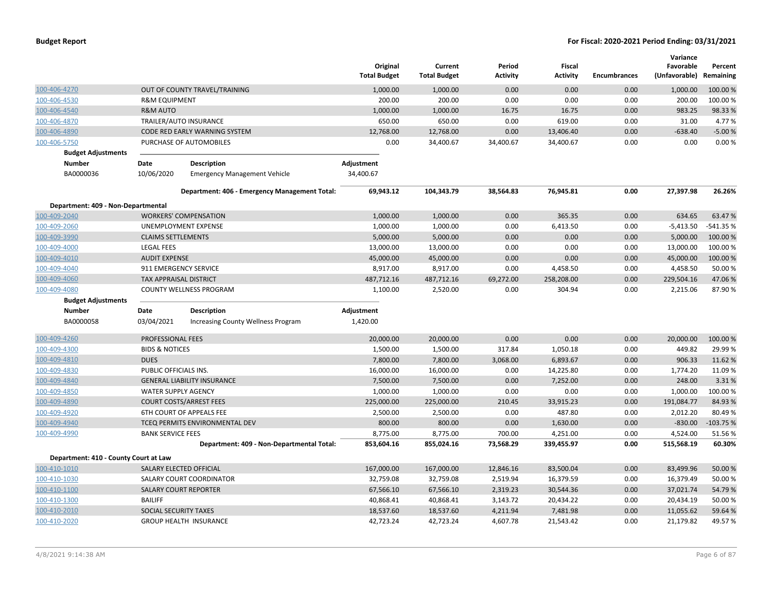**Budget Report** — For Fiscal: 2020-2021 Period Ending: 03/31/2021

| | | Original Total Budget | Current Total Budget | Period Activity | Fiscal Activity | Encumbrances | Variance Favorable (Unfavorable) | Percent Remaining |
|---|---|---|---|---|---|---|---|---|
| 100-406-4270 | OUT OF COUNTY TRAVEL/TRAINING | 1,000.00 | 1,000.00 | 0.00 | 0.00 | 0.00 | 1,000.00 | 100.00 % |
| 100-406-4530 | R&M EQUIPMENT | 200.00 | 200.00 | 0.00 | 0.00 | 0.00 | 200.00 | 100.00 % |
| 100-406-4540 | R&M AUTO | 1,000.00 | 1,000.00 | 16.75 | 16.75 | 0.00 | 983.25 | 98.33 % |
| 100-406-4870 | TRAILER/AUTO INSURANCE | 650.00 | 650.00 | 0.00 | 619.00 | 0.00 | 31.00 | 4.77 % |
| 100-406-4890 | CODE RED EARLY WARNING SYSTEM | 12,768.00 | 12,768.00 | 0.00 | 13,406.40 | 0.00 | -638.40 | -5.00 % |
| 100-406-5750 | PURCHASE OF AUTOMOBILES | 0.00 | 34,400.67 | 34,400.67 | 34,400.67 | 0.00 | 0.00 | 0.00 % |

**Budget Adjustments**

| Number | Date | Description | Adjustment |
|---|---|---|---|
| BA0000036 | 10/06/2020 | Emergency Management Vehicle | 34,400.67 |

| | Original Total Budget | Current Total Budget | Period Activity | Fiscal Activity | Encumbrances | Variance Favorable (Unfavorable) | Percent Remaining |
|---|---|---|---|---|---|---|---|
| **Department: 406 - Emergency Management Total:** | **69,943.12** | **104,343.79** | **38,564.83** | **76,945.81** | **0.00** | **27,397.98** | **26.26%** |

**Department: 409 - Non-Departmental**

| | | Original Total Budget | Current Total Budget | Period Activity | Fiscal Activity | Encumbrances | Variance Favorable (Unfavorable) | Percent Remaining |
|---|---|---|---|---|---|---|---|---|
| 100-409-2040 | WORKERS' COMPENSATION | 1,000.00 | 1,000.00 | 0.00 | 365.35 | 0.00 | 634.65 | 63.47 % |
| 100-409-2060 | UNEMPLOYMENT EXPENSE | 1,000.00 | 1,000.00 | 0.00 | 6,413.50 | 0.00 | -5,413.50 | -541.35 % |
| 100-409-3990 | CLAIMS SETTLEMENTS | 5,000.00 | 5,000.00 | 0.00 | 0.00 | 0.00 | 5,000.00 | 100.00 % |
| 100-409-4000 | LEGAL FEES | 13,000.00 | 13,000.00 | 0.00 | 0.00 | 0.00 | 13,000.00 | 100.00 % |
| 100-409-4010 | AUDIT EXPENSE | 45,000.00 | 45,000.00 | 0.00 | 0.00 | 0.00 | 45,000.00 | 100.00 % |
| 100-409-4040 | 911 EMERGENCY SERVICE | 8,917.00 | 8,917.00 | 0.00 | 4,458.50 | 0.00 | 4,458.50 | 50.00 % |
| 100-409-4060 | TAX APPRAISAL DISTRICT | 487,712.16 | 487,712.16 | 69,272.00 | 258,208.00 | 0.00 | 229,504.16 | 47.06 % |
| 100-409-4080 | COUNTY WELLNESS PROGRAM | 1,100.00 | 2,520.00 | 0.00 | 304.94 | 0.00 | 2,215.06 | 87.90 % |

**Budget Adjustments**

| Number | Date | Description | Adjustment |
|---|---|---|---|
| BA0000058 | 03/04/2021 | Increasing County Wellness Program | 1,420.00 |

| | | Original Total Budget | Current Total Budget | Period Activity | Fiscal Activity | Encumbrances | Variance Favorable (Unfavorable) | Percent Remaining |
|---|---|---|---|---|---|---|---|---|
| 100-409-4260 | PROFESSIONAL FEES | 20,000.00 | 20,000.00 | 0.00 | 0.00 | 0.00 | 20,000.00 | 100.00 % |
| 100-409-4300 | BIDS & NOTICES | 1,500.00 | 1,500.00 | 317.84 | 1,050.18 | 0.00 | 449.82 | 29.99 % |
| 100-409-4810 | DUES | 7,800.00 | 7,800.00 | 3,068.00 | 6,893.67 | 0.00 | 906.33 | 11.62 % |
| 100-409-4830 | PUBLIC OFFICIALS INS. | 16,000.00 | 16,000.00 | 0.00 | 14,225.80 | 0.00 | 1,774.20 | 11.09 % |
| 100-409-4840 | GENERAL LIABILITY INSURANCE | 7,500.00 | 7,500.00 | 0.00 | 7,252.00 | 0.00 | 248.00 | 3.31 % |
| 100-409-4850 | WATER SUPPLY AGENCY | 1,000.00 | 1,000.00 | 0.00 | 0.00 | 0.00 | 1,000.00 | 100.00 % |
| 100-409-4890 | COURT COSTS/ARREST FEES | 225,000.00 | 225,000.00 | 210.45 | 33,915.23 | 0.00 | 191,084.77 | 84.93 % |
| 100-409-4920 | 6TH COURT OF APPEALS FEE | 2,500.00 | 2,500.00 | 0.00 | 487.80 | 0.00 | 2,012.20 | 80.49 % |
| 100-409-4940 | TCEQ PERMITS ENVIRONMENTAL DEV | 800.00 | 800.00 | 0.00 | 1,630.00 | 0.00 | -830.00 | -103.75 % |
| 100-409-4990 | BANK SERVICE FEES | 8,775.00 | 8,775.00 | 700.00 | 4,251.00 | 0.00 | 4,524.00 | 51.56 % |
| | **Department: 409 - Non-Departmental Total:** | **853,604.16** | **855,024.16** | **73,568.29** | **339,455.97** | **0.00** | **515,568.19** | **60.30%** |

**Department: 410 - County Court at Law**

| | | Original Total Budget | Current Total Budget | Period Activity | Fiscal Activity | Encumbrances | Variance Favorable (Unfavorable) | Percent Remaining |
|---|---|---|---|---|---|---|---|---|
| 100-410-1010 | SALARY ELECTED OFFICIAL | 167,000.00 | 167,000.00 | 12,846.16 | 83,500.04 | 0.00 | 83,499.96 | 50.00 % |
| 100-410-1030 | SALARY COURT COORDINATOR | 32,759.08 | 32,759.08 | 2,519.94 | 16,379.59 | 0.00 | 16,379.49 | 50.00 % |
| 100-410-1100 | SALARY COURT REPORTER | 67,566.10 | 67,566.10 | 2,319.23 | 30,544.36 | 0.00 | 37,021.74 | 54.79 % |
| 100-410-1300 | BAILIFF | 40,868.41 | 40,868.41 | 3,143.72 | 20,434.22 | 0.00 | 20,434.19 | 50.00 % |
| 100-410-2010 | SOCIAL SECURITY TAXES | 18,537.60 | 18,537.60 | 4,211.94 | 7,481.98 | 0.00 | 11,055.62 | 59.64 % |
| 100-410-2020 | GROUP HEALTH INSURANCE | 42,723.24 | 42,723.24 | 4,607.78 | 21,543.42 | 0.00 | 21,179.82 | 49.57 % |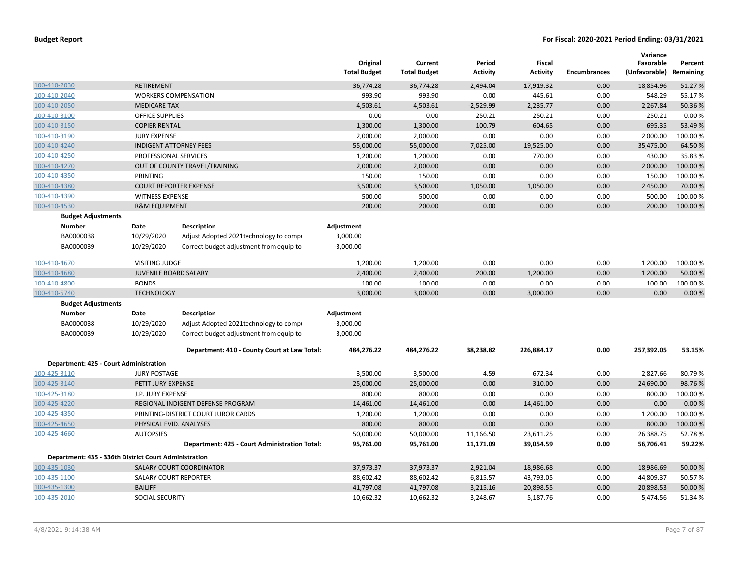## Budget Report

**For Fiscal: 2020-2021 Period Ending: 03/31/2021**

| | | Original Total Budget | Current Total Budget | Period Activity | Fiscal Activity | Encumbrances | Variance Favorable (Unfavorable) | Percent Remaining |
|---|---|---|---|---|---|---|---|---|
| 100-410-2030 | RETIREMENT | 36,774.28 | 36,774.28 | 2,494.04 | 17,919.32 | 0.00 | 18,854.96 | 51.27 % |
| 100-410-2040 | WORKERS COMPENSATION | 993.90 | 993.90 | 0.00 | 445.61 | 0.00 | 548.29 | 55.17 % |
| 100-410-2050 | MEDICARE TAX | 4,503.61 | 4,503.61 | -2,529.99 | 2,235.77 | 0.00 | 2,267.84 | 50.36 % |
| 100-410-3100 | OFFICE SUPPLIES | 0.00 | 0.00 | 250.21 | 250.21 | 0.00 | -250.21 | 0.00 % |
| 100-410-3150 | COPIER RENTAL | 1,300.00 | 1,300.00 | 100.79 | 604.65 | 0.00 | 695.35 | 53.49 % |
| 100-410-3190 | JURY EXPENSE | 2,000.00 | 2,000.00 | 0.00 | 0.00 | 0.00 | 2,000.00 | 100.00 % |
| 100-410-4240 | INDIGENT ATTORNEY FEES | 55,000.00 | 55,000.00 | 7,025.00 | 19,525.00 | 0.00 | 35,475.00 | 64.50 % |
| 100-410-4250 | PROFESSIONAL SERVICES | 1,200.00 | 1,200.00 | 0.00 | 770.00 | 0.00 | 430.00 | 35.83 % |
| 100-410-4270 | OUT OF COUNTY TRAVEL/TRAINING | 2,000.00 | 2,000.00 | 0.00 | 0.00 | 0.00 | 2,000.00 | 100.00 % |
| 100-410-4350 | PRINTING | 150.00 | 150.00 | 0.00 | 0.00 | 0.00 | 150.00 | 100.00 % |
| 100-410-4380 | COURT REPORTER EXPENSE | 3,500.00 | 3,500.00 | 1,050.00 | 1,050.00 | 0.00 | 2,450.00 | 70.00 % |
| 100-410-4390 | WITNESS EXPENSE | 500.00 | 500.00 | 0.00 | 0.00 | 0.00 | 500.00 | 100.00 % |
| 100-410-4530 | R&M EQUIPMENT | 200.00 | 200.00 | 0.00 | 0.00 | 0.00 | 200.00 | 100.00 % |

**Budget Adjustments**

| Number | Date | Description | Adjustment |
|---|---|---|---|
| BA0000038 | 10/29/2020 | Adjust Adopted 2021technology to compu | 3,000.00 |
| BA0000039 | 10/29/2020 | Correct budget adjustment from equip to | -3,000.00 |

| | | Original Total Budget | Current Total Budget | Period Activity | Fiscal Activity | Encumbrances | Variance Favorable (Unfavorable) | Percent Remaining |
|---|---|---|---|---|---|---|---|---|
| 100-410-4670 | VISITING JUDGE | 1,200.00 | 1,200.00 | 0.00 | 0.00 | 0.00 | 1,200.00 | 100.00 % |
| 100-410-4680 | JUVENILE BOARD SALARY | 2,400.00 | 2,400.00 | 200.00 | 1,200.00 | 0.00 | 1,200.00 | 50.00 % |
| 100-410-4800 | BONDS | 100.00 | 100.00 | 0.00 | 0.00 | 0.00 | 100.00 | 100.00 % |
| 100-410-5740 | TECHNOLOGY | 3,000.00 | 3,000.00 | 0.00 | 3,000.00 | 0.00 | 0.00 | 0.00 % |

**Budget Adjustments**

| Number | Date | Description | Adjustment |
|---|---|---|---|
| BA0000038 | 10/29/2020 | Adjust Adopted 2021technology to compu | -3,000.00 |
| BA0000039 | 10/29/2020 | Correct budget adjustment from equip to | 3,000.00 |

| | | Original Total Budget | Current Total Budget | Period Activity | Fiscal Activity | Encumbrances | Variance Favorable (Unfavorable) | Percent Remaining |
|---|---|---|---|---|---|---|---|---|
| | **Department: 410 - County Court at Law Total:** | **484,276.22** | **484,276.22** | **38,238.82** | **226,884.17** | **0.00** | **257,392.05** | **53.15%** |

**Department: 425 - Court Administration**

| | | Original Total Budget | Current Total Budget | Period Activity | Fiscal Activity | Encumbrances | Variance Favorable (Unfavorable) | Percent Remaining |
|---|---|---|---|---|---|---|---|---|
| 100-425-3110 | JURY POSTAGE | 3,500.00 | 3,500.00 | 4.59 | 672.34 | 0.00 | 2,827.66 | 80.79 % |
| 100-425-3140 | PETIT JURY EXPENSE | 25,000.00 | 25,000.00 | 0.00 | 310.00 | 0.00 | 24,690.00 | 98.76 % |
| 100-425-3180 | J.P. JURY EXPENSE | 800.00 | 800.00 | 0.00 | 0.00 | 0.00 | 800.00 | 100.00 % |
| 100-425-4220 | REGIONAL INDIGENT DEFENSE PROGRAM | 14,461.00 | 14,461.00 | 0.00 | 14,461.00 | 0.00 | 0.00 | 0.00 % |
| 100-425-4350 | PRINTING-DISTRICT COURT JUROR CARDS | 1,200.00 | 1,200.00 | 0.00 | 0.00 | 0.00 | 1,200.00 | 100.00 % |
| 100-425-4650 | PHYSICAL EVID. ANALYSES | 800.00 | 800.00 | 0.00 | 0.00 | 0.00 | 800.00 | 100.00 % |
| 100-425-4660 | AUTOPSIES | 50,000.00 | 50,000.00 | 11,166.50 | 23,611.25 | 0.00 | 26,388.75 | 52.78 % |
| | **Department: 425 - Court Administration Total:** | **95,761.00** | **95,761.00** | **11,171.09** | **39,054.59** | **0.00** | **56,706.41** | **59.22%** |

**Department: 435 - 336th District Court Administration**

| | | Original Total Budget | Current Total Budget | Period Activity | Fiscal Activity | Encumbrances | Variance Favorable (Unfavorable) | Percent Remaining |
|---|---|---|---|---|---|---|---|---|
| 100-435-1030 | SALARY COURT COORDINATOR | 37,973.37 | 37,973.37 | 2,921.04 | 18,986.68 | 0.00 | 18,986.69 | 50.00 % |
| 100-435-1100 | SALARY COURT REPORTER | 88,602.42 | 88,602.42 | 6,815.57 | 43,793.05 | 0.00 | 44,809.37 | 50.57 % |
| 100-435-1300 | BAILIFF | 41,797.08 | 41,797.08 | 3,215.16 | 20,898.55 | 0.00 | 20,898.53 | 50.00 % |
| 100-435-2010 | SOCIAL SECURITY | 10,662.32 | 10,662.32 | 3,248.67 | 5,187.76 | 0.00 | 5,474.56 | 51.34 % |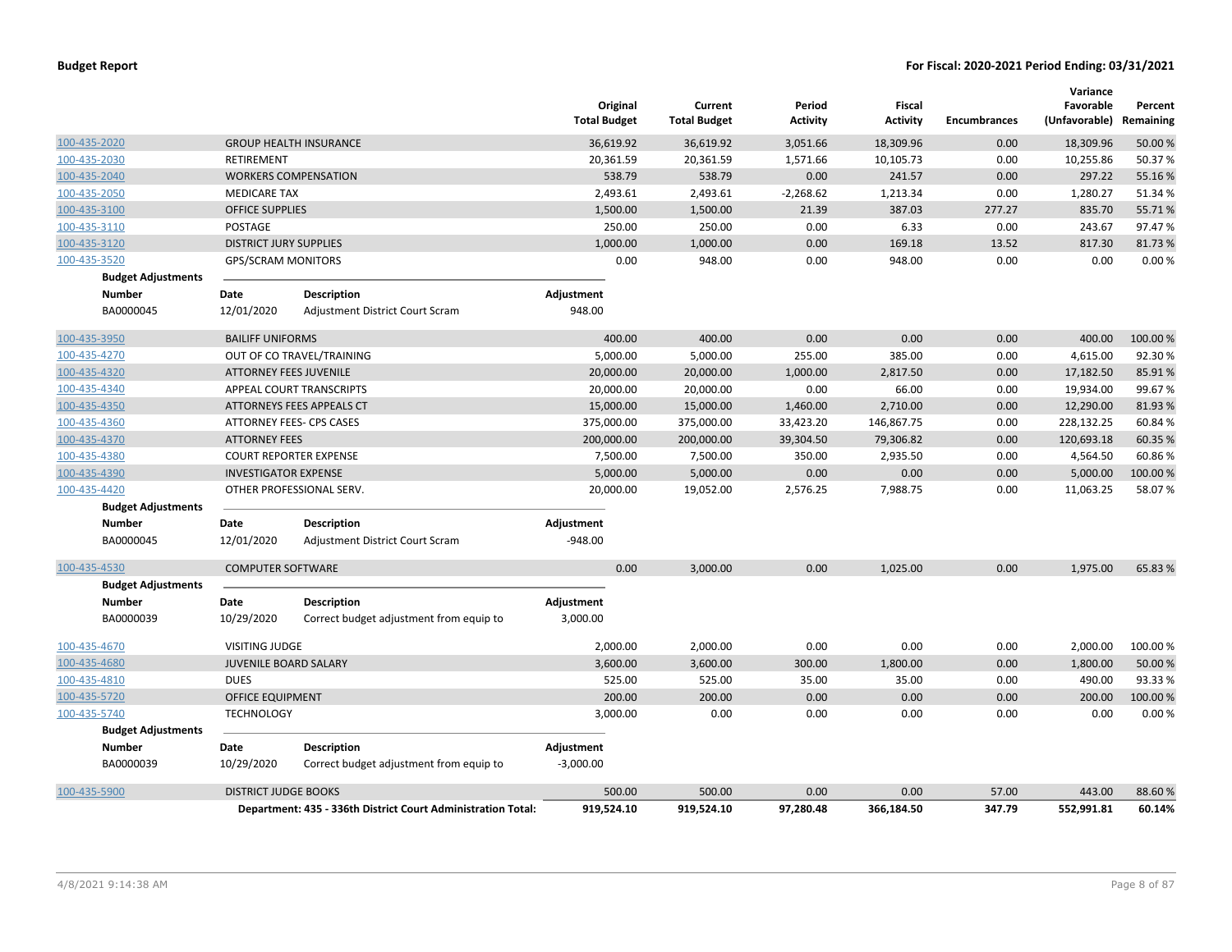**Budget Report** **For Fiscal: 2020-2021 Period Ending: 03/31/2021**

| | | | Original Total Budget | Current Total Budget | Period Activity | Fiscal Activity | Encumbrances | Variance Favorable (Unfavorable) | Percent Remaining |
|---|---|---|---|---|---|---|---|---|---|
| 100-435-2020 | GROUP HEALTH INSURANCE | | 36,619.92 | 36,619.92 | 3,051.66 | 18,309.96 | 0.00 | 18,309.96 | 50.00 % |
| 100-435-2030 | RETIREMENT | | 20,361.59 | 20,361.59 | 1,571.66 | 10,105.73 | 0.00 | 10,255.86 | 50.37 % |
| 100-435-2040 | WORKERS COMPENSATION | | 538.79 | 538.79 | 0.00 | 241.57 | 0.00 | 297.22 | 55.16 % |
| 100-435-2050 | MEDICARE TAX | | 2,493.61 | 2,493.61 | -2,268.62 | 1,213.34 | 0.00 | 1,280.27 | 51.34 % |
| 100-435-3100 | OFFICE SUPPLIES | | 1,500.00 | 1,500.00 | 21.39 | 387.03 | 277.27 | 835.70 | 55.71 % |
| 100-435-3110 | POSTAGE | | 250.00 | 250.00 | 0.00 | 6.33 | 0.00 | 243.67 | 97.47 % |
| 100-435-3120 | DISTRICT JURY SUPPLIES | | 1,000.00 | 1,000.00 | 0.00 | 169.18 | 13.52 | 817.30 | 81.73 % |
| 100-435-3520 | GPS/SCRAM MONITORS | | 0.00 | 948.00 | 0.00 | 948.00 | 0.00 | 0.00 | 0.00 % |
| **Budget Adjustments** | | | | | | | | | |
| **Number** | **Date** | **Description** | **Adjustment** | | | | | | |
| BA0000045 | 12/01/2020 | Adjustment District Court Scram | 948.00 | | | | | | |
| 100-435-3950 | BAILIFF UNIFORMS | | 400.00 | 400.00 | 0.00 | 0.00 | 0.00 | 400.00 | 100.00 % |
| 100-435-4270 | OUT OF CO TRAVEL/TRAINING | | 5,000.00 | 5,000.00 | 255.00 | 385.00 | 0.00 | 4,615.00 | 92.30 % |
| 100-435-4320 | ATTORNEY FEES JUVENILE | | 20,000.00 | 20,000.00 | 1,000.00 | 2,817.50 | 0.00 | 17,182.50 | 85.91 % |
| 100-435-4340 | APPEAL COURT TRANSCRIPTS | | 20,000.00 | 20,000.00 | 0.00 | 66.00 | 0.00 | 19,934.00 | 99.67 % |
| 100-435-4350 | ATTORNEYS FEES APPEALS CT | | 15,000.00 | 15,000.00 | 1,460.00 | 2,710.00 | 0.00 | 12,290.00 | 81.93 % |
| 100-435-4360 | ATTORNEY FEES- CPS CASES | | 375,000.00 | 375,000.00 | 33,423.20 | 146,867.75 | 0.00 | 228,132.25 | 60.84 % |
| 100-435-4370 | ATTORNEY FEES | | 200,000.00 | 200,000.00 | 39,304.50 | 79,306.82 | 0.00 | 120,693.18 | 60.35 % |
| 100-435-4380 | COURT REPORTER EXPENSE | | 7,500.00 | 7,500.00 | 350.00 | 2,935.50 | 0.00 | 4,564.50 | 60.86 % |
| 100-435-4390 | INVESTIGATOR EXPENSE | | 5,000.00 | 5,000.00 | 0.00 | 0.00 | 0.00 | 5,000.00 | 100.00 % |
| 100-435-4420 | OTHER PROFESSIONAL SERV. | | 20,000.00 | 19,052.00 | 2,576.25 | 7,988.75 | 0.00 | 11,063.25 | 58.07 % |
| **Budget Adjustments** | | | | | | | | | |
| **Number** | **Date** | **Description** | **Adjustment** | | | | | | |
| BA0000045 | 12/01/2020 | Adjustment District Court Scram | -948.00 | | | | | | |
| 100-435-4530 | COMPUTER SOFTWARE | | 0.00 | 3,000.00 | 0.00 | 1,025.00 | 0.00 | 1,975.00 | 65.83 % |
| **Budget Adjustments** | | | | | | | | | |
| **Number** | **Date** | **Description** | **Adjustment** | | | | | | |
| BA0000039 | 10/29/2020 | Correct budget adjustment from equip to | 3,000.00 | | | | | | |
| 100-435-4670 | VISITING JUDGE | | 2,000.00 | 2,000.00 | 0.00 | 0.00 | 0.00 | 2,000.00 | 100.00 % |
| 100-435-4680 | JUVENILE BOARD SALARY | | 3,600.00 | 3,600.00 | 300.00 | 1,800.00 | 0.00 | 1,800.00 | 50.00 % |
| 100-435-4810 | DUES | | 525.00 | 525.00 | 35.00 | 35.00 | 0.00 | 490.00 | 93.33 % |
| 100-435-5720 | OFFICE EQUIPMENT | | 200.00 | 200.00 | 0.00 | 0.00 | 0.00 | 200.00 | 100.00 % |
| 100-435-5740 | TECHNOLOGY | | 3,000.00 | 0.00 | 0.00 | 0.00 | 0.00 | 0.00 | 0.00 % |
| **Budget Adjustments** | | | | | | | | | |
| **Number** | **Date** | **Description** | **Adjustment** | | | | | | |
| BA0000039 | 10/29/2020 | Correct budget adjustment from equip to | -3,000.00 | | | | | | |
| 100-435-5900 | DISTRICT JUDGE BOOKS | | 500.00 | 500.00 | 0.00 | 0.00 | 57.00 | 443.00 | 88.60 % |
| | **Department: 435 - 336th District Court Administration Total:** | | **919,524.10** | **919,524.10** | **97,280.48** | **366,184.50** | **347.79** | **552,991.81** | **60.14%** |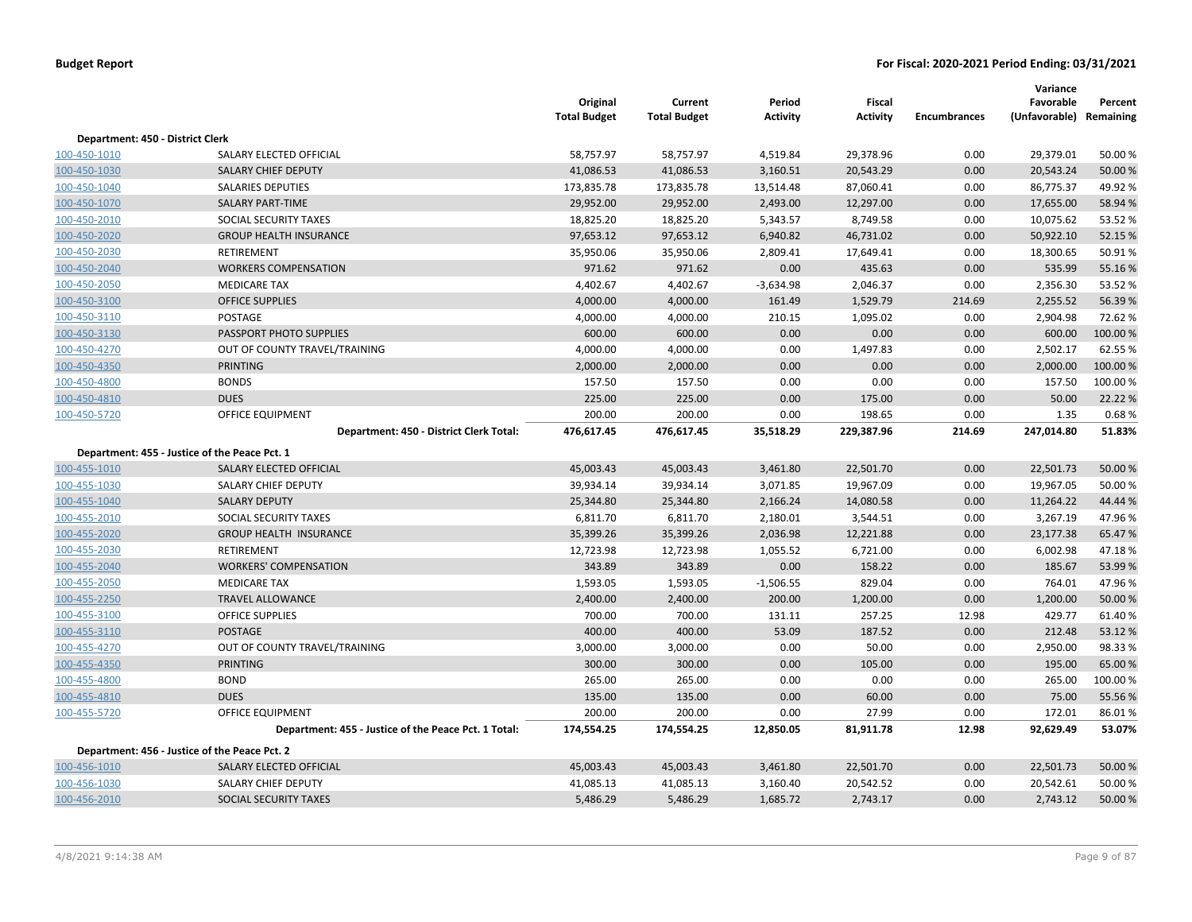**Budget Report** **For Fiscal: 2020-2021 Period Ending: 03/31/2021**

| | | Original Total Budget | Current Total Budget | Period Activity | Fiscal Activity | Encumbrances | Variance Favorable (Unfavorable) | Percent Remaining |
|---|---|---|---|---|---|---|---|---|
| **Department: 450 - District Clerk** | | | | | | | | |
| 100-450-1010 | SALARY ELECTED OFFICIAL | 58,757.97 | 58,757.97 | 4,519.84 | 29,378.96 | 0.00 | 29,379.01 | 50.00 % |
| 100-450-1030 | SALARY CHIEF DEPUTY | 41,086.53 | 41,086.53 | 3,160.51 | 20,543.29 | 0.00 | 20,543.24 | 50.00 % |
| 100-450-1040 | SALARIES DEPUTIES | 173,835.78 | 173,835.78 | 13,514.48 | 87,060.41 | 0.00 | 86,775.37 | 49.92 % |
| 100-450-1070 | SALARY PART-TIME | 29,952.00 | 29,952.00 | 2,493.00 | 12,297.00 | 0.00 | 17,655.00 | 58.94 % |
| 100-450-2010 | SOCIAL SECURITY TAXES | 18,825.20 | 18,825.20 | 5,343.57 | 8,749.58 | 0.00 | 10,075.62 | 53.52 % |
| 100-450-2020 | GROUP HEALTH INSURANCE | 97,653.12 | 97,653.12 | 6,940.82 | 46,731.02 | 0.00 | 50,922.10 | 52.15 % |
| 100-450-2030 | RETIREMENT | 35,950.06 | 35,950.06 | 2,809.41 | 17,649.41 | 0.00 | 18,300.65 | 50.91 % |
| 100-450-2040 | WORKERS COMPENSATION | 971.62 | 971.62 | 0.00 | 435.63 | 0.00 | 535.99 | 55.16 % |
| 100-450-2050 | MEDICARE TAX | 4,402.67 | 4,402.67 | -3,634.98 | 2,046.37 | 0.00 | 2,356.30 | 53.52 % |
| 100-450-3100 | OFFICE SUPPLIES | 4,000.00 | 4,000.00 | 161.49 | 1,529.79 | 214.69 | 2,255.52 | 56.39 % |
| 100-450-3110 | POSTAGE | 4,000.00 | 4,000.00 | 210.15 | 1,095.02 | 0.00 | 2,904.98 | 72.62 % |
| 100-450-3130 | PASSPORT PHOTO SUPPLIES | 600.00 | 600.00 | 0.00 | 0.00 | 0.00 | 600.00 | 100.00 % |
| 100-450-4270 | OUT OF COUNTY TRAVEL/TRAINING | 4,000.00 | 4,000.00 | 0.00 | 1,497.83 | 0.00 | 2,502.17 | 62.55 % |
| 100-450-4350 | PRINTING | 2,000.00 | 2,000.00 | 0.00 | 0.00 | 0.00 | 2,000.00 | 100.00 % |
| 100-450-4800 | BONDS | 157.50 | 157.50 | 0.00 | 0.00 | 0.00 | 157.50 | 100.00 % |
| 100-450-4810 | DUES | 225.00 | 225.00 | 0.00 | 175.00 | 0.00 | 50.00 | 22.22 % |
| 100-450-5720 | OFFICE EQUIPMENT | 200.00 | 200.00 | 0.00 | 198.65 | 0.00 | 1.35 | 0.68 % |
| | **Department: 450 - District Clerk Total:** | **476,617.45** | **476,617.45** | **35,518.29** | **229,387.96** | **214.69** | **247,014.80** | **51.83%** |
| **Department: 455 - Justice of the Peace Pct. 1** | | | | | | | | |
| 100-455-1010 | SALARY ELECTED OFFICIAL | 45,003.43 | 45,003.43 | 3,461.80 | 22,501.70 | 0.00 | 22,501.73 | 50.00 % |
| 100-455-1030 | SALARY CHIEF DEPUTY | 39,934.14 | 39,934.14 | 3,071.85 | 19,967.09 | 0.00 | 19,967.05 | 50.00 % |
| 100-455-1040 | SALARY DEPUTY | 25,344.80 | 25,344.80 | 2,166.24 | 14,080.58 | 0.00 | 11,264.22 | 44.44 % |
| 100-455-2010 | SOCIAL SECURITY TAXES | 6,811.70 | 6,811.70 | 2,180.01 | 3,544.51 | 0.00 | 3,267.19 | 47.96 % |
| 100-455-2020 | GROUP HEALTH INSURANCE | 35,399.26 | 35,399.26 | 2,036.98 | 12,221.88 | 0.00 | 23,177.38 | 65.47 % |
| 100-455-2030 | RETIREMENT | 12,723.98 | 12,723.98 | 1,055.52 | 6,721.00 | 0.00 | 6,002.98 | 47.18 % |
| 100-455-2040 | WORKERS' COMPENSATION | 343.89 | 343.89 | 0.00 | 158.22 | 0.00 | 185.67 | 53.99 % |
| 100-455-2050 | MEDICARE TAX | 1,593.05 | 1,593.05 | -1,506.55 | 829.04 | 0.00 | 764.01 | 47.96 % |
| 100-455-2250 | TRAVEL ALLOWANCE | 2,400.00 | 2,400.00 | 200.00 | 1,200.00 | 0.00 | 1,200.00 | 50.00 % |
| 100-455-3100 | OFFICE SUPPLIES | 700.00 | 700.00 | 131.11 | 257.25 | 12.98 | 429.77 | 61.40 % |
| 100-455-3110 | POSTAGE | 400.00 | 400.00 | 53.09 | 187.52 | 0.00 | 212.48 | 53.12 % |
| 100-455-4270 | OUT OF COUNTY TRAVEL/TRAINING | 3,000.00 | 3,000.00 | 0.00 | 50.00 | 0.00 | 2,950.00 | 98.33 % |
| 100-455-4350 | PRINTING | 300.00 | 300.00 | 0.00 | 105.00 | 0.00 | 195.00 | 65.00 % |
| 100-455-4800 | BOND | 265.00 | 265.00 | 0.00 | 0.00 | 0.00 | 265.00 | 100.00 % |
| 100-455-4810 | DUES | 135.00 | 135.00 | 0.00 | 60.00 | 0.00 | 75.00 | 55.56 % |
| 100-455-5720 | OFFICE EQUIPMENT | 200.00 | 200.00 | 0.00 | 27.99 | 0.00 | 172.01 | 86.01 % |
| | **Department: 455 - Justice of the Peace Pct. 1 Total:** | **174,554.25** | **174,554.25** | **12,850.05** | **81,911.78** | **12.98** | **92,629.49** | **53.07%** |
| **Department: 456 - Justice of the Peace Pct. 2** | | | | | | | | |
| 100-456-1010 | SALARY ELECTED OFFICIAL | 45,003.43 | 45,003.43 | 3,461.80 | 22,501.70 | 0.00 | 22,501.73 | 50.00 % |
| 100-456-1030 | SALARY CHIEF DEPUTY | 41,085.13 | 41,085.13 | 3,160.40 | 20,542.52 | 0.00 | 20,542.61 | 50.00 % |
| 100-456-2010 | SOCIAL SECURITY TAXES | 5,486.29 | 5,486.29 | 1,685.72 | 2,743.17 | 0.00 | 2,743.12 | 50.00 % |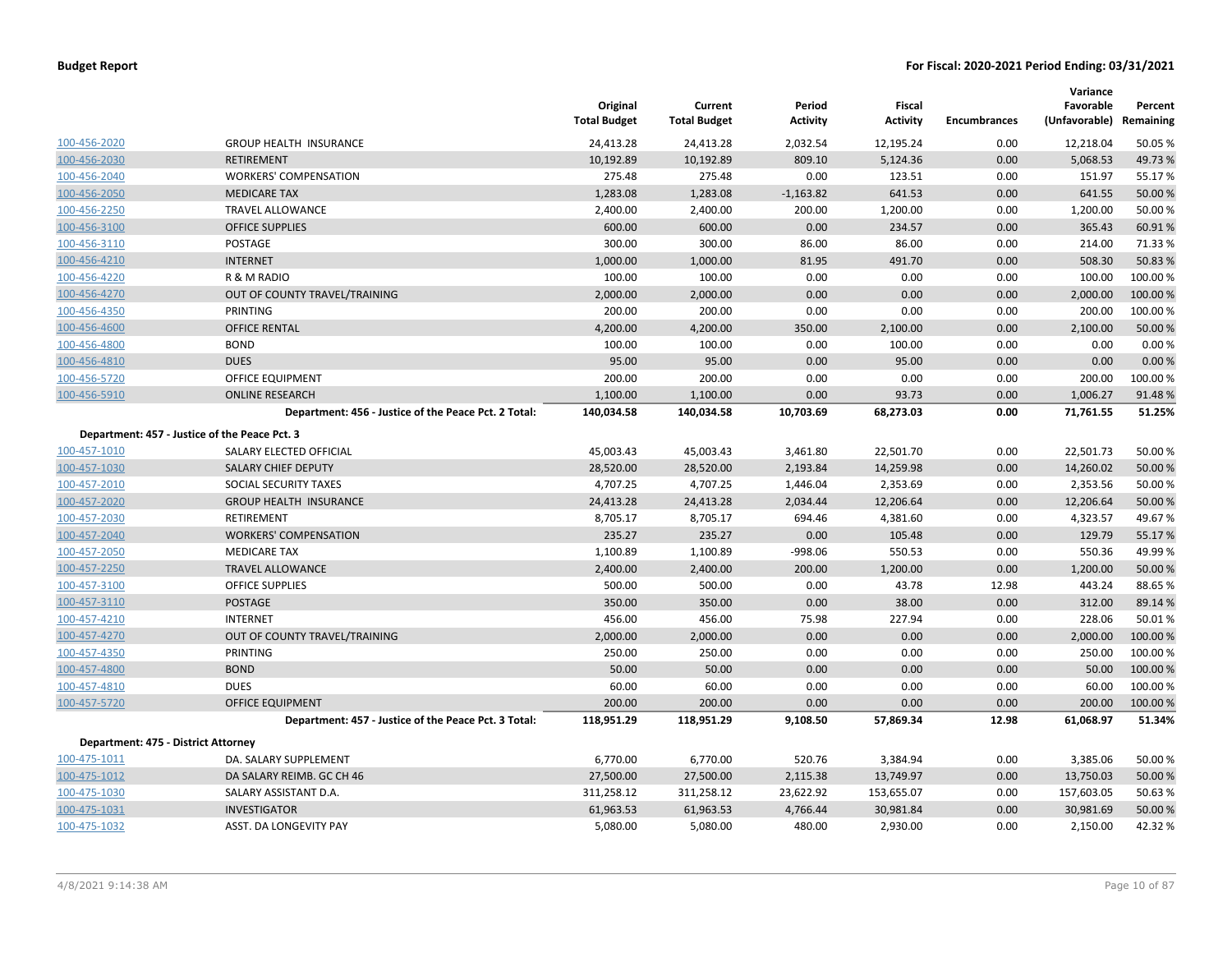| | | Original Total Budget | Current Total Budget | Period Activity | Fiscal Activity | Encumbrances | Variance Favorable (Unfavorable) | Percent Remaining |
|---|---|---|---|---|---|---|---|---|
| 100-456-2020 | GROUP HEALTH INSURANCE | 24,413.28 | 24,413.28 | 2,032.54 | 12,195.24 | 0.00 | 12,218.04 | 50.05 % |
| 100-456-2030 | RETIREMENT | 10,192.89 | 10,192.89 | 809.10 | 5,124.36 | 0.00 | 5,068.53 | 49.73 % |
| 100-456-2040 | WORKERS' COMPENSATION | 275.48 | 275.48 | 0.00 | 123.51 | 0.00 | 151.97 | 55.17 % |
| 100-456-2050 | MEDICARE TAX | 1,283.08 | 1,283.08 | -1,163.82 | 641.53 | 0.00 | 641.55 | 50.00 % |
| 100-456-2250 | TRAVEL ALLOWANCE | 2,400.00 | 2,400.00 | 200.00 | 1,200.00 | 0.00 | 1,200.00 | 50.00 % |
| 100-456-3100 | OFFICE SUPPLIES | 600.00 | 600.00 | 0.00 | 234.57 | 0.00 | 365.43 | 60.91 % |
| 100-456-3110 | POSTAGE | 300.00 | 300.00 | 86.00 | 86.00 | 0.00 | 214.00 | 71.33 % |
| 100-456-4210 | INTERNET | 1,000.00 | 1,000.00 | 81.95 | 491.70 | 0.00 | 508.30 | 50.83 % |
| 100-456-4220 | R & M RADIO | 100.00 | 100.00 | 0.00 | 0.00 | 0.00 | 100.00 | 100.00 % |
| 100-456-4270 | OUT OF COUNTY TRAVEL/TRAINING | 2,000.00 | 2,000.00 | 0.00 | 0.00 | 0.00 | 2,000.00 | 100.00 % |
| 100-456-4350 | PRINTING | 200.00 | 200.00 | 0.00 | 0.00 | 0.00 | 200.00 | 100.00 % |
| 100-456-4600 | OFFICE RENTAL | 4,200.00 | 4,200.00 | 350.00 | 2,100.00 | 0.00 | 2,100.00 | 50.00 % |
| 100-456-4800 | BOND | 100.00 | 100.00 | 0.00 | 100.00 | 0.00 | 0.00 | 0.00 % |
| 100-456-4810 | DUES | 95.00 | 95.00 | 0.00 | 95.00 | 0.00 | 0.00 | 0.00 % |
| 100-456-5720 | OFFICE EQUIPMENT | 200.00 | 200.00 | 0.00 | 0.00 | 0.00 | 200.00 | 100.00 % |
| 100-456-5910 | ONLINE RESEARCH | 1,100.00 | 1,100.00 | 0.00 | 93.73 | 0.00 | 1,006.27 | 91.48 % |
| | **Department: 456 - Justice of the Peace Pct. 2 Total:** | **140,034.58** | **140,034.58** | **10,703.69** | **68,273.03** | **0.00** | **71,761.55** | **51.25%** |
| **Department: 457 - Justice of the Peace Pct. 3** | | | | | | | | |
| 100-457-1010 | SALARY ELECTED OFFICIAL | 45,003.43 | 45,003.43 | 3,461.80 | 22,501.70 | 0.00 | 22,501.73 | 50.00 % |
| 100-457-1030 | SALARY CHIEF DEPUTY | 28,520.00 | 28,520.00 | 2,193.84 | 14,259.98 | 0.00 | 14,260.02 | 50.00 % |
| 100-457-2010 | SOCIAL SECURITY TAXES | 4,707.25 | 4,707.25 | 1,446.04 | 2,353.69 | 0.00 | 2,353.56 | 50.00 % |
| 100-457-2020 | GROUP HEALTH INSURANCE | 24,413.28 | 24,413.28 | 2,034.44 | 12,206.64 | 0.00 | 12,206.64 | 50.00 % |
| 100-457-2030 | RETIREMENT | 8,705.17 | 8,705.17 | 694.46 | 4,381.60 | 0.00 | 4,323.57 | 49.67 % |
| 100-457-2040 | WORKERS' COMPENSATION | 235.27 | 235.27 | 0.00 | 105.48 | 0.00 | 129.79 | 55.17 % |
| 100-457-2050 | MEDICARE TAX | 1,100.89 | 1,100.89 | -998.06 | 550.53 | 0.00 | 550.36 | 49.99 % |
| 100-457-2250 | TRAVEL ALLOWANCE | 2,400.00 | 2,400.00 | 200.00 | 1,200.00 | 0.00 | 1,200.00 | 50.00 % |
| 100-457-3100 | OFFICE SUPPLIES | 500.00 | 500.00 | 0.00 | 43.78 | 12.98 | 443.24 | 88.65 % |
| 100-457-3110 | POSTAGE | 350.00 | 350.00 | 0.00 | 38.00 | 0.00 | 312.00 | 89.14 % |
| 100-457-4210 | INTERNET | 456.00 | 456.00 | 75.98 | 227.94 | 0.00 | 228.06 | 50.01 % |
| 100-457-4270 | OUT OF COUNTY TRAVEL/TRAINING | 2,000.00 | 2,000.00 | 0.00 | 0.00 | 0.00 | 2,000.00 | 100.00 % |
| 100-457-4350 | PRINTING | 250.00 | 250.00 | 0.00 | 0.00 | 0.00 | 250.00 | 100.00 % |
| 100-457-4800 | BOND | 50.00 | 50.00 | 0.00 | 0.00 | 0.00 | 50.00 | 100.00 % |
| 100-457-4810 | DUES | 60.00 | 60.00 | 0.00 | 0.00 | 0.00 | 60.00 | 100.00 % |
| 100-457-5720 | OFFICE EQUIPMENT | 200.00 | 200.00 | 0.00 | 0.00 | 0.00 | 200.00 | 100.00 % |
| | **Department: 457 - Justice of the Peace Pct. 3 Total:** | **118,951.29** | **118,951.29** | **9,108.50** | **57,869.34** | **12.98** | **61,068.97** | **51.34%** |
| **Department: 475 - District Attorney** | | | | | | | | |
| 100-475-1011 | DA. SALARY SUPPLEMENT | 6,770.00 | 6,770.00 | 520.76 | 3,384.94 | 0.00 | 3,385.06 | 50.00 % |
| 100-475-1012 | DA SALARY REIMB. GC CH 46 | 27,500.00 | 27,500.00 | 2,115.38 | 13,749.97 | 0.00 | 13,750.03 | 50.00 % |
| 100-475-1030 | SALARY ASSISTANT D.A. | 311,258.12 | 311,258.12 | 23,622.92 | 153,655.07 | 0.00 | 157,603.05 | 50.63 % |
| 100-475-1031 | INVESTIGATOR | 61,963.53 | 61,963.53 | 4,766.44 | 30,981.84 | 0.00 | 30,981.69 | 50.00 % |
| 100-475-1032 | ASST. DA LONGEVITY PAY | 5,080.00 | 5,080.00 | 480.00 | 2,930.00 | 0.00 | 2,150.00 | 42.32 % |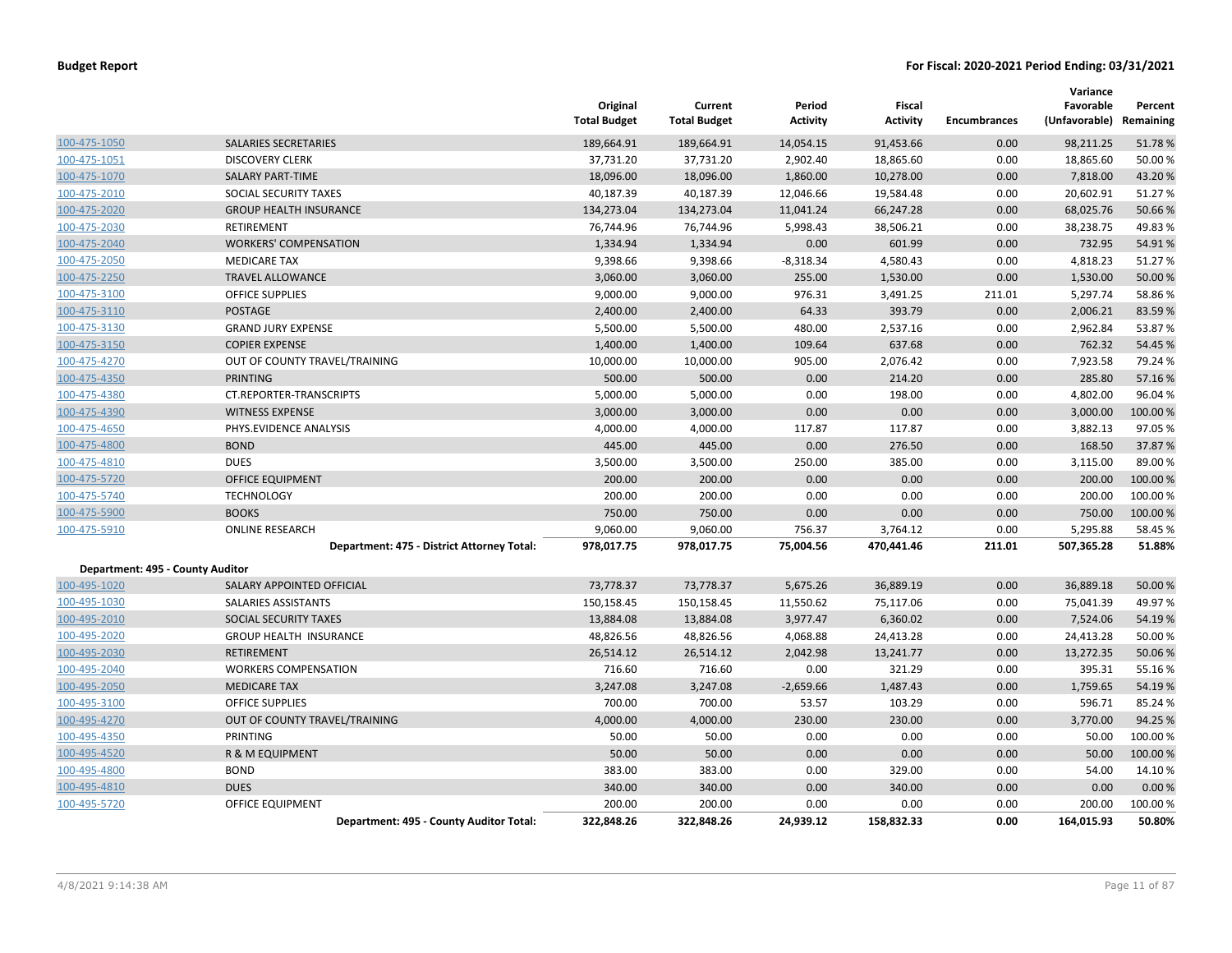| | | Original Total Budget | Current Total Budget | Period Activity | Fiscal Activity | Encumbrances | Variance Favorable (Unfavorable) | Percent Remaining |
|---|---|---|---|---|---|---|---|---|
| 100-475-1050 | SALARIES SECRETARIES | 189,664.91 | 189,664.91 | 14,054.15 | 91,453.66 | 0.00 | 98,211.25 | 51.78 % |
| 100-475-1051 | DISCOVERY CLERK | 37,731.20 | 37,731.20 | 2,902.40 | 18,865.60 | 0.00 | 18,865.60 | 50.00 % |
| 100-475-1070 | SALARY PART-TIME | 18,096.00 | 18,096.00 | 1,860.00 | 10,278.00 | 0.00 | 7,818.00 | 43.20 % |
| 100-475-2010 | SOCIAL SECURITY TAXES | 40,187.39 | 40,187.39 | 12,046.66 | 19,584.48 | 0.00 | 20,602.91 | 51.27 % |
| 100-475-2020 | GROUP HEALTH INSURANCE | 134,273.04 | 134,273.04 | 11,041.24 | 66,247.28 | 0.00 | 68,025.76 | 50.66 % |
| 100-475-2030 | RETIREMENT | 76,744.96 | 76,744.96 | 5,998.43 | 38,506.21 | 0.00 | 38,238.75 | 49.83 % |
| 100-475-2040 | WORKERS' COMPENSATION | 1,334.94 | 1,334.94 | 0.00 | 601.99 | 0.00 | 732.95 | 54.91 % |
| 100-475-2050 | MEDICARE TAX | 9,398.66 | 9,398.66 | -8,318.34 | 4,580.43 | 0.00 | 4,818.23 | 51.27 % |
| 100-475-2250 | TRAVEL ALLOWANCE | 3,060.00 | 3,060.00 | 255.00 | 1,530.00 | 0.00 | 1,530.00 | 50.00 % |
| 100-475-3100 | OFFICE SUPPLIES | 9,000.00 | 9,000.00 | 976.31 | 3,491.25 | 211.01 | 5,297.74 | 58.86 % |
| 100-475-3110 | POSTAGE | 2,400.00 | 2,400.00 | 64.33 | 393.79 | 0.00 | 2,006.21 | 83.59 % |
| 100-475-3130 | GRAND JURY EXPENSE | 5,500.00 | 5,500.00 | 480.00 | 2,537.16 | 0.00 | 2,962.84 | 53.87 % |
| 100-475-3150 | COPIER EXPENSE | 1,400.00 | 1,400.00 | 109.64 | 637.68 | 0.00 | 762.32 | 54.45 % |
| 100-475-4270 | OUT OF COUNTY TRAVEL/TRAINING | 10,000.00 | 10,000.00 | 905.00 | 2,076.42 | 0.00 | 7,923.58 | 79.24 % |
| 100-475-4350 | PRINTING | 500.00 | 500.00 | 0.00 | 214.20 | 0.00 | 285.80 | 57.16 % |
| 100-475-4380 | CT.REPORTER-TRANSCRIPTS | 5,000.00 | 5,000.00 | 0.00 | 198.00 | 0.00 | 4,802.00 | 96.04 % |
| 100-475-4390 | WITNESS EXPENSE | 3,000.00 | 3,000.00 | 0.00 | 0.00 | 0.00 | 3,000.00 | 100.00 % |
| 100-475-4650 | PHYS.EVIDENCE ANALYSIS | 4,000.00 | 4,000.00 | 117.87 | 117.87 | 0.00 | 3,882.13 | 97.05 % |
| 100-475-4800 | BOND | 445.00 | 445.00 | 0.00 | 276.50 | 0.00 | 168.50 | 37.87 % |
| 100-475-4810 | DUES | 3,500.00 | 3,500.00 | 250.00 | 385.00 | 0.00 | 3,115.00 | 89.00 % |
| 100-475-5720 | OFFICE EQUIPMENT | 200.00 | 200.00 | 0.00 | 0.00 | 0.00 | 200.00 | 100.00 % |
| 100-475-5740 | TECHNOLOGY | 200.00 | 200.00 | 0.00 | 0.00 | 0.00 | 200.00 | 100.00 % |
| 100-475-5900 | BOOKS | 750.00 | 750.00 | 0.00 | 0.00 | 0.00 | 750.00 | 100.00 % |
| 100-475-5910 | ONLINE RESEARCH | 9,060.00 | 9,060.00 | 756.37 | 3,764.12 | 0.00 | 5,295.88 | 58.45 % |
| | **Department: 475 - District Attorney Total:** | **978,017.75** | **978,017.75** | **75,004.56** | **470,441.46** | **211.01** | **507,365.28** | **51.88%** |
| **Department: 495 - County Auditor** | | | | | | | | |
| 100-495-1020 | SALARY APPOINTED OFFICIAL | 73,778.37 | 73,778.37 | 5,675.26 | 36,889.19 | 0.00 | 36,889.18 | 50.00 % |
| 100-495-1030 | SALARIES ASSISTANTS | 150,158.45 | 150,158.45 | 11,550.62 | 75,117.06 | 0.00 | 75,041.39 | 49.97 % |
| 100-495-2010 | SOCIAL SECURITY TAXES | 13,884.08 | 13,884.08 | 3,977.47 | 6,360.02 | 0.00 | 7,524.06 | 54.19 % |
| 100-495-2020 | GROUP HEALTH INSURANCE | 48,826.56 | 48,826.56 | 4,068.88 | 24,413.28 | 0.00 | 24,413.28 | 50.00 % |
| 100-495-2030 | RETIREMENT | 26,514.12 | 26,514.12 | 2,042.98 | 13,241.77 | 0.00 | 13,272.35 | 50.06 % |
| 100-495-2040 | WORKERS COMPENSATION | 716.60 | 716.60 | 0.00 | 321.29 | 0.00 | 395.31 | 55.16 % |
| 100-495-2050 | MEDICARE TAX | 3,247.08 | 3,247.08 | -2,659.66 | 1,487.43 | 0.00 | 1,759.65 | 54.19 % |
| 100-495-3100 | OFFICE SUPPLIES | 700.00 | 700.00 | 53.57 | 103.29 | 0.00 | 596.71 | 85.24 % |
| 100-495-4270 | OUT OF COUNTY TRAVEL/TRAINING | 4,000.00 | 4,000.00 | 230.00 | 230.00 | 0.00 | 3,770.00 | 94.25 % |
| 100-495-4350 | PRINTING | 50.00 | 50.00 | 0.00 | 0.00 | 0.00 | 50.00 | 100.00 % |
| 100-495-4520 | R & M EQUIPMENT | 50.00 | 50.00 | 0.00 | 0.00 | 0.00 | 50.00 | 100.00 % |
| 100-495-4800 | BOND | 383.00 | 383.00 | 0.00 | 329.00 | 0.00 | 54.00 | 14.10 % |
| 100-495-4810 | DUES | 340.00 | 340.00 | 0.00 | 340.00 | 0.00 | 0.00 | 0.00 % |
| 100-495-5720 | OFFICE EQUIPMENT | 200.00 | 200.00 | 0.00 | 0.00 | 0.00 | 200.00 | 100.00 % |
| | **Department: 495 - County Auditor Total:** | **322,848.26** | **322,848.26** | **24,939.12** | **158,832.33** | **0.00** | **164,015.93** | **50.80%** |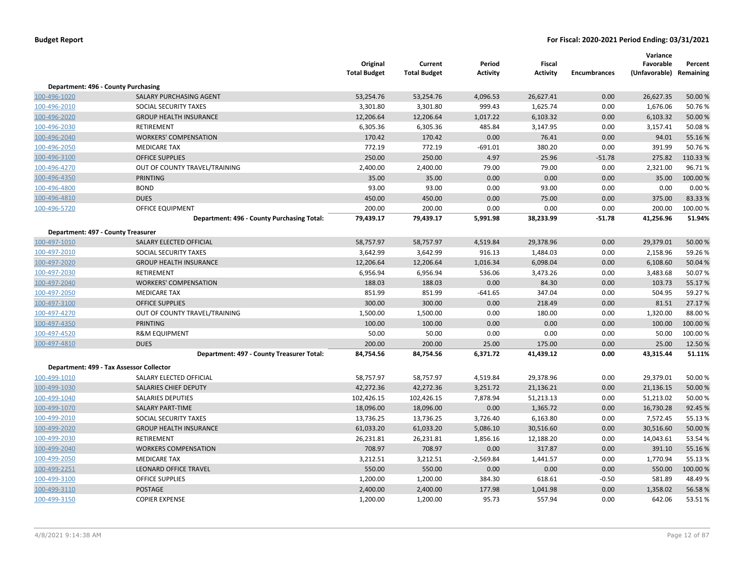| | | Original Total Budget | Current Total Budget | Period Activity | Fiscal Activity | Encumbrances | Variance Favorable (Unfavorable) | Percent Remaining |
|---|---|---|---|---|---|---|---|---|
| **Department: 496 - County Purchasing** | | | | | | | | |
| 100-496-1020 | SALARY PURCHASING AGENT | 53,254.76 | 53,254.76 | 4,096.53 | 26,627.41 | 0.00 | 26,627.35 | 50.00 % |
| 100-496-2010 | SOCIAL SECURITY TAXES | 3,301.80 | 3,301.80 | 999.43 | 1,625.74 | 0.00 | 1,676.06 | 50.76 % |
| 100-496-2020 | GROUP HEALTH INSURANCE | 12,206.64 | 12,206.64 | 1,017.22 | 6,103.32 | 0.00 | 6,103.32 | 50.00 % |
| 100-496-2030 | RETIREMENT | 6,305.36 | 6,305.36 | 485.84 | 3,147.95 | 0.00 | 3,157.41 | 50.08 % |
| 100-496-2040 | WORKERS' COMPENSATION | 170.42 | 170.42 | 0.00 | 76.41 | 0.00 | 94.01 | 55.16 % |
| 100-496-2050 | MEDICARE TAX | 772.19 | 772.19 | -691.01 | 380.20 | 0.00 | 391.99 | 50.76 % |
| 100-496-3100 | OFFICE SUPPLIES | 250.00 | 250.00 | 4.97 | 25.96 | -51.78 | 275.82 | 110.33 % |
| 100-496-4270 | OUT OF COUNTY TRAVEL/TRAINING | 2,400.00 | 2,400.00 | 79.00 | 79.00 | 0.00 | 2,321.00 | 96.71 % |
| 100-496-4350 | PRINTING | 35.00 | 35.00 | 0.00 | 0.00 | 0.00 | 35.00 | 100.00 % |
| 100-496-4800 | BOND | 93.00 | 93.00 | 0.00 | 93.00 | 0.00 | 0.00 | 0.00 % |
| 100-496-4810 | DUES | 450.00 | 450.00 | 0.00 | 75.00 | 0.00 | 375.00 | 83.33 % |
| 100-496-5720 | OFFICE EQUIPMENT | 200.00 | 200.00 | 0.00 | 0.00 | 0.00 | 200.00 | 100.00 % |
| | **Department: 496 - County Purchasing Total:** | **79,439.17** | **79,439.17** | **5,991.98** | **38,233.99** | **-51.78** | **41,256.96** | **51.94%** |
| **Department: 497 - County Treasurer** | | | | | | | | |
| 100-497-1010 | SALARY ELECTED OFFICIAL | 58,757.97 | 58,757.97 | 4,519.84 | 29,378.96 | 0.00 | 29,379.01 | 50.00 % |
| 100-497-2010 | SOCIAL SECURITY TAXES | 3,642.99 | 3,642.99 | 916.13 | 1,484.03 | 0.00 | 2,158.96 | 59.26 % |
| 100-497-2020 | GROUP HEALTH INSURANCE | 12,206.64 | 12,206.64 | 1,016.34 | 6,098.04 | 0.00 | 6,108.60 | 50.04 % |
| 100-497-2030 | RETIREMENT | 6,956.94 | 6,956.94 | 536.06 | 3,473.26 | 0.00 | 3,483.68 | 50.07 % |
| 100-497-2040 | WORKERS' COMPENSATION | 188.03 | 188.03 | 0.00 | 84.30 | 0.00 | 103.73 | 55.17 % |
| 100-497-2050 | MEDICARE TAX | 851.99 | 851.99 | -641.65 | 347.04 | 0.00 | 504.95 | 59.27 % |
| 100-497-3100 | OFFICE SUPPLIES | 300.00 | 300.00 | 0.00 | 218.49 | 0.00 | 81.51 | 27.17 % |
| 100-497-4270 | OUT OF COUNTY TRAVEL/TRAINING | 1,500.00 | 1,500.00 | 0.00 | 180.00 | 0.00 | 1,320.00 | 88.00 % |
| 100-497-4350 | PRINTING | 100.00 | 100.00 | 0.00 | 0.00 | 0.00 | 100.00 | 100.00 % |
| 100-497-4520 | R&M EQUIPMENT | 50.00 | 50.00 | 0.00 | 0.00 | 0.00 | 50.00 | 100.00 % |
| 100-497-4810 | DUES | 200.00 | 200.00 | 25.00 | 175.00 | 0.00 | 25.00 | 12.50 % |
| | **Department: 497 - County Treasurer Total:** | **84,754.56** | **84,754.56** | **6,371.72** | **41,439.12** | **0.00** | **43,315.44** | **51.11%** |
| **Department: 499 - Tax Assessor Collector** | | | | | | | | |
| 100-499-1010 | SALARY ELECTED OFFICIAL | 58,757.97 | 58,757.97 | 4,519.84 | 29,378.96 | 0.00 | 29,379.01 | 50.00 % |
| 100-499-1030 | SALARIES CHIEF DEPUTY | 42,272.36 | 42,272.36 | 3,251.72 | 21,136.21 | 0.00 | 21,136.15 | 50.00 % |
| 100-499-1040 | SALARIES DEPUTIES | 102,426.15 | 102,426.15 | 7,878.94 | 51,213.13 | 0.00 | 51,213.02 | 50.00 % |
| 100-499-1070 | SALARY PART-TIME | 18,096.00 | 18,096.00 | 0.00 | 1,365.72 | 0.00 | 16,730.28 | 92.45 % |
| 100-499-2010 | SOCIAL SECURITY TAXES | 13,736.25 | 13,736.25 | 3,726.40 | 6,163.80 | 0.00 | 7,572.45 | 55.13 % |
| 100-499-2020 | GROUP HEALTH INSURANCE | 61,033.20 | 61,033.20 | 5,086.10 | 30,516.60 | 0.00 | 30,516.60 | 50.00 % |
| 100-499-2030 | RETIREMENT | 26,231.81 | 26,231.81 | 1,856.16 | 12,188.20 | 0.00 | 14,043.61 | 53.54 % |
| 100-499-2040 | WORKERS COMPENSATION | 708.97 | 708.97 | 0.00 | 317.87 | 0.00 | 391.10 | 55.16 % |
| 100-499-2050 | MEDICARE TAX | 3,212.51 | 3,212.51 | -2,569.84 | 1,441.57 | 0.00 | 1,770.94 | 55.13 % |
| 100-499-2251 | LEONARD OFFICE TRAVEL | 550.00 | 550.00 | 0.00 | 0.00 | 0.00 | 550.00 | 100.00 % |
| 100-499-3100 | OFFICE SUPPLIES | 1,200.00 | 1,200.00 | 384.30 | 618.61 | -0.50 | 581.89 | 48.49 % |
| 100-499-3110 | POSTAGE | 2,400.00 | 2,400.00 | 177.98 | 1,041.98 | 0.00 | 1,358.02 | 56.58 % |
| 100-499-3150 | COPIER EXPENSE | 1,200.00 | 1,200.00 | 95.73 | 557.94 | 0.00 | 642.06 | 53.51 % |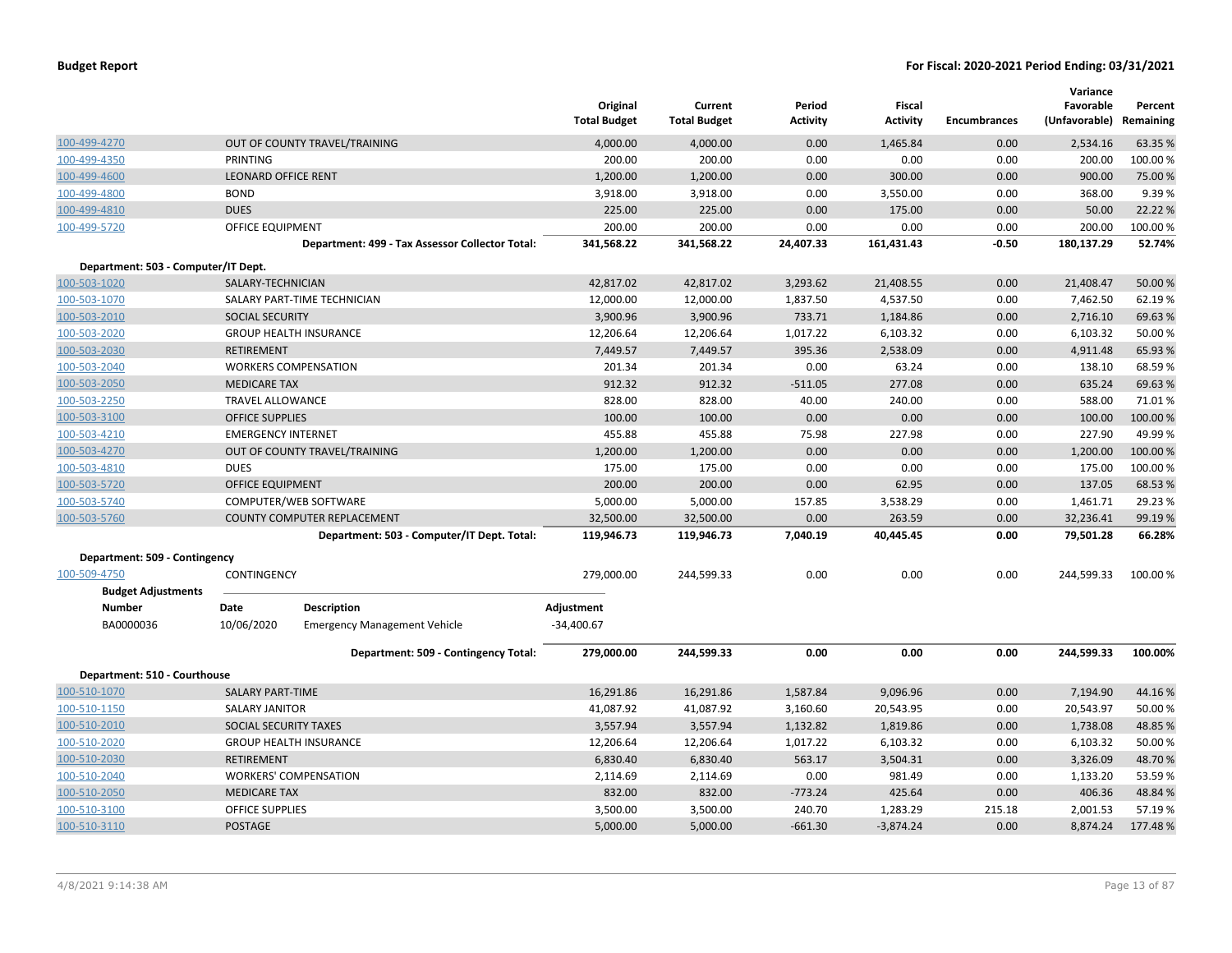| | | Original Total Budget | Current Total Budget | Period Activity | Fiscal Activity | Encumbrances | Variance Favorable (Unfavorable) | Percent Remaining |
|---|---|---|---|---|---|---|---|---|
| 100-499-4270 | OUT OF COUNTY TRAVEL/TRAINING | 4,000.00 | 4,000.00 | 0.00 | 1,465.84 | 0.00 | 2,534.16 | 63.35 % |
| 100-499-4350 | PRINTING | 200.00 | 200.00 | 0.00 | 0.00 | 0.00 | 200.00 | 100.00 % |
| 100-499-4600 | LEONARD OFFICE RENT | 1,200.00 | 1,200.00 | 0.00 | 300.00 | 0.00 | 900.00 | 75.00 % |
| 100-499-4800 | BOND | 3,918.00 | 3,918.00 | 0.00 | 3,550.00 | 0.00 | 368.00 | 9.39 % |
| 100-499-4810 | DUES | 225.00 | 225.00 | 0.00 | 175.00 | 0.00 | 50.00 | 22.22 % |
| 100-499-5720 | OFFICE EQUIPMENT | 200.00 | 200.00 | 0.00 | 0.00 | 0.00 | 200.00 | 100.00 % |
| | **Department: 499 - Tax Assessor Collector Total:** | **341,568.22** | **341,568.22** | **24,407.33** | **161,431.43** | **-0.50** | **180,137.29** | **52.74%** |
| **Department: 503 - Computer/IT Dept.** | | | | | | | | |
| 100-503-1020 | SALARY-TECHNICIAN | 42,817.02 | 42,817.02 | 3,293.62 | 21,408.55 | 0.00 | 21,408.47 | 50.00 % |
| 100-503-1070 | SALARY PART-TIME TECHNICIAN | 12,000.00 | 12,000.00 | 1,837.50 | 4,537.50 | 0.00 | 7,462.50 | 62.19 % |
| 100-503-2010 | SOCIAL SECURITY | 3,900.96 | 3,900.96 | 733.71 | 1,184.86 | 0.00 | 2,716.10 | 69.63 % |
| 100-503-2020 | GROUP HEALTH INSURANCE | 12,206.64 | 12,206.64 | 1,017.22 | 6,103.32 | 0.00 | 6,103.32 | 50.00 % |
| 100-503-2030 | RETIREMENT | 7,449.57 | 7,449.57 | 395.36 | 2,538.09 | 0.00 | 4,911.48 | 65.93 % |
| 100-503-2040 | WORKERS COMPENSATION | 201.34 | 201.34 | 0.00 | 63.24 | 0.00 | 138.10 | 68.59 % |
| 100-503-2050 | MEDICARE TAX | 912.32 | 912.32 | -511.05 | 277.08 | 0.00 | 635.24 | 69.63 % |
| 100-503-2250 | TRAVEL ALLOWANCE | 828.00 | 828.00 | 40.00 | 240.00 | 0.00 | 588.00 | 71.01 % |
| 100-503-3100 | OFFICE SUPPLIES | 100.00 | 100.00 | 0.00 | 0.00 | 0.00 | 100.00 | 100.00 % |
| 100-503-4210 | EMERGENCY INTERNET | 455.88 | 455.88 | 75.98 | 227.98 | 0.00 | 227.90 | 49.99 % |
| 100-503-4270 | OUT OF COUNTY TRAVEL/TRAINING | 1,200.00 | 1,200.00 | 0.00 | 0.00 | 0.00 | 1,200.00 | 100.00 % |
| 100-503-4810 | DUES | 175.00 | 175.00 | 0.00 | 0.00 | 0.00 | 175.00 | 100.00 % |
| 100-503-5720 | OFFICE EQUIPMENT | 200.00 | 200.00 | 0.00 | 62.95 | 0.00 | 137.05 | 68.53 % |
| 100-503-5740 | COMPUTER/WEB SOFTWARE | 5,000.00 | 5,000.00 | 157.85 | 3,538.29 | 0.00 | 1,461.71 | 29.23 % |
| 100-503-5760 | COUNTY COMPUTER REPLACEMENT | 32,500.00 | 32,500.00 | 0.00 | 263.59 | 0.00 | 32,236.41 | 99.19 % |
| | **Department: 503 - Computer/IT Dept. Total:** | **119,946.73** | **119,946.73** | **7,040.19** | **40,445.45** | **0.00** | **79,501.28** | **66.28%** |
| **Department: 509 - Contingency** | | | | | | | | |
| 100-509-4750 | CONTINGENCY | 279,000.00 | 244,599.33 | 0.00 | 0.00 | 0.00 | 244,599.33 | 100.00 % |
| | **Department: 509 - Contingency Total:** | **279,000.00** | **244,599.33** | **0.00** | **0.00** | **0.00** | **244,599.33** | **100.00%** |
| **Department: 510 - Courthouse** | | | | | | | | |
| 100-510-1070 | SALARY PART-TIME | 16,291.86 | 16,291.86 | 1,587.84 | 9,096.96 | 0.00 | 7,194.90 | 44.16 % |
| 100-510-1150 | SALARY JANITOR | 41,087.92 | 41,087.92 | 3,160.60 | 20,543.95 | 0.00 | 20,543.97 | 50.00 % |
| 100-510-2010 | SOCIAL SECURITY TAXES | 3,557.94 | 3,557.94 | 1,132.82 | 1,819.86 | 0.00 | 1,738.08 | 48.85 % |
| 100-510-2020 | GROUP HEALTH INSURANCE | 12,206.64 | 12,206.64 | 1,017.22 | 6,103.32 | 0.00 | 6,103.32 | 50.00 % |
| 100-510-2030 | RETIREMENT | 6,830.40 | 6,830.40 | 563.17 | 3,504.31 | 0.00 | 3,326.09 | 48.70 % |
| 100-510-2040 | WORKERS' COMPENSATION | 2,114.69 | 2,114.69 | 0.00 | 981.49 | 0.00 | 1,133.20 | 53.59 % |
| 100-510-2050 | MEDICARE TAX | 832.00 | 832.00 | -773.24 | 425.64 | 0.00 | 406.36 | 48.84 % |
| 100-510-3100 | OFFICE SUPPLIES | 3,500.00 | 3,500.00 | 240.70 | 1,283.29 | 215.18 | 2,001.53 | 57.19 % |
| 100-510-3110 | POSTAGE | 5,000.00 | 5,000.00 | -661.30 | -3,874.24 | 0.00 | 8,874.24 | 177.48 % |

**Budget Adjustments** (100-509-4750 CONTINGENCY)

| Number | Date | Description | Adjustment |
|---|---|---|---|
| BA0000036 | 10/06/2020 | Emergency Management Vehicle | -34,400.67 |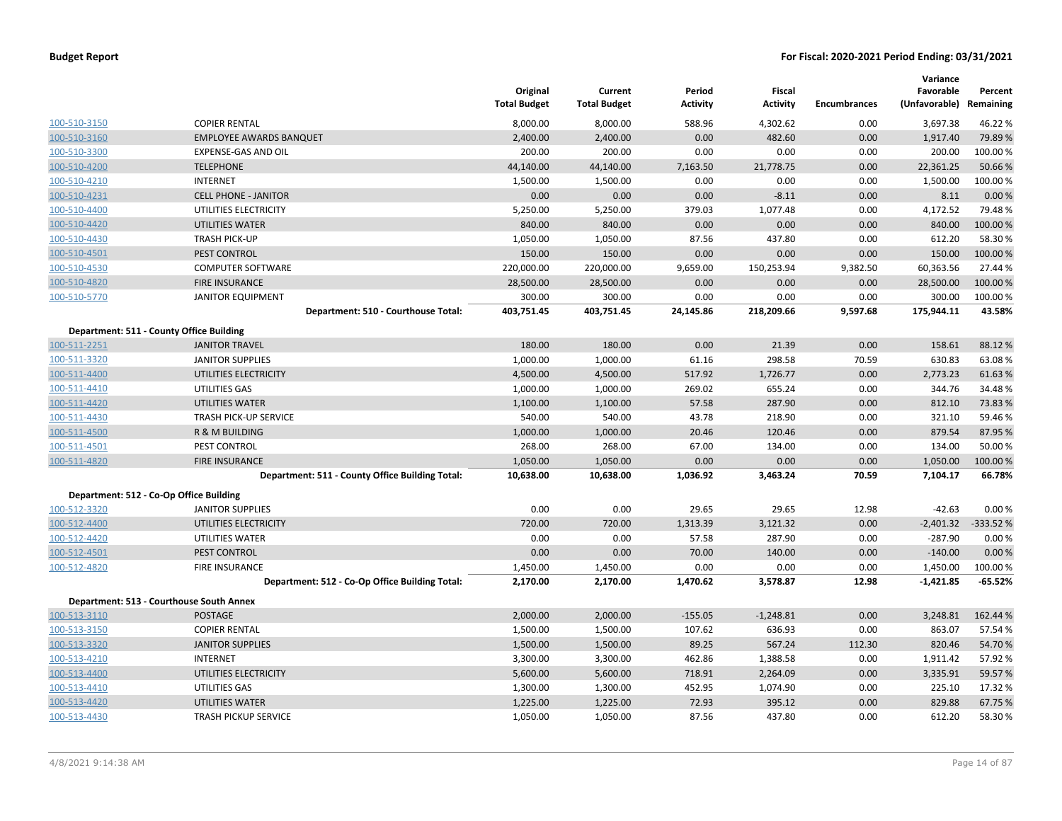**Budget Report** — **For Fiscal: 2020-2021 Period Ending: 03/31/2021**

| | | Original Total Budget | Current Total Budget | Period Activity | Fiscal Activity | Encumbrances | Variance Favorable (Unfavorable) | Percent Remaining |
|---|---|---|---|---|---|---|---|---|
| 100-510-3150 | COPIER RENTAL | 8,000.00 | 8,000.00 | 588.96 | 4,302.62 | 0.00 | 3,697.38 | 46.22 % |
| 100-510-3160 | EMPLOYEE AWARDS BANQUET | 2,400.00 | 2,400.00 | 0.00 | 482.60 | 0.00 | 1,917.40 | 79.89 % |
| 100-510-3300 | EXPENSE-GAS AND OIL | 200.00 | 200.00 | 0.00 | 0.00 | 0.00 | 200.00 | 100.00 % |
| 100-510-4200 | TELEPHONE | 44,140.00 | 44,140.00 | 7,163.50 | 21,778.75 | 0.00 | 22,361.25 | 50.66 % |
| 100-510-4210 | INTERNET | 1,500.00 | 1,500.00 | 0.00 | 0.00 | 0.00 | 1,500.00 | 100.00 % |
| 100-510-4231 | CELL PHONE - JANITOR | 0.00 | 0.00 | 0.00 | -8.11 | 0.00 | 8.11 | 0.00 % |
| 100-510-4400 | UTILITIES ELECTRICITY | 5,250.00 | 5,250.00 | 379.03 | 1,077.48 | 0.00 | 4,172.52 | 79.48 % |
| 100-510-4420 | UTILITIES WATER | 840.00 | 840.00 | 0.00 | 0.00 | 0.00 | 840.00 | 100.00 % |
| 100-510-4430 | TRASH PICK-UP | 1,050.00 | 1,050.00 | 87.56 | 437.80 | 0.00 | 612.20 | 58.30 % |
| 100-510-4501 | PEST CONTROL | 150.00 | 150.00 | 0.00 | 0.00 | 0.00 | 150.00 | 100.00 % |
| 100-510-4530 | COMPUTER SOFTWARE | 220,000.00 | 220,000.00 | 9,659.00 | 150,253.94 | 9,382.50 | 60,363.56 | 27.44 % |
| 100-510-4820 | FIRE INSURANCE | 28,500.00 | 28,500.00 | 0.00 | 0.00 | 0.00 | 28,500.00 | 100.00 % |
| 100-510-5770 | JANITOR EQUIPMENT | 300.00 | 300.00 | 0.00 | 0.00 | 0.00 | 300.00 | 100.00 % |
| | **Department: 510 - Courthouse Total:** | **403,751.45** | **403,751.45** | **24,145.86** | **218,209.66** | **9,597.68** | **175,944.11** | **43.58%** |
| **Department: 511 - County Office Building** | | | | | | | | |
| 100-511-2251 | JANITOR TRAVEL | 180.00 | 180.00 | 0.00 | 21.39 | 0.00 | 158.61 | 88.12 % |
| 100-511-3320 | JANITOR SUPPLIES | 1,000.00 | 1,000.00 | 61.16 | 298.58 | 70.59 | 630.83 | 63.08 % |
| 100-511-4400 | UTILITIES ELECTRICITY | 4,500.00 | 4,500.00 | 517.92 | 1,726.77 | 0.00 | 2,773.23 | 61.63 % |
| 100-511-4410 | UTILITIES GAS | 1,000.00 | 1,000.00 | 269.02 | 655.24 | 0.00 | 344.76 | 34.48 % |
| 100-511-4420 | UTILITIES WATER | 1,100.00 | 1,100.00 | 57.58 | 287.90 | 0.00 | 812.10 | 73.83 % |
| 100-511-4430 | TRASH PICK-UP SERVICE | 540.00 | 540.00 | 43.78 | 218.90 | 0.00 | 321.10 | 59.46 % |
| 100-511-4500 | R & M BUILDING | 1,000.00 | 1,000.00 | 20.46 | 120.46 | 0.00 | 879.54 | 87.95 % |
| 100-511-4501 | PEST CONTROL | 268.00 | 268.00 | 67.00 | 134.00 | 0.00 | 134.00 | 50.00 % |
| 100-511-4820 | FIRE INSURANCE | 1,050.00 | 1,050.00 | 0.00 | 0.00 | 0.00 | 1,050.00 | 100.00 % |
| | **Department: 511 - County Office Building Total:** | **10,638.00** | **10,638.00** | **1,036.92** | **3,463.24** | **70.59** | **7,104.17** | **66.78%** |
| **Department: 512 - Co-Op Office Building** | | | | | | | | |
| 100-512-3320 | JANITOR SUPPLIES | 0.00 | 0.00 | 29.65 | 29.65 | 12.98 | -42.63 | 0.00 % |
| 100-512-4400 | UTILITIES ELECTRICITY | 720.00 | 720.00 | 1,313.39 | 3,121.32 | 0.00 | -2,401.32 | -333.52 % |
| 100-512-4420 | UTILITIES WATER | 0.00 | 0.00 | 57.58 | 287.90 | 0.00 | -287.90 | 0.00 % |
| 100-512-4501 | PEST CONTROL | 0.00 | 0.00 | 70.00 | 140.00 | 0.00 | -140.00 | 0.00 % |
| 100-512-4820 | FIRE INSURANCE | 1,450.00 | 1,450.00 | 0.00 | 0.00 | 0.00 | 1,450.00 | 100.00 % |
| | **Department: 512 - Co-Op Office Building Total:** | **2,170.00** | **2,170.00** | **1,470.62** | **3,578.87** | **12.98** | **-1,421.85** | **-65.52%** |
| **Department: 513 - Courthouse South Annex** | | | | | | | | |
| 100-513-3110 | POSTAGE | 2,000.00 | 2,000.00 | -155.05 | -1,248.81 | 0.00 | 3,248.81 | 162.44 % |
| 100-513-3150 | COPIER RENTAL | 1,500.00 | 1,500.00 | 107.62 | 636.93 | 0.00 | 863.07 | 57.54 % |
| 100-513-3320 | JANITOR SUPPLIES | 1,500.00 | 1,500.00 | 89.25 | 567.24 | 112.30 | 820.46 | 54.70 % |
| 100-513-4210 | INTERNET | 3,300.00 | 3,300.00 | 462.86 | 1,388.58 | 0.00 | 1,911.42 | 57.92 % |
| 100-513-4400 | UTILITIES ELECTRICITY | 5,600.00 | 5,600.00 | 718.91 | 2,264.09 | 0.00 | 3,335.91 | 59.57 % |
| 100-513-4410 | UTILITIES GAS | 1,300.00 | 1,300.00 | 452.95 | 1,074.90 | 0.00 | 225.10 | 17.32 % |
| 100-513-4420 | UTILITIES WATER | 1,225.00 | 1,225.00 | 72.93 | 395.12 | 0.00 | 829.88 | 67.75 % |
| 100-513-4430 | TRASH PICKUP SERVICE | 1,050.00 | 1,050.00 | 87.56 | 437.80 | 0.00 | 612.20 | 58.30 % |

4/8/2021 9:14:38 AM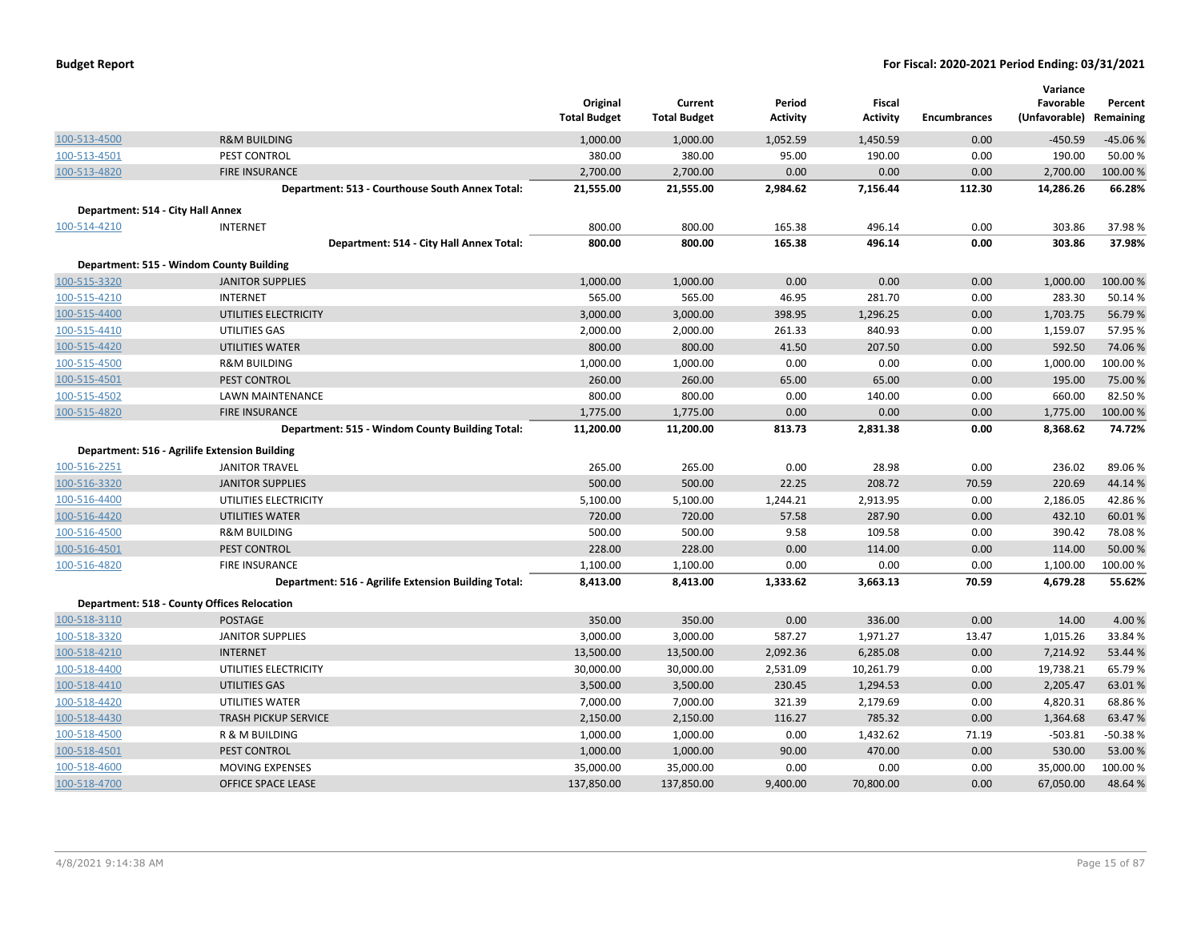**Budget Report** — For Fiscal: 2020-2021 Period Ending: 03/31/2021

| | | Original Total Budget | Current Total Budget | Period Activity | Fiscal Activity | Encumbrances | Variance Favorable (Unfavorable) | Percent Remaining |
|---|---|---|---|---|---|---|---|---|
| 100-513-4500 | R&M BUILDING | 1,000.00 | 1,000.00 | 1,052.59 | 1,450.59 | 0.00 | -450.59 | -45.06 % |
| 100-513-4501 | PEST CONTROL | 380.00 | 380.00 | 95.00 | 190.00 | 0.00 | 190.00 | 50.00 % |
| 100-513-4820 | FIRE INSURANCE | 2,700.00 | 2,700.00 | 0.00 | 0.00 | 0.00 | 2,700.00 | 100.00 % |
| | **Department: 513 - Courthouse South Annex Total:** | **21,555.00** | **21,555.00** | **2,984.62** | **7,156.44** | **112.30** | **14,286.26** | **66.28%** |
| **Department: 514 - City Hall Annex** | | | | | | | | |
| 100-514-4210 | INTERNET | 800.00 | 800.00 | 165.38 | 496.14 | 0.00 | 303.86 | 37.98 % |
| | **Department: 514 - City Hall Annex Total:** | **800.00** | **800.00** | **165.38** | **496.14** | **0.00** | **303.86** | **37.98%** |
| **Department: 515 - Windom County Building** | | | | | | | | |
| 100-515-3320 | JANITOR SUPPLIES | 1,000.00 | 1,000.00 | 0.00 | 0.00 | 0.00 | 1,000.00 | 100.00 % |
| 100-515-4210 | INTERNET | 565.00 | 565.00 | 46.95 | 281.70 | 0.00 | 283.30 | 50.14 % |
| 100-515-4400 | UTILITIES ELECTRICITY | 3,000.00 | 3,000.00 | 398.95 | 1,296.25 | 0.00 | 1,703.75 | 56.79 % |
| 100-515-4410 | UTILITIES GAS | 2,000.00 | 2,000.00 | 261.33 | 840.93 | 0.00 | 1,159.07 | 57.95 % |
| 100-515-4420 | UTILITIES WATER | 800.00 | 800.00 | 41.50 | 207.50 | 0.00 | 592.50 | 74.06 % |
| 100-515-4500 | R&M BUILDING | 1,000.00 | 1,000.00 | 0.00 | 0.00 | 0.00 | 1,000.00 | 100.00 % |
| 100-515-4501 | PEST CONTROL | 260.00 | 260.00 | 65.00 | 65.00 | 0.00 | 195.00 | 75.00 % |
| 100-515-4502 | LAWN MAINTENANCE | 800.00 | 800.00 | 0.00 | 140.00 | 0.00 | 660.00 | 82.50 % |
| 100-515-4820 | FIRE INSURANCE | 1,775.00 | 1,775.00 | 0.00 | 0.00 | 0.00 | 1,775.00 | 100.00 % |
| | **Department: 515 - Windom County Building Total:** | **11,200.00** | **11,200.00** | **813.73** | **2,831.38** | **0.00** | **8,368.62** | **74.72%** |
| **Department: 516 - Agrilife Extension Building** | | | | | | | | |
| 100-516-2251 | JANITOR TRAVEL | 265.00 | 265.00 | 0.00 | 28.98 | 0.00 | 236.02 | 89.06 % |
| 100-516-3320 | JANITOR SUPPLIES | 500.00 | 500.00 | 22.25 | 208.72 | 70.59 | 220.69 | 44.14 % |
| 100-516-4400 | UTILITIES ELECTRICITY | 5,100.00 | 5,100.00 | 1,244.21 | 2,913.95 | 0.00 | 2,186.05 | 42.86 % |
| 100-516-4420 | UTILITIES WATER | 720.00 | 720.00 | 57.58 | 287.90 | 0.00 | 432.10 | 60.01 % |
| 100-516-4500 | R&M BUILDING | 500.00 | 500.00 | 9.58 | 109.58 | 0.00 | 390.42 | 78.08 % |
| 100-516-4501 | PEST CONTROL | 228.00 | 228.00 | 0.00 | 114.00 | 0.00 | 114.00 | 50.00 % |
| 100-516-4820 | FIRE INSURANCE | 1,100.00 | 1,100.00 | 0.00 | 0.00 | 0.00 | 1,100.00 | 100.00 % |
| | **Department: 516 - Agrilife Extension Building Total:** | **8,413.00** | **8,413.00** | **1,333.62** | **3,663.13** | **70.59** | **4,679.28** | **55.62%** |
| **Department: 518 - County Offices Relocation** | | | | | | | | |
| 100-518-3110 | POSTAGE | 350.00 | 350.00 | 0.00 | 336.00 | 0.00 | 14.00 | 4.00 % |
| 100-518-3320 | JANITOR SUPPLIES | 3,000.00 | 3,000.00 | 587.27 | 1,971.27 | 13.47 | 1,015.26 | 33.84 % |
| 100-518-4210 | INTERNET | 13,500.00 | 13,500.00 | 2,092.36 | 6,285.08 | 0.00 | 7,214.92 | 53.44 % |
| 100-518-4400 | UTILITIES ELECTRICITY | 30,000.00 | 30,000.00 | 2,531.09 | 10,261.79 | 0.00 | 19,738.21 | 65.79 % |
| 100-518-4410 | UTILITIES GAS | 3,500.00 | 3,500.00 | 230.45 | 1,294.53 | 0.00 | 2,205.47 | 63.01 % |
| 100-518-4420 | UTILITIES WATER | 7,000.00 | 7,000.00 | 321.39 | 2,179.69 | 0.00 | 4,820.31 | 68.86 % |
| 100-518-4430 | TRASH PICKUP SERVICE | 2,150.00 | 2,150.00 | 116.27 | 785.32 | 0.00 | 1,364.68 | 63.47 % |
| 100-518-4500 | R & M BUILDING | 1,000.00 | 1,000.00 | 0.00 | 1,432.62 | 71.19 | -503.81 | -50.38 % |
| 100-518-4501 | PEST CONTROL | 1,000.00 | 1,000.00 | 90.00 | 470.00 | 0.00 | 530.00 | 53.00 % |
| 100-518-4600 | MOVING EXPENSES | 35,000.00 | 35,000.00 | 0.00 | 0.00 | 0.00 | 35,000.00 | 100.00 % |
| 100-518-4700 | OFFICE SPACE LEASE | 137,850.00 | 137,850.00 | 9,400.00 | 70,800.00 | 0.00 | 67,050.00 | 48.64 % |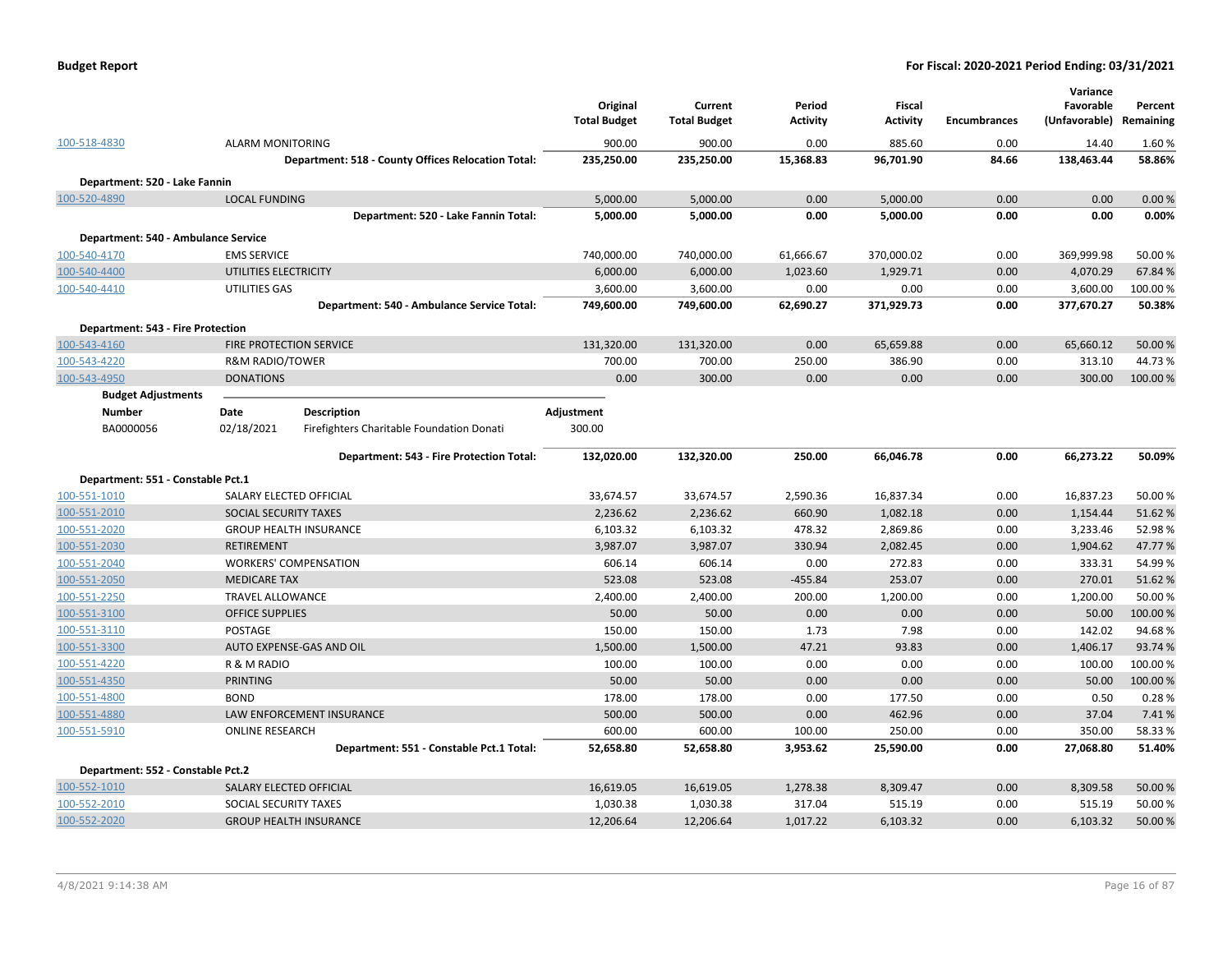**Budget Report** — **For Fiscal: 2020-2021 Period Ending: 03/31/2021**

| | | Original Total Budget | Current Total Budget | Period Activity | Fiscal Activity | Encumbrances | Variance Favorable (Unfavorable) | Percent Remaining |
|---|---|---|---|---|---|---|---|---|
| 100-518-4830 | ALARM MONITORING | 900.00 | 900.00 | 0.00 | 885.60 | 0.00 | 14.40 | 1.60 % |
| | **Department: 518 - County Offices Relocation Total:** | **235,250.00** | **235,250.00** | **15,368.83** | **96,701.90** | **84.66** | **138,463.44** | **58.86%** |
| **Department: 520 - Lake Fannin** | | | | | | | | |
| 100-520-4890 | LOCAL FUNDING | 5,000.00 | 5,000.00 | 0.00 | 5,000.00 | 0.00 | 0.00 | 0.00 % |
| | **Department: 520 - Lake Fannin Total:** | **5,000.00** | **5,000.00** | **0.00** | **5,000.00** | **0.00** | **0.00** | **0.00%** |
| **Department: 540 - Ambulance Service** | | | | | | | | |
| 100-540-4170 | EMS SERVICE | 740,000.00 | 740,000.00 | 61,666.67 | 370,000.02 | 0.00 | 369,999.98 | 50.00 % |
| 100-540-4400 | UTILITIES ELECTRICITY | 6,000.00 | 6,000.00 | 1,023.60 | 1,929.71 | 0.00 | 4,070.29 | 67.84 % |
| 100-540-4410 | UTILITIES GAS | 3,600.00 | 3,600.00 | 0.00 | 0.00 | 0.00 | 3,600.00 | 100.00 % |
| | **Department: 540 - Ambulance Service Total:** | **749,600.00** | **749,600.00** | **62,690.27** | **371,929.73** | **0.00** | **377,670.27** | **50.38%** |
| **Department: 543 - Fire Protection** | | | | | | | | |
| 100-543-4160 | FIRE PROTECTION SERVICE | 131,320.00 | 131,320.00 | 0.00 | 65,659.88 | 0.00 | 65,660.12 | 50.00 % |
| 100-543-4220 | R&M RADIO/TOWER | 700.00 | 700.00 | 250.00 | 386.90 | 0.00 | 313.10 | 44.73 % |
| 100-543-4950 | DONATIONS | 0.00 | 300.00 | 0.00 | 0.00 | 0.00 | 300.00 | 100.00 % |

**Budget Adjustments**

| Number | Date | Description | Adjustment |
|---|---|---|---|
| BA0000056 | 02/18/2021 | Firefighters Charitable Foundation Donati | 300.00 |

| | | Original Total Budget | Current Total Budget | Period Activity | Fiscal Activity | Encumbrances | Variance Favorable (Unfavorable) | Percent Remaining |
|---|---|---|---|---|---|---|---|---|
| | **Department: 543 - Fire Protection Total:** | **132,020.00** | **132,320.00** | **250.00** | **66,046.78** | **0.00** | **66,273.22** | **50.09%** |
| **Department: 551 - Constable Pct.1** | | | | | | | | |
| 100-551-1010 | SALARY ELECTED OFFICIAL | 33,674.57 | 33,674.57 | 2,590.36 | 16,837.34 | 0.00 | 16,837.23 | 50.00 % |
| 100-551-2010 | SOCIAL SECURITY TAXES | 2,236.62 | 2,236.62 | 660.90 | 1,082.18 | 0.00 | 1,154.44 | 51.62 % |
| 100-551-2020 | GROUP HEALTH INSURANCE | 6,103.32 | 6,103.32 | 478.32 | 2,869.86 | 0.00 | 3,233.46 | 52.98 % |
| 100-551-2030 | RETIREMENT | 3,987.07 | 3,987.07 | 330.94 | 2,082.45 | 0.00 | 1,904.62 | 47.77 % |
| 100-551-2040 | WORKERS' COMPENSATION | 606.14 | 606.14 | 0.00 | 272.83 | 0.00 | 333.31 | 54.99 % |
| 100-551-2050 | MEDICARE TAX | 523.08 | 523.08 | -455.84 | 253.07 | 0.00 | 270.01 | 51.62 % |
| 100-551-2250 | TRAVEL ALLOWANCE | 2,400.00 | 2,400.00 | 200.00 | 1,200.00 | 0.00 | 1,200.00 | 50.00 % |
| 100-551-3100 | OFFICE SUPPLIES | 50.00 | 50.00 | 0.00 | 0.00 | 0.00 | 50.00 | 100.00 % |
| 100-551-3110 | POSTAGE | 150.00 | 150.00 | 1.73 | 7.98 | 0.00 | 142.02 | 94.68 % |
| 100-551-3300 | AUTO EXPENSE-GAS AND OIL | 1,500.00 | 1,500.00 | 47.21 | 93.83 | 0.00 | 1,406.17 | 93.74 % |
| 100-551-4220 | R & M RADIO | 100.00 | 100.00 | 0.00 | 0.00 | 0.00 | 100.00 | 100.00 % |
| 100-551-4350 | PRINTING | 50.00 | 50.00 | 0.00 | 0.00 | 0.00 | 50.00 | 100.00 % |
| 100-551-4800 | BOND | 178.00 | 178.00 | 0.00 | 177.50 | 0.00 | 0.50 | 0.28 % |
| 100-551-4880 | LAW ENFORCEMENT INSURANCE | 500.00 | 500.00 | 0.00 | 462.96 | 0.00 | 37.04 | 7.41 % |
| 100-551-5910 | ONLINE RESEARCH | 600.00 | 600.00 | 100.00 | 250.00 | 0.00 | 350.00 | 58.33 % |
| | **Department: 551 - Constable Pct.1 Total:** | **52,658.80** | **52,658.80** | **3,953.62** | **25,590.00** | **0.00** | **27,068.80** | **51.40%** |
| **Department: 552 - Constable Pct.2** | | | | | | | | |
| 100-552-1010 | SALARY ELECTED OFFICIAL | 16,619.05 | 16,619.05 | 1,278.38 | 8,309.47 | 0.00 | 8,309.58 | 50.00 % |
| 100-552-2010 | SOCIAL SECURITY TAXES | 1,030.38 | 1,030.38 | 317.04 | 515.19 | 0.00 | 515.19 | 50.00 % |
| 100-552-2020 | GROUP HEALTH INSURANCE | 12,206.64 | 12,206.64 | 1,017.22 | 6,103.32 | 0.00 | 6,103.32 | 50.00 % |

4/8/2021 9:14:38 AM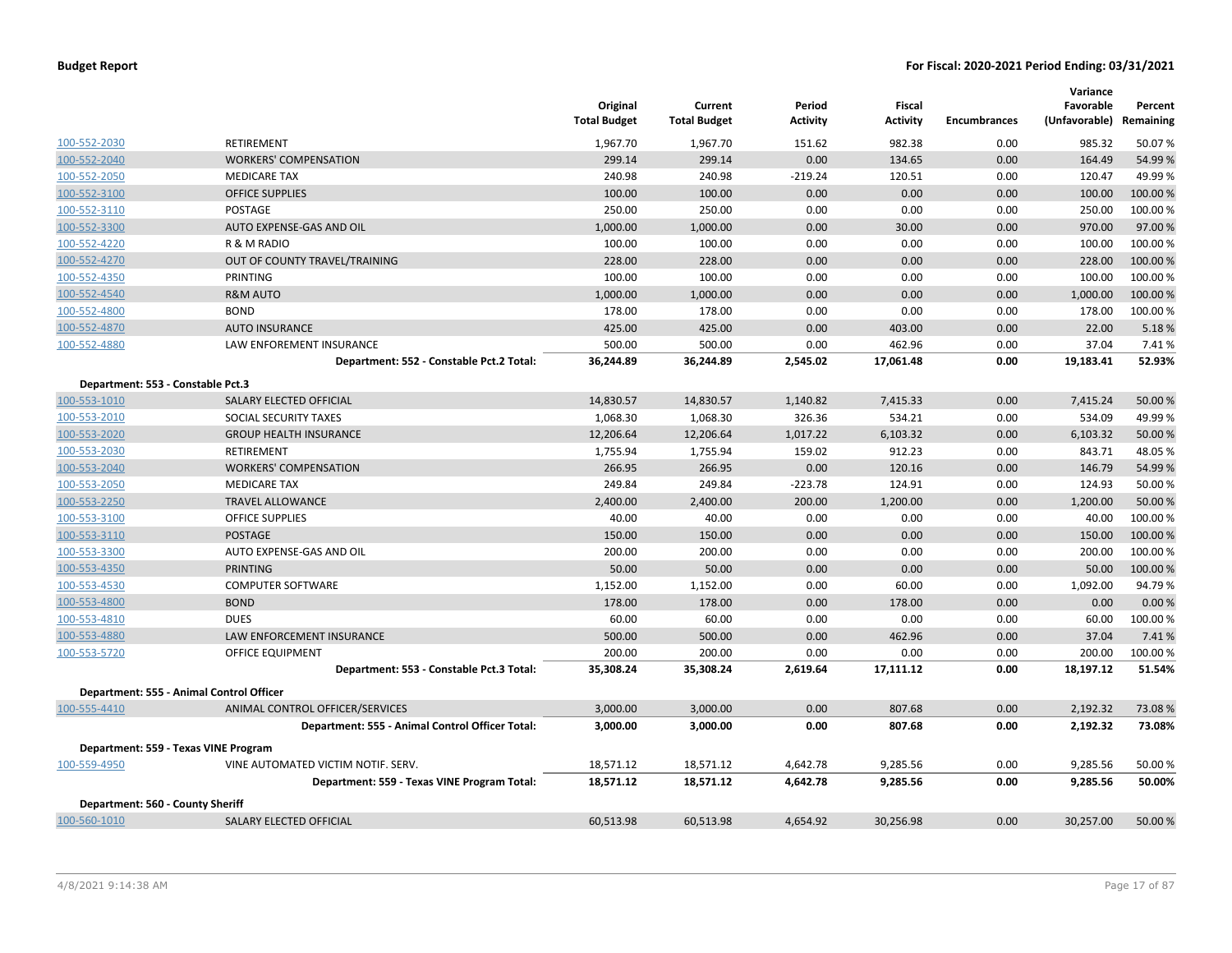| | | Original Total Budget | Current Total Budget | Period Activity | Fiscal Activity | Encumbrances | Variance Favorable (Unfavorable) | Percent Remaining |
|---|---|---|---|---|---|---|---|---|
| 100-552-2030 | RETIREMENT | 1,967.70 | 1,967.70 | 151.62 | 982.38 | 0.00 | 985.32 | 50.07 % |
| 100-552-2040 | WORKERS' COMPENSATION | 299.14 | 299.14 | 0.00 | 134.65 | 0.00 | 164.49 | 54.99 % |
| 100-552-2050 | MEDICARE TAX | 240.98 | 240.98 | -219.24 | 120.51 | 0.00 | 120.47 | 49.99 % |
| 100-552-3100 | OFFICE SUPPLIES | 100.00 | 100.00 | 0.00 | 0.00 | 0.00 | 100.00 | 100.00 % |
| 100-552-3110 | POSTAGE | 250.00 | 250.00 | 0.00 | 0.00 | 0.00 | 250.00 | 100.00 % |
| 100-552-3300 | AUTO EXPENSE-GAS AND OIL | 1,000.00 | 1,000.00 | 0.00 | 30.00 | 0.00 | 970.00 | 97.00 % |
| 100-552-4220 | R & M RADIO | 100.00 | 100.00 | 0.00 | 0.00 | 0.00 | 100.00 | 100.00 % |
| 100-552-4270 | OUT OF COUNTY TRAVEL/TRAINING | 228.00 | 228.00 | 0.00 | 0.00 | 0.00 | 228.00 | 100.00 % |
| 100-552-4350 | PRINTING | 100.00 | 100.00 | 0.00 | 0.00 | 0.00 | 100.00 | 100.00 % |
| 100-552-4540 | R&M AUTO | 1,000.00 | 1,000.00 | 0.00 | 0.00 | 0.00 | 1,000.00 | 100.00 % |
| 100-552-4800 | BOND | 178.00 | 178.00 | 0.00 | 0.00 | 0.00 | 178.00 | 100.00 % |
| 100-552-4870 | AUTO INSURANCE | 425.00 | 425.00 | 0.00 | 403.00 | 0.00 | 22.00 | 5.18 % |
| 100-552-4880 | LAW ENFOREMENT INSURANCE | 500.00 | 500.00 | 0.00 | 462.96 | 0.00 | 37.04 | 7.41 % |
| | **Department: 552 - Constable Pct.2 Total:** | **36,244.89** | **36,244.89** | **2,545.02** | **17,061.48** | **0.00** | **19,183.41** | **52.93%** |
| **Department: 553 - Constable Pct.3** | | | | | | | | |
| 100-553-1010 | SALARY ELECTED OFFICIAL | 14,830.57 | 14,830.57 | 1,140.82 | 7,415.33 | 0.00 | 7,415.24 | 50.00 % |
| 100-553-2010 | SOCIAL SECURITY TAXES | 1,068.30 | 1,068.30 | 326.36 | 534.21 | 0.00 | 534.09 | 49.99 % |
| 100-553-2020 | GROUP HEALTH INSURANCE | 12,206.64 | 12,206.64 | 1,017.22 | 6,103.32 | 0.00 | 6,103.32 | 50.00 % |
| 100-553-2030 | RETIREMENT | 1,755.94 | 1,755.94 | 159.02 | 912.23 | 0.00 | 843.71 | 48.05 % |
| 100-553-2040 | WORKERS' COMPENSATION | 266.95 | 266.95 | 0.00 | 120.16 | 0.00 | 146.79 | 54.99 % |
| 100-553-2050 | MEDICARE TAX | 249.84 | 249.84 | -223.78 | 124.91 | 0.00 | 124.93 | 50.00 % |
| 100-553-2250 | TRAVEL ALLOWANCE | 2,400.00 | 2,400.00 | 200.00 | 1,200.00 | 0.00 | 1,200.00 | 50.00 % |
| 100-553-3100 | OFFICE SUPPLIES | 40.00 | 40.00 | 0.00 | 0.00 | 0.00 | 40.00 | 100.00 % |
| 100-553-3110 | POSTAGE | 150.00 | 150.00 | 0.00 | 0.00 | 0.00 | 150.00 | 100.00 % |
| 100-553-3300 | AUTO EXPENSE-GAS AND OIL | 200.00 | 200.00 | 0.00 | 0.00 | 0.00 | 200.00 | 100.00 % |
| 100-553-4350 | PRINTING | 50.00 | 50.00 | 0.00 | 0.00 | 0.00 | 50.00 | 100.00 % |
| 100-553-4530 | COMPUTER SOFTWARE | 1,152.00 | 1,152.00 | 0.00 | 60.00 | 0.00 | 1,092.00 | 94.79 % |
| 100-553-4800 | BOND | 178.00 | 178.00 | 0.00 | 178.00 | 0.00 | 0.00 | 0.00 % |
| 100-553-4810 | DUES | 60.00 | 60.00 | 0.00 | 0.00 | 0.00 | 60.00 | 100.00 % |
| 100-553-4880 | LAW ENFORCEMENT INSURANCE | 500.00 | 500.00 | 0.00 | 462.96 | 0.00 | 37.04 | 7.41 % |
| 100-553-5720 | OFFICE EQUIPMENT | 200.00 | 200.00 | 0.00 | 0.00 | 0.00 | 200.00 | 100.00 % |
| | **Department: 553 - Constable Pct.3 Total:** | **35,308.24** | **35,308.24** | **2,619.64** | **17,111.12** | **0.00** | **18,197.12** | **51.54%** |
| **Department: 555 - Animal Control Officer** | | | | | | | | |
| 100-555-4410 | ANIMAL CONTROL OFFICER/SERVICES | 3,000.00 | 3,000.00 | 0.00 | 807.68 | 0.00 | 2,192.32 | 73.08 % |
| | **Department: 555 - Animal Control Officer Total:** | **3,000.00** | **3,000.00** | **0.00** | **807.68** | **0.00** | **2,192.32** | **73.08%** |
| **Department: 559 - Texas VINE Program** | | | | | | | | |
| 100-559-4950 | VINE AUTOMATED VICTIM NOTIF. SERV. | 18,571.12 | 18,571.12 | 4,642.78 | 9,285.56 | 0.00 | 9,285.56 | 50.00 % |
| | **Department: 559 - Texas VINE Program Total:** | **18,571.12** | **18,571.12** | **4,642.78** | **9,285.56** | **0.00** | **9,285.56** | **50.00%** |
| **Department: 560 - County Sheriff** | | | | | | | | |
| 100-560-1010 | SALARY ELECTED OFFICIAL | 60,513.98 | 60,513.98 | 4,654.92 | 30,256.98 | 0.00 | 30,257.00 | 50.00 % |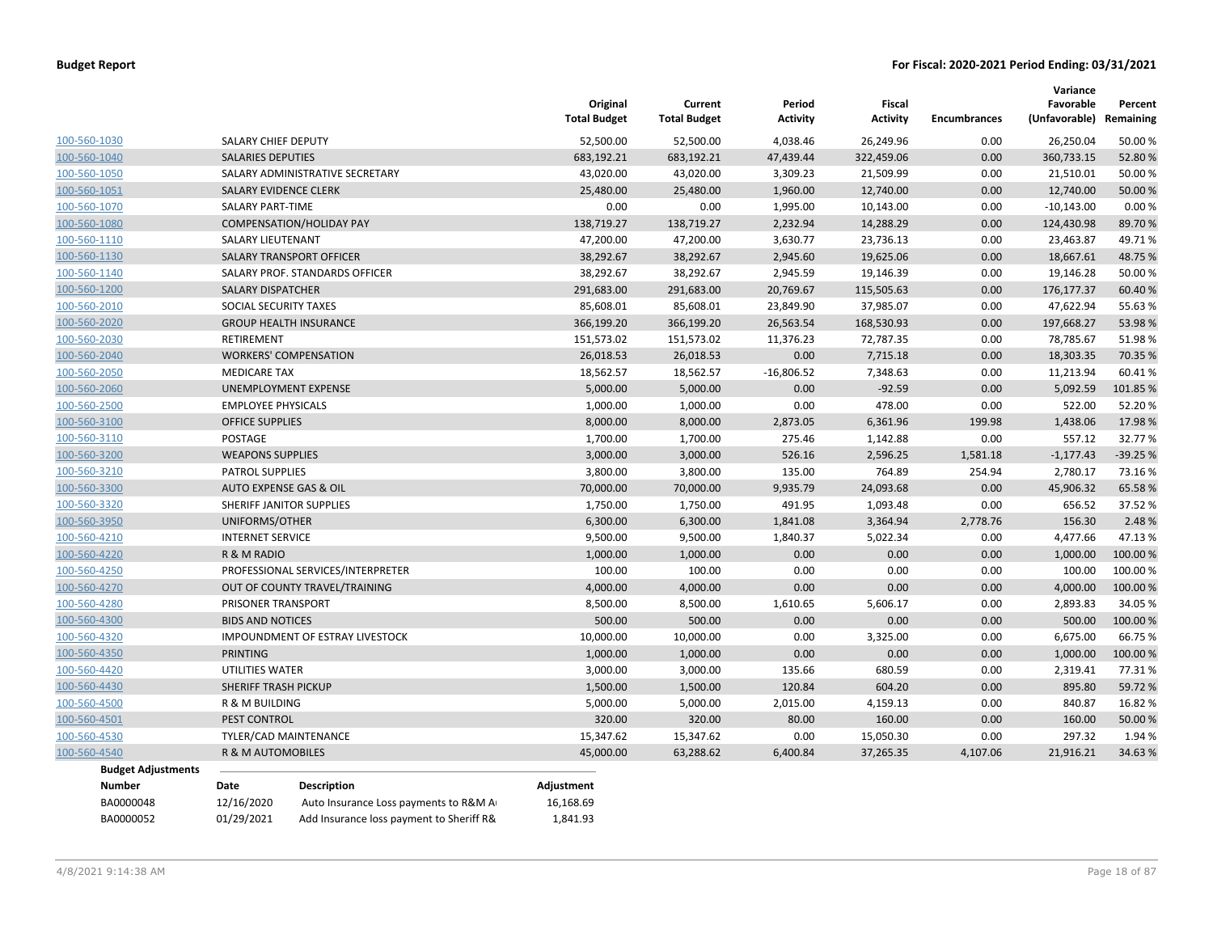| | | Original Total Budget | Current Total Budget | Period Activity | Fiscal Activity | Encumbrances | Variance Favorable (Unfavorable) | Percent Remaining |
|---|---|---|---|---|---|---|---|---|
| 100-560-1030 | SALARY CHIEF DEPUTY | 52,500.00 | 52,500.00 | 4,038.46 | 26,249.96 | 0.00 | 26,250.04 | 50.00 % |
| 100-560-1040 | SALARIES DEPUTIES | 683,192.21 | 683,192.21 | 47,439.44 | 322,459.06 | 0.00 | 360,733.15 | 52.80 % |
| 100-560-1050 | SALARY ADMINISTRATIVE SECRETARY | 43,020.00 | 43,020.00 | 3,309.23 | 21,509.99 | 0.00 | 21,510.01 | 50.00 % |
| 100-560-1051 | SALARY EVIDENCE CLERK | 25,480.00 | 25,480.00 | 1,960.00 | 12,740.00 | 0.00 | 12,740.00 | 50.00 % |
| 100-560-1070 | SALARY PART-TIME | 0.00 | 0.00 | 1,995.00 | 10,143.00 | 0.00 | -10,143.00 | 0.00 % |
| 100-560-1080 | COMPENSATION/HOLIDAY PAY | 138,719.27 | 138,719.27 | 2,232.94 | 14,288.29 | 0.00 | 124,430.98 | 89.70 % |
| 100-560-1110 | SALARY LIEUTENANT | 47,200.00 | 47,200.00 | 3,630.77 | 23,736.13 | 0.00 | 23,463.87 | 49.71 % |
| 100-560-1130 | SALARY TRANSPORT OFFICER | 38,292.67 | 38,292.67 | 2,945.60 | 19,625.06 | 0.00 | 18,667.61 | 48.75 % |
| 100-560-1140 | SALARY PROF. STANDARDS OFFICER | 38,292.67 | 38,292.67 | 2,945.59 | 19,146.39 | 0.00 | 19,146.28 | 50.00 % |
| 100-560-1200 | SALARY DISPATCHER | 291,683.00 | 291,683.00 | 20,769.67 | 115,505.63 | 0.00 | 176,177.37 | 60.40 % |
| 100-560-2010 | SOCIAL SECURITY TAXES | 85,608.01 | 85,608.01 | 23,849.90 | 37,985.07 | 0.00 | 47,622.94 | 55.63 % |
| 100-560-2020 | GROUP HEALTH INSURANCE | 366,199.20 | 366,199.20 | 26,563.54 | 168,530.93 | 0.00 | 197,668.27 | 53.98 % |
| 100-560-2030 | RETIREMENT | 151,573.02 | 151,573.02 | 11,376.23 | 72,787.35 | 0.00 | 78,785.67 | 51.98 % |
| 100-560-2040 | WORKERS' COMPENSATION | 26,018.53 | 26,018.53 | 0.00 | 7,715.18 | 0.00 | 18,303.35 | 70.35 % |
| 100-560-2050 | MEDICARE TAX | 18,562.57 | 18,562.57 | -16,806.52 | 7,348.63 | 0.00 | 11,213.94 | 60.41 % |
| 100-560-2060 | UNEMPLOYMENT EXPENSE | 5,000.00 | 5,000.00 | 0.00 | -92.59 | 0.00 | 5,092.59 | 101.85 % |
| 100-560-2500 | EMPLOYEE PHYSICALS | 1,000.00 | 1,000.00 | 0.00 | 478.00 | 0.00 | 522.00 | 52.20 % |
| 100-560-3100 | OFFICE SUPPLIES | 8,000.00 | 8,000.00 | 2,873.05 | 6,361.96 | 199.98 | 1,438.06 | 17.98 % |
| 100-560-3110 | POSTAGE | 1,700.00 | 1,700.00 | 275.46 | 1,142.88 | 0.00 | 557.12 | 32.77 % |
| 100-560-3200 | WEAPONS SUPPLIES | 3,000.00 | 3,000.00 | 526.16 | 2,596.25 | 1,581.18 | -1,177.43 | -39.25 % |
| 100-560-3210 | PATROL SUPPLIES | 3,800.00 | 3,800.00 | 135.00 | 764.89 | 254.94 | 2,780.17 | 73.16 % |
| 100-560-3300 | AUTO EXPENSE GAS & OIL | 70,000.00 | 70,000.00 | 9,935.79 | 24,093.68 | 0.00 | 45,906.32 | 65.58 % |
| 100-560-3320 | SHERIFF JANITOR SUPPLIES | 1,750.00 | 1,750.00 | 491.95 | 1,093.48 | 0.00 | 656.52 | 37.52 % |
| 100-560-3950 | UNIFORMS/OTHER | 6,300.00 | 6,300.00 | 1,841.08 | 3,364.94 | 2,778.76 | 156.30 | 2.48 % |
| 100-560-4210 | INTERNET SERVICE | 9,500.00 | 9,500.00 | 1,840.37 | 5,022.34 | 0.00 | 4,477.66 | 47.13 % |
| 100-560-4220 | R & M RADIO | 1,000.00 | 1,000.00 | 0.00 | 0.00 | 0.00 | 1,000.00 | 100.00 % |
| 100-560-4250 | PROFESSIONAL SERVICES/INTERPRETER | 100.00 | 100.00 | 0.00 | 0.00 | 0.00 | 100.00 | 100.00 % |
| 100-560-4270 | OUT OF COUNTY TRAVEL/TRAINING | 4,000.00 | 4,000.00 | 0.00 | 0.00 | 0.00 | 4,000.00 | 100.00 % |
| 100-560-4280 | PRISONER TRANSPORT | 8,500.00 | 8,500.00 | 1,610.65 | 5,606.17 | 0.00 | 2,893.83 | 34.05 % |
| 100-560-4300 | BIDS AND NOTICES | 500.00 | 500.00 | 0.00 | 0.00 | 0.00 | 500.00 | 100.00 % |
| 100-560-4320 | IMPOUNDMENT OF ESTRAY LIVESTOCK | 10,000.00 | 10,000.00 | 0.00 | 3,325.00 | 0.00 | 6,675.00 | 66.75 % |
| 100-560-4350 | PRINTING | 1,000.00 | 1,000.00 | 0.00 | 0.00 | 0.00 | 1,000.00 | 100.00 % |
| 100-560-4420 | UTILITIES WATER | 3,000.00 | 3,000.00 | 135.66 | 680.59 | 0.00 | 2,319.41 | 77.31 % |
| 100-560-4430 | SHERIFF TRASH PICKUP | 1,500.00 | 1,500.00 | 120.84 | 604.20 | 0.00 | 895.80 | 59.72 % |
| 100-560-4500 | R & M BUILDING | 5,000.00 | 5,000.00 | 2,015.00 | 4,159.13 | 0.00 | 840.87 | 16.82 % |
| 100-560-4501 | PEST CONTROL | 320.00 | 320.00 | 80.00 | 160.00 | 0.00 | 160.00 | 50.00 % |
| 100-560-4530 | TYLER/CAD MAINTENANCE | 15,347.62 | 15,347.62 | 0.00 | 15,050.30 | 0.00 | 297.32 | 1.94 % |
| 100-560-4540 | R & M AUTOMOBILES | 45,000.00 | 63,288.62 | 6,400.84 | 37,265.35 | 4,107.06 | 21,916.21 | 34.63 % |

**Budget Adjustments**

| Number | Date | Description | Adjustment |
|---|---|---|---|
| BA0000048 | 12/16/2020 | Auto Insurance Loss payments to R&M A | 16,168.69 |
| BA0000052 | 01/29/2021 | Add Insurance loss payment to Sheriff R& | 1,841.93 |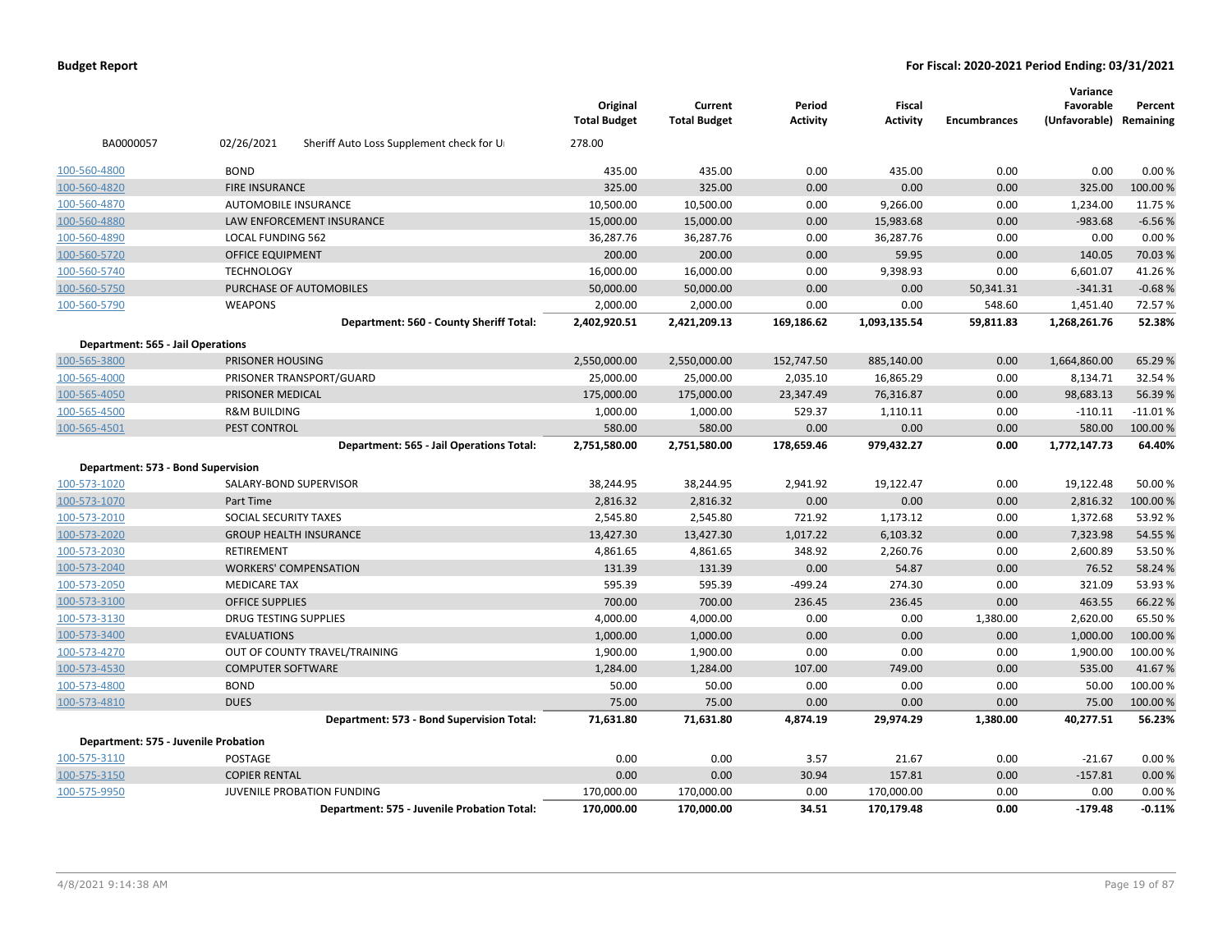**Budget Report** | **For Fiscal: 2020-2021 Period Ending: 03/31/2021**

| | | Original Total Budget | Current Total Budget | Period Activity | Fiscal Activity | Encumbrances | Variance Favorable (Unfavorable) | Percent Remaining |
|---|---|---|---|---|---|---|---|---|
| BA0000057 | 02/26/2021 Sheriff Auto Loss Supplement check for U | 278.00 | | | | | | |
| 100-560-4800 | BOND | 435.00 | 435.00 | 0.00 | 435.00 | 0.00 | 0.00 | 0.00 % |
| 100-560-4820 | FIRE INSURANCE | 325.00 | 325.00 | 0.00 | 0.00 | 0.00 | 325.00 | 100.00 % |
| 100-560-4870 | AUTOMOBILE INSURANCE | 10,500.00 | 10,500.00 | 0.00 | 9,266.00 | 0.00 | 1,234.00 | 11.75 % |
| 100-560-4880 | LAW ENFORCEMENT INSURANCE | 15,000.00 | 15,000.00 | 0.00 | 15,983.68 | 0.00 | -983.68 | -6.56 % |
| 100-560-4890 | LOCAL FUNDING 562 | 36,287.76 | 36,287.76 | 0.00 | 36,287.76 | 0.00 | 0.00 | 0.00 % |
| 100-560-5720 | OFFICE EQUIPMENT | 200.00 | 200.00 | 0.00 | 59.95 | 0.00 | 140.05 | 70.03 % |
| 100-560-5740 | TECHNOLOGY | 16,000.00 | 16,000.00 | 0.00 | 9,398.93 | 0.00 | 6,601.07 | 41.26 % |
| 100-560-5750 | PURCHASE OF AUTOMOBILES | 50,000.00 | 50,000.00 | 0.00 | 0.00 | 50,341.31 | -341.31 | -0.68 % |
| 100-560-5790 | WEAPONS | 2,000.00 | 2,000.00 | 0.00 | 0.00 | 548.60 | 1,451.40 | 72.57 % |
| | **Department: 560 - County Sheriff Total:** | **2,402,920.51** | **2,421,209.13** | **169,186.62** | **1,093,135.54** | **59,811.83** | **1,268,261.76** | **52.38%** |
| **Department: 565 - Jail Operations** | | | | | | | | |
| 100-565-3800 | PRISONER HOUSING | 2,550,000.00 | 2,550,000.00 | 152,747.50 | 885,140.00 | 0.00 | 1,664,860.00 | 65.29 % |
| 100-565-4000 | PRISONER TRANSPORT/GUARD | 25,000.00 | 25,000.00 | 2,035.10 | 16,865.29 | 0.00 | 8,134.71 | 32.54 % |
| 100-565-4050 | PRISONER MEDICAL | 175,000.00 | 175,000.00 | 23,347.49 | 76,316.87 | 0.00 | 98,683.13 | 56.39 % |
| 100-565-4500 | R&M BUILDING | 1,000.00 | 1,000.00 | 529.37 | 1,110.11 | 0.00 | -110.11 | -11.01 % |
| 100-565-4501 | PEST CONTROL | 580.00 | 580.00 | 0.00 | 0.00 | 0.00 | 580.00 | 100.00 % |
| | **Department: 565 - Jail Operations Total:** | **2,751,580.00** | **2,751,580.00** | **178,659.46** | **979,432.27** | **0.00** | **1,772,147.73** | **64.40%** |
| **Department: 573 - Bond Supervision** | | | | | | | | |
| 100-573-1020 | SALARY-BOND SUPERVISOR | 38,244.95 | 38,244.95 | 2,941.92 | 19,122.47 | 0.00 | 19,122.48 | 50.00 % |
| 100-573-1070 | Part Time | 2,816.32 | 2,816.32 | 0.00 | 0.00 | 0.00 | 2,816.32 | 100.00 % |
| 100-573-2010 | SOCIAL SECURITY TAXES | 2,545.80 | 2,545.80 | 721.92 | 1,173.12 | 0.00 | 1,372.68 | 53.92 % |
| 100-573-2020 | GROUP HEALTH INSURANCE | 13,427.30 | 13,427.30 | 1,017.22 | 6,103.32 | 0.00 | 7,323.98 | 54.55 % |
| 100-573-2030 | RETIREMENT | 4,861.65 | 4,861.65 | 348.92 | 2,260.76 | 0.00 | 2,600.89 | 53.50 % |
| 100-573-2040 | WORKERS' COMPENSATION | 131.39 | 131.39 | 0.00 | 54.87 | 0.00 | 76.52 | 58.24 % |
| 100-573-2050 | MEDICARE TAX | 595.39 | 595.39 | -499.24 | 274.30 | 0.00 | 321.09 | 53.93 % |
| 100-573-3100 | OFFICE SUPPLIES | 700.00 | 700.00 | 236.45 | 236.45 | 0.00 | 463.55 | 66.22 % |
| 100-573-3130 | DRUG TESTING SUPPLIES | 4,000.00 | 4,000.00 | 0.00 | 0.00 | 1,380.00 | 2,620.00 | 65.50 % |
| 100-573-3400 | EVALUATIONS | 1,000.00 | 1,000.00 | 0.00 | 0.00 | 0.00 | 1,000.00 | 100.00 % |
| 100-573-4270 | OUT OF COUNTY TRAVEL/TRAINING | 1,900.00 | 1,900.00 | 0.00 | 0.00 | 0.00 | 1,900.00 | 100.00 % |
| 100-573-4530 | COMPUTER SOFTWARE | 1,284.00 | 1,284.00 | 107.00 | 749.00 | 0.00 | 535.00 | 41.67 % |
| 100-573-4800 | BOND | 50.00 | 50.00 | 0.00 | 0.00 | 0.00 | 50.00 | 100.00 % |
| 100-573-4810 | DUES | 75.00 | 75.00 | 0.00 | 0.00 | 0.00 | 75.00 | 100.00 % |
| | **Department: 573 - Bond Supervision Total:** | **71,631.80** | **71,631.80** | **4,874.19** | **29,974.29** | **1,380.00** | **40,277.51** | **56.23%** |
| **Department: 575 - Juvenile Probation** | | | | | | | | |
| 100-575-3110 | POSTAGE | 0.00 | 0.00 | 3.57 | 21.67 | 0.00 | -21.67 | 0.00 % |
| 100-575-3150 | COPIER RENTAL | 0.00 | 0.00 | 30.94 | 157.81 | 0.00 | -157.81 | 0.00 % |
| 100-575-9950 | JUVENILE PROBATION FUNDING | 170,000.00 | 170,000.00 | 0.00 | 170,000.00 | 0.00 | 0.00 | 0.00 % |
| | **Department: 575 - Juvenile Probation Total:** | **170,000.00** | **170,000.00** | **34.51** | **170,179.48** | **0.00** | **-179.48** | **-0.11%** |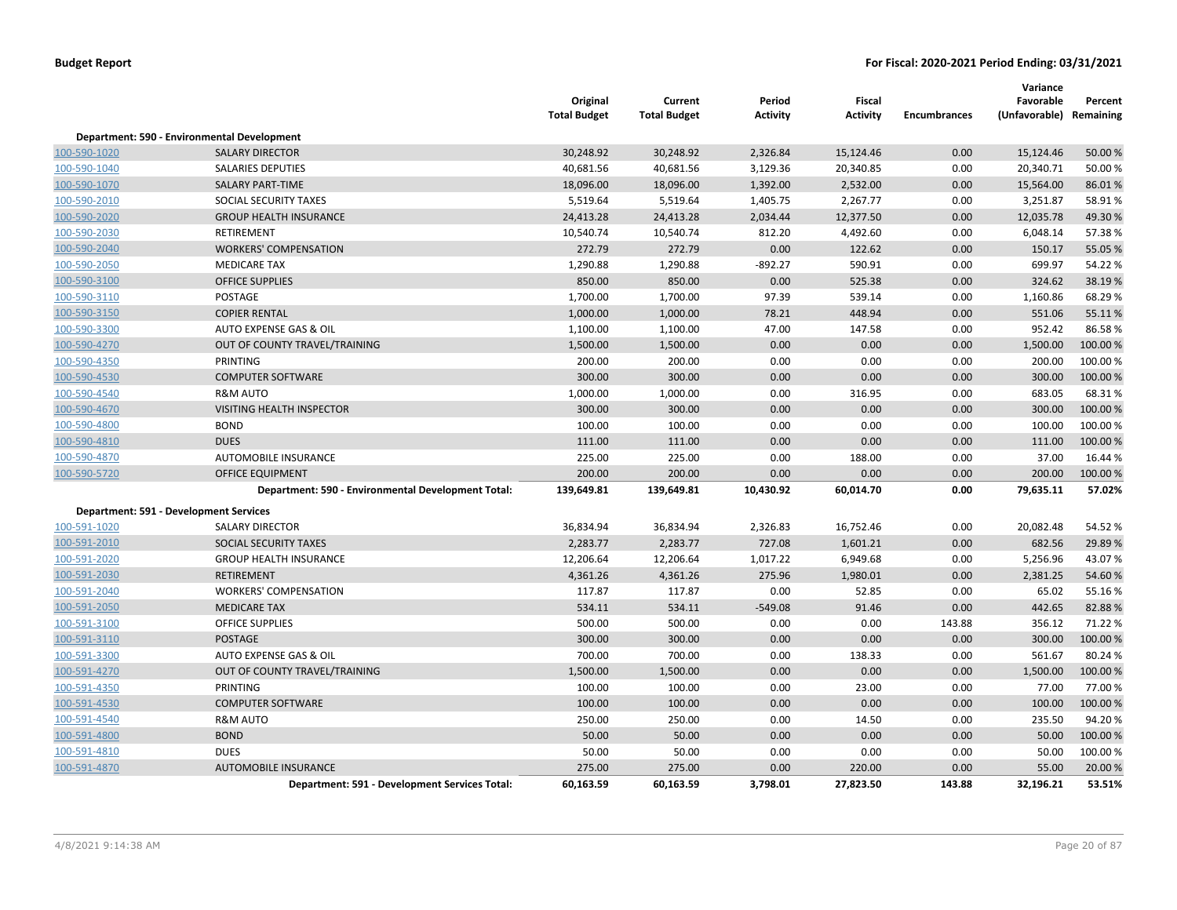**Budget Report** | **For Fiscal: 2020-2021 Period Ending: 03/31/2021**

| | | Original Total Budget | Current Total Budget | Period Activity | Fiscal Activity | Encumbrances | Variance Favorable (Unfavorable) | Percent Remaining |
|---|---|---|---|---|---|---|---|---|
| **Department: 590 - Environmental Development** | | | | | | | | |
| 100-590-1020 | SALARY DIRECTOR | 30,248.92 | 30,248.92 | 2,326.84 | 15,124.46 | 0.00 | 15,124.46 | 50.00 % |
| 100-590-1040 | SALARIES DEPUTIES | 40,681.56 | 40,681.56 | 3,129.36 | 20,340.85 | 0.00 | 20,340.71 | 50.00 % |
| 100-590-1070 | SALARY PART-TIME | 18,096.00 | 18,096.00 | 1,392.00 | 2,532.00 | 0.00 | 15,564.00 | 86.01 % |
| 100-590-2010 | SOCIAL SECURITY TAXES | 5,519.64 | 5,519.64 | 1,405.75 | 2,267.77 | 0.00 | 3,251.87 | 58.91 % |
| 100-590-2020 | GROUP HEALTH INSURANCE | 24,413.28 | 24,413.28 | 2,034.44 | 12,377.50 | 0.00 | 12,035.78 | 49.30 % |
| 100-590-2030 | RETIREMENT | 10,540.74 | 10,540.74 | 812.20 | 4,492.60 | 0.00 | 6,048.14 | 57.38 % |
| 100-590-2040 | WORKERS' COMPENSATION | 272.79 | 272.79 | 0.00 | 122.62 | 0.00 | 150.17 | 55.05 % |
| 100-590-2050 | MEDICARE TAX | 1,290.88 | 1,290.88 | -892.27 | 590.91 | 0.00 | 699.97 | 54.22 % |
| 100-590-3100 | OFFICE SUPPLIES | 850.00 | 850.00 | 0.00 | 525.38 | 0.00 | 324.62 | 38.19 % |
| 100-590-3110 | POSTAGE | 1,700.00 | 1,700.00 | 97.39 | 539.14 | 0.00 | 1,160.86 | 68.29 % |
| 100-590-3150 | COPIER RENTAL | 1,000.00 | 1,000.00 | 78.21 | 448.94 | 0.00 | 551.06 | 55.11 % |
| 100-590-3300 | AUTO EXPENSE GAS & OIL | 1,100.00 | 1,100.00 | 47.00 | 147.58 | 0.00 | 952.42 | 86.58 % |
| 100-590-4270 | OUT OF COUNTY TRAVEL/TRAINING | 1,500.00 | 1,500.00 | 0.00 | 0.00 | 0.00 | 1,500.00 | 100.00 % |
| 100-590-4350 | PRINTING | 200.00 | 200.00 | 0.00 | 0.00 | 0.00 | 200.00 | 100.00 % |
| 100-590-4530 | COMPUTER SOFTWARE | 300.00 | 300.00 | 0.00 | 0.00 | 0.00 | 300.00 | 100.00 % |
| 100-590-4540 | R&M AUTO | 1,000.00 | 1,000.00 | 0.00 | 316.95 | 0.00 | 683.05 | 68.31 % |
| 100-590-4670 | VISITING HEALTH INSPECTOR | 300.00 | 300.00 | 0.00 | 0.00 | 0.00 | 300.00 | 100.00 % |
| 100-590-4800 | BOND | 100.00 | 100.00 | 0.00 | 0.00 | 0.00 | 100.00 | 100.00 % |
| 100-590-4810 | DUES | 111.00 | 111.00 | 0.00 | 0.00 | 0.00 | 111.00 | 100.00 % |
| 100-590-4870 | AUTOMOBILE INSURANCE | 225.00 | 225.00 | 0.00 | 188.00 | 0.00 | 37.00 | 16.44 % |
| 100-590-5720 | OFFICE EQUIPMENT | 200.00 | 200.00 | 0.00 | 0.00 | 0.00 | 200.00 | 100.00 % |
| | **Department: 590 - Environmental Development Total:** | **139,649.81** | **139,649.81** | **10,430.92** | **60,014.70** | **0.00** | **79,635.11** | **57.02%** |
| **Department: 591 - Development Services** | | | | | | | | |
| 100-591-1020 | SALARY DIRECTOR | 36,834.94 | 36,834.94 | 2,326.83 | 16,752.46 | 0.00 | 20,082.48 | 54.52 % |
| 100-591-2010 | SOCIAL SECURITY TAXES | 2,283.77 | 2,283.77 | 727.08 | 1,601.21 | 0.00 | 682.56 | 29.89 % |
| 100-591-2020 | GROUP HEALTH INSURANCE | 12,206.64 | 12,206.64 | 1,017.22 | 6,949.68 | 0.00 | 5,256.96 | 43.07 % |
| 100-591-2030 | RETIREMENT | 4,361.26 | 4,361.26 | 275.96 | 1,980.01 | 0.00 | 2,381.25 | 54.60 % |
| 100-591-2040 | WORKERS' COMPENSATION | 117.87 | 117.87 | 0.00 | 52.85 | 0.00 | 65.02 | 55.16 % |
| 100-591-2050 | MEDICARE TAX | 534.11 | 534.11 | -549.08 | 91.46 | 0.00 | 442.65 | 82.88 % |
| 100-591-3100 | OFFICE SUPPLIES | 500.00 | 500.00 | 0.00 | 0.00 | 143.88 | 356.12 | 71.22 % |
| 100-591-3110 | POSTAGE | 300.00 | 300.00 | 0.00 | 0.00 | 0.00 | 300.00 | 100.00 % |
| 100-591-3300 | AUTO EXPENSE GAS & OIL | 700.00 | 700.00 | 0.00 | 138.33 | 0.00 | 561.67 | 80.24 % |
| 100-591-4270 | OUT OF COUNTY TRAVEL/TRAINING | 1,500.00 | 1,500.00 | 0.00 | 0.00 | 0.00 | 1,500.00 | 100.00 % |
| 100-591-4350 | PRINTING | 100.00 | 100.00 | 0.00 | 23.00 | 0.00 | 77.00 | 77.00 % |
| 100-591-4530 | COMPUTER SOFTWARE | 100.00 | 100.00 | 0.00 | 0.00 | 0.00 | 100.00 | 100.00 % |
| 100-591-4540 | R&M AUTO | 250.00 | 250.00 | 0.00 | 14.50 | 0.00 | 235.50 | 94.20 % |
| 100-591-4800 | BOND | 50.00 | 50.00 | 0.00 | 0.00 | 0.00 | 50.00 | 100.00 % |
| 100-591-4810 | DUES | 50.00 | 50.00 | 0.00 | 0.00 | 0.00 | 50.00 | 100.00 % |
| 100-591-4870 | AUTOMOBILE INSURANCE | 275.00 | 275.00 | 0.00 | 220.00 | 0.00 | 55.00 | 20.00 % |
| | **Department: 591 - Development Services Total:** | **60,163.59** | **60,163.59** | **3,798.01** | **27,823.50** | **143.88** | **32,196.21** | **53.51%** |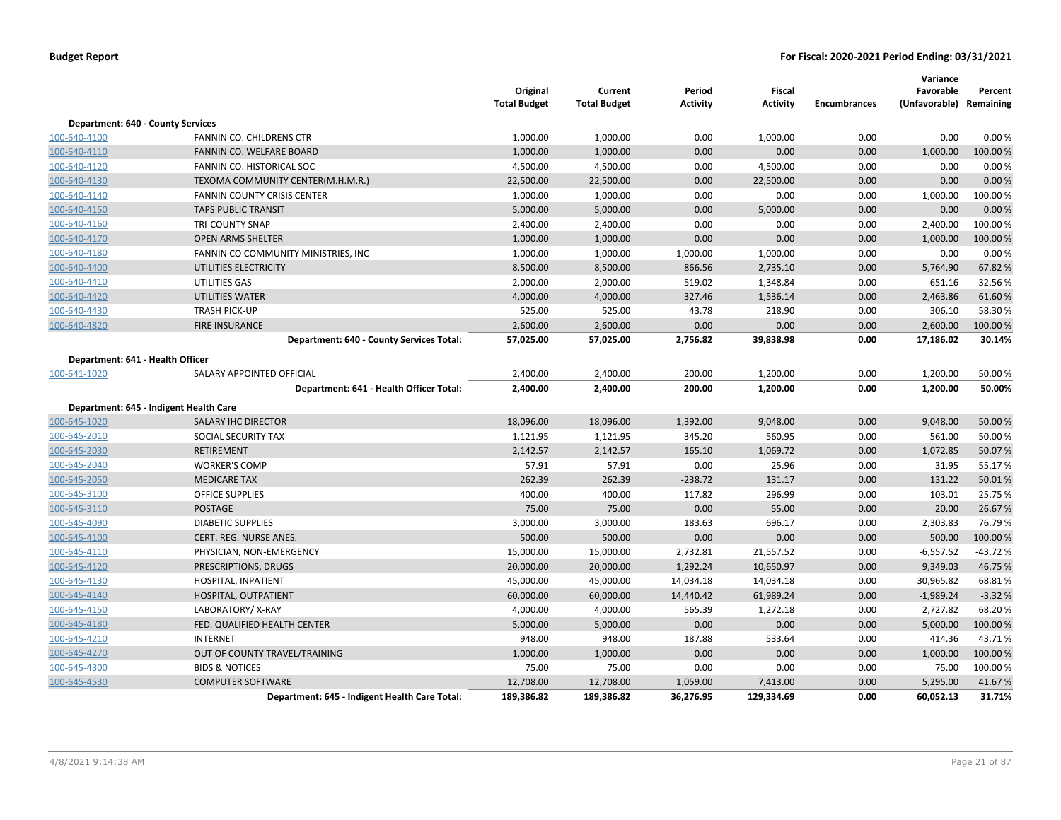**Budget Report** | **For Fiscal: 2020-2021 Period Ending: 03/31/2021**

| | | Original Total Budget | Current Total Budget | Period Activity | Fiscal Activity | Encumbrances | Variance Favorable (Unfavorable) | Percent Remaining |
|---|---|---|---|---|---|---|---|---|
| **Department: 640 - County Services** | | | | | | | | |
| 100-640-4100 | FANNIN CO. CHILDRENS CTR | 1,000.00 | 1,000.00 | 0.00 | 1,000.00 | 0.00 | 0.00 | 0.00 % |
| 100-640-4110 | FANNIN CO. WELFARE BOARD | 1,000.00 | 1,000.00 | 0.00 | 0.00 | 0.00 | 1,000.00 | 100.00 % |
| 100-640-4120 | FANNIN CO. HISTORICAL SOC | 4,500.00 | 4,500.00 | 0.00 | 4,500.00 | 0.00 | 0.00 | 0.00 % |
| 100-640-4130 | TEXOMA COMMUNITY CENTER(M.H.M.R.) | 22,500.00 | 22,500.00 | 0.00 | 22,500.00 | 0.00 | 0.00 | 0.00 % |
| 100-640-4140 | FANNIN COUNTY CRISIS CENTER | 1,000.00 | 1,000.00 | 0.00 | 0.00 | 0.00 | 1,000.00 | 100.00 % |
| 100-640-4150 | TAPS PUBLIC TRANSIT | 5,000.00 | 5,000.00 | 0.00 | 5,000.00 | 0.00 | 0.00 | 0.00 % |
| 100-640-4160 | TRI-COUNTY SNAP | 2,400.00 | 2,400.00 | 0.00 | 0.00 | 0.00 | 2,400.00 | 100.00 % |
| 100-640-4170 | OPEN ARMS SHELTER | 1,000.00 | 1,000.00 | 0.00 | 0.00 | 0.00 | 1,000.00 | 100.00 % |
| 100-640-4180 | FANNIN CO COMMUNITY MINISTRIES, INC | 1,000.00 | 1,000.00 | 1,000.00 | 1,000.00 | 0.00 | 0.00 | 0.00 % |
| 100-640-4400 | UTILITIES ELECTRICITY | 8,500.00 | 8,500.00 | 866.56 | 2,735.10 | 0.00 | 5,764.90 | 67.82 % |
| 100-640-4410 | UTILITIES GAS | 2,000.00 | 2,000.00 | 519.02 | 1,348.84 | 0.00 | 651.16 | 32.56 % |
| 100-640-4420 | UTILITIES WATER | 4,000.00 | 4,000.00 | 327.46 | 1,536.14 | 0.00 | 2,463.86 | 61.60 % |
| 100-640-4430 | TRASH PICK-UP | 525.00 | 525.00 | 43.78 | 218.90 | 0.00 | 306.10 | 58.30 % |
| 100-640-4820 | FIRE INSURANCE | 2,600.00 | 2,600.00 | 0.00 | 0.00 | 0.00 | 2,600.00 | 100.00 % |
| | **Department: 640 - County Services Total:** | **57,025.00** | **57,025.00** | **2,756.82** | **39,838.98** | **0.00** | **17,186.02** | **30.14%** |
| **Department: 641 - Health Officer** | | | | | | | | |
| 100-641-1020 | SALARY APPOINTED OFFICIAL | 2,400.00 | 2,400.00 | 200.00 | 1,200.00 | 0.00 | 1,200.00 | 50.00 % |
| | **Department: 641 - Health Officer Total:** | **2,400.00** | **2,400.00** | **200.00** | **1,200.00** | **0.00** | **1,200.00** | **50.00%** |
| **Department: 645 - Indigent Health Care** | | | | | | | | |
| 100-645-1020 | SALARY IHC DIRECTOR | 18,096.00 | 18,096.00 | 1,392.00 | 9,048.00 | 0.00 | 9,048.00 | 50.00 % |
| 100-645-2010 | SOCIAL SECURITY TAX | 1,121.95 | 1,121.95 | 345.20 | 560.95 | 0.00 | 561.00 | 50.00 % |
| 100-645-2030 | RETIREMENT | 2,142.57 | 2,142.57 | 165.10 | 1,069.72 | 0.00 | 1,072.85 | 50.07 % |
| 100-645-2040 | WORKER'S COMP | 57.91 | 57.91 | 0.00 | 25.96 | 0.00 | 31.95 | 55.17 % |
| 100-645-2050 | MEDICARE TAX | 262.39 | 262.39 | -238.72 | 131.17 | 0.00 | 131.22 | 50.01 % |
| 100-645-3100 | OFFICE SUPPLIES | 400.00 | 400.00 | 117.82 | 296.99 | 0.00 | 103.01 | 25.75 % |
| 100-645-3110 | POSTAGE | 75.00 | 75.00 | 0.00 | 55.00 | 0.00 | 20.00 | 26.67 % |
| 100-645-4090 | DIABETIC SUPPLIES | 3,000.00 | 3,000.00 | 183.63 | 696.17 | 0.00 | 2,303.83 | 76.79 % |
| 100-645-4100 | CERT. REG. NURSE ANES. | 500.00 | 500.00 | 0.00 | 0.00 | 0.00 | 500.00 | 100.00 % |
| 100-645-4110 | PHYSICIAN, NON-EMERGENCY | 15,000.00 | 15,000.00 | 2,732.81 | 21,557.52 | 0.00 | -6,557.52 | -43.72 % |
| 100-645-4120 | PRESCRIPTIONS, DRUGS | 20,000.00 | 20,000.00 | 1,292.24 | 10,650.97 | 0.00 | 9,349.03 | 46.75 % |
| 100-645-4130 | HOSPITAL, INPATIENT | 45,000.00 | 45,000.00 | 14,034.18 | 14,034.18 | 0.00 | 30,965.82 | 68.81 % |
| 100-645-4140 | HOSPITAL, OUTPATIENT | 60,000.00 | 60,000.00 | 14,440.42 | 61,989.24 | 0.00 | -1,989.24 | -3.32 % |
| 100-645-4150 | LABORATORY/ X-RAY | 4,000.00 | 4,000.00 | 565.39 | 1,272.18 | 0.00 | 2,727.82 | 68.20 % |
| 100-645-4180 | FED. QUALIFIED HEALTH CENTER | 5,000.00 | 5,000.00 | 0.00 | 0.00 | 0.00 | 5,000.00 | 100.00 % |
| 100-645-4210 | INTERNET | 948.00 | 948.00 | 187.88 | 533.64 | 0.00 | 414.36 | 43.71 % |
| 100-645-4270 | OUT OF COUNTY TRAVEL/TRAINING | 1,000.00 | 1,000.00 | 0.00 | 0.00 | 0.00 | 1,000.00 | 100.00 % |
| 100-645-4300 | BIDS & NOTICES | 75.00 | 75.00 | 0.00 | 0.00 | 0.00 | 75.00 | 100.00 % |
| 100-645-4530 | COMPUTER SOFTWARE | 12,708.00 | 12,708.00 | 1,059.00 | 7,413.00 | 0.00 | 5,295.00 | 41.67 % |
| | **Department: 645 - Indigent Health Care Total:** | **189,386.82** | **189,386.82** | **36,276.95** | **129,334.69** | **0.00** | **60,052.13** | **31.71%** |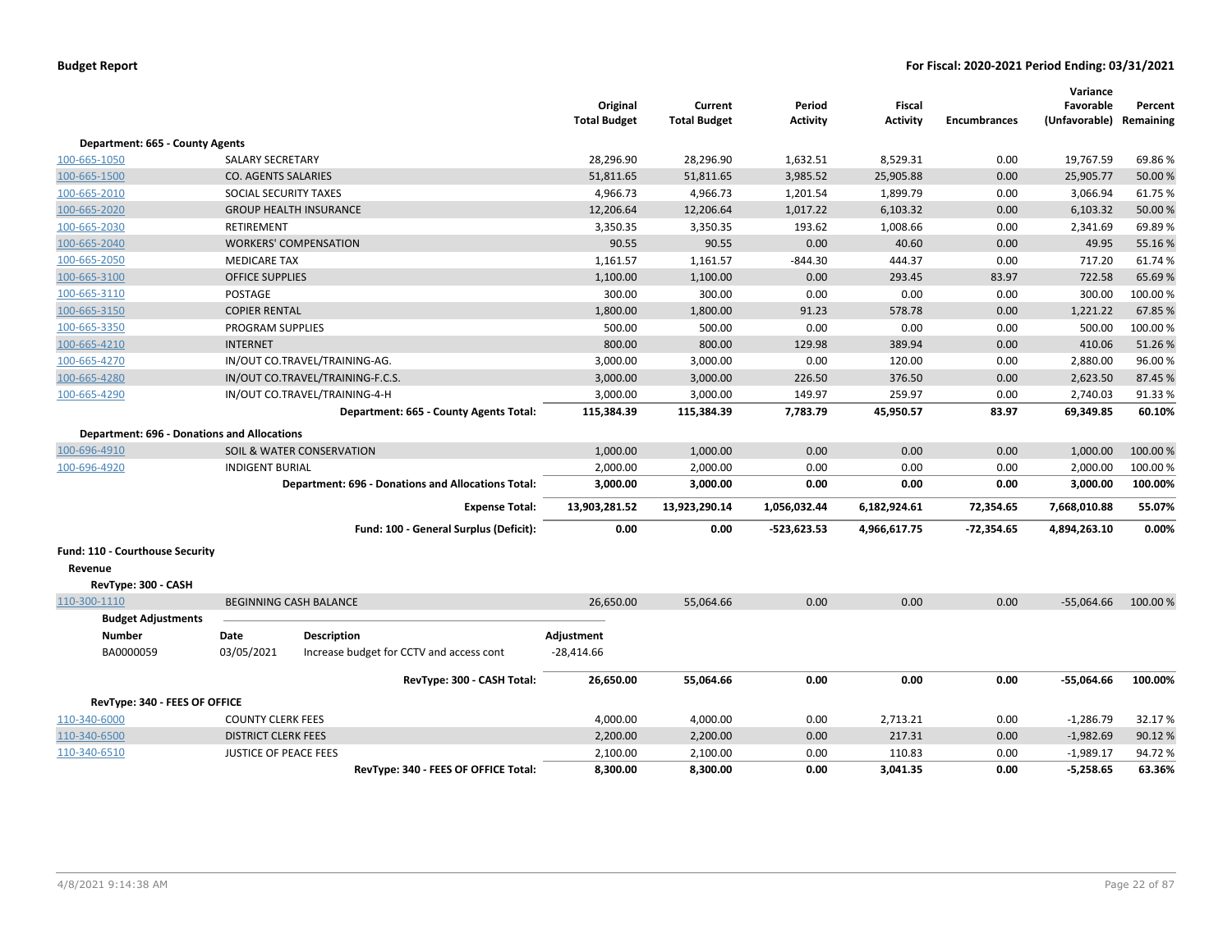## Budget Report

**For Fiscal: 2020-2021 Period Ending: 03/31/2021**

| | | Original Total Budget | Current Total Budget | Period Activity | Fiscal Activity | Encumbrances | Variance Favorable (Unfavorable) | Percent Remaining |
|---|---|---|---|---|---|---|---|---|
| **Department: 665 - County Agents** | | | | | | | | |
| 100-665-1050 | SALARY SECRETARY | 28,296.90 | 28,296.90 | 1,632.51 | 8,529.31 | 0.00 | 19,767.59 | 69.86 % |
| 100-665-1500 | CO. AGENTS SALARIES | 51,811.65 | 51,811.65 | 3,985.52 | 25,905.88 | 0.00 | 25,905.77 | 50.00 % |
| 100-665-2010 | SOCIAL SECURITY TAXES | 4,966.73 | 4,966.73 | 1,201.54 | 1,899.79 | 0.00 | 3,066.94 | 61.75 % |
| 100-665-2020 | GROUP HEALTH INSURANCE | 12,206.64 | 12,206.64 | 1,017.22 | 6,103.32 | 0.00 | 6,103.32 | 50.00 % |
| 100-665-2030 | RETIREMENT | 3,350.35 | 3,350.35 | 193.62 | 1,008.66 | 0.00 | 2,341.69 | 69.89 % |
| 100-665-2040 | WORKERS' COMPENSATION | 90.55 | 90.55 | 0.00 | 40.60 | 0.00 | 49.95 | 55.16 % |
| 100-665-2050 | MEDICARE TAX | 1,161.57 | 1,161.57 | -844.30 | 444.37 | 0.00 | 717.20 | 61.74 % |
| 100-665-3100 | OFFICE SUPPLIES | 1,100.00 | 1,100.00 | 0.00 | 293.45 | 83.97 | 722.58 | 65.69 % |
| 100-665-3110 | POSTAGE | 300.00 | 300.00 | 0.00 | 0.00 | 0.00 | 300.00 | 100.00 % |
| 100-665-3150 | COPIER RENTAL | 1,800.00 | 1,800.00 | 91.23 | 578.78 | 0.00 | 1,221.22 | 67.85 % |
| 100-665-3350 | PROGRAM SUPPLIES | 500.00 | 500.00 | 0.00 | 0.00 | 0.00 | 500.00 | 100.00 % |
| 100-665-4210 | INTERNET | 800.00 | 800.00 | 129.98 | 389.94 | 0.00 | 410.06 | 51.26 % |
| 100-665-4270 | IN/OUT CO.TRAVEL/TRAINING-AG. | 3,000.00 | 3,000.00 | 0.00 | 120.00 | 0.00 | 2,880.00 | 96.00 % |
| 100-665-4280 | IN/OUT CO.TRAVEL/TRAINING-F.C.S. | 3,000.00 | 3,000.00 | 226.50 | 376.50 | 0.00 | 2,623.50 | 87.45 % |
| 100-665-4290 | IN/OUT CO.TRAVEL/TRAINING-4-H | 3,000.00 | 3,000.00 | 149.97 | 259.97 | 0.00 | 2,740.03 | 91.33 % |
| | **Department: 665 - County Agents Total:** | **115,384.39** | **115,384.39** | **7,783.79** | **45,950.57** | **83.97** | **69,349.85** | **60.10%** |
| **Department: 696 - Donations and Allocations** | | | | | | | | |
| 100-696-4910 | SOIL & WATER CONSERVATION | 1,000.00 | 1,000.00 | 0.00 | 0.00 | 0.00 | 1,000.00 | 100.00 % |
| 100-696-4920 | INDIGENT BURIAL | 2,000.00 | 2,000.00 | 0.00 | 0.00 | 0.00 | 2,000.00 | 100.00 % |
| | **Department: 696 - Donations and Allocations Total:** | **3,000.00** | **3,000.00** | **0.00** | **0.00** | **0.00** | **3,000.00** | **100.00%** |
| | **Expense Total:** | **13,903,281.52** | **13,923,290.14** | **1,056,032.44** | **6,182,924.61** | **72,354.65** | **7,668,010.88** | **55.07%** |
| | **Fund: 100 - General Surplus (Deficit):** | **0.00** | **0.00** | **-523,623.53** | **4,966,617.75** | **-72,354.65** | **4,894,263.10** | **0.00%** |

**Fund: 110 - Courthouse Security**

**Revenue**

**RevType: 300 - CASH**

| | | Original Total Budget | Current Total Budget | Period Activity | Fiscal Activity | Encumbrances | Variance Favorable (Unfavorable) | Percent Remaining |
|---|---|---|---|---|---|---|---|---|
| 110-300-1110 | BEGINNING CASH BALANCE | 26,650.00 | 55,064.66 | 0.00 | 0.00 | 0.00 | -55,064.66 | 100.00 % |

**Budget Adjustments**

| Number | Date | Description | Adjustment |
|---|---|---|---|
| BA0000059 | 03/05/2021 | Increase budget for CCTV and access cont | -28,414.66 |

| | | Original Total Budget | Current Total Budget | Period Activity | Fiscal Activity | Encumbrances | Variance Favorable (Unfavorable) | Percent Remaining |
|---|---|---|---|---|---|---|---|---|
| | **RevType: 300 - CASH Total:** | **26,650.00** | **55,064.66** | **0.00** | **0.00** | **0.00** | **-55,064.66** | **100.00%** |
| **RevType: 340 - FEES OF OFFICE** | | | | | | | | |
| 110-340-6000 | COUNTY CLERK FEES | 4,000.00 | 4,000.00 | 0.00 | 2,713.21 | 0.00 | -1,286.79 | 32.17 % |
| 110-340-6500 | DISTRICT CLERK FEES | 2,200.00 | 2,200.00 | 0.00 | 217.31 | 0.00 | -1,982.69 | 90.12 % |
| 110-340-6510 | JUSTICE OF PEACE FEES | 2,100.00 | 2,100.00 | 0.00 | 110.83 | 0.00 | -1,989.17 | 94.72 % |
| | **RevType: 340 - FEES OF OFFICE Total:** | **8,300.00** | **8,300.00** | **0.00** | **3,041.35** | **0.00** | **-5,258.65** | **63.36%** |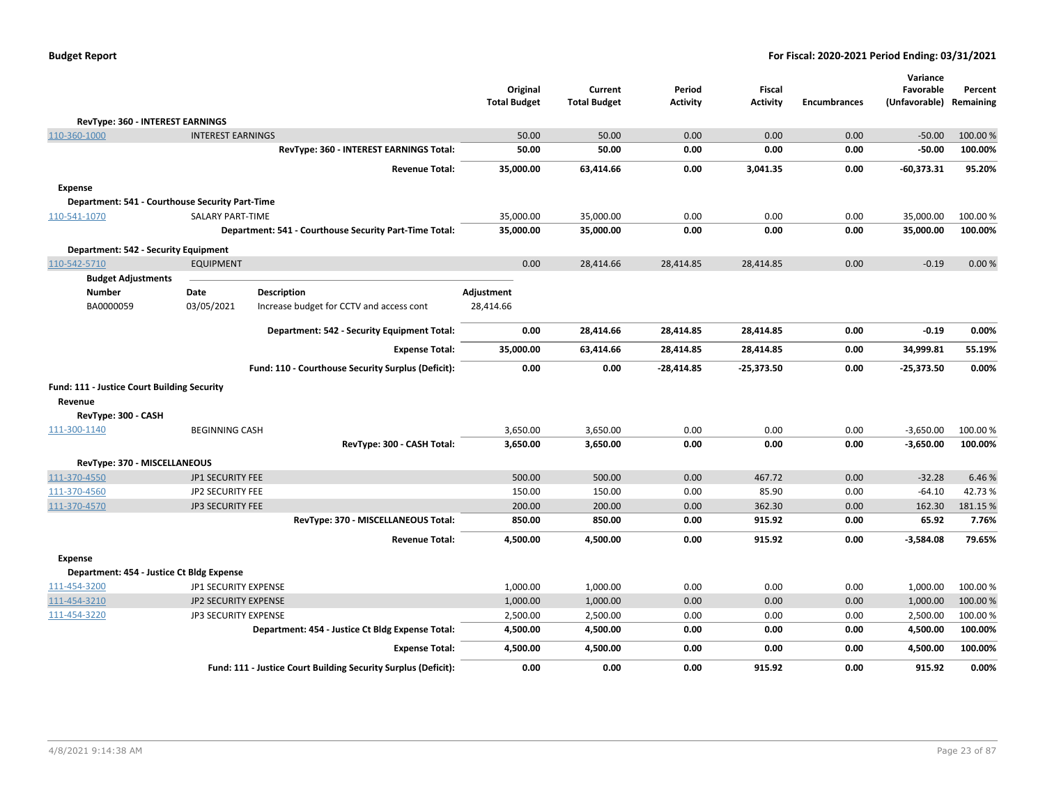| | | Original Total Budget | Current Total Budget | Period Activity | Fiscal Activity | Encumbrances | Variance Favorable (Unfavorable) | Percent Remaining |
|---|---|---|---|---|---|---|---|---|
| **RevType: 360 - INTEREST EARNINGS** | | | | | | | | |
| 110-360-1000 | INTEREST EARNINGS | 50.00 | 50.00 | 0.00 | 0.00 | 0.00 | -50.00 | 100.00 % |
| | **RevType: 360 - INTEREST EARNINGS Total:** | **50.00** | **50.00** | **0.00** | **0.00** | **0.00** | **-50.00** | **100.00%** |
| | **Revenue Total:** | **35,000.00** | **63,414.66** | **0.00** | **3,041.35** | **0.00** | **-60,373.31** | **95.20%** |
| **Expense** | | | | | | | | |
| **Department: 541 - Courthouse Security Part-Time** | | | | | | | | |
| 110-541-1070 | SALARY PART-TIME | 35,000.00 | 35,000.00 | 0.00 | 0.00 | 0.00 | 35,000.00 | 100.00 % |
| | **Department: 541 - Courthouse Security Part-Time Total:** | **35,000.00** | **35,000.00** | **0.00** | **0.00** | **0.00** | **35,000.00** | **100.00%** |
| **Department: 542 - Security Equipment** | | | | | | | | |
| 110-542-5710 | EQUIPMENT | 0.00 | 28,414.66 | 28,414.85 | 28,414.85 | 0.00 | -0.19 | 0.00 % |

**Budget Adjustments**

| Number | Date | Description | Adjustment |
|---|---|---|---|
| BA0000059 | 03/05/2021 | Increase budget for CCTV and access cont | 28,414.66 |

| | | Original Total Budget | Current Total Budget | Period Activity | Fiscal Activity | Encumbrances | Variance Favorable (Unfavorable) | Percent Remaining |
|---|---|---|---|---|---|---|---|---|
| | **Department: 542 - Security Equipment Total:** | **0.00** | **28,414.66** | **28,414.85** | **28,414.85** | **0.00** | **-0.19** | **0.00%** |
| | **Expense Total:** | **35,000.00** | **63,414.66** | **28,414.85** | **28,414.85** | **0.00** | **34,999.81** | **55.19%** |
| | **Fund: 110 - Courthouse Security Surplus (Deficit):** | **0.00** | **0.00** | **-28,414.85** | **-25,373.50** | **0.00** | **-25,373.50** | **0.00%** |
| **Fund: 111 - Justice Court Building Security** | | | | | | | | |
| **Revenue** | | | | | | | | |
| **RevType: 300 - CASH** | | | | | | | | |
| 111-300-1140 | BEGINNING CASH | 3,650.00 | 3,650.00 | 0.00 | 0.00 | 0.00 | -3,650.00 | 100.00 % |
| | **RevType: 300 - CASH Total:** | **3,650.00** | **3,650.00** | **0.00** | **0.00** | **0.00** | **-3,650.00** | **100.00%** |
| **RevType: 370 - MISCELLANEOUS** | | | | | | | | |
| 111-370-4550 | JP1 SECURITY FEE | 500.00 | 500.00 | 0.00 | 467.72 | 0.00 | -32.28 | 6.46 % |
| 111-370-4560 | JP2 SECURITY FEE | 150.00 | 150.00 | 0.00 | 85.90 | 0.00 | -64.10 | 42.73 % |
| 111-370-4570 | JP3 SECURITY FEE | 200.00 | 200.00 | 0.00 | 362.30 | 0.00 | 162.30 | 181.15 % |
| | **RevType: 370 - MISCELLANEOUS Total:** | **850.00** | **850.00** | **0.00** | **915.92** | **0.00** | **65.92** | **7.76%** |
| | **Revenue Total:** | **4,500.00** | **4,500.00** | **0.00** | **915.92** | **0.00** | **-3,584.08** | **79.65%** |
| **Expense** | | | | | | | | |
| **Department: 454 - Justice Ct Bldg Expense** | | | | | | | | |
| 111-454-3200 | JP1 SECURITY EXPENSE | 1,000.00 | 1,000.00 | 0.00 | 0.00 | 0.00 | 1,000.00 | 100.00 % |
| 111-454-3210 | JP2 SECURITY EXPENSE | 1,000.00 | 1,000.00 | 0.00 | 0.00 | 0.00 | 1,000.00 | 100.00 % |
| 111-454-3220 | JP3 SECURITY EXPENSE | 2,500.00 | 2,500.00 | 0.00 | 0.00 | 0.00 | 2,500.00 | 100.00 % |
| | **Department: 454 - Justice Ct Bldg Expense Total:** | **4,500.00** | **4,500.00** | **0.00** | **0.00** | **0.00** | **4,500.00** | **100.00%** |
| | **Expense Total:** | **4,500.00** | **4,500.00** | **0.00** | **0.00** | **0.00** | **4,500.00** | **100.00%** |
| | **Fund: 111 - Justice Court Building Security Surplus (Deficit):** | **0.00** | **0.00** | **0.00** | **915.92** | **0.00** | **915.92** | **0.00%** |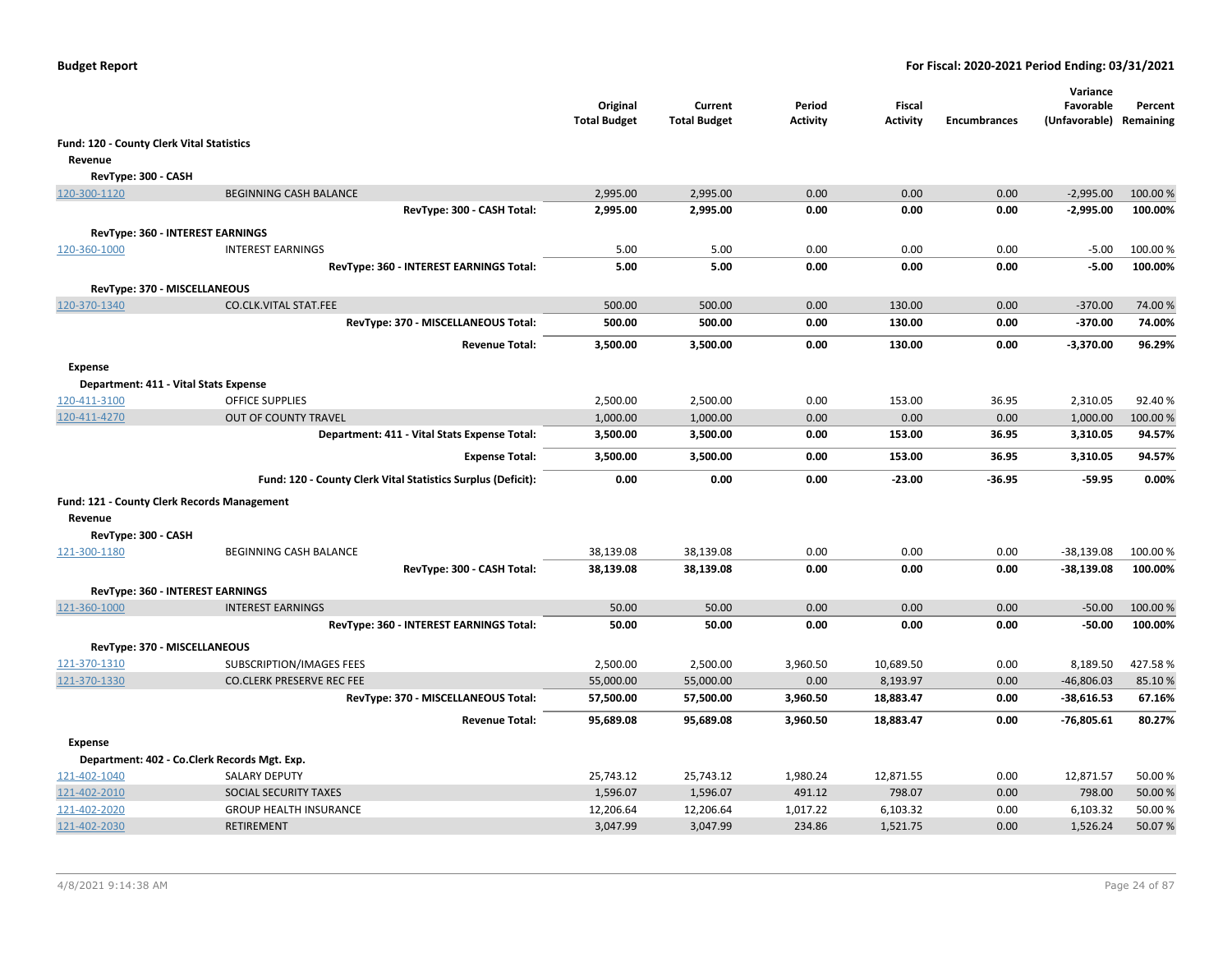| | | Original Total Budget | Current Total Budget | Period Activity | Fiscal Activity | Encumbrances | Variance Favorable (Unfavorable) | Percent Remaining |
|---|---|---|---|---|---|---|---|---|
| **Fund: 120 - County Clerk Vital Statistics** | | | | | | | | |
| **Revenue** | | | | | | | | |
| **RevType: 300 - CASH** | | | | | | | | |
| 120-300-1120 | BEGINNING CASH BALANCE | 2,995.00 | 2,995.00 | 0.00 | 0.00 | 0.00 | -2,995.00 | 100.00 % |
| | **RevType: 300 - CASH Total:** | **2,995.00** | **2,995.00** | **0.00** | **0.00** | **0.00** | **-2,995.00** | **100.00%** |
| **RevType: 360 - INTEREST EARNINGS** | | | | | | | | |
| 120-360-1000 | INTEREST EARNINGS | 5.00 | 5.00 | 0.00 | 0.00 | 0.00 | -5.00 | 100.00 % |
| | **RevType: 360 - INTEREST EARNINGS Total:** | **5.00** | **5.00** | **0.00** | **0.00** | **0.00** | **-5.00** | **100.00%** |
| **RevType: 370 - MISCELLANEOUS** | | | | | | | | |
| 120-370-1340 | CO.CLK.VITAL STAT.FEE | 500.00 | 500.00 | 0.00 | 130.00 | 0.00 | -370.00 | 74.00 % |
| | **RevType: 370 - MISCELLANEOUS Total:** | **500.00** | **500.00** | **0.00** | **130.00** | **0.00** | **-370.00** | **74.00%** |
| | **Revenue Total:** | **3,500.00** | **3,500.00** | **0.00** | **130.00** | **0.00** | **-3,370.00** | **96.29%** |
| **Expense** | | | | | | | | |
| **Department: 411 - Vital Stats Expense** | | | | | | | | |
| 120-411-3100 | OFFICE SUPPLIES | 2,500.00 | 2,500.00 | 0.00 | 153.00 | 36.95 | 2,310.05 | 92.40 % |
| 120-411-4270 | OUT OF COUNTY TRAVEL | 1,000.00 | 1,000.00 | 0.00 | 0.00 | 0.00 | 1,000.00 | 100.00 % |
| | **Department: 411 - Vital Stats Expense Total:** | **3,500.00** | **3,500.00** | **0.00** | **153.00** | **36.95** | **3,310.05** | **94.57%** |
| | **Expense Total:** | **3,500.00** | **3,500.00** | **0.00** | **153.00** | **36.95** | **3,310.05** | **94.57%** |
| | **Fund: 120 - County Clerk Vital Statistics Surplus (Deficit):** | **0.00** | **0.00** | **0.00** | **-23.00** | **-36.95** | **-59.95** | **0.00%** |
| **Fund: 121 - County Clerk Records Management** | | | | | | | | |
| **Revenue** | | | | | | | | |
| **RevType: 300 - CASH** | | | | | | | | |
| 121-300-1180 | BEGINNING CASH BALANCE | 38,139.08 | 38,139.08 | 0.00 | 0.00 | 0.00 | -38,139.08 | 100.00 % |
| | **RevType: 300 - CASH Total:** | **38,139.08** | **38,139.08** | **0.00** | **0.00** | **0.00** | **-38,139.08** | **100.00%** |
| **RevType: 360 - INTEREST EARNINGS** | | | | | | | | |
| 121-360-1000 | INTEREST EARNINGS | 50.00 | 50.00 | 0.00 | 0.00 | 0.00 | -50.00 | 100.00 % |
| | **RevType: 360 - INTEREST EARNINGS Total:** | **50.00** | **50.00** | **0.00** | **0.00** | **0.00** | **-50.00** | **100.00%** |
| **RevType: 370 - MISCELLANEOUS** | | | | | | | | |
| 121-370-1310 | SUBSCRIPTION/IMAGES FEES | 2,500.00 | 2,500.00 | 3,960.50 | 10,689.50 | 0.00 | 8,189.50 | 427.58 % |
| 121-370-1330 | CO.CLERK PRESERVE REC FEE | 55,000.00 | 55,000.00 | 0.00 | 8,193.97 | 0.00 | -46,806.03 | 85.10 % |
| | **RevType: 370 - MISCELLANEOUS Total:** | **57,500.00** | **57,500.00** | **3,960.50** | **18,883.47** | **0.00** | **-38,616.53** | **67.16%** |
| | **Revenue Total:** | **95,689.08** | **95,689.08** | **3,960.50** | **18,883.47** | **0.00** | **-76,805.61** | **80.27%** |
| **Expense** | | | | | | | | |
| **Department: 402 - Co.Clerk Records Mgt. Exp.** | | | | | | | | |
| 121-402-1040 | SALARY DEPUTY | 25,743.12 | 25,743.12 | 1,980.24 | 12,871.55 | 0.00 | 12,871.57 | 50.00 % |
| 121-402-2010 | SOCIAL SECURITY TAXES | 1,596.07 | 1,596.07 | 491.12 | 798.07 | 0.00 | 798.00 | 50.00 % |
| 121-402-2020 | GROUP HEALTH INSURANCE | 12,206.64 | 12,206.64 | 1,017.22 | 6,103.32 | 0.00 | 6,103.32 | 50.00 % |
| 121-402-2030 | RETIREMENT | 3,047.99 | 3,047.99 | 234.86 | 1,521.75 | 0.00 | 1,526.24 | 50.07 % |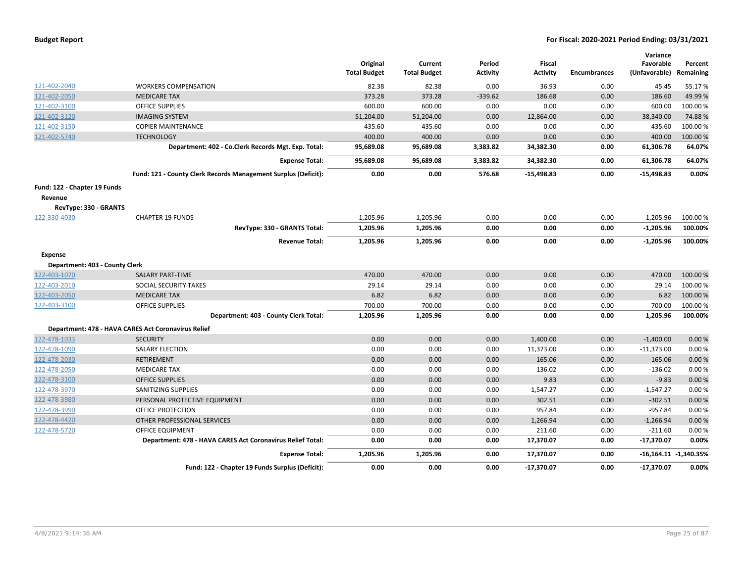| | | Original Total Budget | Current Total Budget | Period Activity | Fiscal Activity | Encumbrances | Variance Favorable (Unfavorable) | Percent Remaining |
|---|---|---|---|---|---|---|---|---|
| 121-402-2040 | WORKERS COMPENSATION | 82.38 | 82.38 | 0.00 | 36.93 | 0.00 | 45.45 | 55.17 % |
| 121-402-2050 | MEDICARE TAX | 373.28 | 373.28 | -339.62 | 186.68 | 0.00 | 186.60 | 49.99 % |
| 121-402-3100 | OFFICE SUPPLIES | 600.00 | 600.00 | 0.00 | 0.00 | 0.00 | 600.00 | 100.00 % |
| 121-402-3120 | IMAGING SYSTEM | 51,204.00 | 51,204.00 | 0.00 | 12,864.00 | 0.00 | 38,340.00 | 74.88 % |
| 121-402-3150 | COPIER MAINTENANCE | 435.60 | 435.60 | 0.00 | 0.00 | 0.00 | 435.60 | 100.00 % |
| 121-402-5740 | TECHNOLOGY | 400.00 | 400.00 | 0.00 | 0.00 | 0.00 | 400.00 | 100.00 % |
| | **Department: 402 - Co.Clerk Records Mgt. Exp. Total:** | **95,689.08** | **95,689.08** | **3,383.82** | **34,382.30** | **0.00** | **61,306.78** | **64.07%** |
| | **Expense Total:** | **95,689.08** | **95,689.08** | **3,383.82** | **34,382.30** | **0.00** | **61,306.78** | **64.07%** |
| | **Fund: 121 - County Clerk Records Management Surplus (Deficit):** | **0.00** | **0.00** | **576.68** | **-15,498.83** | **0.00** | **-15,498.83** | **0.00%** |
| **Fund: 122 - Chapter 19 Funds** | | | | | | | | |
| **Revenue** | | | | | | | | |
| **RevType: 330 - GRANTS** | | | | | | | | |
| 122-330-4030 | CHAPTER 19 FUNDS | 1,205.96 | 1,205.96 | 0.00 | 0.00 | 0.00 | -1,205.96 | 100.00 % |
| | **RevType: 330 - GRANTS Total:** | **1,205.96** | **1,205.96** | **0.00** | **0.00** | **0.00** | **-1,205.96** | **100.00%** |
| | **Revenue Total:** | **1,205.96** | **1,205.96** | **0.00** | **0.00** | **0.00** | **-1,205.96** | **100.00%** |
| **Expense** | | | | | | | | |
| **Department: 403 - County Clerk** | | | | | | | | |
| 122-403-1070 | SALARY PART-TIME | 470.00 | 470.00 | 0.00 | 0.00 | 0.00 | 470.00 | 100.00 % |
| 122-403-2010 | SOCIAL SECURITY TAXES | 29.14 | 29.14 | 0.00 | 0.00 | 0.00 | 29.14 | 100.00 % |
| 122-403-2050 | MEDICARE TAX | 6.82 | 6.82 | 0.00 | 0.00 | 0.00 | 6.82 | 100.00 % |
| 122-403-3100 | OFFICE SUPPLIES | 700.00 | 700.00 | 0.00 | 0.00 | 0.00 | 700.00 | 100.00 % |
| | **Department: 403 - County Clerk Total:** | **1,205.96** | **1,205.96** | **0.00** | **0.00** | **0.00** | **1,205.96** | **100.00%** |
| **Department: 478 - HAVA CARES Act Coronavirus Relief** | | | | | | | | |
| 122-478-1033 | SECURITY | 0.00 | 0.00 | 0.00 | 1,400.00 | 0.00 | -1,400.00 | 0.00 % |
| 122-478-1090 | SALARY ELECTION | 0.00 | 0.00 | 0.00 | 11,373.00 | 0.00 | -11,373.00 | 0.00 % |
| 122-478-2030 | RETIREMENT | 0.00 | 0.00 | 0.00 | 165.06 | 0.00 | -165.06 | 0.00 % |
| 122-478-2050 | MEDICARE TAX | 0.00 | 0.00 | 0.00 | 136.02 | 0.00 | -136.02 | 0.00 % |
| 122-478-3100 | OFFICE SUPPLIES | 0.00 | 0.00 | 0.00 | 9.83 | 0.00 | -9.83 | 0.00 % |
| 122-478-3970 | SANITIZING SUPPLIES | 0.00 | 0.00 | 0.00 | 1,547.27 | 0.00 | -1,547.27 | 0.00 % |
| 122-478-3980 | PERSONAL PROTECTIVE EQUIPMENT | 0.00 | 0.00 | 0.00 | 302.51 | 0.00 | -302.51 | 0.00 % |
| 122-478-3990 | OFFICE PROTECTION | 0.00 | 0.00 | 0.00 | 957.84 | 0.00 | -957.84 | 0.00 % |
| 122-478-4420 | OTHER PROFESSIONAL SERVICES | 0.00 | 0.00 | 0.00 | 1,266.94 | 0.00 | -1,266.94 | 0.00 % |
| 122-478-5720 | OFFICE EQUIPMENT | 0.00 | 0.00 | 0.00 | 211.60 | 0.00 | -211.60 | 0.00 % |
| | **Department: 478 - HAVA CARES Act Coronavirus Relief Total:** | **0.00** | **0.00** | **0.00** | **17,370.07** | **0.00** | **-17,370.07** | **0.00%** |
| | **Expense Total:** | **1,205.96** | **1,205.96** | **0.00** | **17,370.07** | **0.00** | **-16,164.11** | **-1,340.35%** |
| | **Fund: 122 - Chapter 19 Funds Surplus (Deficit):** | **0.00** | **0.00** | **0.00** | **-17,370.07** | **0.00** | **-17,370.07** | **0.00%** |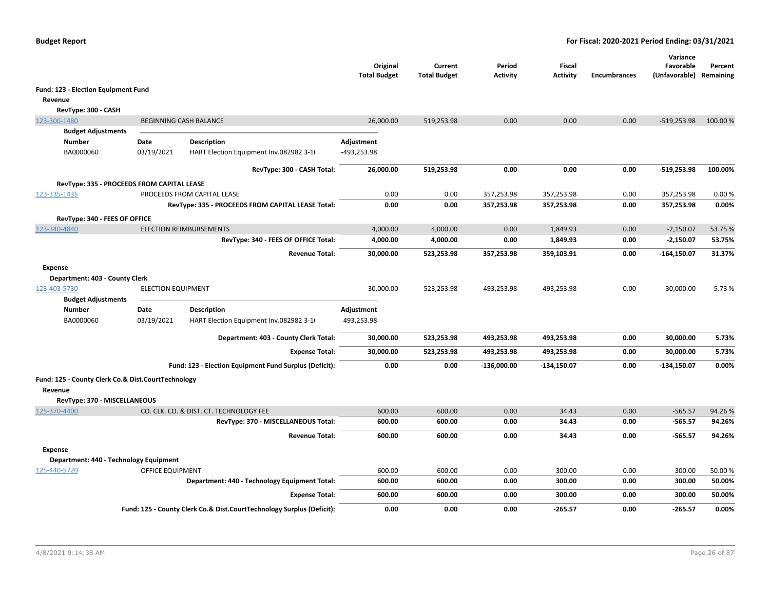**Budget Report** | **For Fiscal: 2020-2021 Period Ending: 03/31/2021**

| | | Original Total Budget | Current Total Budget | Period Activity | Fiscal Activity | Encumbrances | Variance Favorable (Unfavorable) | Percent Remaining |
|---|---|---|---|---|---|---|---|---|
| **Fund: 123 - Election Equipment Fund** | | | | | | | | |
| **Revenue** | | | | | | | | |
| **RevType: 300 - CASH** | | | | | | | | |
| 123-300-1480 | BEGINNING CASH BALANCE | 26,000.00 | 519,253.98 | 0.00 | 0.00 | 0.00 | -519,253.98 | 100.00 % |
| | **RevType: 300 - CASH Total:** | **26,000.00** | **519,253.98** | **0.00** | **0.00** | **0.00** | **-519,253.98** | **100.00%** |
| **RevType: 335 - PROCEEDS FROM CAPITAL LEASE** | | | | | | | | |
| 123-335-1435 | PROCEEDS FROM CAPITAL LEASE | 0.00 | 0.00 | 357,253.98 | 357,253.98 | 0.00 | 357,253.98 | 0.00 % |
| | **RevType: 335 - PROCEEDS FROM CAPITAL LEASE Total:** | **0.00** | **0.00** | **357,253.98** | **357,253.98** | **0.00** | **357,253.98** | **0.00%** |
| **RevType: 340 - FEES OF OFFICE** | | | | | | | | |
| 123-340-4840 | ELECTION REIMBURSEMENTS | 4,000.00 | 4,000.00 | 0.00 | 1,849.93 | 0.00 | -2,150.07 | 53.75 % |
| | **RevType: 340 - FEES OF OFFICE Total:** | **4,000.00** | **4,000.00** | **0.00** | **1,849.93** | **0.00** | **-2,150.07** | **53.75%** |
| | **Revenue Total:** | **30,000.00** | **523,253.98** | **357,253.98** | **359,103.91** | **0.00** | **-164,150.07** | **31.37%** |
| **Expense** | | | | | | | | |
| **Department: 403 - County Clerk** | | | | | | | | |
| 123-403-5730 | ELECTION EQUIPMENT | 30,000.00 | 523,253.98 | 493,253.98 | 493,253.98 | 0.00 | 30,000.00 | 5.73 % |
| | **Department: 403 - County Clerk Total:** | **30,000.00** | **523,253.98** | **493,253.98** | **493,253.98** | **0.00** | **30,000.00** | **5.73%** |
| | **Expense Total:** | **30,000.00** | **523,253.98** | **493,253.98** | **493,253.98** | **0.00** | **30,000.00** | **5.73%** |
| | **Fund: 123 - Election Equipment Fund Surplus (Deficit):** | **0.00** | **0.00** | **-136,000.00** | **-134,150.07** | **0.00** | **-134,150.07** | **0.00%** |

**Budget Adjustments (123-300-1480)**

| Number | Date | Description | Adjustment |
|---|---|---|---|
| BA0000060 | 03/19/2021 | HART Election Equipment Inv.082982 3-1( | -493,253.98 |

**Budget Adjustments (123-403-5730)**

| Number | Date | Description | Adjustment |
|---|---|---|---|
| BA0000060 | 03/19/2021 | HART Election Equipment Inv.082982 3-1( | 493,253.98 |

| | | Original Total Budget | Current Total Budget | Period Activity | Fiscal Activity | Encumbrances | Variance Favorable (Unfavorable) | Percent Remaining |
|---|---|---|---|---|---|---|---|---|
| **Fund: 125 - County Clerk Co.& Dist.CourtTechnology** | | | | | | | | |
| **Revenue** | | | | | | | | |
| **RevType: 370 - MISCELLANEOUS** | | | | | | | | |
| 125-370-4400 | CO. CLK. CO. & DIST. CT. TECHNOLOGY FEE | 600.00 | 600.00 | 0.00 | 34.43 | 0.00 | -565.57 | 94.26 % |
| | **RevType: 370 - MISCELLANEOUS Total:** | **600.00** | **600.00** | **0.00** | **34.43** | **0.00** | **-565.57** | **94.26%** |
| | **Revenue Total:** | **600.00** | **600.00** | **0.00** | **34.43** | **0.00** | **-565.57** | **94.26%** |
| **Expense** | | | | | | | | |
| **Department: 440 - Technology Equipment** | | | | | | | | |
| 125-440-5720 | OFFICE EQUIPMENT | 600.00 | 600.00 | 0.00 | 300.00 | 0.00 | 300.00 | 50.00 % |
| | **Department: 440 - Technology Equipment Total:** | **600.00** | **600.00** | **0.00** | **300.00** | **0.00** | **300.00** | **50.00%** |
| | **Expense Total:** | **600.00** | **600.00** | **0.00** | **300.00** | **0.00** | **300.00** | **50.00%** |
| | **Fund: 125 - County Clerk Co.& Dist.CourtTechnology Surplus (Deficit):** | **0.00** | **0.00** | **0.00** | **-265.57** | **0.00** | **-265.57** | **0.00%** |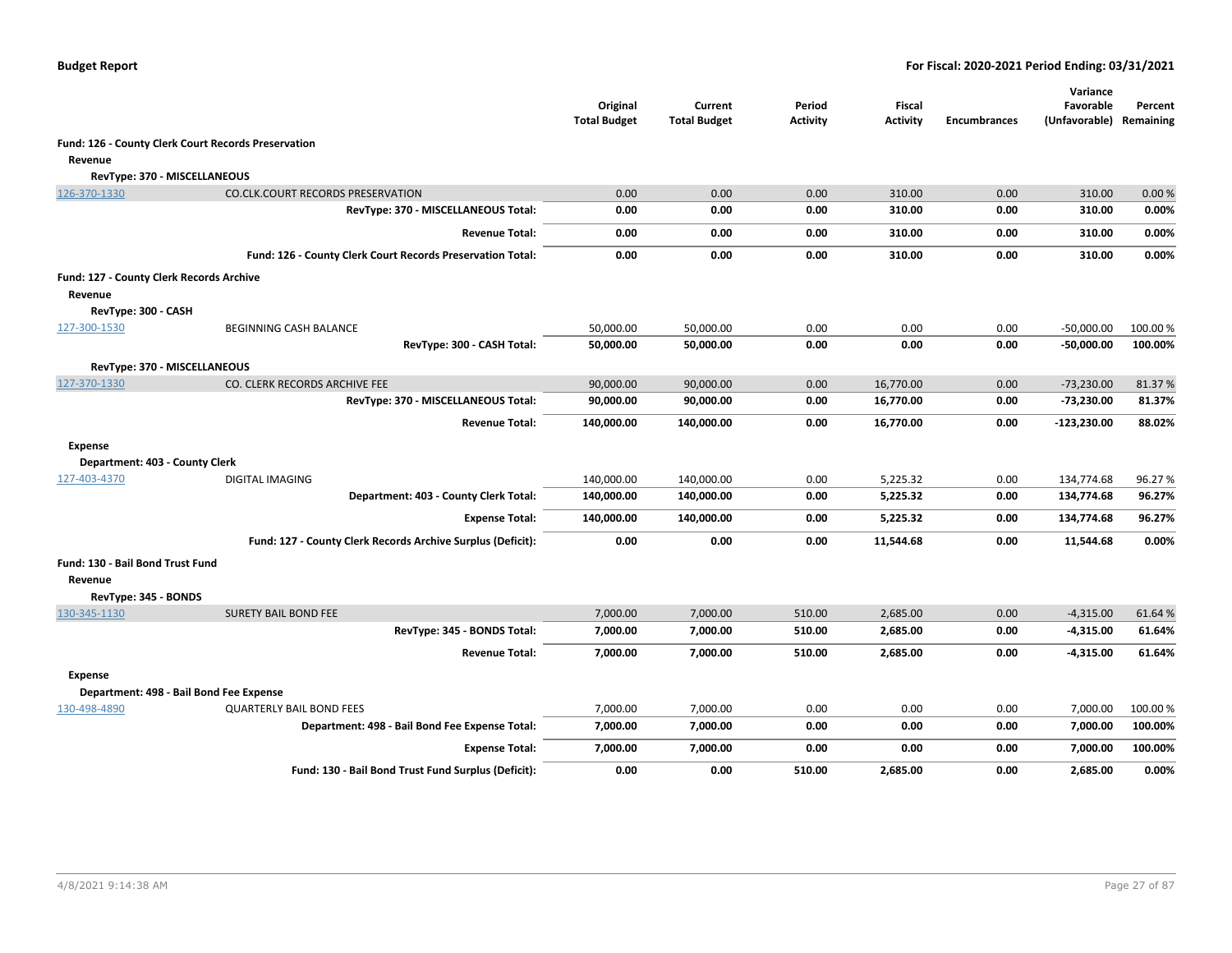| | | Original Total Budget | Current Total Budget | Period Activity | Fiscal Activity | Encumbrances | Variance Favorable (Unfavorable) | Percent Remaining |
|---|---|---|---|---|---|---|---|---|
| **Fund: 126 - County Clerk Court Records Preservation** | | | | | | | | |
| **Revenue** | | | | | | | | |
| **RevType: 370 - MISCELLANEOUS** | | | | | | | | |
| 126-370-1330 | CO.CLK.COURT RECORDS PRESERVATION | 0.00 | 0.00 | 0.00 | 310.00 | 0.00 | 310.00 | 0.00 % |
| | **RevType: 370 - MISCELLANEOUS Total:** | **0.00** | **0.00** | **0.00** | **310.00** | **0.00** | **310.00** | **0.00%** |
| | **Revenue Total:** | **0.00** | **0.00** | **0.00** | **310.00** | **0.00** | **310.00** | **0.00%** |
| | **Fund: 126 - County Clerk Court Records Preservation Total:** | **0.00** | **0.00** | **0.00** | **310.00** | **0.00** | **310.00** | **0.00%** |
| **Fund: 127 - County Clerk Records Archive** | | | | | | | | |
| **Revenue** | | | | | | | | |
| **RevType: 300 - CASH** | | | | | | | | |
| 127-300-1530 | BEGINNING CASH BALANCE | 50,000.00 | 50,000.00 | 0.00 | 0.00 | 0.00 | -50,000.00 | 100.00 % |
| | **RevType: 300 - CASH Total:** | **50,000.00** | **50,000.00** | **0.00** | **0.00** | **0.00** | **-50,000.00** | **100.00%** |
| **RevType: 370 - MISCELLANEOUS** | | | | | | | | |
| 127-370-1330 | CO. CLERK RECORDS ARCHIVE FEE | 90,000.00 | 90,000.00 | 0.00 | 16,770.00 | 0.00 | -73,230.00 | 81.37 % |
| | **RevType: 370 - MISCELLANEOUS Total:** | **90,000.00** | **90,000.00** | **0.00** | **16,770.00** | **0.00** | **-73,230.00** | **81.37%** |
| | **Revenue Total:** | **140,000.00** | **140,000.00** | **0.00** | **16,770.00** | **0.00** | **-123,230.00** | **88.02%** |
| **Expense** | | | | | | | | |
| **Department: 403 - County Clerk** | | | | | | | | |
| 127-403-4370 | DIGITAL IMAGING | 140,000.00 | 140,000.00 | 0.00 | 5,225.32 | 0.00 | 134,774.68 | 96.27 % |
| | **Department: 403 - County Clerk Total:** | **140,000.00** | **140,000.00** | **0.00** | **5,225.32** | **0.00** | **134,774.68** | **96.27%** |
| | **Expense Total:** | **140,000.00** | **140,000.00** | **0.00** | **5,225.32** | **0.00** | **134,774.68** | **96.27%** |
| | **Fund: 127 - County Clerk Records Archive Surplus (Deficit):** | **0.00** | **0.00** | **0.00** | **11,544.68** | **0.00** | **11,544.68** | **0.00%** |
| **Fund: 130 - Bail Bond Trust Fund** | | | | | | | | |
| **Revenue** | | | | | | | | |
| **RevType: 345 - BONDS** | | | | | | | | |
| 130-345-1130 | SURETY BAIL BOND FEE | 7,000.00 | 7,000.00 | 510.00 | 2,685.00 | 0.00 | -4,315.00 | 61.64 % |
| | **RevType: 345 - BONDS Total:** | **7,000.00** | **7,000.00** | **510.00** | **2,685.00** | **0.00** | **-4,315.00** | **61.64%** |
| | **Revenue Total:** | **7,000.00** | **7,000.00** | **510.00** | **2,685.00** | **0.00** | **-4,315.00** | **61.64%** |
| **Expense** | | | | | | | | |
| **Department: 498 - Bail Bond Fee Expense** | | | | | | | | |
| 130-498-4890 | QUARTERLY BAIL BOND FEES | 7,000.00 | 7,000.00 | 0.00 | 0.00 | 0.00 | 7,000.00 | 100.00 % |
| | **Department: 498 - Bail Bond Fee Expense Total:** | **7,000.00** | **7,000.00** | **0.00** | **0.00** | **0.00** | **7,000.00** | **100.00%** |
| | **Expense Total:** | **7,000.00** | **7,000.00** | **0.00** | **0.00** | **0.00** | **7,000.00** | **100.00%** |
| | **Fund: 130 - Bail Bond Trust Fund Surplus (Deficit):** | **0.00** | **0.00** | **510.00** | **2,685.00** | **0.00** | **2,685.00** | **0.00%** |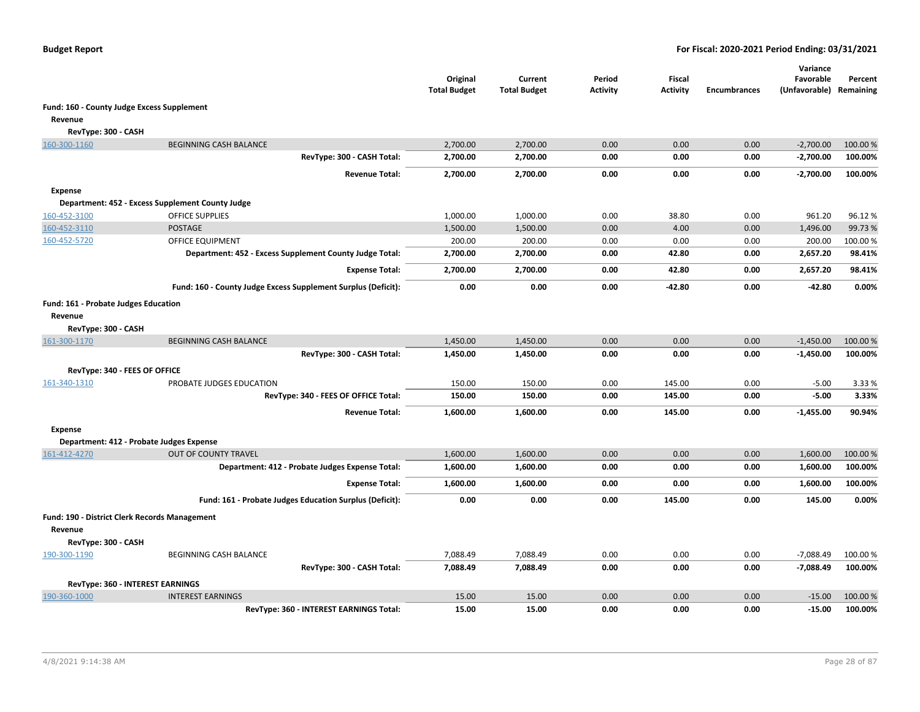**Budget Report** | **For Fiscal: 2020-2021 Period Ending: 03/31/2021**

| | | Original Total Budget | Current Total Budget | Period Activity | Fiscal Activity | Encumbrances | Variance Favorable (Unfavorable) | Percent Remaining |
|---|---|---|---|---|---|---|---|---|
| **Fund: 160 - County Judge Excess Supplement** | | | | | | | | |
| **Revenue** | | | | | | | | |
| **RevType: 300 - CASH** | | | | | | | | |
| 160-300-1160 | BEGINNING CASH BALANCE | 2,700.00 | 2,700.00 | 0.00 | 0.00 | 0.00 | -2,700.00 | 100.00 % |
| | **RevType: 300 - CASH Total:** | **2,700.00** | **2,700.00** | **0.00** | **0.00** | **0.00** | **-2,700.00** | **100.00%** |
| | **Revenue Total:** | **2,700.00** | **2,700.00** | **0.00** | **0.00** | **0.00** | **-2,700.00** | **100.00%** |
| **Expense** | | | | | | | | |
| **Department: 452 - Excess Supplement County Judge** | | | | | | | | |
| 160-452-3100 | OFFICE SUPPLIES | 1,000.00 | 1,000.00 | 0.00 | 38.80 | 0.00 | 961.20 | 96.12 % |
| 160-452-3110 | POSTAGE | 1,500.00 | 1,500.00 | 0.00 | 4.00 | 0.00 | 1,496.00 | 99.73 % |
| 160-452-5720 | OFFICE EQUIPMENT | 200.00 | 200.00 | 0.00 | 0.00 | 0.00 | 200.00 | 100.00 % |
| | **Department: 452 - Excess Supplement County Judge Total:** | **2,700.00** | **2,700.00** | **0.00** | **42.80** | **0.00** | **2,657.20** | **98.41%** |
| | **Expense Total:** | **2,700.00** | **2,700.00** | **0.00** | **42.80** | **0.00** | **2,657.20** | **98.41%** |
| | **Fund: 160 - County Judge Excess Supplement Surplus (Deficit):** | **0.00** | **0.00** | **0.00** | **-42.80** | **0.00** | **-42.80** | **0.00%** |
| **Fund: 161 - Probate Judges Education** | | | | | | | | |
| **Revenue** | | | | | | | | |
| **RevType: 300 - CASH** | | | | | | | | |
| 161-300-1170 | BEGINNING CASH BALANCE | 1,450.00 | 1,450.00 | 0.00 | 0.00 | 0.00 | -1,450.00 | 100.00 % |
| | **RevType: 300 - CASH Total:** | **1,450.00** | **1,450.00** | **0.00** | **0.00** | **0.00** | **-1,450.00** | **100.00%** |
| **RevType: 340 - FEES OF OFFICE** | | | | | | | | |
| 161-340-1310 | PROBATE JUDGES EDUCATION | 150.00 | 150.00 | 0.00 | 145.00 | 0.00 | -5.00 | 3.33 % |
| | **RevType: 340 - FEES OF OFFICE Total:** | **150.00** | **150.00** | **0.00** | **145.00** | **0.00** | **-5.00** | **3.33%** |
| | **Revenue Total:** | **1,600.00** | **1,600.00** | **0.00** | **145.00** | **0.00** | **-1,455.00** | **90.94%** |
| **Expense** | | | | | | | | |
| **Department: 412 - Probate Judges Expense** | | | | | | | | |
| 161-412-4270 | OUT OF COUNTY TRAVEL | 1,600.00 | 1,600.00 | 0.00 | 0.00 | 0.00 | 1,600.00 | 100.00 % |
| | **Department: 412 - Probate Judges Expense Total:** | **1,600.00** | **1,600.00** | **0.00** | **0.00** | **0.00** | **1,600.00** | **100.00%** |
| | **Expense Total:** | **1,600.00** | **1,600.00** | **0.00** | **0.00** | **0.00** | **1,600.00** | **100.00%** |
| | **Fund: 161 - Probate Judges Education Surplus (Deficit):** | **0.00** | **0.00** | **0.00** | **145.00** | **0.00** | **145.00** | **0.00%** |
| **Fund: 190 - District Clerk Records Management** | | | | | | | | |
| **Revenue** | | | | | | | | |
| **RevType: 300 - CASH** | | | | | | | | |
| 190-300-1190 | BEGINNING CASH BALANCE | 7,088.49 | 7,088.49 | 0.00 | 0.00 | 0.00 | -7,088.49 | 100.00 % |
| | **RevType: 300 - CASH Total:** | **7,088.49** | **7,088.49** | **0.00** | **0.00** | **0.00** | **-7,088.49** | **100.00%** |
| **RevType: 360 - INTEREST EARNINGS** | | | | | | | | |
| 190-360-1000 | INTEREST EARNINGS | 15.00 | 15.00 | 0.00 | 0.00 | 0.00 | -15.00 | 100.00 % |
| | **RevType: 360 - INTEREST EARNINGS Total:** | **15.00** | **15.00** | **0.00** | **0.00** | **0.00** | **-15.00** | **100.00%** |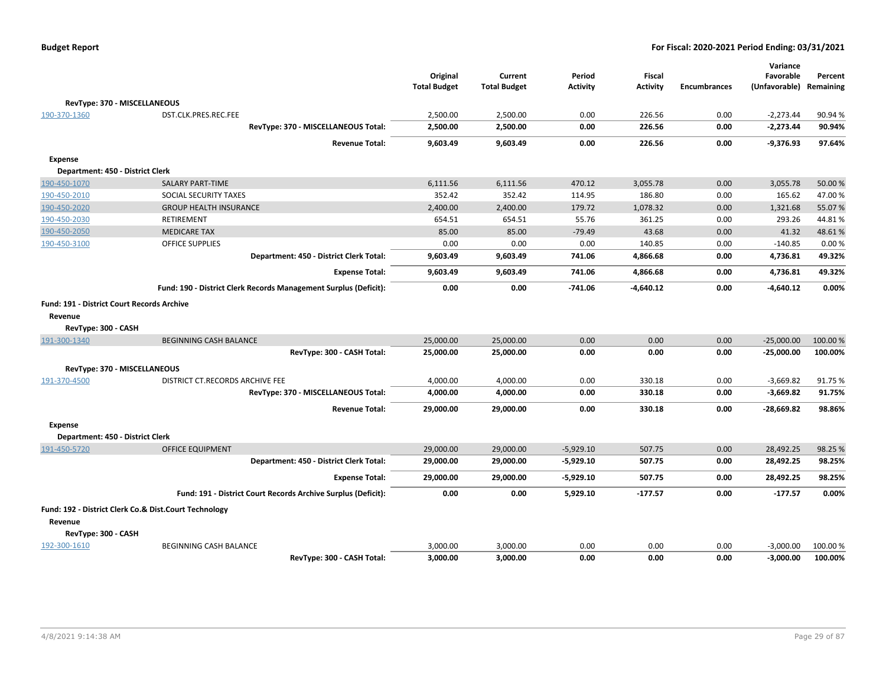| | | Original Total Budget | Current Total Budget | Period Activity | Fiscal Activity | Encumbrances | Variance Favorable (Unfavorable) | Percent Remaining |
|---|---|---|---|---|---|---|---|---|
| **RevType: 370 - MISCELLANEOUS** | | | | | | | | |
| 190-370-1360 | DST.CLK.PRES.REC.FEE | 2,500.00 | 2,500.00 | 0.00 | 226.56 | 0.00 | -2,273.44 | 90.94 % |
| | **RevType: 370 - MISCELLANEOUS Total:** | **2,500.00** | **2,500.00** | **0.00** | **226.56** | **0.00** | **-2,273.44** | **90.94%** |
| | **Revenue Total:** | **9,603.49** | **9,603.49** | **0.00** | **226.56** | **0.00** | **-9,376.93** | **97.64%** |
| **Expense** | | | | | | | | |
| **Department: 450 - District Clerk** | | | | | | | | |
| 190-450-1070 | SALARY PART-TIME | 6,111.56 | 6,111.56 | 470.12 | 3,055.78 | 0.00 | 3,055.78 | 50.00 % |
| 190-450-2010 | SOCIAL SECURITY TAXES | 352.42 | 352.42 | 114.95 | 186.80 | 0.00 | 165.62 | 47.00 % |
| 190-450-2020 | GROUP HEALTH INSURANCE | 2,400.00 | 2,400.00 | 179.72 | 1,078.32 | 0.00 | 1,321.68 | 55.07 % |
| 190-450-2030 | RETIREMENT | 654.51 | 654.51 | 55.76 | 361.25 | 0.00 | 293.26 | 44.81 % |
| 190-450-2050 | MEDICARE TAX | 85.00 | 85.00 | -79.49 | 43.68 | 0.00 | 41.32 | 48.61 % |
| 190-450-3100 | OFFICE SUPPLIES | 0.00 | 0.00 | 0.00 | 140.85 | 0.00 | -140.85 | 0.00 % |
| | **Department: 450 - District Clerk Total:** | **9,603.49** | **9,603.49** | **741.06** | **4,866.68** | **0.00** | **4,736.81** | **49.32%** |
| | **Expense Total:** | **9,603.49** | **9,603.49** | **741.06** | **4,866.68** | **0.00** | **4,736.81** | **49.32%** |
| | **Fund: 190 - District Clerk Records Management Surplus (Deficit):** | **0.00** | **0.00** | **-741.06** | **-4,640.12** | **0.00** | **-4,640.12** | **0.00%** |
| **Fund: 191 - District Court Records Archive** | | | | | | | | |
| **Revenue** | | | | | | | | |
| **RevType: 300 - CASH** | | | | | | | | |
| 191-300-1340 | BEGINNING CASH BALANCE | 25,000.00 | 25,000.00 | 0.00 | 0.00 | 0.00 | -25,000.00 | 100.00 % |
| | **RevType: 300 - CASH Total:** | **25,000.00** | **25,000.00** | **0.00** | **0.00** | **0.00** | **-25,000.00** | **100.00%** |
| **RevType: 370 - MISCELLANEOUS** | | | | | | | | |
| 191-370-4500 | DISTRICT CT.RECORDS ARCHIVE FEE | 4,000.00 | 4,000.00 | 0.00 | 330.18 | 0.00 | -3,669.82 | 91.75 % |
| | **RevType: 370 - MISCELLANEOUS Total:** | **4,000.00** | **4,000.00** | **0.00** | **330.18** | **0.00** | **-3,669.82** | **91.75%** |
| | **Revenue Total:** | **29,000.00** | **29,000.00** | **0.00** | **330.18** | **0.00** | **-28,669.82** | **98.86%** |
| **Expense** | | | | | | | | |
| **Department: 450 - District Clerk** | | | | | | | | |
| 191-450-5720 | OFFICE EQUIPMENT | 29,000.00 | 29,000.00 | -5,929.10 | 507.75 | 0.00 | 28,492.25 | 98.25 % |
| | **Department: 450 - District Clerk Total:** | **29,000.00** | **29,000.00** | **-5,929.10** | **507.75** | **0.00** | **28,492.25** | **98.25%** |
| | **Expense Total:** | **29,000.00** | **29,000.00** | **-5,929.10** | **507.75** | **0.00** | **28,492.25** | **98.25%** |
| | **Fund: 191 - District Court Records Archive Surplus (Deficit):** | **0.00** | **0.00** | **5,929.10** | **-177.57** | **0.00** | **-177.57** | **0.00%** |
| **Fund: 192 - District Clerk Co.& Dist.Court Technology** | | | | | | | | |
| **Revenue** | | | | | | | | |
| **RevType: 300 - CASH** | | | | | | | | |
| 192-300-1610 | BEGINNING CASH BALANCE | 3,000.00 | 3,000.00 | 0.00 | 0.00 | 0.00 | -3,000.00 | 100.00 % |
| | **RevType: 300 - CASH Total:** | **3,000.00** | **3,000.00** | **0.00** | **0.00** | **0.00** | **-3,000.00** | **100.00%** |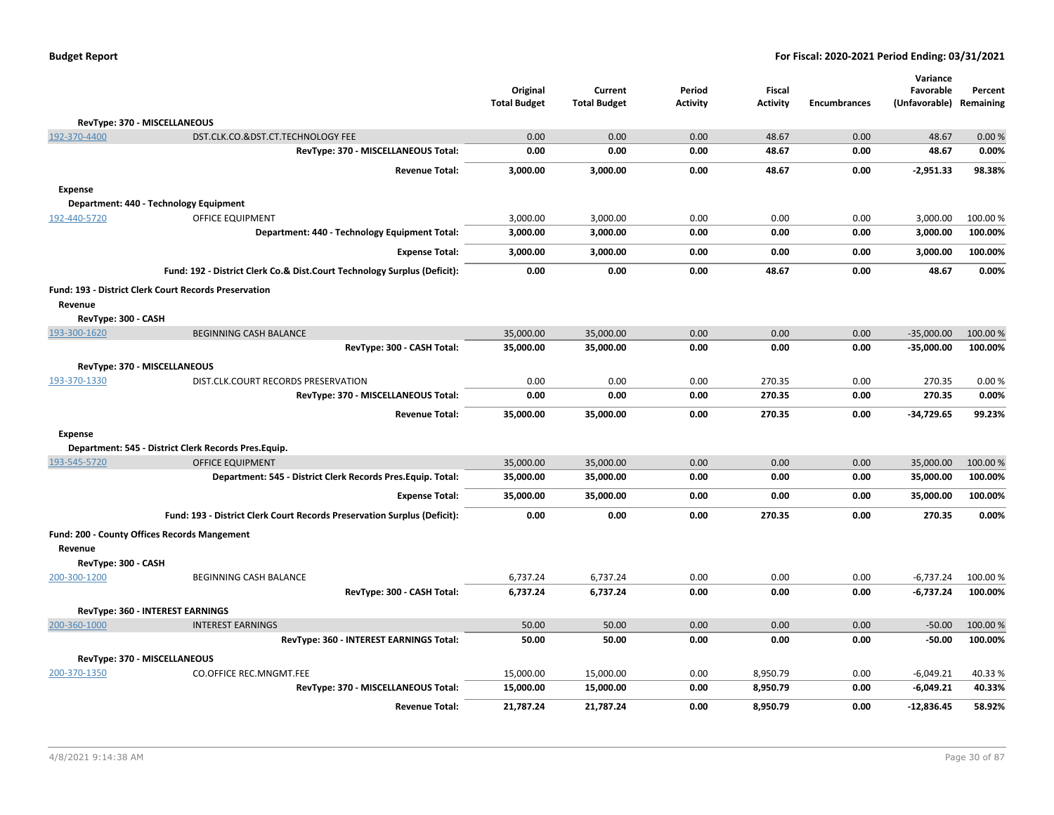| | | Original Total Budget | Current Total Budget | Period Activity | Fiscal Activity | Encumbrances | Variance Favorable (Unfavorable) | Percent Remaining |
|---|---|---|---|---|---|---|---|---|
| **RevType: 370 - MISCELLANEOUS** | | | | | | | | |
| 192-370-4400 | DST.CLK.CO.&DST.CT.TECHNOLOGY FEE | 0.00 | 0.00 | 0.00 | 48.67 | 0.00 | 48.67 | 0.00 % |
| | **RevType: 370 - MISCELLANEOUS Total:** | **0.00** | **0.00** | **0.00** | **48.67** | **0.00** | **48.67** | **0.00%** |
| | **Revenue Total:** | **3,000.00** | **3,000.00** | **0.00** | **48.67** | **0.00** | **-2,951.33** | **98.38%** |
| **Expense** | | | | | | | | |
| **Department: 440 - Technology Equipment** | | | | | | | | |
| 192-440-5720 | OFFICE EQUIPMENT | 3,000.00 | 3,000.00 | 0.00 | 0.00 | 0.00 | 3,000.00 | 100.00 % |
| | **Department: 440 - Technology Equipment Total:** | **3,000.00** | **3,000.00** | **0.00** | **0.00** | **0.00** | **3,000.00** | **100.00%** |
| | **Expense Total:** | **3,000.00** | **3,000.00** | **0.00** | **0.00** | **0.00** | **3,000.00** | **100.00%** |
| | **Fund: 192 - District Clerk Co.& Dist.Court Technology Surplus (Deficit):** | **0.00** | **0.00** | **0.00** | **48.67** | **0.00** | **48.67** | **0.00%** |
| **Fund: 193 - District Clerk Court Records Preservation** | | | | | | | | |
| **Revenue** | | | | | | | | |
| **RevType: 300 - CASH** | | | | | | | | |
| 193-300-1620 | BEGINNING CASH BALANCE | 35,000.00 | 35,000.00 | 0.00 | 0.00 | 0.00 | -35,000.00 | 100.00 % |
| | **RevType: 300 - CASH Total:** | **35,000.00** | **35,000.00** | **0.00** | **0.00** | **0.00** | **-35,000.00** | **100.00%** |
| **RevType: 370 - MISCELLANEOUS** | | | | | | | | |
| 193-370-1330 | DIST.CLK.COURT RECORDS PRESERVATION | 0.00 | 0.00 | 0.00 | 270.35 | 0.00 | 270.35 | 0.00 % |
| | **RevType: 370 - MISCELLANEOUS Total:** | **0.00** | **0.00** | **0.00** | **270.35** | **0.00** | **270.35** | **0.00%** |
| | **Revenue Total:** | **35,000.00** | **35,000.00** | **0.00** | **270.35** | **0.00** | **-34,729.65** | **99.23%** |
| **Expense** | | | | | | | | |
| **Department: 545 - District Clerk Records Pres.Equip.** | | | | | | | | |
| 193-545-5720 | OFFICE EQUIPMENT | 35,000.00 | 35,000.00 | 0.00 | 0.00 | 0.00 | 35,000.00 | 100.00 % |
| | **Department: 545 - District Clerk Records Pres.Equip. Total:** | **35,000.00** | **35,000.00** | **0.00** | **0.00** | **0.00** | **35,000.00** | **100.00%** |
| | **Expense Total:** | **35,000.00** | **35,000.00** | **0.00** | **0.00** | **0.00** | **35,000.00** | **100.00%** |
| | **Fund: 193 - District Clerk Court Records Preservation Surplus (Deficit):** | **0.00** | **0.00** | **0.00** | **270.35** | **0.00** | **270.35** | **0.00%** |
| **Fund: 200 - County Offices Records Mangement** | | | | | | | | |
| **Revenue** | | | | | | | | |
| **RevType: 300 - CASH** | | | | | | | | |
| 200-300-1200 | BEGINNING CASH BALANCE | 6,737.24 | 6,737.24 | 0.00 | 0.00 | 0.00 | -6,737.24 | 100.00 % |
| | **RevType: 300 - CASH Total:** | **6,737.24** | **6,737.24** | **0.00** | **0.00** | **0.00** | **-6,737.24** | **100.00%** |
| **RevType: 360 - INTEREST EARNINGS** | | | | | | | | |
| 200-360-1000 | INTEREST EARNINGS | 50.00 | 50.00 | 0.00 | 0.00 | 0.00 | -50.00 | 100.00 % |
| | **RevType: 360 - INTEREST EARNINGS Total:** | **50.00** | **50.00** | **0.00** | **0.00** | **0.00** | **-50.00** | **100.00%** |
| **RevType: 370 - MISCELLANEOUS** | | | | | | | | |
| 200-370-1350 | CO.OFFICE REC.MNGMT.FEE | 15,000.00 | 15,000.00 | 0.00 | 8,950.79 | 0.00 | -6,049.21 | 40.33 % |
| | **RevType: 370 - MISCELLANEOUS Total:** | **15,000.00** | **15,000.00** | **0.00** | **8,950.79** | **0.00** | **-6,049.21** | **40.33%** |
| | **Revenue Total:** | **21,787.24** | **21,787.24** | **0.00** | **8,950.79** | **0.00** | **-12,836.45** | **58.92%** |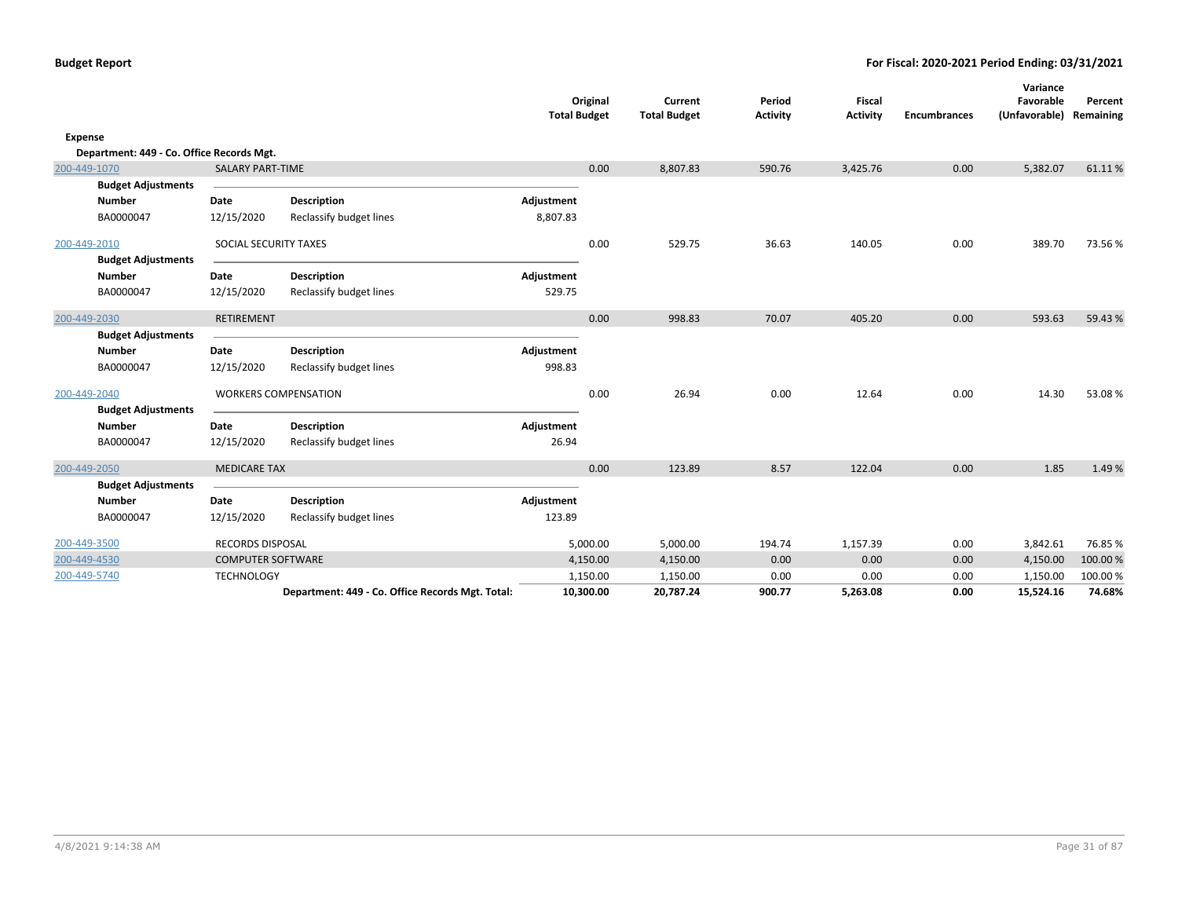**Budget Report** — For Fiscal: 2020-2021 Period Ending: 03/31/2021

| | | | Original Total Budget | Current Total Budget | Period Activity | Fiscal Activity | Encumbrances | Variance Favorable (Unfavorable) | Percent Remaining |
|---|---|---|---|---|---|---|---|---|---|
| **Expense** | | | | | | | | | |
| **Department: 449 - Co. Office Records Mgt.** | | | | | | | | | |
| 200-449-1070 | SALARY PART-TIME | | 0.00 | 8,807.83 | 590.76 | 3,425.76 | 0.00 | 5,382.07 | 61.11 % |
| **Budget Adjustments** | | | | | | | | | |
| **Number** | **Date** | **Description** | **Adjustment** | | | | | | |
| BA0000047 | 12/15/2020 | Reclassify budget lines | 8,807.83 | | | | | | |
| 200-449-2010 | SOCIAL SECURITY TAXES | | 0.00 | 529.75 | 36.63 | 140.05 | 0.00 | 389.70 | 73.56 % |
| **Budget Adjustments** | | | | | | | | | |
| **Number** | **Date** | **Description** | **Adjustment** | | | | | | |
| BA0000047 | 12/15/2020 | Reclassify budget lines | 529.75 | | | | | | |
| 200-449-2030 | RETIREMENT | | 0.00 | 998.83 | 70.07 | 405.20 | 0.00 | 593.63 | 59.43 % |
| **Budget Adjustments** | | | | | | | | | |
| **Number** | **Date** | **Description** | **Adjustment** | | | | | | |
| BA0000047 | 12/15/2020 | Reclassify budget lines | 998.83 | | | | | | |
| 200-449-2040 | WORKERS COMPENSATION | | 0.00 | 26.94 | 0.00 | 12.64 | 0.00 | 14.30 | 53.08 % |
| **Budget Adjustments** | | | | | | | | | |
| **Number** | **Date** | **Description** | **Adjustment** | | | | | | |
| BA0000047 | 12/15/2020 | Reclassify budget lines | 26.94 | | | | | | |
| 200-449-2050 | MEDICARE TAX | | 0.00 | 123.89 | 8.57 | 122.04 | 0.00 | 1.85 | 1.49 % |
| **Budget Adjustments** | | | | | | | | | |
| **Number** | **Date** | **Description** | **Adjustment** | | | | | | |
| BA0000047 | 12/15/2020 | Reclassify budget lines | 123.89 | | | | | | |
| 200-449-3500 | RECORDS DISPOSAL | | 5,000.00 | 5,000.00 | 194.74 | 1,157.39 | 0.00 | 3,842.61 | 76.85 % |
| 200-449-4530 | COMPUTER SOFTWARE | | 4,150.00 | 4,150.00 | 0.00 | 0.00 | 0.00 | 4,150.00 | 100.00 % |
| 200-449-5740 | TECHNOLOGY | | 1,150.00 | 1,150.00 | 0.00 | 0.00 | 0.00 | 1,150.00 | 100.00 % |
| | | **Department: 449 - Co. Office Records Mgt. Total:** | **10,300.00** | **20,787.24** | **900.77** | **5,263.08** | **0.00** | **15,524.16** | **74.68%** |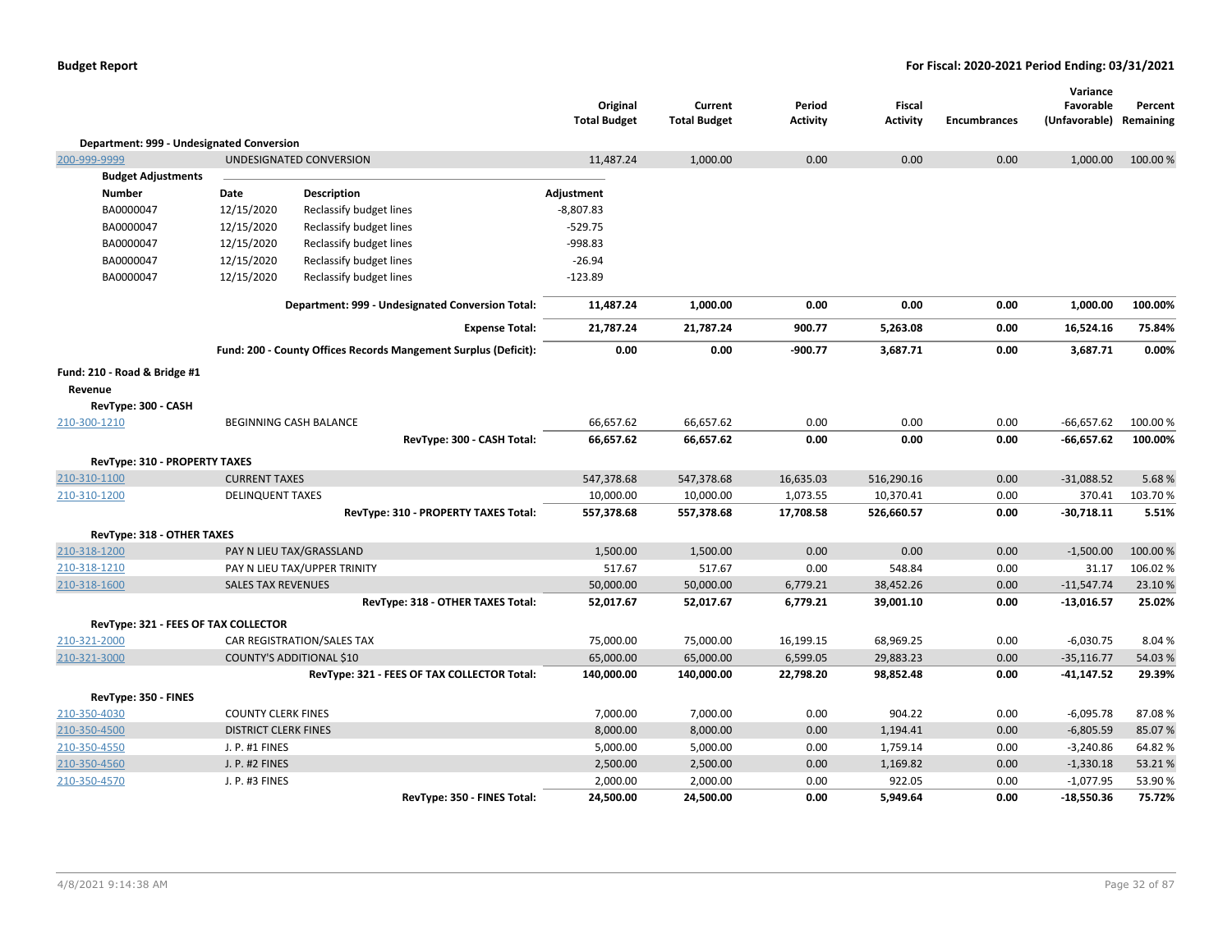| | | Original Total Budget | Current Total Budget | Period Activity | Fiscal Activity | Encumbrances | Variance Favorable (Unfavorable) | Percent Remaining |
|---|---|---|---|---|---|---|---|---|
| **Department: 999 - Undesignated Conversion** | | | | | | | | |
| 200-999-9999 | UNDESIGNATED CONVERSION | 11,487.24 | 1,000.00 | 0.00 | 0.00 | 0.00 | 1,000.00 | 100.00 % |

**Budget Adjustments**

| Number | Date | Description | Adjustment |
|---|---|---|---|
| BA0000047 | 12/15/2020 | Reclassify budget lines | -8,807.83 |
| BA0000047 | 12/15/2020 | Reclassify budget lines | -529.75 |
| BA0000047 | 12/15/2020 | Reclassify budget lines | -998.83 |
| BA0000047 | 12/15/2020 | Reclassify budget lines | -26.94 |
| BA0000047 | 12/15/2020 | Reclassify budget lines | -123.89 |

| | | Original Total Budget | Current Total Budget | Period Activity | Fiscal Activity | Encumbrances | Variance Favorable (Unfavorable) | Percent Remaining |
|---|---|---|---|---|---|---|---|---|
| | **Department: 999 - Undesignated Conversion Total:** | **11,487.24** | **1,000.00** | **0.00** | **0.00** | **0.00** | **1,000.00** | **100.00%** |
| | **Expense Total:** | **21,787.24** | **21,787.24** | **900.77** | **5,263.08** | **0.00** | **16,524.16** | **75.84%** |
| | **Fund: 200 - County Offices Records Mangement Surplus (Deficit):** | **0.00** | **0.00** | **-900.77** | **3,687.71** | **0.00** | **3,687.71** | **0.00%** |
| **Fund: 210 - Road & Bridge #1** | | | | | | | | |
| **Revenue** | | | | | | | | |
| **RevType: 300 - CASH** | | | | | | | | |
| 210-300-1210 | BEGINNING CASH BALANCE | 66,657.62 | 66,657.62 | 0.00 | 0.00 | 0.00 | -66,657.62 | 100.00 % |
| | **RevType: 300 - CASH Total:** | **66,657.62** | **66,657.62** | **0.00** | **0.00** | **0.00** | **-66,657.62** | **100.00%** |
| **RevType: 310 - PROPERTY TAXES** | | | | | | | | |
| 210-310-1100 | CURRENT TAXES | 547,378.68 | 547,378.68 | 16,635.03 | 516,290.16 | 0.00 | -31,088.52 | 5.68 % |
| 210-310-1200 | DELINQUENT TAXES | 10,000.00 | 10,000.00 | 1,073.55 | 10,370.41 | 0.00 | 370.41 | 103.70 % |
| | **RevType: 310 - PROPERTY TAXES Total:** | **557,378.68** | **557,378.68** | **17,708.58** | **526,660.57** | **0.00** | **-30,718.11** | **5.51%** |
| **RevType: 318 - OTHER TAXES** | | | | | | | | |
| 210-318-1200 | PAY N LIEU TAX/GRASSLAND | 1,500.00 | 1,500.00 | 0.00 | 0.00 | 0.00 | -1,500.00 | 100.00 % |
| 210-318-1210 | PAY N LIEU TAX/UPPER TRINITY | 517.67 | 517.67 | 0.00 | 548.84 | 0.00 | 31.17 | 106.02 % |
| 210-318-1600 | SALES TAX REVENUES | 50,000.00 | 50,000.00 | 6,779.21 | 38,452.26 | 0.00 | -11,547.74 | 23.10 % |
| | **RevType: 318 - OTHER TAXES Total:** | **52,017.67** | **52,017.67** | **6,779.21** | **39,001.10** | **0.00** | **-13,016.57** | **25.02%** |
| **RevType: 321 - FEES OF TAX COLLECTOR** | | | | | | | | |
| 210-321-2000 | CAR REGISTRATION/SALES TAX | 75,000.00 | 75,000.00 | 16,199.15 | 68,969.25 | 0.00 | -6,030.75 | 8.04 % |
| 210-321-3000 | COUNTY'S ADDITIONAL $10 | 65,000.00 | 65,000.00 | 6,599.05 | 29,883.23 | 0.00 | -35,116.77 | 54.03 % |
| | **RevType: 321 - FEES OF TAX COLLECTOR Total:** | **140,000.00** | **140,000.00** | **22,798.20** | **98,852.48** | **0.00** | **-41,147.52** | **29.39%** |
| **RevType: 350 - FINES** | | | | | | | | |
| 210-350-4030 | COUNTY CLERK FINES | 7,000.00 | 7,000.00 | 0.00 | 904.22 | 0.00 | -6,095.78 | 87.08 % |
| 210-350-4500 | DISTRICT CLERK FINES | 8,000.00 | 8,000.00 | 0.00 | 1,194.41 | 0.00 | -6,805.59 | 85.07 % |
| 210-350-4550 | J. P. #1 FINES | 5,000.00 | 5,000.00 | 0.00 | 1,759.14 | 0.00 | -3,240.86 | 64.82 % |
| 210-350-4560 | J. P. #2 FINES | 2,500.00 | 2,500.00 | 0.00 | 1,169.82 | 0.00 | -1,330.18 | 53.21 % |
| 210-350-4570 | J. P. #3 FINES | 2,000.00 | 2,000.00 | 0.00 | 922.05 | 0.00 | -1,077.95 | 53.90 % |
| | **RevType: 350 - FINES Total:** | **24,500.00** | **24,500.00** | **0.00** | **5,949.64** | **0.00** | **-18,550.36** | **75.72%** |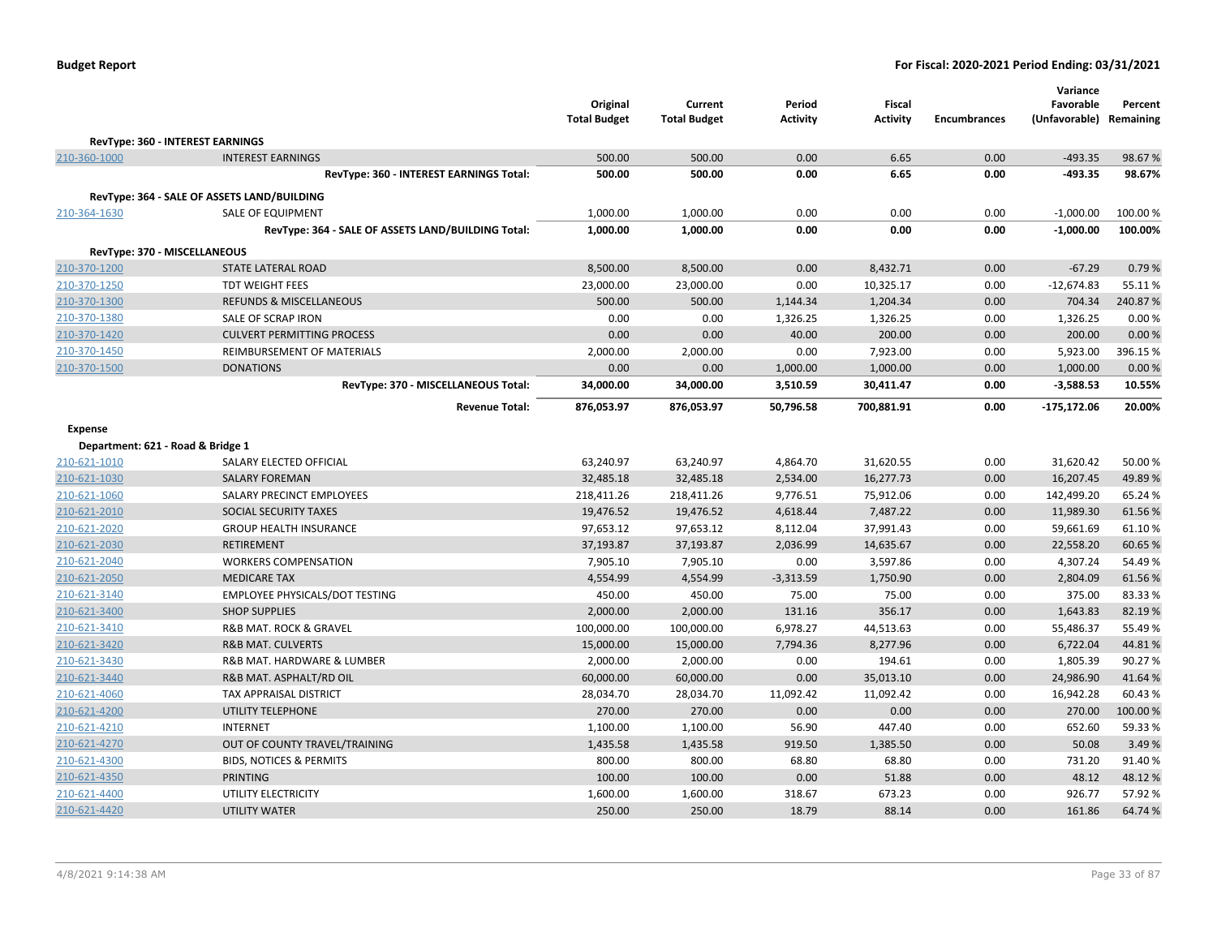**Budget Report** **For Fiscal: 2020-2021 Period Ending: 03/31/2021**

| | | Original Total Budget | Current Total Budget | Period Activity | Fiscal Activity | Encumbrances | Variance Favorable (Unfavorable) | Percent Remaining |
|---|---|---|---|---|---|---|---|---|
| **RevType: 360 - INTEREST EARNINGS** | | | | | | | | |
| 210-360-1000 | INTEREST EARNINGS | 500.00 | 500.00 | 0.00 | 6.65 | 0.00 | -493.35 | 98.67 % |
| | **RevType: 360 - INTEREST EARNINGS Total:** | **500.00** | **500.00** | **0.00** | **6.65** | **0.00** | **-493.35** | **98.67%** |
| **RevType: 364 - SALE OF ASSETS LAND/BUILDING** | | | | | | | | |
| 210-364-1630 | SALE OF EQUIPMENT | 1,000.00 | 1,000.00 | 0.00 | 0.00 | 0.00 | -1,000.00 | 100.00 % |
| | **RevType: 364 - SALE OF ASSETS LAND/BUILDING Total:** | **1,000.00** | **1,000.00** | **0.00** | **0.00** | **0.00** | **-1,000.00** | **100.00%** |
| **RevType: 370 - MISCELLANEOUS** | | | | | | | | |
| 210-370-1200 | STATE LATERAL ROAD | 8,500.00 | 8,500.00 | 0.00 | 8,432.71 | 0.00 | -67.29 | 0.79 % |
| 210-370-1250 | TDT WEIGHT FEES | 23,000.00 | 23,000.00 | 0.00 | 10,325.17 | 0.00 | -12,674.83 | 55.11 % |
| 210-370-1300 | REFUNDS & MISCELLANEOUS | 500.00 | 500.00 | 1,144.34 | 1,204.34 | 0.00 | 704.34 | 240.87 % |
| 210-370-1380 | SALE OF SCRAP IRON | 0.00 | 0.00 | 1,326.25 | 1,326.25 | 0.00 | 1,326.25 | 0.00 % |
| 210-370-1420 | CULVERT PERMITTING PROCESS | 0.00 | 0.00 | 40.00 | 200.00 | 0.00 | 200.00 | 0.00 % |
| 210-370-1450 | REIMBURSEMENT OF MATERIALS | 2,000.00 | 2,000.00 | 0.00 | 7,923.00 | 0.00 | 5,923.00 | 396.15 % |
| 210-370-1500 | DONATIONS | 0.00 | 0.00 | 1,000.00 | 1,000.00 | 0.00 | 1,000.00 | 0.00 % |
| | **RevType: 370 - MISCELLANEOUS Total:** | **34,000.00** | **34,000.00** | **3,510.59** | **30,411.47** | **0.00** | **-3,588.53** | **10.55%** |
| | **Revenue Total:** | **876,053.97** | **876,053.97** | **50,796.58** | **700,881.91** | **0.00** | **-175,172.06** | **20.00%** |
| **Expense** | | | | | | | | |
| **Department: 621 - Road & Bridge 1** | | | | | | | | |
| 210-621-1010 | SALARY ELECTED OFFICIAL | 63,240.97 | 63,240.97 | 4,864.70 | 31,620.55 | 0.00 | 31,620.42 | 50.00 % |
| 210-621-1030 | SALARY FOREMAN | 32,485.18 | 32,485.18 | 2,534.00 | 16,277.73 | 0.00 | 16,207.45 | 49.89 % |
| 210-621-1060 | SALARY PRECINCT EMPLOYEES | 218,411.26 | 218,411.26 | 9,776.51 | 75,912.06 | 0.00 | 142,499.20 | 65.24 % |
| 210-621-2010 | SOCIAL SECURITY TAXES | 19,476.52 | 19,476.52 | 4,618.44 | 7,487.22 | 0.00 | 11,989.30 | 61.56 % |
| 210-621-2020 | GROUP HEALTH INSURANCE | 97,653.12 | 97,653.12 | 8,112.04 | 37,991.43 | 0.00 | 59,661.69 | 61.10 % |
| 210-621-2030 | RETIREMENT | 37,193.87 | 37,193.87 | 2,036.99 | 14,635.67 | 0.00 | 22,558.20 | 60.65 % |
| 210-621-2040 | WORKERS COMPENSATION | 7,905.10 | 7,905.10 | 0.00 | 3,597.86 | 0.00 | 4,307.24 | 54.49 % |
| 210-621-2050 | MEDICARE TAX | 4,554.99 | 4,554.99 | -3,313.59 | 1,750.90 | 0.00 | 2,804.09 | 61.56 % |
| 210-621-3140 | EMPLOYEE PHYSICALS/DOT TESTING | 450.00 | 450.00 | 75.00 | 75.00 | 0.00 | 375.00 | 83.33 % |
| 210-621-3400 | SHOP SUPPLIES | 2,000.00 | 2,000.00 | 131.16 | 356.17 | 0.00 | 1,643.83 | 82.19 % |
| 210-621-3410 | R&B MAT. ROCK & GRAVEL | 100,000.00 | 100,000.00 | 6,978.27 | 44,513.63 | 0.00 | 55,486.37 | 55.49 % |
| 210-621-3420 | R&B MAT. CULVERTS | 15,000.00 | 15,000.00 | 7,794.36 | 8,277.96 | 0.00 | 6,722.04 | 44.81 % |
| 210-621-3430 | R&B MAT. HARDWARE & LUMBER | 2,000.00 | 2,000.00 | 0.00 | 194.61 | 0.00 | 1,805.39 | 90.27 % |
| 210-621-3440 | R&B MAT. ASPHALT/RD OIL | 60,000.00 | 60,000.00 | 0.00 | 35,013.10 | 0.00 | 24,986.90 | 41.64 % |
| 210-621-4060 | TAX APPRAISAL DISTRICT | 28,034.70 | 28,034.70 | 11,092.42 | 11,092.42 | 0.00 | 16,942.28 | 60.43 % |
| 210-621-4200 | UTILITY TELEPHONE | 270.00 | 270.00 | 0.00 | 0.00 | 0.00 | 270.00 | 100.00 % |
| 210-621-4210 | INTERNET | 1,100.00 | 1,100.00 | 56.90 | 447.40 | 0.00 | 652.60 | 59.33 % |
| 210-621-4270 | OUT OF COUNTY TRAVEL/TRAINING | 1,435.58 | 1,435.58 | 919.50 | 1,385.50 | 0.00 | 50.08 | 3.49 % |
| 210-621-4300 | BIDS, NOTICES & PERMITS | 800.00 | 800.00 | 68.80 | 68.80 | 0.00 | 731.20 | 91.40 % |
| 210-621-4350 | PRINTING | 100.00 | 100.00 | 0.00 | 51.88 | 0.00 | 48.12 | 48.12 % |
| 210-621-4400 | UTILITY ELECTRICITY | 1,600.00 | 1,600.00 | 318.67 | 673.23 | 0.00 | 926.77 | 57.92 % |
| 210-621-4420 | UTILITY WATER | 250.00 | 250.00 | 18.79 | 88.14 | 0.00 | 161.86 | 64.74 % |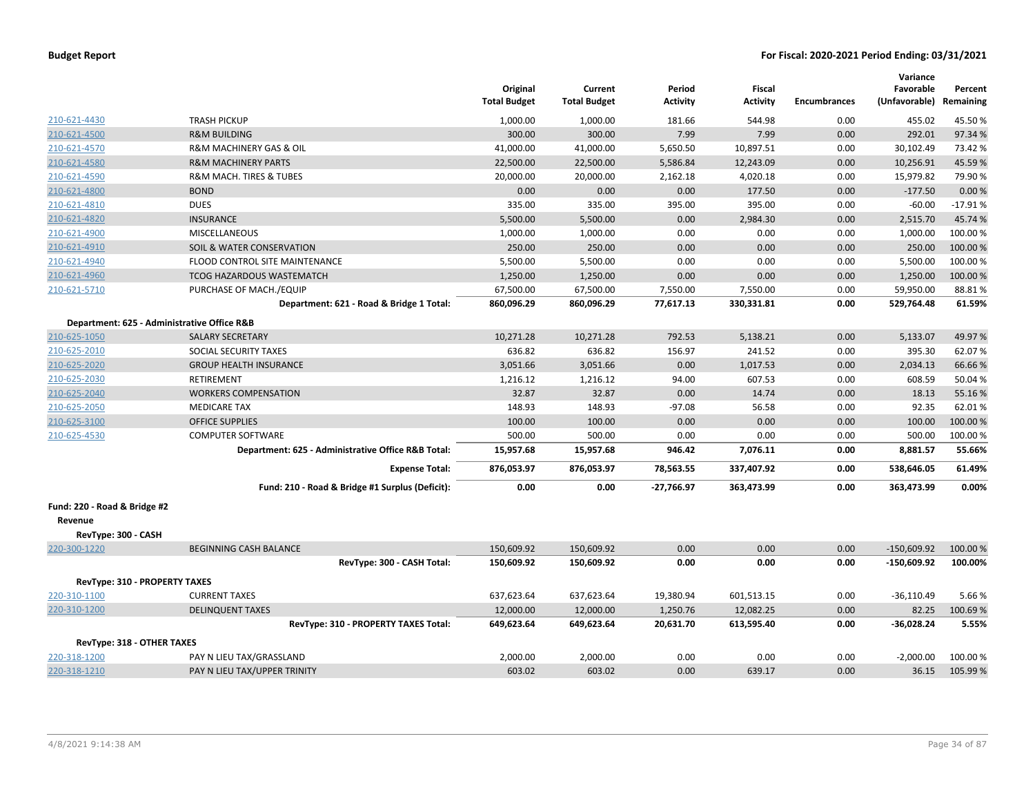**Budget Report** **For Fiscal: 2020-2021 Period Ending: 03/31/2021**

| | | Original Total Budget | Current Total Budget | Period Activity | Fiscal Activity | Encumbrances | Variance Favorable (Unfavorable) | Percent Remaining |
|---|---|---|---|---|---|---|---|---|
| 210-621-4430 | TRASH PICKUP | 1,000.00 | 1,000.00 | 181.66 | 544.98 | 0.00 | 455.02 | 45.50 % |
| 210-621-4500 | R&M BUILDING | 300.00 | 300.00 | 7.99 | 7.99 | 0.00 | 292.01 | 97.34 % |
| 210-621-4570 | R&M MACHINERY GAS & OIL | 41,000.00 | 41,000.00 | 5,650.50 | 10,897.51 | 0.00 | 30,102.49 | 73.42 % |
| 210-621-4580 | R&M MACHINERY PARTS | 22,500.00 | 22,500.00 | 5,586.84 | 12,243.09 | 0.00 | 10,256.91 | 45.59 % |
| 210-621-4590 | R&M MACH. TIRES & TUBES | 20,000.00 | 20,000.00 | 2,162.18 | 4,020.18 | 0.00 | 15,979.82 | 79.90 % |
| 210-621-4800 | BOND | 0.00 | 0.00 | 0.00 | 177.50 | 0.00 | -177.50 | 0.00 % |
| 210-621-4810 | DUES | 335.00 | 335.00 | 395.00 | 395.00 | 0.00 | -60.00 | -17.91 % |
| 210-621-4820 | INSURANCE | 5,500.00 | 5,500.00 | 0.00 | 2,984.30 | 0.00 | 2,515.70 | 45.74 % |
| 210-621-4900 | MISCELLANEOUS | 1,000.00 | 1,000.00 | 0.00 | 0.00 | 0.00 | 1,000.00 | 100.00 % |
| 210-621-4910 | SOIL & WATER CONSERVATION | 250.00 | 250.00 | 0.00 | 0.00 | 0.00 | 250.00 | 100.00 % |
| 210-621-4940 | FLOOD CONTROL SITE MAINTENANCE | 5,500.00 | 5,500.00 | 0.00 | 0.00 | 0.00 | 5,500.00 | 100.00 % |
| 210-621-4960 | TCOG HAZARDOUS WASTEMATCH | 1,250.00 | 1,250.00 | 0.00 | 0.00 | 0.00 | 1,250.00 | 100.00 % |
| 210-621-5710 | PURCHASE OF MACH./EQUIP | 67,500.00 | 67,500.00 | 7,550.00 | 7,550.00 | 0.00 | 59,950.00 | 88.81 % |
| | **Department: 621 - Road & Bridge 1 Total:** | **860,096.29** | **860,096.29** | **77,617.13** | **330,331.81** | **0.00** | **529,764.48** | **61.59%** |
| **Department: 625 - Administrative Office R&B** | | | | | | | | |
| 210-625-1050 | SALARY SECRETARY | 10,271.28 | 10,271.28 | 792.53 | 5,138.21 | 0.00 | 5,133.07 | 49.97 % |
| 210-625-2010 | SOCIAL SECURITY TAXES | 636.82 | 636.82 | 156.97 | 241.52 | 0.00 | 395.30 | 62.07 % |
| 210-625-2020 | GROUP HEALTH INSURANCE | 3,051.66 | 3,051.66 | 0.00 | 1,017.53 | 0.00 | 2,034.13 | 66.66 % |
| 210-625-2030 | RETIREMENT | 1,216.12 | 1,216.12 | 94.00 | 607.53 | 0.00 | 608.59 | 50.04 % |
| 210-625-2040 | WORKERS COMPENSATION | 32.87 | 32.87 | 0.00 | 14.74 | 0.00 | 18.13 | 55.16 % |
| 210-625-2050 | MEDICARE TAX | 148.93 | 148.93 | -97.08 | 56.58 | 0.00 | 92.35 | 62.01 % |
| 210-625-3100 | OFFICE SUPPLIES | 100.00 | 100.00 | 0.00 | 0.00 | 0.00 | 100.00 | 100.00 % |
| 210-625-4530 | COMPUTER SOFTWARE | 500.00 | 500.00 | 0.00 | 0.00 | 0.00 | 500.00 | 100.00 % |
| | **Department: 625 - Administrative Office R&B Total:** | **15,957.68** | **15,957.68** | **946.42** | **7,076.11** | **0.00** | **8,881.57** | **55.66%** |
| | **Expense Total:** | **876,053.97** | **876,053.97** | **78,563.55** | **337,407.92** | **0.00** | **538,646.05** | **61.49%** |
| | **Fund: 210 - Road & Bridge #1 Surplus (Deficit):** | **0.00** | **0.00** | **-27,766.97** | **363,473.99** | **0.00** | **363,473.99** | **0.00%** |
| **Fund: 220 - Road & Bridge #2** | | | | | | | | |
| **Revenue** | | | | | | | | |
| **RevType: 300 - CASH** | | | | | | | | |
| 220-300-1220 | BEGINNING CASH BALANCE | 150,609.92 | 150,609.92 | 0.00 | 0.00 | 0.00 | -150,609.92 | 100.00 % |
| | **RevType: 300 - CASH Total:** | **150,609.92** | **150,609.92** | **0.00** | **0.00** | **0.00** | **-150,609.92** | **100.00%** |
| **RevType: 310 - PROPERTY TAXES** | | | | | | | | |
| 220-310-1100 | CURRENT TAXES | 637,623.64 | 637,623.64 | 19,380.94 | 601,513.15 | 0.00 | -36,110.49 | 5.66 % |
| 220-310-1200 | DELINQUENT TAXES | 12,000.00 | 12,000.00 | 1,250.76 | 12,082.25 | 0.00 | 82.25 | 100.69 % |
| | **RevType: 310 - PROPERTY TAXES Total:** | **649,623.64** | **649,623.64** | **20,631.70** | **613,595.40** | **0.00** | **-36,028.24** | **5.55%** |
| **RevType: 318 - OTHER TAXES** | | | | | | | | |
| 220-318-1200 | PAY N LIEU TAX/GRASSLAND | 2,000.00 | 2,000.00 | 0.00 | 0.00 | 0.00 | -2,000.00 | 100.00 % |
| 220-318-1210 | PAY N LIEU TAX/UPPER TRINITY | 603.02 | 603.02 | 0.00 | 639.17 | 0.00 | 36.15 | 105.99 % |

4/8/2021 9:14:38 AM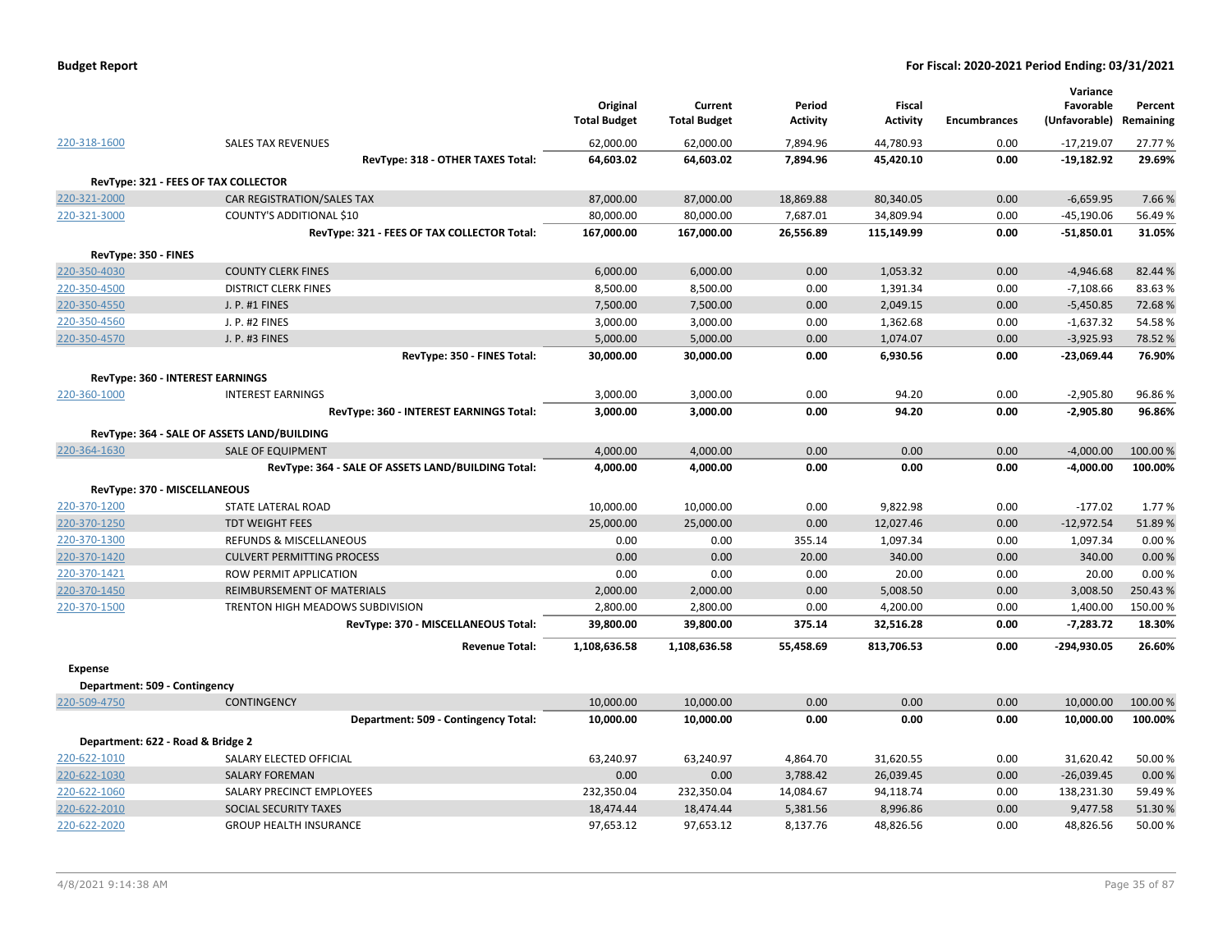**Budget Report** — **For Fiscal: 2020-2021 Period Ending: 03/31/2021**

| | | Original Total Budget | Current Total Budget | Period Activity | Fiscal Activity | Encumbrances | Variance Favorable (Unfavorable) | Percent Remaining |
|---|---|---|---|---|---|---|---|---|
| 220-318-1600 | SALES TAX REVENUES | 62,000.00 | 62,000.00 | 7,894.96 | 44,780.93 | 0.00 | -17,219.07 | 27.77 % |
| | **RevType: 318 - OTHER TAXES Total:** | **64,603.02** | **64,603.02** | **7,894.96** | **45,420.10** | **0.00** | **-19,182.92** | **29.69%** |
| **RevType: 321 - FEES OF TAX COLLECTOR** | | | | | | | | |
| 220-321-2000 | CAR REGISTRATION/SALES TAX | 87,000.00 | 87,000.00 | 18,869.88 | 80,340.05 | 0.00 | -6,659.95 | 7.66 % |
| 220-321-3000 | COUNTY'S ADDITIONAL $10 | 80,000.00 | 80,000.00 | 7,687.01 | 34,809.94 | 0.00 | -45,190.06 | 56.49 % |
| | **RevType: 321 - FEES OF TAX COLLECTOR Total:** | **167,000.00** | **167,000.00** | **26,556.89** | **115,149.99** | **0.00** | **-51,850.01** | **31.05%** |
| **RevType: 350 - FINES** | | | | | | | | |
| 220-350-4030 | COUNTY CLERK FINES | 6,000.00 | 6,000.00 | 0.00 | 1,053.32 | 0.00 | -4,946.68 | 82.44 % |
| 220-350-4500 | DISTRICT CLERK FINES | 8,500.00 | 8,500.00 | 0.00 | 1,391.34 | 0.00 | -7,108.66 | 83.63 % |
| 220-350-4550 | J. P. #1 FINES | 7,500.00 | 7,500.00 | 0.00 | 2,049.15 | 0.00 | -5,450.85 | 72.68 % |
| 220-350-4560 | J. P. #2 FINES | 3,000.00 | 3,000.00 | 0.00 | 1,362.68 | 0.00 | -1,637.32 | 54.58 % |
| 220-350-4570 | J. P. #3 FINES | 5,000.00 | 5,000.00 | 0.00 | 1,074.07 | 0.00 | -3,925.93 | 78.52 % |
| | **RevType: 350 - FINES Total:** | **30,000.00** | **30,000.00** | **0.00** | **6,930.56** | **0.00** | **-23,069.44** | **76.90%** |
| **RevType: 360 - INTEREST EARNINGS** | | | | | | | | |
| 220-360-1000 | INTEREST EARNINGS | 3,000.00 | 3,000.00 | 0.00 | 94.20 | 0.00 | -2,905.80 | 96.86 % |
| | **RevType: 360 - INTEREST EARNINGS Total:** | **3,000.00** | **3,000.00** | **0.00** | **94.20** | **0.00** | **-2,905.80** | **96.86%** |
| **RevType: 364 - SALE OF ASSETS LAND/BUILDING** | | | | | | | | |
| 220-364-1630 | SALE OF EQUIPMENT | 4,000.00 | 4,000.00 | 0.00 | 0.00 | 0.00 | -4,000.00 | 100.00 % |
| | **RevType: 364 - SALE OF ASSETS LAND/BUILDING Total:** | **4,000.00** | **4,000.00** | **0.00** | **0.00** | **0.00** | **-4,000.00** | **100.00%** |
| **RevType: 370 - MISCELLANEOUS** | | | | | | | | |
| 220-370-1200 | STATE LATERAL ROAD | 10,000.00 | 10,000.00 | 0.00 | 9,822.98 | 0.00 | -177.02 | 1.77 % |
| 220-370-1250 | TDT WEIGHT FEES | 25,000.00 | 25,000.00 | 0.00 | 12,027.46 | 0.00 | -12,972.54 | 51.89 % |
| 220-370-1300 | REFUNDS & MISCELLANEOUS | 0.00 | 0.00 | 355.14 | 1,097.34 | 0.00 | 1,097.34 | 0.00 % |
| 220-370-1420 | CULVERT PERMITTING PROCESS | 0.00 | 0.00 | 20.00 | 340.00 | 0.00 | 340.00 | 0.00 % |
| 220-370-1421 | ROW PERMIT APPLICATION | 0.00 | 0.00 | 0.00 | 20.00 | 0.00 | 20.00 | 0.00 % |
| 220-370-1450 | REIMBURSEMENT OF MATERIALS | 2,000.00 | 2,000.00 | 0.00 | 5,008.50 | 0.00 | 3,008.50 | 250.43 % |
| 220-370-1500 | TRENTON HIGH MEADOWS SUBDIVISION | 2,800.00 | 2,800.00 | 0.00 | 4,200.00 | 0.00 | 1,400.00 | 150.00 % |
| | **RevType: 370 - MISCELLANEOUS Total:** | **39,800.00** | **39,800.00** | **375.14** | **32,516.28** | **0.00** | **-7,283.72** | **18.30%** |
| | **Revenue Total:** | **1,108,636.58** | **1,108,636.58** | **55,458.69** | **813,706.53** | **0.00** | **-294,930.05** | **26.60%** |
| **Expense** | | | | | | | | |
| **Department: 509 - Contingency** | | | | | | | | |
| 220-509-4750 | CONTINGENCY | 10,000.00 | 10,000.00 | 0.00 | 0.00 | 0.00 | 10,000.00 | 100.00 % |
| | **Department: 509 - Contingency Total:** | **10,000.00** | **10,000.00** | **0.00** | **0.00** | **0.00** | **10,000.00** | **100.00%** |
| **Department: 622 - Road & Bridge 2** | | | | | | | | |
| 220-622-1010 | SALARY ELECTED OFFICIAL | 63,240.97 | 63,240.97 | 4,864.70 | 31,620.55 | 0.00 | 31,620.42 | 50.00 % |
| 220-622-1030 | SALARY FOREMAN | 0.00 | 0.00 | 3,788.42 | 26,039.45 | 0.00 | -26,039.45 | 0.00 % |
| 220-622-1060 | SALARY PRECINCT EMPLOYEES | 232,350.04 | 232,350.04 | 14,084.67 | 94,118.74 | 0.00 | 138,231.30 | 59.49 % |
| 220-622-2010 | SOCIAL SECURITY TAXES | 18,474.44 | 18,474.44 | 5,381.56 | 8,996.86 | 0.00 | 9,477.58 | 51.30 % |
| 220-622-2020 | GROUP HEALTH INSURANCE | 97,653.12 | 97,653.12 | 8,137.76 | 48,826.56 | 0.00 | 48,826.56 | 50.00 % |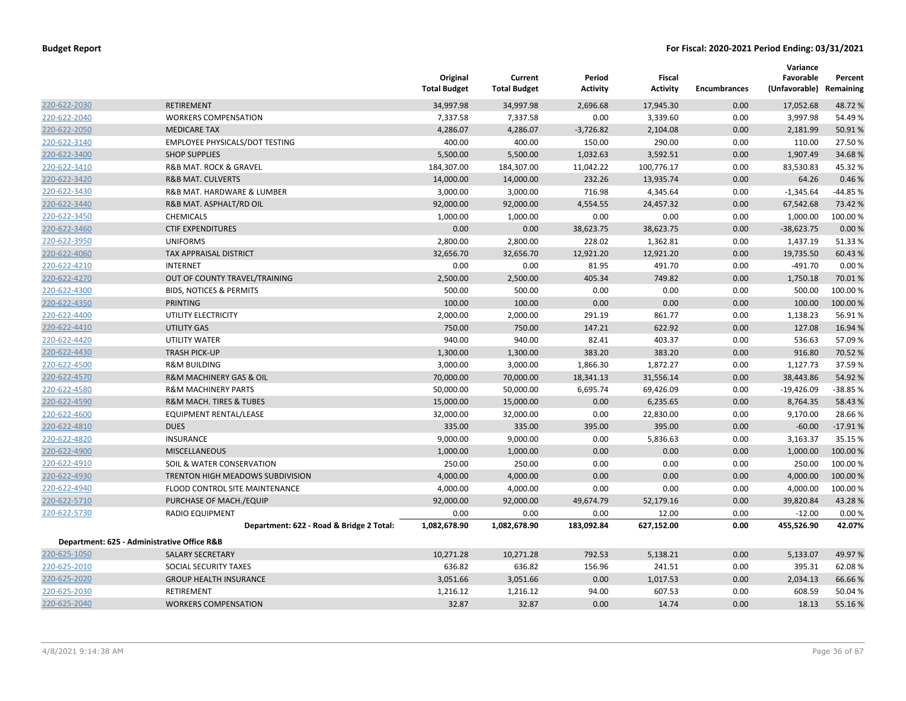**Budget Report** **For Fiscal: 2020-2021 Period Ending: 03/31/2021**

| | | Original Total Budget | Current Total Budget | Period Activity | Fiscal Activity | Encumbrances | Variance Favorable (Unfavorable) | Percent Remaining |
|---|---|---|---|---|---|---|---|---|
| 220-622-2030 | RETIREMENT | 34,997.98 | 34,997.98 | 2,696.68 | 17,945.30 | 0.00 | 17,052.68 | 48.72 % |
| 220-622-2040 | WORKERS COMPENSATION | 7,337.58 | 7,337.58 | 0.00 | 3,339.60 | 0.00 | 3,997.98 | 54.49 % |
| 220-622-2050 | MEDICARE TAX | 4,286.07 | 4,286.07 | -3,726.82 | 2,104.08 | 0.00 | 2,181.99 | 50.91 % |
| 220-622-3140 | EMPLOYEE PHYSICALS/DOT TESTING | 400.00 | 400.00 | 150.00 | 290.00 | 0.00 | 110.00 | 27.50 % |
| 220-622-3400 | SHOP SUPPLIES | 5,500.00 | 5,500.00 | 1,032.63 | 3,592.51 | 0.00 | 1,907.49 | 34.68 % |
| 220-622-3410 | R&B MAT. ROCK & GRAVEL | 184,307.00 | 184,307.00 | 11,042.22 | 100,776.17 | 0.00 | 83,530.83 | 45.32 % |
| 220-622-3420 | R&B MAT. CULVERTS | 14,000.00 | 14,000.00 | 232.26 | 13,935.74 | 0.00 | 64.26 | 0.46 % |
| 220-622-3430 | R&B MAT. HARDWARE & LUMBER | 3,000.00 | 3,000.00 | 716.98 | 4,345.64 | 0.00 | -1,345.64 | -44.85 % |
| 220-622-3440 | R&B MAT. ASPHALT/RD OIL | 92,000.00 | 92,000.00 | 4,554.55 | 24,457.32 | 0.00 | 67,542.68 | 73.42 % |
| 220-622-3450 | CHEMICALS | 1,000.00 | 1,000.00 | 0.00 | 0.00 | 0.00 | 1,000.00 | 100.00 % |
| 220-622-3460 | CTIF EXPENDITURES | 0.00 | 0.00 | 38,623.75 | 38,623.75 | 0.00 | -38,623.75 | 0.00 % |
| 220-622-3950 | UNIFORMS | 2,800.00 | 2,800.00 | 228.02 | 1,362.81 | 0.00 | 1,437.19 | 51.33 % |
| 220-622-4060 | TAX APPRAISAL DISTRICT | 32,656.70 | 32,656.70 | 12,921.20 | 12,921.20 | 0.00 | 19,735.50 | 60.43 % |
| 220-622-4210 | INTERNET | 0.00 | 0.00 | 81.95 | 491.70 | 0.00 | -491.70 | 0.00 % |
| 220-622-4270 | OUT OF COUNTY TRAVEL/TRAINING | 2,500.00 | 2,500.00 | 405.34 | 749.82 | 0.00 | 1,750.18 | 70.01 % |
| 220-622-4300 | BIDS, NOTICES & PERMITS | 500.00 | 500.00 | 0.00 | 0.00 | 0.00 | 500.00 | 100.00 % |
| 220-622-4350 | PRINTING | 100.00 | 100.00 | 0.00 | 0.00 | 0.00 | 100.00 | 100.00 % |
| 220-622-4400 | UTILITY ELECTRICITY | 2,000.00 | 2,000.00 | 291.19 | 861.77 | 0.00 | 1,138.23 | 56.91 % |
| 220-622-4410 | UTILITY GAS | 750.00 | 750.00 | 147.21 | 622.92 | 0.00 | 127.08 | 16.94 % |
| 220-622-4420 | UTILITY WATER | 940.00 | 940.00 | 82.41 | 403.37 | 0.00 | 536.63 | 57.09 % |
| 220-622-4430 | TRASH PICK-UP | 1,300.00 | 1,300.00 | 383.20 | 383.20 | 0.00 | 916.80 | 70.52 % |
| 220-622-4500 | R&M BUILDING | 3,000.00 | 3,000.00 | 1,866.30 | 1,872.27 | 0.00 | 1,127.73 | 37.59 % |
| 220-622-4570 | R&M MACHINERY GAS & OIL | 70,000.00 | 70,000.00 | 18,341.13 | 31,556.14 | 0.00 | 38,443.86 | 54.92 % |
| 220-622-4580 | R&M MACHINERY PARTS | 50,000.00 | 50,000.00 | 6,695.74 | 69,426.09 | 0.00 | -19,426.09 | -38.85 % |
| 220-622-4590 | R&M MACH. TIRES & TUBES | 15,000.00 | 15,000.00 | 0.00 | 6,235.65 | 0.00 | 8,764.35 | 58.43 % |
| 220-622-4600 | EQUIPMENT RENTAL/LEASE | 32,000.00 | 32,000.00 | 0.00 | 22,830.00 | 0.00 | 9,170.00 | 28.66 % |
| 220-622-4810 | DUES | 335.00 | 335.00 | 395.00 | 395.00 | 0.00 | -60.00 | -17.91 % |
| 220-622-4820 | INSURANCE | 9,000.00 | 9,000.00 | 0.00 | 5,836.63 | 0.00 | 3,163.37 | 35.15 % |
| 220-622-4900 | MISCELLANEOUS | 1,000.00 | 1,000.00 | 0.00 | 0.00 | 0.00 | 1,000.00 | 100.00 % |
| 220-622-4910 | SOIL & WATER CONSERVATION | 250.00 | 250.00 | 0.00 | 0.00 | 0.00 | 250.00 | 100.00 % |
| 220-622-4930 | TRENTON HIGH MEADOWS SUBDIVISION | 4,000.00 | 4,000.00 | 0.00 | 0.00 | 0.00 | 4,000.00 | 100.00 % |
| 220-622-4940 | FLOOD CONTROL SITE MAINTENANCE | 4,000.00 | 4,000.00 | 0.00 | 0.00 | 0.00 | 4,000.00 | 100.00 % |
| 220-622-5710 | PURCHASE OF MACH./EQUIP | 92,000.00 | 92,000.00 | 49,674.79 | 52,179.16 | 0.00 | 39,820.84 | 43.28 % |
| 220-622-5730 | RADIO EQUIPMENT | 0.00 | 0.00 | 0.00 | 12.00 | 0.00 | -12.00 | 0.00 % |
| | **Department: 622 - Road & Bridge 2 Total:** | **1,082,678.90** | **1,082,678.90** | **183,092.84** | **627,152.00** | **0.00** | **455,526.90** | **42.07%** |
| **Department: 625 - Administrative Office R&B** | | | | | | | | |
| 220-625-1050 | SALARY SECRETARY | 10,271.28 | 10,271.28 | 792.53 | 5,138.21 | 0.00 | 5,133.07 | 49.97 % |
| 220-625-2010 | SOCIAL SECURITY TAXES | 636.82 | 636.82 | 156.96 | 241.51 | 0.00 | 395.31 | 62.08 % |
| 220-625-2020 | GROUP HEALTH INSURANCE | 3,051.66 | 3,051.66 | 0.00 | 1,017.53 | 0.00 | 2,034.13 | 66.66 % |
| 220-625-2030 | RETIREMENT | 1,216.12 | 1,216.12 | 94.00 | 607.53 | 0.00 | 608.59 | 50.04 % |
| 220-625-2040 | WORKERS COMPENSATION | 32.87 | 32.87 | 0.00 | 14.74 | 0.00 | 18.13 | 55.16 % |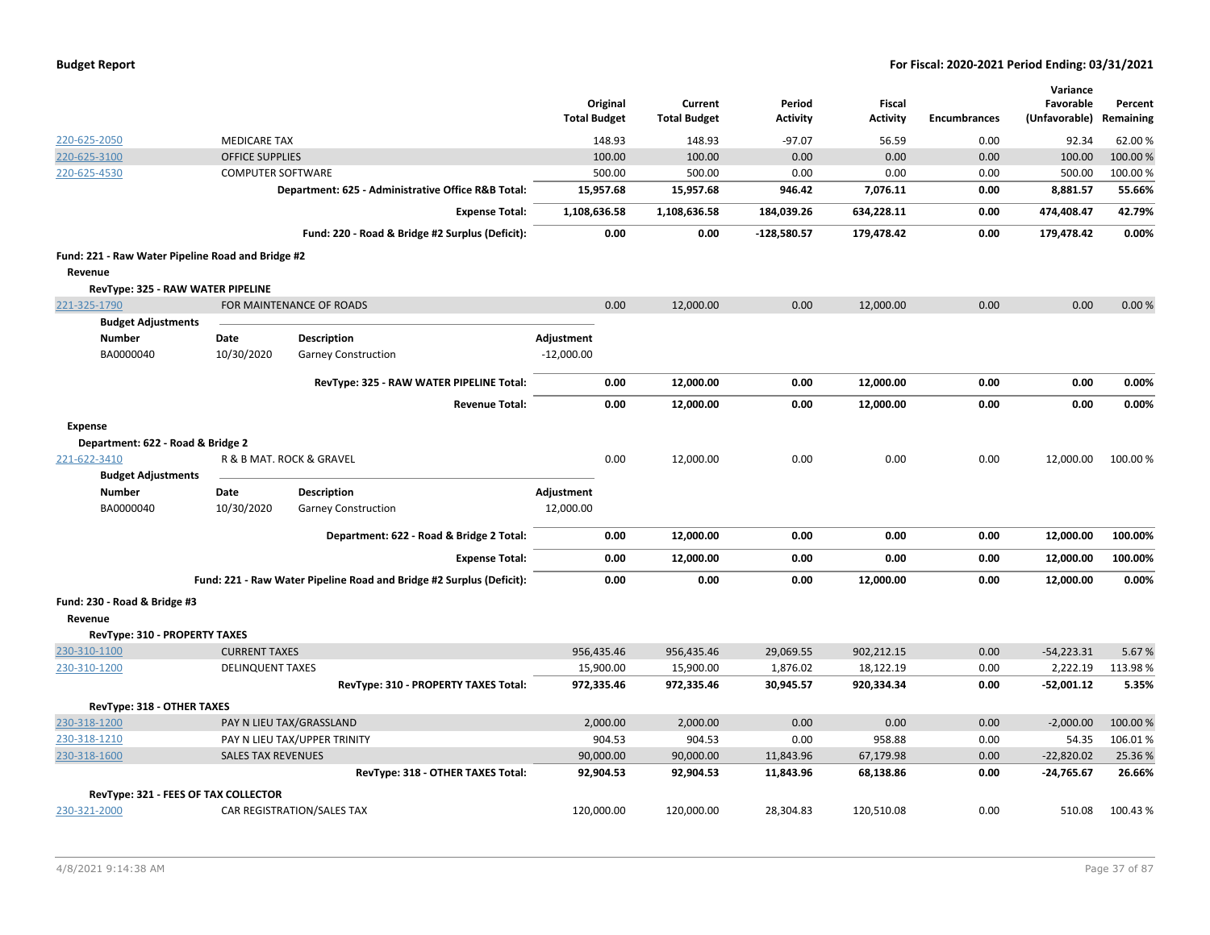| | | Original Total Budget | Current Total Budget | Period Activity | Fiscal Activity | Encumbrances | Variance Favorable (Unfavorable) | Percent Remaining |
|---|---|---|---|---|---|---|---|---|
| 220-625-2050 | MEDICARE TAX | 148.93 | 148.93 | -97.07 | 56.59 | 0.00 | 92.34 | 62.00 % |
| 220-625-3100 | OFFICE SUPPLIES | 100.00 | 100.00 | 0.00 | 0.00 | 0.00 | 100.00 | 100.00 % |
| 220-625-4530 | COMPUTER SOFTWARE | 500.00 | 500.00 | 0.00 | 0.00 | 0.00 | 500.00 | 100.00 % |
| | **Department: 625 - Administrative Office R&B Total:** | **15,957.68** | **15,957.68** | **946.42** | **7,076.11** | **0.00** | **8,881.57** | **55.66%** |
| | **Expense Total:** | **1,108,636.58** | **1,108,636.58** | **184,039.26** | **634,228.11** | **0.00** | **474,408.47** | **42.79%** |
| | **Fund: 220 - Road & Bridge #2 Surplus (Deficit):** | **0.00** | **0.00** | **-128,580.57** | **179,478.42** | **0.00** | **179,478.42** | **0.00%** |

**Fund: 221 - Raw Water Pipeline Road and Bridge #2**

**Revenue**

**RevType: 325 - RAW WATER PIPELINE**

| | | Original Total Budget | Current Total Budget | Period Activity | Fiscal Activity | Encumbrances | Variance Favorable (Unfavorable) | Percent Remaining |
|---|---|---|---|---|---|---|---|---|
| 221-325-1790 | FOR MAINTENANCE OF ROADS | 0.00 | 12,000.00 | 0.00 | 12,000.00 | 0.00 | 0.00 | 0.00 % |

**Budget Adjustments**

| Number | Date | Description | Adjustment |
|---|---|---|---|
| BA0000040 | 10/30/2020 | Garney Construction | -12,000.00 |

| | Original Total Budget | Current Total Budget | Period Activity | Fiscal Activity | Encumbrances | Variance Favorable (Unfavorable) | Percent Remaining |
|---|---|---|---|---|---|---|---|
| **RevType: 325 - RAW WATER PIPELINE Total:** | **0.00** | **12,000.00** | **0.00** | **12,000.00** | **0.00** | **0.00** | **0.00%** |
| **Revenue Total:** | **0.00** | **12,000.00** | **0.00** | **12,000.00** | **0.00** | **0.00** | **0.00%** |

**Expense**

**Department: 622 - Road & Bridge 2**

| | | Original Total Budget | Current Total Budget | Period Activity | Fiscal Activity | Encumbrances | Variance Favorable (Unfavorable) | Percent Remaining |
|---|---|---|---|---|---|---|---|---|
| 221-622-3410 | R & B MAT. ROCK & GRAVEL | 0.00 | 12,000.00 | 0.00 | 0.00 | 0.00 | 12,000.00 | 100.00 % |

**Budget Adjustments**

| Number | Date | Description | Adjustment |
|---|---|---|---|
| BA0000040 | 10/30/2020 | Garney Construction | 12,000.00 |

| | Original Total Budget | Current Total Budget | Period Activity | Fiscal Activity | Encumbrances | Variance Favorable (Unfavorable) | Percent Remaining |
|---|---|---|---|---|---|---|---|
| **Department: 622 - Road & Bridge 2 Total:** | **0.00** | **12,000.00** | **0.00** | **0.00** | **0.00** | **12,000.00** | **100.00%** |
| **Expense Total:** | **0.00** | **12,000.00** | **0.00** | **0.00** | **0.00** | **12,000.00** | **100.00%** |
| **Fund: 221 - Raw Water Pipeline Road and Bridge #2 Surplus (Deficit):** | **0.00** | **0.00** | **0.00** | **12,000.00** | **0.00** | **12,000.00** | **0.00%** |

**Fund: 230 - Road & Bridge #3**

**Revenue**

**RevType: 310 - PROPERTY TAXES**

| | | Original Total Budget | Current Total Budget | Period Activity | Fiscal Activity | Encumbrances | Variance Favorable (Unfavorable) | Percent Remaining |
|---|---|---|---|---|---|---|---|---|
| 230-310-1100 | CURRENT TAXES | 956,435.46 | 956,435.46 | 29,069.55 | 902,212.15 | 0.00 | -54,223.31 | 5.67 % |
| 230-310-1200 | DELINQUENT TAXES | 15,900.00 | 15,900.00 | 1,876.02 | 18,122.19 | 0.00 | 2,222.19 | 113.98 % |
| | **RevType: 310 - PROPERTY TAXES Total:** | **972,335.46** | **972,335.46** | **30,945.57** | **920,334.34** | **0.00** | **-52,001.12** | **5.35%** |

**RevType: 318 - OTHER TAXES**

| | | Original Total Budget | Current Total Budget | Period Activity | Fiscal Activity | Encumbrances | Variance Favorable (Unfavorable) | Percent Remaining |
|---|---|---|---|---|---|---|---|---|
| 230-318-1200 | PAY N LIEU TAX/GRASSLAND | 2,000.00 | 2,000.00 | 0.00 | 0.00 | 0.00 | -2,000.00 | 100.00 % |
| 230-318-1210 | PAY N LIEU TAX/UPPER TRINITY | 904.53 | 904.53 | 0.00 | 958.88 | 0.00 | 54.35 | 106.01 % |
| 230-318-1600 | SALES TAX REVENUES | 90,000.00 | 90,000.00 | 11,843.96 | 67,179.98 | 0.00 | -22,820.02 | 25.36 % |
| | **RevType: 318 - OTHER TAXES Total:** | **92,904.53** | **92,904.53** | **11,843.96** | **68,138.86** | **0.00** | **-24,765.67** | **26.66%** |

**RevType: 321 - FEES OF TAX COLLECTOR**

| | | Original Total Budget | Current Total Budget | Period Activity | Fiscal Activity | Encumbrances | Variance Favorable (Unfavorable) | Percent Remaining |
|---|---|---|---|---|---|---|---|---|
| 230-321-2000 | CAR REGISTRATION/SALES TAX | 120,000.00 | 120,000.00 | 28,304.83 | 120,510.08 | 0.00 | 510.08 | 100.43 % |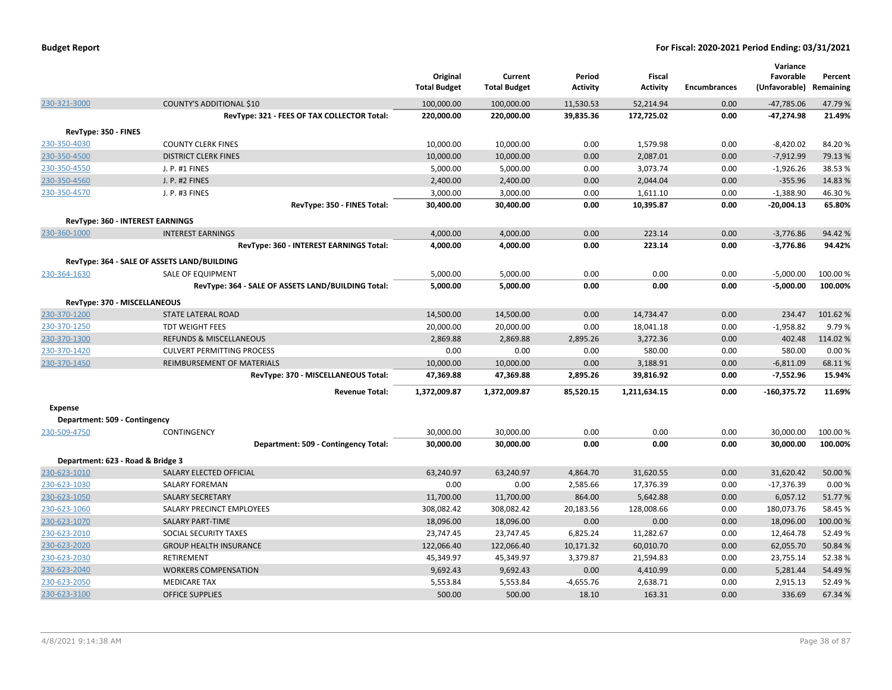**Budget Report** | **For Fiscal: 2020-2021 Period Ending: 03/31/2021**

| | | Original Total Budget | Current Total Budget | Period Activity | Fiscal Activity | Encumbrances | Variance Favorable (Unfavorable) | Percent Remaining |
|---|---|---|---|---|---|---|---|---|
| 230-321-3000 | COUNTY'S ADDITIONAL $10 | 100,000.00 | 100,000.00 | 11,530.53 | 52,214.94 | 0.00 | -47,785.06 | 47.79 % |
| | **RevType: 321 - FEES OF TAX COLLECTOR Total:** | **220,000.00** | **220,000.00** | **39,835.36** | **172,725.02** | **0.00** | **-47,274.98** | **21.49%** |
| **RevType: 350 - FINES** | | | | | | | | |
| 230-350-4030 | COUNTY CLERK FINES | 10,000.00 | 10,000.00 | 0.00 | 1,579.98 | 0.00 | -8,420.02 | 84.20 % |
| 230-350-4500 | DISTRICT CLERK FINES | 10,000.00 | 10,000.00 | 0.00 | 2,087.01 | 0.00 | -7,912.99 | 79.13 % |
| 230-350-4550 | J. P. #1 FINES | 5,000.00 | 5,000.00 | 0.00 | 3,073.74 | 0.00 | -1,926.26 | 38.53 % |
| 230-350-4560 | J. P. #2 FINES | 2,400.00 | 2,400.00 | 0.00 | 2,044.04 | 0.00 | -355.96 | 14.83 % |
| 230-350-4570 | J. P. #3 FINES | 3,000.00 | 3,000.00 | 0.00 | 1,611.10 | 0.00 | -1,388.90 | 46.30 % |
| | **RevType: 350 - FINES Total:** | **30,400.00** | **30,400.00** | **0.00** | **10,395.87** | **0.00** | **-20,004.13** | **65.80%** |
| **RevType: 360 - INTEREST EARNINGS** | | | | | | | | |
| 230-360-1000 | INTEREST EARNINGS | 4,000.00 | 4,000.00 | 0.00 | 223.14 | 0.00 | -3,776.86 | 94.42 % |
| | **RevType: 360 - INTEREST EARNINGS Total:** | **4,000.00** | **4,000.00** | **0.00** | **223.14** | **0.00** | **-3,776.86** | **94.42%** |
| **RevType: 364 - SALE OF ASSETS LAND/BUILDING** | | | | | | | | |
| 230-364-1630 | SALE OF EQUIPMENT | 5,000.00 | 5,000.00 | 0.00 | 0.00 | 0.00 | -5,000.00 | 100.00 % |
| | **RevType: 364 - SALE OF ASSETS LAND/BUILDING Total:** | **5,000.00** | **5,000.00** | **0.00** | **0.00** | **0.00** | **-5,000.00** | **100.00%** |
| **RevType: 370 - MISCELLANEOUS** | | | | | | | | |
| 230-370-1200 | STATE LATERAL ROAD | 14,500.00 | 14,500.00 | 0.00 | 14,734.47 | 0.00 | 234.47 | 101.62 % |
| 230-370-1250 | TDT WEIGHT FEES | 20,000.00 | 20,000.00 | 0.00 | 18,041.18 | 0.00 | -1,958.82 | 9.79 % |
| 230-370-1300 | REFUNDS & MISCELLANEOUS | 2,869.88 | 2,869.88 | 2,895.26 | 3,272.36 | 0.00 | 402.48 | 114.02 % |
| 230-370-1420 | CULVERT PERMITTING PROCESS | 0.00 | 0.00 | 0.00 | 580.00 | 0.00 | 580.00 | 0.00 % |
| 230-370-1450 | REIMBURSEMENT OF MATERIALS | 10,000.00 | 10,000.00 | 0.00 | 3,188.91 | 0.00 | -6,811.09 | 68.11 % |
| | **RevType: 370 - MISCELLANEOUS Total:** | **47,369.88** | **47,369.88** | **2,895.26** | **39,816.92** | **0.00** | **-7,552.96** | **15.94%** |
| | **Revenue Total:** | **1,372,009.87** | **1,372,009.87** | **85,520.15** | **1,211,634.15** | **0.00** | **-160,375.72** | **11.69%** |
| **Expense** | | | | | | | | |
| **Department: 509 - Contingency** | | | | | | | | |
| 230-509-4750 | CONTINGENCY | 30,000.00 | 30,000.00 | 0.00 | 0.00 | 0.00 | 30,000.00 | 100.00 % |
| | **Department: 509 - Contingency Total:** | **30,000.00** | **30,000.00** | **0.00** | **0.00** | **0.00** | **30,000.00** | **100.00%** |
| **Department: 623 - Road & Bridge 3** | | | | | | | | |
| 230-623-1010 | SALARY ELECTED OFFICIAL | 63,240.97 | 63,240.97 | 4,864.70 | 31,620.55 | 0.00 | 31,620.42 | 50.00 % |
| 230-623-1030 | SALARY FOREMAN | 0.00 | 0.00 | 2,585.66 | 17,376.39 | 0.00 | -17,376.39 | 0.00 % |
| 230-623-1050 | SALARY SECRETARY | 11,700.00 | 11,700.00 | 864.00 | 5,642.88 | 0.00 | 6,057.12 | 51.77 % |
| 230-623-1060 | SALARY PRECINCT EMPLOYEES | 308,082.42 | 308,082.42 | 20,183.56 | 128,008.66 | 0.00 | 180,073.76 | 58.45 % |
| 230-623-1070 | SALARY PART-TIME | 18,096.00 | 18,096.00 | 0.00 | 0.00 | 0.00 | 18,096.00 | 100.00 % |
| 230-623-2010 | SOCIAL SECURITY TAXES | 23,747.45 | 23,747.45 | 6,825.24 | 11,282.67 | 0.00 | 12,464.78 | 52.49 % |
| 230-623-2020 | GROUP HEALTH INSURANCE | 122,066.40 | 122,066.40 | 10,171.32 | 60,010.70 | 0.00 | 62,055.70 | 50.84 % |
| 230-623-2030 | RETIREMENT | 45,349.97 | 45,349.97 | 3,379.87 | 21,594.83 | 0.00 | 23,755.14 | 52.38 % |
| 230-623-2040 | WORKERS COMPENSATION | 9,692.43 | 9,692.43 | 0.00 | 4,410.99 | 0.00 | 5,281.44 | 54.49 % |
| 230-623-2050 | MEDICARE TAX | 5,553.84 | 5,553.84 | -4,655.76 | 2,638.71 | 0.00 | 2,915.13 | 52.49 % |
| 230-623-3100 | OFFICE SUPPLIES | 500.00 | 500.00 | 18.10 | 163.31 | 0.00 | 336.69 | 67.34 % |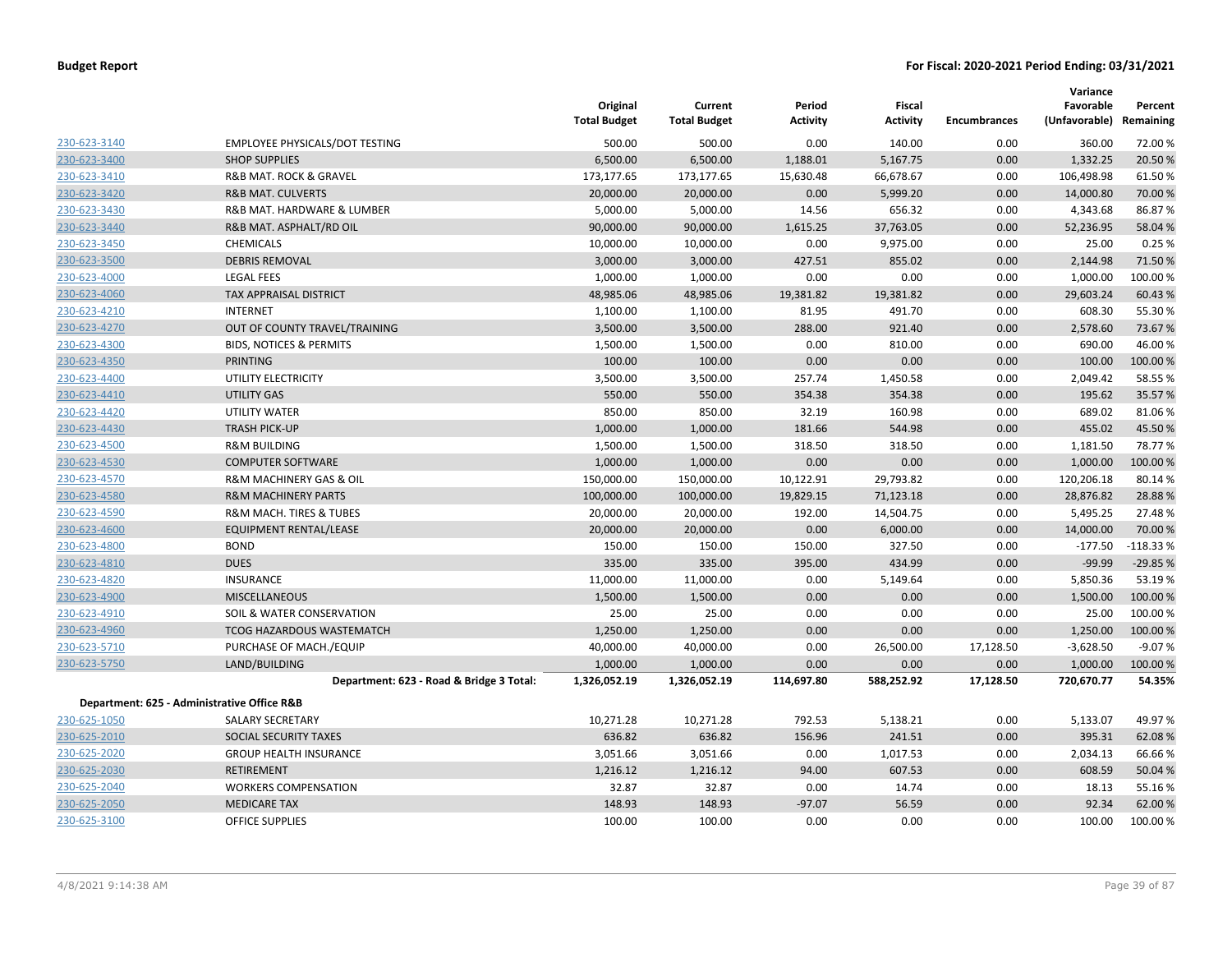**Budget Report** | **For Fiscal: 2020-2021 Period Ending: 03/31/2021**

| | | Original Total Budget | Current Total Budget | Period Activity | Fiscal Activity | Encumbrances | Variance Favorable (Unfavorable) | Percent Remaining |
|---|---|---|---|---|---|---|---|---|
| 230-623-3140 | EMPLOYEE PHYSICALS/DOT TESTING | 500.00 | 500.00 | 0.00 | 140.00 | 0.00 | 360.00 | 72.00 % |
| 230-623-3400 | SHOP SUPPLIES | 6,500.00 | 6,500.00 | 1,188.01 | 5,167.75 | 0.00 | 1,332.25 | 20.50 % |
| 230-623-3410 | R&B MAT. ROCK & GRAVEL | 173,177.65 | 173,177.65 | 15,630.48 | 66,678.67 | 0.00 | 106,498.98 | 61.50 % |
| 230-623-3420 | R&B MAT. CULVERTS | 20,000.00 | 20,000.00 | 0.00 | 5,999.20 | 0.00 | 14,000.80 | 70.00 % |
| 230-623-3430 | R&B MAT. HARDWARE & LUMBER | 5,000.00 | 5,000.00 | 14.56 | 656.32 | 0.00 | 4,343.68 | 86.87 % |
| 230-623-3440 | R&B MAT. ASPHALT/RD OIL | 90,000.00 | 90,000.00 | 1,615.25 | 37,763.05 | 0.00 | 52,236.95 | 58.04 % |
| 230-623-3450 | CHEMICALS | 10,000.00 | 10,000.00 | 0.00 | 9,975.00 | 0.00 | 25.00 | 0.25 % |
| 230-623-3500 | DEBRIS REMOVAL | 3,000.00 | 3,000.00 | 427.51 | 855.02 | 0.00 | 2,144.98 | 71.50 % |
| 230-623-4000 | LEGAL FEES | 1,000.00 | 1,000.00 | 0.00 | 0.00 | 0.00 | 1,000.00 | 100.00 % |
| 230-623-4060 | TAX APPRAISAL DISTRICT | 48,985.06 | 48,985.06 | 19,381.82 | 19,381.82 | 0.00 | 29,603.24 | 60.43 % |
| 230-623-4210 | INTERNET | 1,100.00 | 1,100.00 | 81.95 | 491.70 | 0.00 | 608.30 | 55.30 % |
| 230-623-4270 | OUT OF COUNTY TRAVEL/TRAINING | 3,500.00 | 3,500.00 | 288.00 | 921.40 | 0.00 | 2,578.60 | 73.67 % |
| 230-623-4300 | BIDS, NOTICES & PERMITS | 1,500.00 | 1,500.00 | 0.00 | 810.00 | 0.00 | 690.00 | 46.00 % |
| 230-623-4350 | PRINTING | 100.00 | 100.00 | 0.00 | 0.00 | 0.00 | 100.00 | 100.00 % |
| 230-623-4400 | UTILITY ELECTRICITY | 3,500.00 | 3,500.00 | 257.74 | 1,450.58 | 0.00 | 2,049.42 | 58.55 % |
| 230-623-4410 | UTILITY GAS | 550.00 | 550.00 | 354.38 | 354.38 | 0.00 | 195.62 | 35.57 % |
| 230-623-4420 | UTILITY WATER | 850.00 | 850.00 | 32.19 | 160.98 | 0.00 | 689.02 | 81.06 % |
| 230-623-4430 | TRASH PICK-UP | 1,000.00 | 1,000.00 | 181.66 | 544.98 | 0.00 | 455.02 | 45.50 % |
| 230-623-4500 | R&M BUILDING | 1,500.00 | 1,500.00 | 318.50 | 318.50 | 0.00 | 1,181.50 | 78.77 % |
| 230-623-4530 | COMPUTER SOFTWARE | 1,000.00 | 1,000.00 | 0.00 | 0.00 | 0.00 | 1,000.00 | 100.00 % |
| 230-623-4570 | R&M MACHINERY GAS & OIL | 150,000.00 | 150,000.00 | 10,122.91 | 29,793.82 | 0.00 | 120,206.18 | 80.14 % |
| 230-623-4580 | R&M MACHINERY PARTS | 100,000.00 | 100,000.00 | 19,829.15 | 71,123.18 | 0.00 | 28,876.82 | 28.88 % |
| 230-623-4590 | R&M MACH. TIRES & TUBES | 20,000.00 | 20,000.00 | 192.00 | 14,504.75 | 0.00 | 5,495.25 | 27.48 % |
| 230-623-4600 | EQUIPMENT RENTAL/LEASE | 20,000.00 | 20,000.00 | 0.00 | 6,000.00 | 0.00 | 14,000.00 | 70.00 % |
| 230-623-4800 | BOND | 150.00 | 150.00 | 150.00 | 327.50 | 0.00 | -177.50 | -118.33 % |
| 230-623-4810 | DUES | 335.00 | 335.00 | 395.00 | 434.99 | 0.00 | -99.99 | -29.85 % |
| 230-623-4820 | INSURANCE | 11,000.00 | 11,000.00 | 0.00 | 5,149.64 | 0.00 | 5,850.36 | 53.19 % |
| 230-623-4900 | MISCELLANEOUS | 1,500.00 | 1,500.00 | 0.00 | 0.00 | 0.00 | 1,500.00 | 100.00 % |
| 230-623-4910 | SOIL & WATER CONSERVATION | 25.00 | 25.00 | 0.00 | 0.00 | 0.00 | 25.00 | 100.00 % |
| 230-623-4960 | TCOG HAZARDOUS WASTEMATCH | 1,250.00 | 1,250.00 | 0.00 | 0.00 | 0.00 | 1,250.00 | 100.00 % |
| 230-623-5710 | PURCHASE OF MACH./EQUIP | 40,000.00 | 40,000.00 | 0.00 | 26,500.00 | 17,128.50 | -3,628.50 | -9.07 % |
| 230-623-5750 | LAND/BUILDING | 1,000.00 | 1,000.00 | 0.00 | 0.00 | 0.00 | 1,000.00 | 100.00 % |
| | **Department: 623 - Road & Bridge 3 Total:** | **1,326,052.19** | **1,326,052.19** | **114,697.80** | **588,252.92** | **17,128.50** | **720,670.77** | **54.35%** |
| **Department: 625 - Administrative Office R&B** | | | | | | | | |
| 230-625-1050 | SALARY SECRETARY | 10,271.28 | 10,271.28 | 792.53 | 5,138.21 | 0.00 | 5,133.07 | 49.97 % |
| 230-625-2010 | SOCIAL SECURITY TAXES | 636.82 | 636.82 | 156.96 | 241.51 | 0.00 | 395.31 | 62.08 % |
| 230-625-2020 | GROUP HEALTH INSURANCE | 3,051.66 | 3,051.66 | 0.00 | 1,017.53 | 0.00 | 2,034.13 | 66.66 % |
| 230-625-2030 | RETIREMENT | 1,216.12 | 1,216.12 | 94.00 | 607.53 | 0.00 | 608.59 | 50.04 % |
| 230-625-2040 | WORKERS COMPENSATION | 32.87 | 32.87 | 0.00 | 14.74 | 0.00 | 18.13 | 55.16 % |
| 230-625-2050 | MEDICARE TAX | 148.93 | 148.93 | -97.07 | 56.59 | 0.00 | 92.34 | 62.00 % |
| 230-625-3100 | OFFICE SUPPLIES | 100.00 | 100.00 | 0.00 | 0.00 | 0.00 | 100.00 | 100.00 % |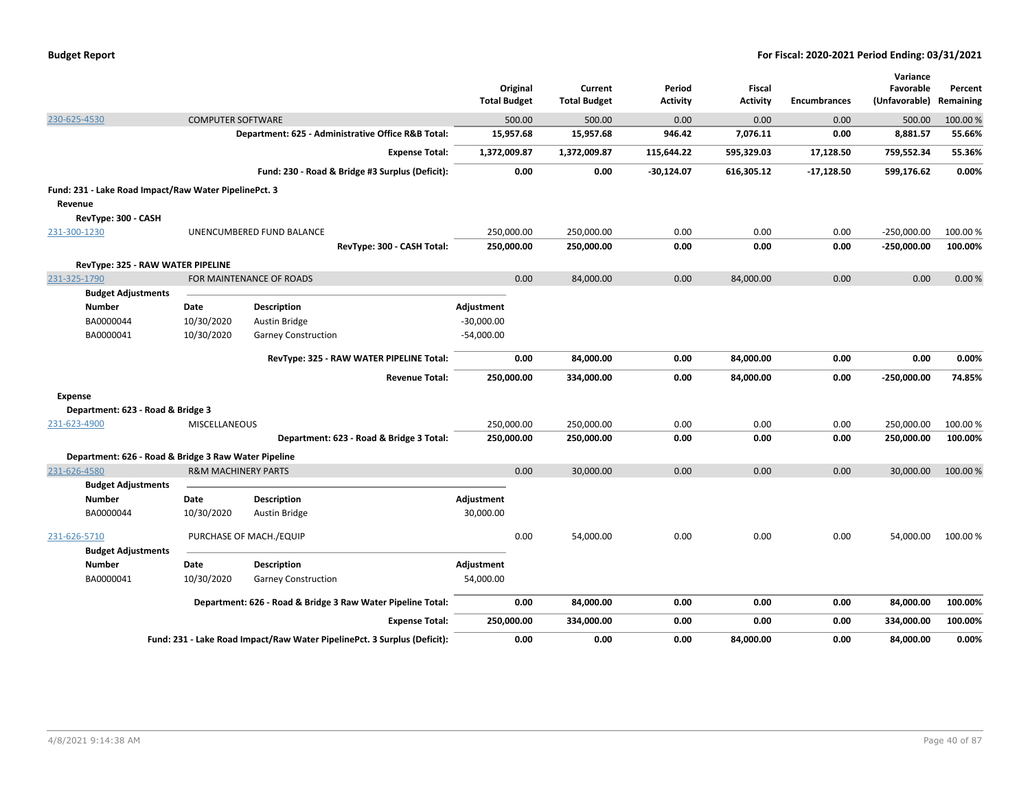| | | Original Total Budget | Current Total Budget | Period Activity | Fiscal Activity | Encumbrances | Variance Favorable (Unfavorable) | Percent Remaining |
|---|---|---|---|---|---|---|---|---|
| 230-625-4530 | COMPUTER SOFTWARE | 500.00 | 500.00 | 0.00 | 0.00 | 0.00 | 500.00 | 100.00 % |
| | **Department: 625 - Administrative Office R&B Total:** | **15,957.68** | **15,957.68** | **946.42** | **7,076.11** | **0.00** | **8,881.57** | **55.66%** |
| | **Expense Total:** | **1,372,009.87** | **1,372,009.87** | **115,644.22** | **595,329.03** | **17,128.50** | **759,552.34** | **55.36%** |
| | **Fund: 230 - Road & Bridge #3 Surplus (Deficit):** | **0.00** | **0.00** | **-30,124.07** | **616,305.12** | **-17,128.50** | **599,176.62** | **0.00%** |

**Fund: 231 - Lake Road Impact/Raw Water PipelinePct. 3**

**Revenue**

**RevType: 300 - CASH**

| | | Original Total Budget | Current Total Budget | Period Activity | Fiscal Activity | Encumbrances | Variance Favorable (Unfavorable) | Percent Remaining |
|---|---|---|---|---|---|---|---|---|
| 231-300-1230 | UNENCUMBERED FUND BALANCE | 250,000.00 | 250,000.00 | 0.00 | 0.00 | 0.00 | -250,000.00 | 100.00 % |
| | **RevType: 300 - CASH Total:** | **250,000.00** | **250,000.00** | **0.00** | **0.00** | **0.00** | **-250,000.00** | **100.00%** |

**RevType: 325 - RAW WATER PIPELINE**

| | | Original Total Budget | Current Total Budget | Period Activity | Fiscal Activity | Encumbrances | Variance Favorable (Unfavorable) | Percent Remaining |
|---|---|---|---|---|---|---|---|---|
| 231-325-1790 | FOR MAINTENANCE OF ROADS | 0.00 | 84,000.00 | 0.00 | 84,000.00 | 0.00 | 0.00 | 0.00 % |

**Budget Adjustments**

| Number | Date | Description | Adjustment |
|---|---|---|---|
| BA0000044 | 10/30/2020 | Austin Bridge | -30,000.00 |
| BA0000041 | 10/30/2020 | Garney Construction | -54,000.00 |

| | Original Total Budget | Current Total Budget | Period Activity | Fiscal Activity | Encumbrances | Variance Favorable (Unfavorable) | Percent Remaining |
|---|---|---|---|---|---|---|---|
| **RevType: 325 - RAW WATER PIPELINE Total:** | **0.00** | **84,000.00** | **0.00** | **84,000.00** | **0.00** | **0.00** | **0.00%** |
| **Revenue Total:** | **250,000.00** | **334,000.00** | **0.00** | **84,000.00** | **0.00** | **-250,000.00** | **74.85%** |

**Expense**

**Department: 623 - Road & Bridge 3**

| | | Original Total Budget | Current Total Budget | Period Activity | Fiscal Activity | Encumbrances | Variance Favorable (Unfavorable) | Percent Remaining |
|---|---|---|---|---|---|---|---|---|
| 231-623-4900 | MISCELLANEOUS | 250,000.00 | 250,000.00 | 0.00 | 0.00 | 0.00 | 250,000.00 | 100.00 % |
| | **Department: 623 - Road & Bridge 3 Total:** | **250,000.00** | **250,000.00** | **0.00** | **0.00** | **0.00** | **250,000.00** | **100.00%** |

**Department: 626 - Road & Bridge 3 Raw Water Pipeline**

| | | Original Total Budget | Current Total Budget | Period Activity | Fiscal Activity | Encumbrances | Variance Favorable (Unfavorable) | Percent Remaining |
|---|---|---|---|---|---|---|---|---|
| 231-626-4580 | R&M MACHINERY PARTS | 0.00 | 30,000.00 | 0.00 | 0.00 | 0.00 | 30,000.00 | 100.00 % |

**Budget Adjustments**

| Number | Date | Description | Adjustment |
|---|---|---|---|
| BA0000044 | 10/30/2020 | Austin Bridge | 30,000.00 |

| | | Original Total Budget | Current Total Budget | Period Activity | Fiscal Activity | Encumbrances | Variance Favorable (Unfavorable) | Percent Remaining |
|---|---|---|---|---|---|---|---|---|
| 231-626-5710 | PURCHASE OF MACH./EQUIP | 0.00 | 54,000.00 | 0.00 | 0.00 | 0.00 | 54,000.00 | 100.00 % |

**Budget Adjustments**

| Number | Date | Description | Adjustment |
|---|---|---|---|
| BA0000041 | 10/30/2020 | Garney Construction | 54,000.00 |

| | Original Total Budget | Current Total Budget | Period Activity | Fiscal Activity | Encumbrances | Variance Favorable (Unfavorable) | Percent Remaining |
|---|---|---|---|---|---|---|---|
| **Department: 626 - Road & Bridge 3 Raw Water Pipeline Total:** | **0.00** | **84,000.00** | **0.00** | **0.00** | **0.00** | **84,000.00** | **100.00%** |
| **Expense Total:** | **250,000.00** | **334,000.00** | **0.00** | **0.00** | **0.00** | **334,000.00** | **100.00%** |
| **Fund: 231 - Lake Road Impact/Raw Water PipelinePct. 3 Surplus (Deficit):** | **0.00** | **0.00** | **0.00** | **84,000.00** | **0.00** | **84,000.00** | **0.00%** |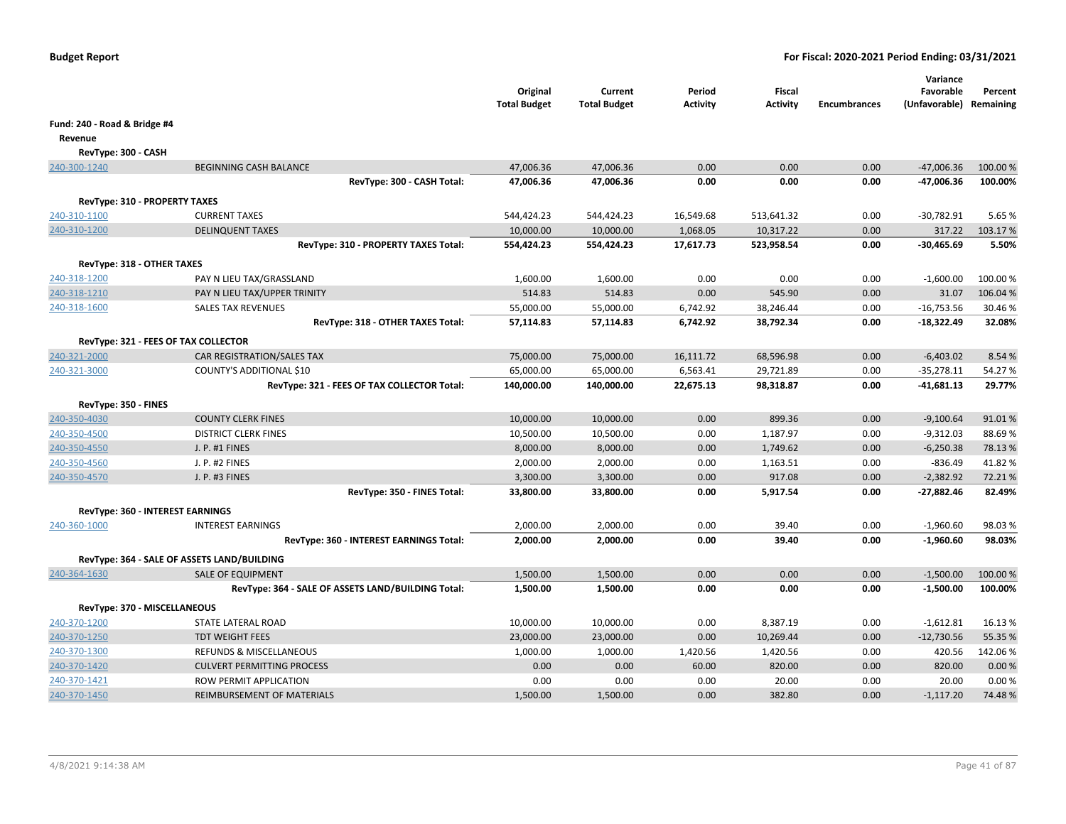**Budget Report** **For Fiscal: 2020-2021 Period Ending: 03/31/2021**

| | | Original Total Budget | Current Total Budget | Period Activity | Fiscal Activity | Encumbrances | Variance Favorable (Unfavorable) | Percent Remaining |
|---|---|---|---|---|---|---|---|---|
| **Fund: 240 - Road & Bridge #4** | | | | | | | | |
| **Revenue** | | | | | | | | |
| **RevType: 300 - CASH** | | | | | | | | |
| 240-300-1240 | BEGINNING CASH BALANCE | 47,006.36 | 47,006.36 | 0.00 | 0.00 | 0.00 | -47,006.36 | 100.00 % |
| | **RevType: 300 - CASH Total:** | **47,006.36** | **47,006.36** | **0.00** | **0.00** | **0.00** | **-47,006.36** | **100.00%** |
| **RevType: 310 - PROPERTY TAXES** | | | | | | | | |
| 240-310-1100 | CURRENT TAXES | 544,424.23 | 544,424.23 | 16,549.68 | 513,641.32 | 0.00 | -30,782.91 | 5.65 % |
| 240-310-1200 | DELINQUENT TAXES | 10,000.00 | 10,000.00 | 1,068.05 | 10,317.22 | 0.00 | 317.22 | 103.17 % |
| | **RevType: 310 - PROPERTY TAXES Total:** | **554,424.23** | **554,424.23** | **17,617.73** | **523,958.54** | **0.00** | **-30,465.69** | **5.50%** |
| **RevType: 318 - OTHER TAXES** | | | | | | | | |
| 240-318-1200 | PAY N LIEU TAX/GRASSLAND | 1,600.00 | 1,600.00 | 0.00 | 0.00 | 0.00 | -1,600.00 | 100.00 % |
| 240-318-1210 | PAY N LIEU TAX/UPPER TRINITY | 514.83 | 514.83 | 0.00 | 545.90 | 0.00 | 31.07 | 106.04 % |
| 240-318-1600 | SALES TAX REVENUES | 55,000.00 | 55,000.00 | 6,742.92 | 38,246.44 | 0.00 | -16,753.56 | 30.46 % |
| | **RevType: 318 - OTHER TAXES Total:** | **57,114.83** | **57,114.83** | **6,742.92** | **38,792.34** | **0.00** | **-18,322.49** | **32.08%** |
| **RevType: 321 - FEES OF TAX COLLECTOR** | | | | | | | | |
| 240-321-2000 | CAR REGISTRATION/SALES TAX | 75,000.00 | 75,000.00 | 16,111.72 | 68,596.98 | 0.00 | -6,403.02 | 8.54 % |
| 240-321-3000 | COUNTY'S ADDITIONAL $10 | 65,000.00 | 65,000.00 | 6,563.41 | 29,721.89 | 0.00 | -35,278.11 | 54.27 % |
| | **RevType: 321 - FEES OF TAX COLLECTOR Total:** | **140,000.00** | **140,000.00** | **22,675.13** | **98,318.87** | **0.00** | **-41,681.13** | **29.77%** |
| **RevType: 350 - FINES** | | | | | | | | |
| 240-350-4030 | COUNTY CLERK FINES | 10,000.00 | 10,000.00 | 0.00 | 899.36 | 0.00 | -9,100.64 | 91.01 % |
| 240-350-4500 | DISTRICT CLERK FINES | 10,500.00 | 10,500.00 | 0.00 | 1,187.97 | 0.00 | -9,312.03 | 88.69 % |
| 240-350-4550 | J. P. #1 FINES | 8,000.00 | 8,000.00 | 0.00 | 1,749.62 | 0.00 | -6,250.38 | 78.13 % |
| 240-350-4560 | J. P. #2 FINES | 2,000.00 | 2,000.00 | 0.00 | 1,163.51 | 0.00 | -836.49 | 41.82 % |
| 240-350-4570 | J. P. #3 FINES | 3,300.00 | 3,300.00 | 0.00 | 917.08 | 0.00 | -2,382.92 | 72.21 % |
| | **RevType: 350 - FINES Total:** | **33,800.00** | **33,800.00** | **0.00** | **5,917.54** | **0.00** | **-27,882.46** | **82.49%** |
| **RevType: 360 - INTEREST EARNINGS** | | | | | | | | |
| 240-360-1000 | INTEREST EARNINGS | 2,000.00 | 2,000.00 | 0.00 | 39.40 | 0.00 | -1,960.60 | 98.03 % |
| | **RevType: 360 - INTEREST EARNINGS Total:** | **2,000.00** | **2,000.00** | **0.00** | **39.40** | **0.00** | **-1,960.60** | **98.03%** |
| **RevType: 364 - SALE OF ASSETS LAND/BUILDING** | | | | | | | | |
| 240-364-1630 | SALE OF EQUIPMENT | 1,500.00 | 1,500.00 | 0.00 | 0.00 | 0.00 | -1,500.00 | 100.00 % |
| | **RevType: 364 - SALE OF ASSETS LAND/BUILDING Total:** | **1,500.00** | **1,500.00** | **0.00** | **0.00** | **0.00** | **-1,500.00** | **100.00%** |
| **RevType: 370 - MISCELLANEOUS** | | | | | | | | |
| 240-370-1200 | STATE LATERAL ROAD | 10,000.00 | 10,000.00 | 0.00 | 8,387.19 | 0.00 | -1,612.81 | 16.13 % |
| 240-370-1250 | TDT WEIGHT FEES | 23,000.00 | 23,000.00 | 0.00 | 10,269.44 | 0.00 | -12,730.56 | 55.35 % |
| 240-370-1300 | REFUNDS & MISCELLANEOUS | 1,000.00 | 1,000.00 | 1,420.56 | 1,420.56 | 0.00 | 420.56 | 142.06 % |
| 240-370-1420 | CULVERT PERMITTING PROCESS | 0.00 | 0.00 | 60.00 | 820.00 | 0.00 | 820.00 | 0.00 % |
| 240-370-1421 | ROW PERMIT APPLICATION | 0.00 | 0.00 | 0.00 | 20.00 | 0.00 | 20.00 | 0.00 % |
| 240-370-1450 | REIMBURSEMENT OF MATERIALS | 1,500.00 | 1,500.00 | 0.00 | 382.80 | 0.00 | -1,117.20 | 74.48 % |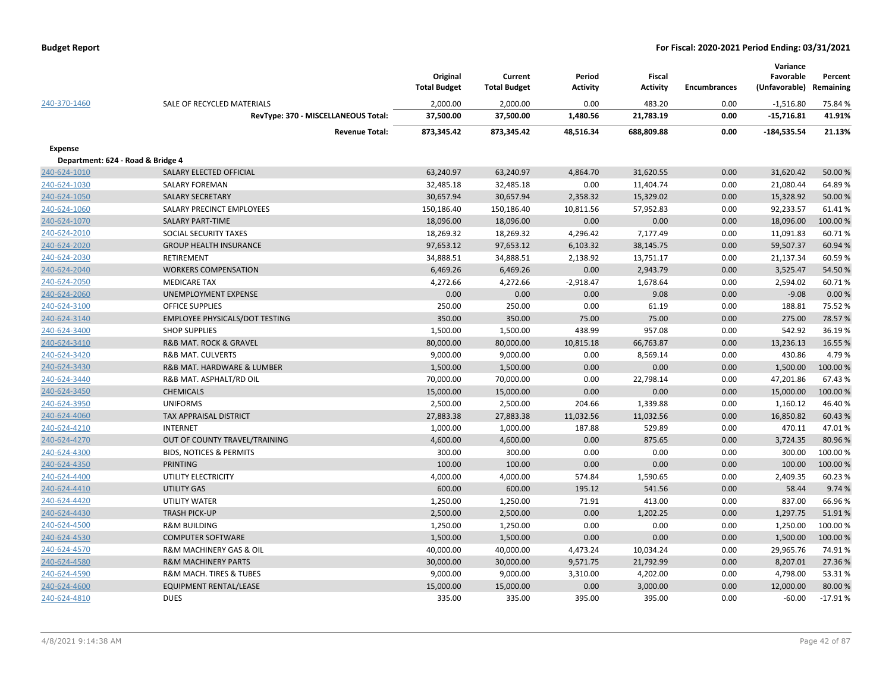**Budget Report** | **For Fiscal: 2020-2021 Period Ending: 03/31/2021**

| | | Original Total Budget | Current Total Budget | Period Activity | Fiscal Activity | Encumbrances | Variance Favorable (Unfavorable) | Percent Remaining |
|---|---|---|---|---|---|---|---|---|
| 240-370-1460 | SALE OF RECYCLED MATERIALS | 2,000.00 | 2,000.00 | 0.00 | 483.20 | 0.00 | -1,516.80 | 75.84 % |
| | **RevType: 370 - MISCELLANEOUS Total:** | **37,500.00** | **37,500.00** | **1,480.56** | **21,783.19** | **0.00** | **-15,716.81** | **41.91%** |
| | **Revenue Total:** | **873,345.42** | **873,345.42** | **48,516.34** | **688,809.88** | **0.00** | **-184,535.54** | **21.13%** |
| **Expense** | | | | | | | | |
| **Department: 624 - Road & Bridge 4** | | | | | | | | |
| 240-624-1010 | SALARY ELECTED OFFICIAL | 63,240.97 | 63,240.97 | 4,864.70 | 31,620.55 | 0.00 | 31,620.42 | 50.00 % |
| 240-624-1030 | SALARY FOREMAN | 32,485.18 | 32,485.18 | 0.00 | 11,404.74 | 0.00 | 21,080.44 | 64.89 % |
| 240-624-1050 | SALARY SECRETARY | 30,657.94 | 30,657.94 | 2,358.32 | 15,329.02 | 0.00 | 15,328.92 | 50.00 % |
| 240-624-1060 | SALARY PRECINCT EMPLOYEES | 150,186.40 | 150,186.40 | 10,811.56 | 57,952.83 | 0.00 | 92,233.57 | 61.41 % |
| 240-624-1070 | SALARY PART-TIME | 18,096.00 | 18,096.00 | 0.00 | 0.00 | 0.00 | 18,096.00 | 100.00 % |
| 240-624-2010 | SOCIAL SECURITY TAXES | 18,269.32 | 18,269.32 | 4,296.42 | 7,177.49 | 0.00 | 11,091.83 | 60.71 % |
| 240-624-2020 | GROUP HEALTH INSURANCE | 97,653.12 | 97,653.12 | 6,103.32 | 38,145.75 | 0.00 | 59,507.37 | 60.94 % |
| 240-624-2030 | RETIREMENT | 34,888.51 | 34,888.51 | 2,138.92 | 13,751.17 | 0.00 | 21,137.34 | 60.59 % |
| 240-624-2040 | WORKERS COMPENSATION | 6,469.26 | 6,469.26 | 0.00 | 2,943.79 | 0.00 | 3,525.47 | 54.50 % |
| 240-624-2050 | MEDICARE TAX | 4,272.66 | 4,272.66 | -2,918.47 | 1,678.64 | 0.00 | 2,594.02 | 60.71 % |
| 240-624-2060 | UNEMPLOYMENT EXPENSE | 0.00 | 0.00 | 0.00 | 9.08 | 0.00 | -9.08 | 0.00 % |
| 240-624-3100 | OFFICE SUPPLIES | 250.00 | 250.00 | 0.00 | 61.19 | 0.00 | 188.81 | 75.52 % |
| 240-624-3140 | EMPLOYEE PHYSICALS/DOT TESTING | 350.00 | 350.00 | 75.00 | 75.00 | 0.00 | 275.00 | 78.57 % |
| 240-624-3400 | SHOP SUPPLIES | 1,500.00 | 1,500.00 | 438.99 | 957.08 | 0.00 | 542.92 | 36.19 % |
| 240-624-3410 | R&B MAT. ROCK & GRAVEL | 80,000.00 | 80,000.00 | 10,815.18 | 66,763.87 | 0.00 | 13,236.13 | 16.55 % |
| 240-624-3420 | R&B MAT. CULVERTS | 9,000.00 | 9,000.00 | 0.00 | 8,569.14 | 0.00 | 430.86 | 4.79 % |
| 240-624-3430 | R&B MAT. HARDWARE & LUMBER | 1,500.00 | 1,500.00 | 0.00 | 0.00 | 0.00 | 1,500.00 | 100.00 % |
| 240-624-3440 | R&B MAT. ASPHALT/RD OIL | 70,000.00 | 70,000.00 | 0.00 | 22,798.14 | 0.00 | 47,201.86 | 67.43 % |
| 240-624-3450 | CHEMICALS | 15,000.00 | 15,000.00 | 0.00 | 0.00 | 0.00 | 15,000.00 | 100.00 % |
| 240-624-3950 | UNIFORMS | 2,500.00 | 2,500.00 | 204.66 | 1,339.88 | 0.00 | 1,160.12 | 46.40 % |
| 240-624-4060 | TAX APPRAISAL DISTRICT | 27,883.38 | 27,883.38 | 11,032.56 | 11,032.56 | 0.00 | 16,850.82 | 60.43 % |
| 240-624-4210 | INTERNET | 1,000.00 | 1,000.00 | 187.88 | 529.89 | 0.00 | 470.11 | 47.01 % |
| 240-624-4270 | OUT OF COUNTY TRAVEL/TRAINING | 4,600.00 | 4,600.00 | 0.00 | 875.65 | 0.00 | 3,724.35 | 80.96 % |
| 240-624-4300 | BIDS, NOTICES & PERMITS | 300.00 | 300.00 | 0.00 | 0.00 | 0.00 | 300.00 | 100.00 % |
| 240-624-4350 | PRINTING | 100.00 | 100.00 | 0.00 | 0.00 | 0.00 | 100.00 | 100.00 % |
| 240-624-4400 | UTILITY ELECTRICITY | 4,000.00 | 4,000.00 | 574.84 | 1,590.65 | 0.00 | 2,409.35 | 60.23 % |
| 240-624-4410 | UTILITY GAS | 600.00 | 600.00 | 195.12 | 541.56 | 0.00 | 58.44 | 9.74 % |
| 240-624-4420 | UTILITY WATER | 1,250.00 | 1,250.00 | 71.91 | 413.00 | 0.00 | 837.00 | 66.96 % |
| 240-624-4430 | TRASH PICK-UP | 2,500.00 | 2,500.00 | 0.00 | 1,202.25 | 0.00 | 1,297.75 | 51.91 % |
| 240-624-4500 | R&M BUILDING | 1,250.00 | 1,250.00 | 0.00 | 0.00 | 0.00 | 1,250.00 | 100.00 % |
| 240-624-4530 | COMPUTER SOFTWARE | 1,500.00 | 1,500.00 | 0.00 | 0.00 | 0.00 | 1,500.00 | 100.00 % |
| 240-624-4570 | R&M MACHINERY GAS & OIL | 40,000.00 | 40,000.00 | 4,473.24 | 10,034.24 | 0.00 | 29,965.76 | 74.91 % |
| 240-624-4580 | R&M MACHINERY PARTS | 30,000.00 | 30,000.00 | 9,571.75 | 21,792.99 | 0.00 | 8,207.01 | 27.36 % |
| 240-624-4590 | R&M MACH. TIRES & TUBES | 9,000.00 | 9,000.00 | 3,310.00 | 4,202.00 | 0.00 | 4,798.00 | 53.31 % |
| 240-624-4600 | EQUIPMENT RENTAL/LEASE | 15,000.00 | 15,000.00 | 0.00 | 3,000.00 | 0.00 | 12,000.00 | 80.00 % |
| 240-624-4810 | DUES | 335.00 | 335.00 | 395.00 | 395.00 | 0.00 | -60.00 | -17.91 % |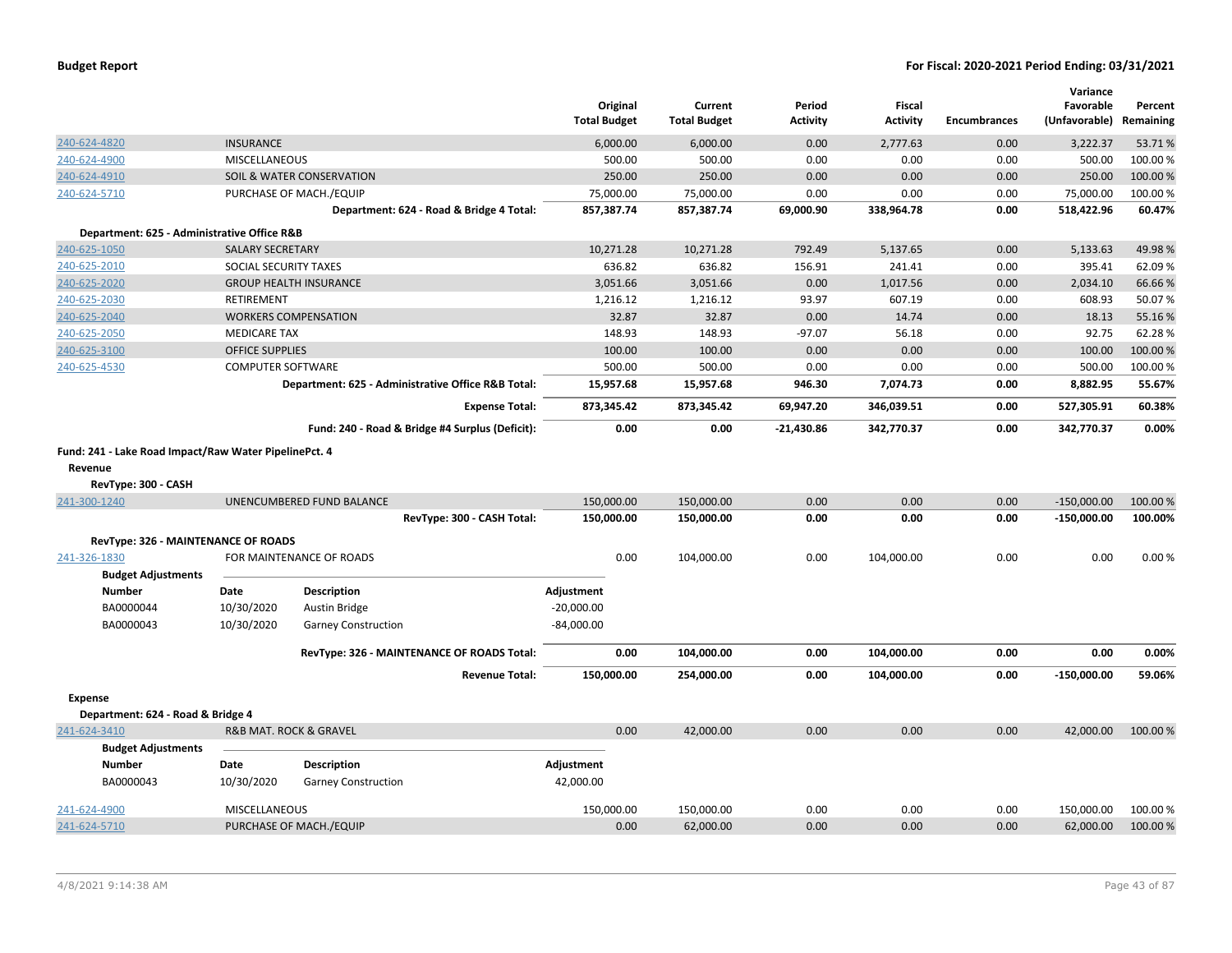**Budget Report** — For Fiscal: 2020-2021 Period Ending: 03/31/2021

| | | Original Total Budget | Current Total Budget | Period Activity | Fiscal Activity | Encumbrances | Variance Favorable (Unfavorable) | Percent Remaining |
|---|---|---|---|---|---|---|---|---|
| 240-624-4820 | INSURANCE | 6,000.00 | 6,000.00 | 0.00 | 2,777.63 | 0.00 | 3,222.37 | 53.71 % |
| 240-624-4900 | MISCELLANEOUS | 500.00 | 500.00 | 0.00 | 0.00 | 0.00 | 500.00 | 100.00 % |
| 240-624-4910 | SOIL & WATER CONSERVATION | 250.00 | 250.00 | 0.00 | 0.00 | 0.00 | 250.00 | 100.00 % |
| 240-624-5710 | PURCHASE OF MACH./EQUIP | 75,000.00 | 75,000.00 | 0.00 | 0.00 | 0.00 | 75,000.00 | 100.00 % |
| | **Department: 624 - Road & Bridge 4 Total:** | **857,387.74** | **857,387.74** | **69,000.90** | **338,964.78** | **0.00** | **518,422.96** | **60.47%** |
| **Department: 625 - Administrative Office R&B** | | | | | | | | |
| 240-625-1050 | SALARY SECRETARY | 10,271.28 | 10,271.28 | 792.49 | 5,137.65 | 0.00 | 5,133.63 | 49.98 % |
| 240-625-2010 | SOCIAL SECURITY TAXES | 636.82 | 636.82 | 156.91 | 241.41 | 0.00 | 395.41 | 62.09 % |
| 240-625-2020 | GROUP HEALTH INSURANCE | 3,051.66 | 3,051.66 | 0.00 | 1,017.56 | 0.00 | 2,034.10 | 66.66 % |
| 240-625-2030 | RETIREMENT | 1,216.12 | 1,216.12 | 93.97 | 607.19 | 0.00 | 608.93 | 50.07 % |
| 240-625-2040 | WORKERS COMPENSATION | 32.87 | 32.87 | 0.00 | 14.74 | 0.00 | 18.13 | 55.16 % |
| 240-625-2050 | MEDICARE TAX | 148.93 | 148.93 | -97.07 | 56.18 | 0.00 | 92.75 | 62.28 % |
| 240-625-3100 | OFFICE SUPPLIES | 100.00 | 100.00 | 0.00 | 0.00 | 0.00 | 100.00 | 100.00 % |
| 240-625-4530 | COMPUTER SOFTWARE | 500.00 | 500.00 | 0.00 | 0.00 | 0.00 | 500.00 | 100.00 % |
| | **Department: 625 - Administrative Office R&B Total:** | **15,957.68** | **15,957.68** | **946.30** | **7,074.73** | **0.00** | **8,882.95** | **55.67%** |
| | **Expense Total:** | **873,345.42** | **873,345.42** | **69,947.20** | **346,039.51** | **0.00** | **527,305.91** | **60.38%** |
| | **Fund: 240 - Road & Bridge #4 Surplus (Deficit):** | **0.00** | **0.00** | **-21,430.86** | **342,770.37** | **0.00** | **342,770.37** | **0.00%** |

**Fund: 241 - Lake Road Impact/Raw Water PipelinePct. 4**

**Revenue**

**RevType: 300 - CASH**

| | | Original Total Budget | Current Total Budget | Period Activity | Fiscal Activity | Encumbrances | Variance Favorable (Unfavorable) | Percent Remaining |
|---|---|---|---|---|---|---|---|---|
| 241-300-1240 | UNENCUMBERED FUND BALANCE | 150,000.00 | 150,000.00 | 0.00 | 0.00 | 0.00 | -150,000.00 | 100.00 % |
| | **RevType: 300 - CASH Total:** | **150,000.00** | **150,000.00** | **0.00** | **0.00** | **0.00** | **-150,000.00** | **100.00%** |
| **RevType: 326 - MAINTENANCE OF ROADS** | | | | | | | | |
| 241-326-1830 | FOR MAINTENANCE OF ROADS | 0.00 | 104,000.00 | 0.00 | 104,000.00 | 0.00 | 0.00 | 0.00 % |

**Budget Adjustments**

| Number | Date | Description | Adjustment |
|---|---|---|---|
| BA0000044 | 10/30/2020 | Austin Bridge | -20,000.00 |
| BA0000043 | 10/30/2020 | Garney Construction | -84,000.00 |

| | | Original Total Budget | Current Total Budget | Period Activity | Fiscal Activity | Encumbrances | Variance Favorable (Unfavorable) | Percent Remaining |
|---|---|---|---|---|---|---|---|---|
| | **RevType: 326 - MAINTENANCE OF ROADS Total:** | **0.00** | **104,000.00** | **0.00** | **104,000.00** | **0.00** | **0.00** | **0.00%** |
| | **Revenue Total:** | **150,000.00** | **254,000.00** | **0.00** | **104,000.00** | **0.00** | **-150,000.00** | **59.06%** |

**Expense**

**Department: 624 - Road & Bridge 4**

| | | Original Total Budget | Current Total Budget | Period Activity | Fiscal Activity | Encumbrances | Variance Favorable (Unfavorable) | Percent Remaining |
|---|---|---|---|---|---|---|---|---|
| 241-624-3410 | R&B MAT. ROCK & GRAVEL | 0.00 | 42,000.00 | 0.00 | 0.00 | 0.00 | 42,000.00 | 100.00 % |

**Budget Adjustments**

| Number | Date | Description | Adjustment |
|---|---|---|---|
| BA0000043 | 10/30/2020 | Garney Construction | 42,000.00 |

| | | Original Total Budget | Current Total Budget | Period Activity | Fiscal Activity | Encumbrances | Variance Favorable (Unfavorable) | Percent Remaining |
|---|---|---|---|---|---|---|---|---|
| 241-624-4900 | MISCELLANEOUS | 150,000.00 | 150,000.00 | 0.00 | 0.00 | 0.00 | 150,000.00 | 100.00 % |
| 241-624-5710 | PURCHASE OF MACH./EQUIP | 0.00 | 62,000.00 | 0.00 | 0.00 | 0.00 | 62,000.00 | 100.00 % |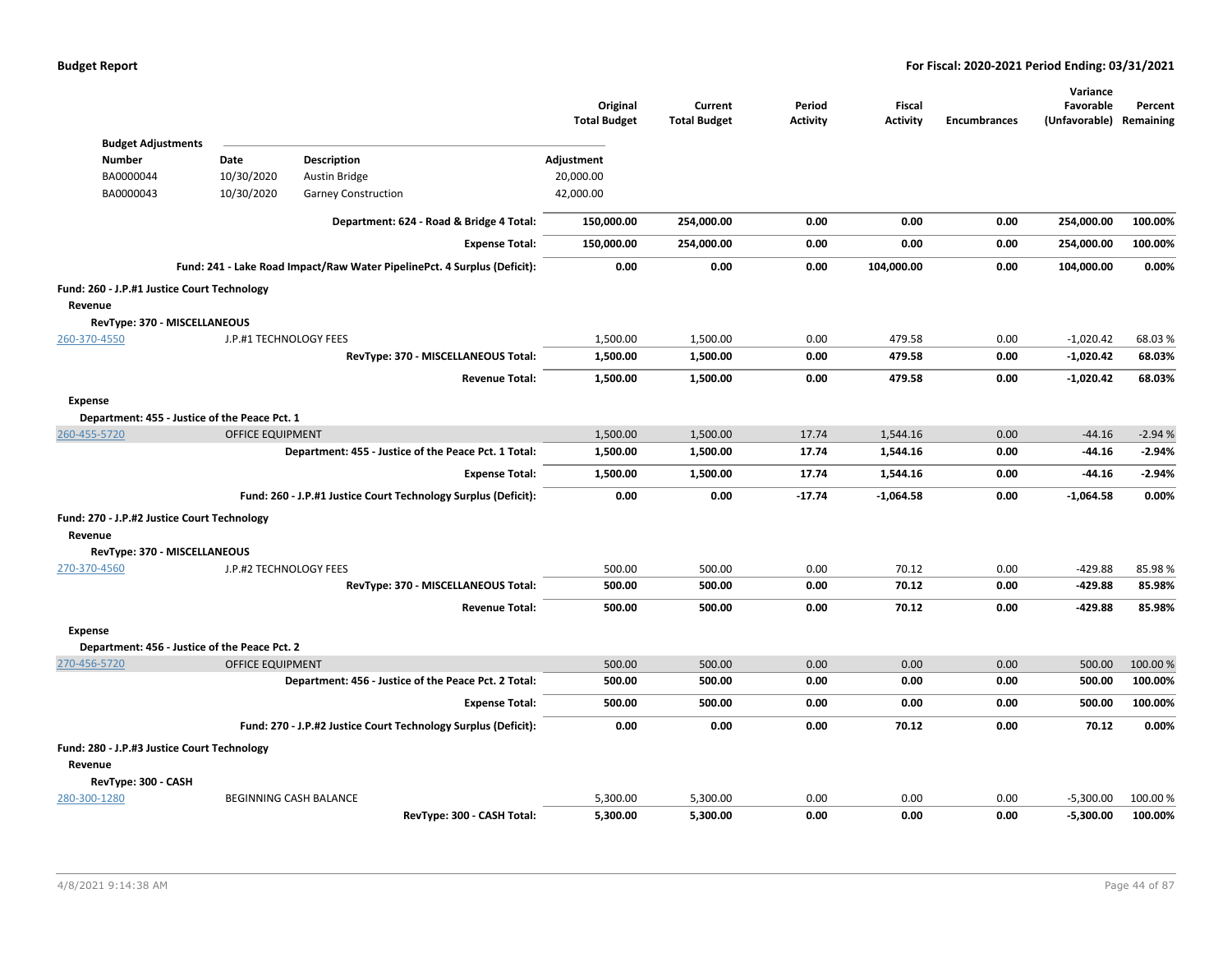| | | Original Total Budget | Current Total Budget | Period Activity | Fiscal Activity | Encumbrances | Variance Favorable (Unfavorable) | Percent Remaining |
|---|---|---|---|---|---|---|---|---|

**Budget Adjustments**

| Number | Date | Description | Adjustment |
|---|---|---|---|
| BA0000044 | 10/30/2020 | Austin Bridge | 20,000.00 |
| BA0000043 | 10/30/2020 | Garney Construction | 42,000.00 |

| | | Original Total Budget | Current Total Budget | Period Activity | Fiscal Activity | Encumbrances | Variance Favorable (Unfavorable) | Percent Remaining |
|---|---|---|---|---|---|---|---|---|
| | **Department: 624 - Road & Bridge 4 Total:** | **150,000.00** | **254,000.00** | **0.00** | **0.00** | **0.00** | **254,000.00** | **100.00%** |
| | **Expense Total:** | **150,000.00** | **254,000.00** | **0.00** | **0.00** | **0.00** | **254,000.00** | **100.00%** |
| | **Fund: 241 - Lake Road Impact/Raw Water PipelinePct. 4 Surplus (Deficit):** | **0.00** | **0.00** | **0.00** | **104,000.00** | **0.00** | **104,000.00** | **0.00%** |

**Fund: 260 - J.P.#1 Justice Court Technology**

**Revenue**

**RevType: 370 - MISCELLANEOUS**

| Account | Description | Original Total Budget | Current Total Budget | Period Activity | Fiscal Activity | Encumbrances | Variance Favorable (Unfavorable) | Percent Remaining |
|---|---|---|---|---|---|---|---|---|
| 260-370-4550 | J.P.#1 TECHNOLOGY FEES | 1,500.00 | 1,500.00 | 0.00 | 479.58 | 0.00 | -1,020.42 | 68.03 % |
| | **RevType: 370 - MISCELLANEOUS Total:** | **1,500.00** | **1,500.00** | **0.00** | **479.58** | **0.00** | **-1,020.42** | **68.03%** |
| | **Revenue Total:** | **1,500.00** | **1,500.00** | **0.00** | **479.58** | **0.00** | **-1,020.42** | **68.03%** |

**Expense**

**Department: 455 - Justice of the Peace Pct. 1**

| Account | Description | Original Total Budget | Current Total Budget | Period Activity | Fiscal Activity | Encumbrances | Variance Favorable (Unfavorable) | Percent Remaining |
|---|---|---|---|---|---|---|---|---|
| 260-455-5720 | OFFICE EQUIPMENT | 1,500.00 | 1,500.00 | 17.74 | 1,544.16 | 0.00 | -44.16 | -2.94 % |
| | **Department: 455 - Justice of the Peace Pct. 1 Total:** | **1,500.00** | **1,500.00** | **17.74** | **1,544.16** | **0.00** | **-44.16** | **-2.94%** |
| | **Expense Total:** | **1,500.00** | **1,500.00** | **17.74** | **1,544.16** | **0.00** | **-44.16** | **-2.94%** |
| | **Fund: 260 - J.P.#1 Justice Court Technology Surplus (Deficit):** | **0.00** | **0.00** | **-17.74** | **-1,064.58** | **0.00** | **-1,064.58** | **0.00%** |

**Fund: 270 - J.P.#2 Justice Court Technology**

**Revenue**

**RevType: 370 - MISCELLANEOUS**

| Account | Description | Original Total Budget | Current Total Budget | Period Activity | Fiscal Activity | Encumbrances | Variance Favorable (Unfavorable) | Percent Remaining |
|---|---|---|---|---|---|---|---|---|
| 270-370-4560 | J.P.#2 TECHNOLOGY FEES | 500.00 | 500.00 | 0.00 | 70.12 | 0.00 | -429.88 | 85.98 % |
| | **RevType: 370 - MISCELLANEOUS Total:** | **500.00** | **500.00** | **0.00** | **70.12** | **0.00** | **-429.88** | **85.98%** |
| | **Revenue Total:** | **500.00** | **500.00** | **0.00** | **70.12** | **0.00** | **-429.88** | **85.98%** |

**Expense**

**Department: 456 - Justice of the Peace Pct. 2**

| Account | Description | Original Total Budget | Current Total Budget | Period Activity | Fiscal Activity | Encumbrances | Variance Favorable (Unfavorable) | Percent Remaining |
|---|---|---|---|---|---|---|---|---|
| 270-456-5720 | OFFICE EQUIPMENT | 500.00 | 500.00 | 0.00 | 0.00 | 0.00 | 500.00 | 100.00 % |
| | **Department: 456 - Justice of the Peace Pct. 2 Total:** | **500.00** | **500.00** | **0.00** | **0.00** | **0.00** | **500.00** | **100.00%** |
| | **Expense Total:** | **500.00** | **500.00** | **0.00** | **0.00** | **0.00** | **500.00** | **100.00%** |
| | **Fund: 270 - J.P.#2 Justice Court Technology Surplus (Deficit):** | **0.00** | **0.00** | **0.00** | **70.12** | **0.00** | **70.12** | **0.00%** |

**Fund: 280 - J.P.#3 Justice Court Technology**

**Revenue**

**RevType: 300 - CASH**

| Account | Description | Original Total Budget | Current Total Budget | Period Activity | Fiscal Activity | Encumbrances | Variance Favorable (Unfavorable) | Percent Remaining |
|---|---|---|---|---|---|---|---|---|
| 280-300-1280 | BEGINNING CASH BALANCE | 5,300.00 | 5,300.00 | 0.00 | 0.00 | 0.00 | -5,300.00 | 100.00 % |
| | **RevType: 300 - CASH Total:** | **5,300.00** | **5,300.00** | **0.00** | **0.00** | **0.00** | **-5,300.00** | **100.00%** |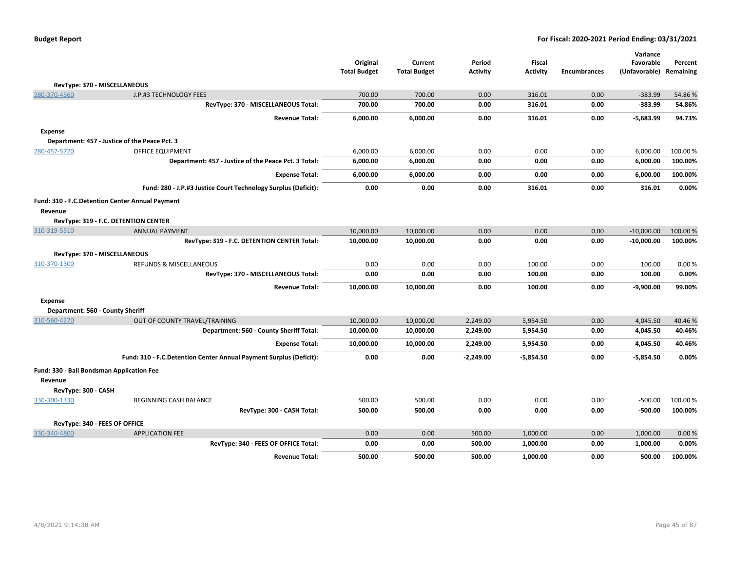| | | Original Total Budget | Current Total Budget | Period Activity | Fiscal Activity | Encumbrances | Variance Favorable (Unfavorable) | Percent Remaining |
|---|---|---|---|---|---|---|---|---|
| **RevType: 370 - MISCELLANEOUS** | | | | | | | | |
| 280-370-4560 | J.P.#3 TECHNOLOGY FEES | 700.00 | 700.00 | 0.00 | 316.01 | 0.00 | -383.99 | 54.86 % |
| | **RevType: 370 - MISCELLANEOUS Total:** | **700.00** | **700.00** | **0.00** | **316.01** | **0.00** | **-383.99** | **54.86%** |
| | **Revenue Total:** | **6,000.00** | **6,000.00** | **0.00** | **316.01** | **0.00** | **-5,683.99** | **94.73%** |
| **Expense** | | | | | | | | |
| **Department: 457 - Justice of the Peace Pct. 3** | | | | | | | | |
| 280-457-5720 | OFFICE EQUIPMENT | 6,000.00 | 6,000.00 | 0.00 | 0.00 | 0.00 | 6,000.00 | 100.00 % |
| | **Department: 457 - Justice of the Peace Pct. 3 Total:** | **6,000.00** | **6,000.00** | **0.00** | **0.00** | **0.00** | **6,000.00** | **100.00%** |
| | **Expense Total:** | **6,000.00** | **6,000.00** | **0.00** | **0.00** | **0.00** | **6,000.00** | **100.00%** |
| | **Fund: 280 - J.P.#3 Justice Court Technology Surplus (Deficit):** | **0.00** | **0.00** | **0.00** | **316.01** | **0.00** | **316.01** | **0.00%** |
| **Fund: 310 - F.C.Detention Center Annual Payment** | | | | | | | | |
| **Revenue** | | | | | | | | |
| **RevType: 319 - F.C. DETENTION CENTER** | | | | | | | | |
| 310-319-5510 | ANNUAL PAYMENT | 10,000.00 | 10,000.00 | 0.00 | 0.00 | 0.00 | -10,000.00 | 100.00 % |
| | **RevType: 319 - F.C. DETENTION CENTER Total:** | **10,000.00** | **10,000.00** | **0.00** | **0.00** | **0.00** | **-10,000.00** | **100.00%** |
| **RevType: 370 - MISCELLANEOUS** | | | | | | | | |
| 310-370-1300 | REFUNDS & MISCELLANEOUS | 0.00 | 0.00 | 0.00 | 100.00 | 0.00 | 100.00 | 0.00 % |
| | **RevType: 370 - MISCELLANEOUS Total:** | **0.00** | **0.00** | **0.00** | **100.00** | **0.00** | **100.00** | **0.00%** |
| | **Revenue Total:** | **10,000.00** | **10,000.00** | **0.00** | **100.00** | **0.00** | **-9,900.00** | **99.00%** |
| **Expense** | | | | | | | | |
| **Department: 560 - County Sheriff** | | | | | | | | |
| 310-560-4270 | OUT OF COUNTY TRAVEL/TRAINING | 10,000.00 | 10,000.00 | 2,249.00 | 5,954.50 | 0.00 | 4,045.50 | 40.46 % |
| | **Department: 560 - County Sheriff Total:** | **10,000.00** | **10,000.00** | **2,249.00** | **5,954.50** | **0.00** | **4,045.50** | **40.46%** |
| | **Expense Total:** | **10,000.00** | **10,000.00** | **2,249.00** | **5,954.50** | **0.00** | **4,045.50** | **40.46%** |
| | **Fund: 310 - F.C.Detention Center Annual Payment Surplus (Deficit):** | **0.00** | **0.00** | **-2,249.00** | **-5,854.50** | **0.00** | **-5,854.50** | **0.00%** |
| **Fund: 330 - Bail Bondsman Application Fee** | | | | | | | | |
| **Revenue** | | | | | | | | |
| **RevType: 300 - CASH** | | | | | | | | |
| 330-300-1330 | BEGINNING CASH BALANCE | 500.00 | 500.00 | 0.00 | 0.00 | 0.00 | -500.00 | 100.00 % |
| | **RevType: 300 - CASH Total:** | **500.00** | **500.00** | **0.00** | **0.00** | **0.00** | **-500.00** | **100.00%** |
| **RevType: 340 - FEES OF OFFICE** | | | | | | | | |
| 330-340-4800 | APPLICATION FEE | 0.00 | 0.00 | 500.00 | 1,000.00 | 0.00 | 1,000.00 | 0.00 % |
| | **RevType: 340 - FEES OF OFFICE Total:** | **0.00** | **0.00** | **500.00** | **1,000.00** | **0.00** | **1,000.00** | **0.00%** |
| | **Revenue Total:** | **500.00** | **500.00** | **500.00** | **1,000.00** | **0.00** | **500.00** | **100.00%** |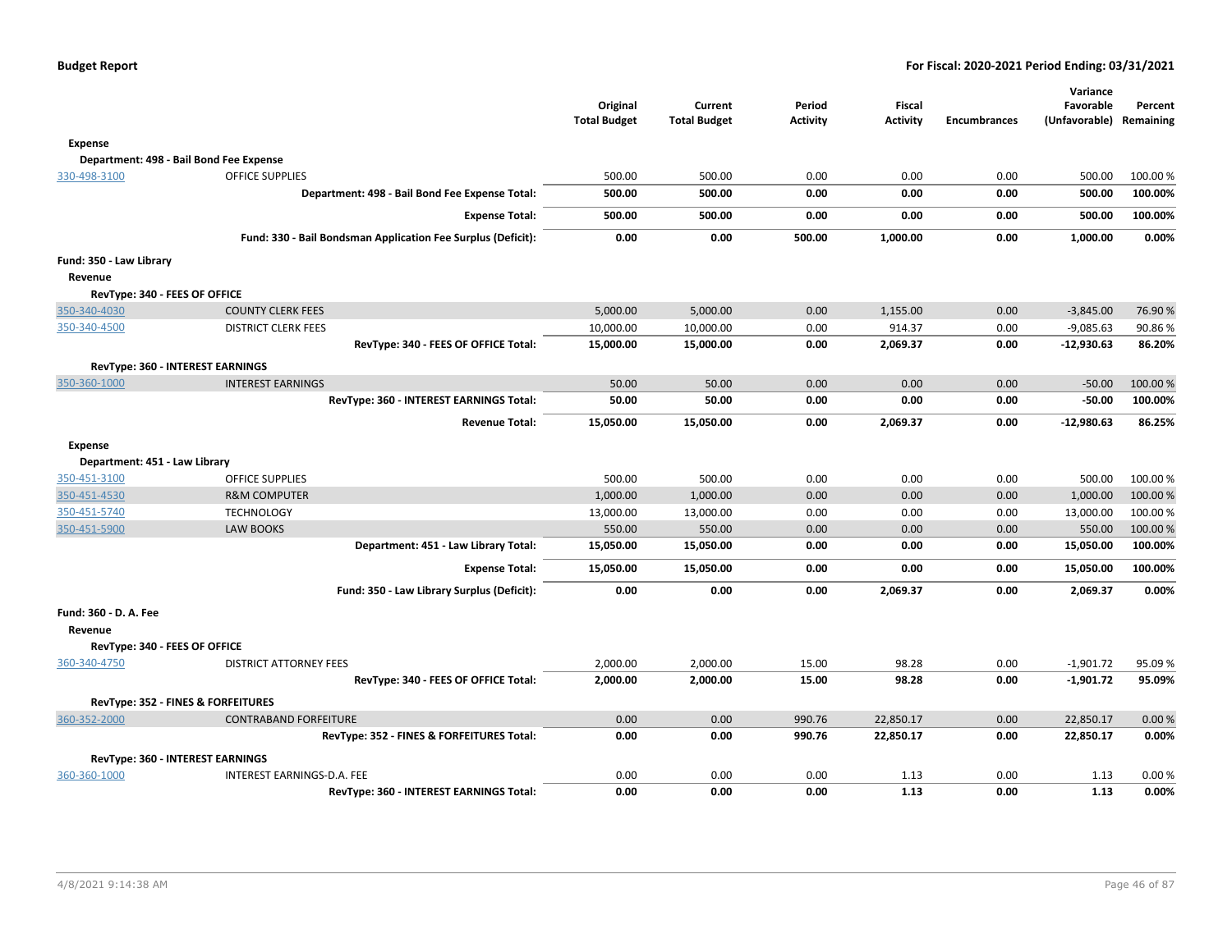| | | Original Total Budget | Current Total Budget | Period Activity | Fiscal Activity | Encumbrances | Variance Favorable (Unfavorable) | Percent Remaining |
|---|---|---|---|---|---|---|---|---|
| **Expense** | | | | | | | | |
| **Department: 498 - Bail Bond Fee Expense** | | | | | | | | |
| 330-498-3100 | OFFICE SUPPLIES | 500.00 | 500.00 | 0.00 | 0.00 | 0.00 | 500.00 | 100.00 % |
| | **Department: 498 - Bail Bond Fee Expense Total:** | **500.00** | **500.00** | **0.00** | **0.00** | **0.00** | **500.00** | **100.00%** |
| | **Expense Total:** | **500.00** | **500.00** | **0.00** | **0.00** | **0.00** | **500.00** | **100.00%** |
| | **Fund: 330 - Bail Bondsman Application Fee Surplus (Deficit):** | **0.00** | **0.00** | **500.00** | **1,000.00** | **0.00** | **1,000.00** | **0.00%** |
| **Fund: 350 - Law Library** | | | | | | | | |
| **Revenue** | | | | | | | | |
| **RevType: 340 - FEES OF OFFICE** | | | | | | | | |
| 350-340-4030 | COUNTY CLERK FEES | 5,000.00 | 5,000.00 | 0.00 | 1,155.00 | 0.00 | -3,845.00 | 76.90 % |
| 350-340-4500 | DISTRICT CLERK FEES | 10,000.00 | 10,000.00 | 0.00 | 914.37 | 0.00 | -9,085.63 | 90.86 % |
| | **RevType: 340 - FEES OF OFFICE Total:** | **15,000.00** | **15,000.00** | **0.00** | **2,069.37** | **0.00** | **-12,930.63** | **86.20%** |
| **RevType: 360 - INTEREST EARNINGS** | | | | | | | | |
| 350-360-1000 | INTEREST EARNINGS | 50.00 | 50.00 | 0.00 | 0.00 | 0.00 | -50.00 | 100.00 % |
| | **RevType: 360 - INTEREST EARNINGS Total:** | **50.00** | **50.00** | **0.00** | **0.00** | **0.00** | **-50.00** | **100.00%** |
| | **Revenue Total:** | **15,050.00** | **15,050.00** | **0.00** | **2,069.37** | **0.00** | **-12,980.63** | **86.25%** |
| **Expense** | | | | | | | | |
| **Department: 451 - Law Library** | | | | | | | | |
| 350-451-3100 | OFFICE SUPPLIES | 500.00 | 500.00 | 0.00 | 0.00 | 0.00 | 500.00 | 100.00 % |
| 350-451-4530 | R&M COMPUTER | 1,000.00 | 1,000.00 | 0.00 | 0.00 | 0.00 | 1,000.00 | 100.00 % |
| 350-451-5740 | TECHNOLOGY | 13,000.00 | 13,000.00 | 0.00 | 0.00 | 0.00 | 13,000.00 | 100.00 % |
| 350-451-5900 | LAW BOOKS | 550.00 | 550.00 | 0.00 | 0.00 | 0.00 | 550.00 | 100.00 % |
| | **Department: 451 - Law Library Total:** | **15,050.00** | **15,050.00** | **0.00** | **0.00** | **0.00** | **15,050.00** | **100.00%** |
| | **Expense Total:** | **15,050.00** | **15,050.00** | **0.00** | **0.00** | **0.00** | **15,050.00** | **100.00%** |
| | **Fund: 350 - Law Library Surplus (Deficit):** | **0.00** | **0.00** | **0.00** | **2,069.37** | **0.00** | **2,069.37** | **0.00%** |
| **Fund: 360 - D. A. Fee** | | | | | | | | |
| **Revenue** | | | | | | | | |
| **RevType: 340 - FEES OF OFFICE** | | | | | | | | |
| 360-340-4750 | DISTRICT ATTORNEY FEES | 2,000.00 | 2,000.00 | 15.00 | 98.28 | 0.00 | -1,901.72 | 95.09 % |
| | **RevType: 340 - FEES OF OFFICE Total:** | **2,000.00** | **2,000.00** | **15.00** | **98.28** | **0.00** | **-1,901.72** | **95.09%** |
| **RevType: 352 - FINES & FORFEITURES** | | | | | | | | |
| 360-352-2000 | CONTRABAND FORFEITURE | 0.00 | 0.00 | 990.76 | 22,850.17 | 0.00 | 22,850.17 | 0.00 % |
| | **RevType: 352 - FINES & FORFEITURES Total:** | **0.00** | **0.00** | **990.76** | **22,850.17** | **0.00** | **22,850.17** | **0.00%** |
| **RevType: 360 - INTEREST EARNINGS** | | | | | | | | |
| 360-360-1000 | INTEREST EARNINGS-D.A. FEE | 0.00 | 0.00 | 0.00 | 1.13 | 0.00 | 1.13 | 0.00 % |
| | **RevType: 360 - INTEREST EARNINGS Total:** | **0.00** | **0.00** | **0.00** | **1.13** | **0.00** | **1.13** | **0.00%** |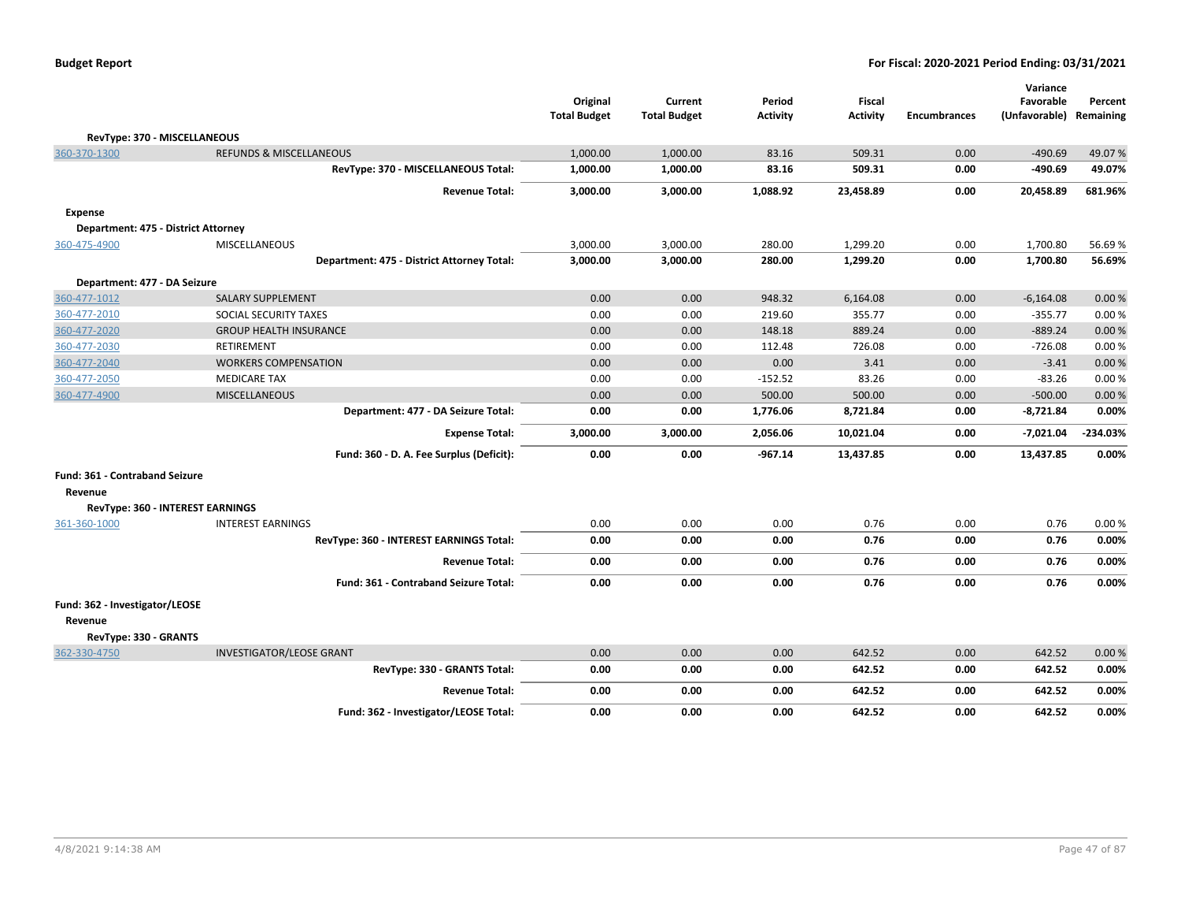| | | Original Total Budget | Current Total Budget | Period Activity | Fiscal Activity | Encumbrances | Variance Favorable (Unfavorable) | Percent Remaining |
|---|---|---|---|---|---|---|---|---|
| **RevType: 370 - MISCELLANEOUS** | | | | | | | | |
| 360-370-1300 | REFUNDS & MISCELLANEOUS | 1,000.00 | 1,000.00 | 83.16 | 509.31 | 0.00 | -490.69 | 49.07 % |
| | **RevType: 370 - MISCELLANEOUS Total:** | **1,000.00** | **1,000.00** | **83.16** | **509.31** | **0.00** | **-490.69** | **49.07%** |
| | **Revenue Total:** | **3,000.00** | **3,000.00** | **1,088.92** | **23,458.89** | **0.00** | **20,458.89** | **681.96%** |
| **Expense** | | | | | | | | |
| **Department: 475 - District Attorney** | | | | | | | | |
| 360-475-4900 | MISCELLANEOUS | 3,000.00 | 3,000.00 | 280.00 | 1,299.20 | 0.00 | 1,700.80 | 56.69 % |
| | **Department: 475 - District Attorney Total:** | **3,000.00** | **3,000.00** | **280.00** | **1,299.20** | **0.00** | **1,700.80** | **56.69%** |
| **Department: 477 - DA Seizure** | | | | | | | | |
| 360-477-1012 | SALARY SUPPLEMENT | 0.00 | 0.00 | 948.32 | 6,164.08 | 0.00 | -6,164.08 | 0.00 % |
| 360-477-2010 | SOCIAL SECURITY TAXES | 0.00 | 0.00 | 219.60 | 355.77 | 0.00 | -355.77 | 0.00 % |
| 360-477-2020 | GROUP HEALTH INSURANCE | 0.00 | 0.00 | 148.18 | 889.24 | 0.00 | -889.24 | 0.00 % |
| 360-477-2030 | RETIREMENT | 0.00 | 0.00 | 112.48 | 726.08 | 0.00 | -726.08 | 0.00 % |
| 360-477-2040 | WORKERS COMPENSATION | 0.00 | 0.00 | 0.00 | 3.41 | 0.00 | -3.41 | 0.00 % |
| 360-477-2050 | MEDICARE TAX | 0.00 | 0.00 | -152.52 | 83.26 | 0.00 | -83.26 | 0.00 % |
| 360-477-4900 | MISCELLANEOUS | 0.00 | 0.00 | 500.00 | 500.00 | 0.00 | -500.00 | 0.00 % |
| | **Department: 477 - DA Seizure Total:** | **0.00** | **0.00** | **1,776.06** | **8,721.84** | **0.00** | **-8,721.84** | **0.00%** |
| | **Expense Total:** | **3,000.00** | **3,000.00** | **2,056.06** | **10,021.04** | **0.00** | **-7,021.04** | **-234.03%** |
| | **Fund: 360 - D. A. Fee Surplus (Deficit):** | **0.00** | **0.00** | **-967.14** | **13,437.85** | **0.00** | **13,437.85** | **0.00%** |
| **Fund: 361 - Contraband Seizure** | | | | | | | | |
| **Revenue** | | | | | | | | |
| **RevType: 360 - INTEREST EARNINGS** | | | | | | | | |
| 361-360-1000 | INTEREST EARNINGS | 0.00 | 0.00 | 0.00 | 0.76 | 0.00 | 0.76 | 0.00 % |
| | **RevType: 360 - INTEREST EARNINGS Total:** | **0.00** | **0.00** | **0.00** | **0.76** | **0.00** | **0.76** | **0.00%** |
| | **Revenue Total:** | **0.00** | **0.00** | **0.00** | **0.76** | **0.00** | **0.76** | **0.00%** |
| | **Fund: 361 - Contraband Seizure Total:** | **0.00** | **0.00** | **0.00** | **0.76** | **0.00** | **0.76** | **0.00%** |
| **Fund: 362 - Investigator/LEOSE** | | | | | | | | |
| **Revenue** | | | | | | | | |
| **RevType: 330 - GRANTS** | | | | | | | | |
| 362-330-4750 | INVESTIGATOR/LEOSE GRANT | 0.00 | 0.00 | 0.00 | 642.52 | 0.00 | 642.52 | 0.00 % |
| | **RevType: 330 - GRANTS Total:** | **0.00** | **0.00** | **0.00** | **642.52** | **0.00** | **642.52** | **0.00%** |
| | **Revenue Total:** | **0.00** | **0.00** | **0.00** | **642.52** | **0.00** | **642.52** | **0.00%** |
| | **Fund: 362 - Investigator/LEOSE Total:** | **0.00** | **0.00** | **0.00** | **642.52** | **0.00** | **642.52** | **0.00%** |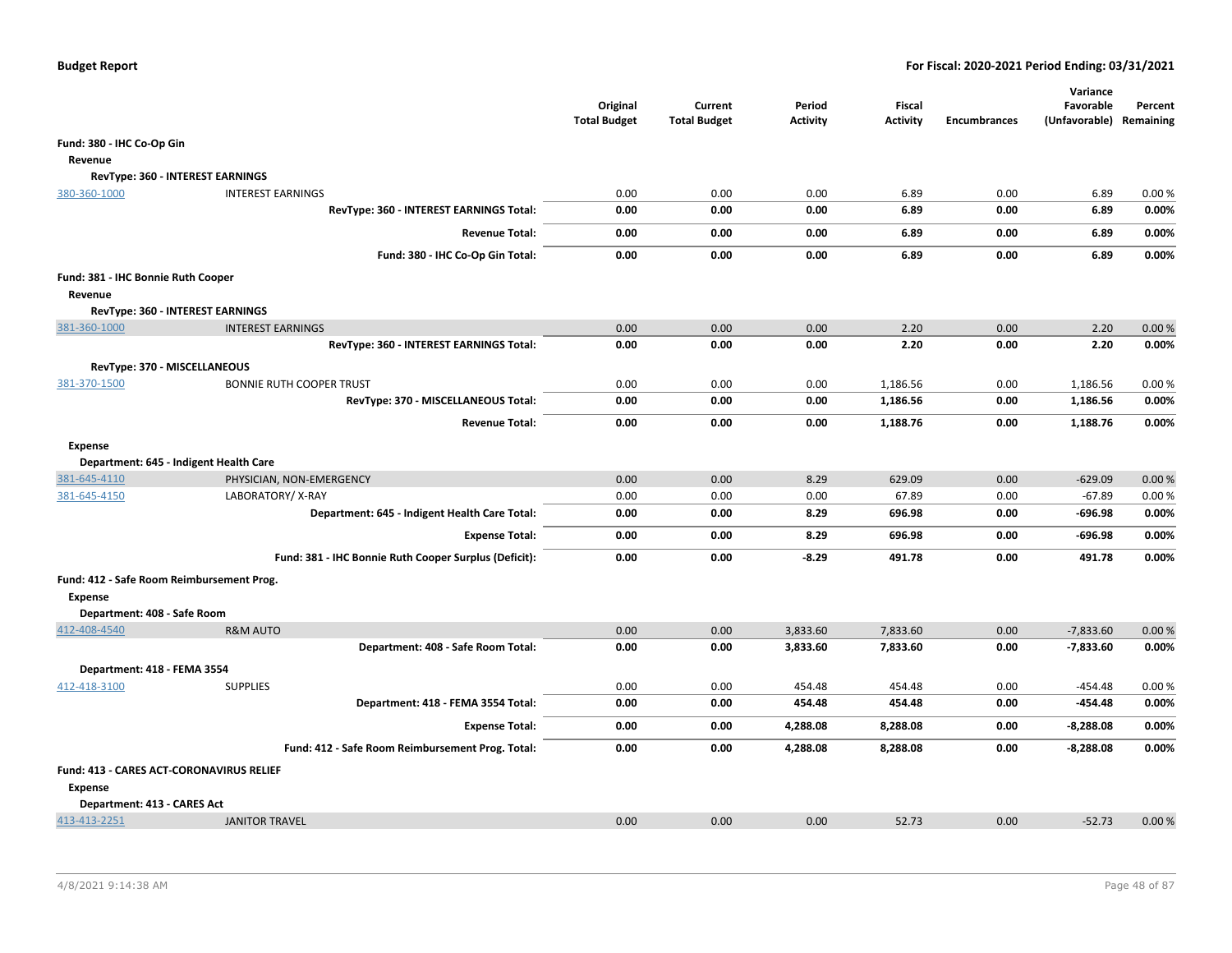| | | Original Total Budget | Current Total Budget | Period Activity | Fiscal Activity | Encumbrances | Variance Favorable (Unfavorable) | Percent Remaining |
|---|---|---|---|---|---|---|---|---|
| **Fund: 380 - IHC Co-Op Gin** | | | | | | | | |
| **Revenue** | | | | | | | | |
| **RevType: 360 - INTEREST EARNINGS** | | | | | | | | |
| 380-360-1000 | INTEREST EARNINGS | 0.00 | 0.00 | 0.00 | 6.89 | 0.00 | 6.89 | 0.00 % |
| | **RevType: 360 - INTEREST EARNINGS Total:** | **0.00** | **0.00** | **0.00** | **6.89** | **0.00** | **6.89** | **0.00%** |
| | **Revenue Total:** | **0.00** | **0.00** | **0.00** | **6.89** | **0.00** | **6.89** | **0.00%** |
| | **Fund: 380 - IHC Co-Op Gin Total:** | **0.00** | **0.00** | **0.00** | **6.89** | **0.00** | **6.89** | **0.00%** |
| **Fund: 381 - IHC Bonnie Ruth Cooper** | | | | | | | | |
| **Revenue** | | | | | | | | |
| **RevType: 360 - INTEREST EARNINGS** | | | | | | | | |
| 381-360-1000 | INTEREST EARNINGS | 0.00 | 0.00 | 0.00 | 2.20 | 0.00 | 2.20 | 0.00 % |
| | **RevType: 360 - INTEREST EARNINGS Total:** | **0.00** | **0.00** | **0.00** | **2.20** | **0.00** | **2.20** | **0.00%** |
| **RevType: 370 - MISCELLANEOUS** | | | | | | | | |
| 381-370-1500 | BONNIE RUTH COOPER TRUST | 0.00 | 0.00 | 0.00 | 1,186.56 | 0.00 | 1,186.56 | 0.00 % |
| | **RevType: 370 - MISCELLANEOUS Total:** | **0.00** | **0.00** | **0.00** | **1,186.56** | **0.00** | **1,186.56** | **0.00%** |
| | **Revenue Total:** | **0.00** | **0.00** | **0.00** | **1,188.76** | **0.00** | **1,188.76** | **0.00%** |
| **Expense** | | | | | | | | |
| **Department: 645 - Indigent Health Care** | | | | | | | | |
| 381-645-4110 | PHYSICIAN, NON-EMERGENCY | 0.00 | 0.00 | 8.29 | 629.09 | 0.00 | -629.09 | 0.00 % |
| 381-645-4150 | LABORATORY/ X-RAY | 0.00 | 0.00 | 0.00 | 67.89 | 0.00 | -67.89 | 0.00 % |
| | **Department: 645 - Indigent Health Care Total:** | **0.00** | **0.00** | **8.29** | **696.98** | **0.00** | **-696.98** | **0.00%** |
| | **Expense Total:** | **0.00** | **0.00** | **8.29** | **696.98** | **0.00** | **-696.98** | **0.00%** |
| | **Fund: 381 - IHC Bonnie Ruth Cooper Surplus (Deficit):** | **0.00** | **0.00** | **-8.29** | **491.78** | **0.00** | **491.78** | **0.00%** |
| **Fund: 412 - Safe Room Reimbursement Prog.** | | | | | | | | |
| **Expense** | | | | | | | | |
| **Department: 408 - Safe Room** | | | | | | | | |
| 412-408-4540 | R&M AUTO | 0.00 | 0.00 | 3,833.60 | 7,833.60 | 0.00 | -7,833.60 | 0.00 % |
| | **Department: 408 - Safe Room Total:** | **0.00** | **0.00** | **3,833.60** | **7,833.60** | **0.00** | **-7,833.60** | **0.00%** |
| **Department: 418 - FEMA 3554** | | | | | | | | |
| 412-418-3100 | SUPPLIES | 0.00 | 0.00 | 454.48 | 454.48 | 0.00 | -454.48 | 0.00 % |
| | **Department: 418 - FEMA 3554 Total:** | **0.00** | **0.00** | **454.48** | **454.48** | **0.00** | **-454.48** | **0.00%** |
| | **Expense Total:** | **0.00** | **0.00** | **4,288.08** | **8,288.08** | **0.00** | **-8,288.08** | **0.00%** |
| | **Fund: 412 - Safe Room Reimbursement Prog. Total:** | **0.00** | **0.00** | **4,288.08** | **8,288.08** | **0.00** | **-8,288.08** | **0.00%** |
| **Fund: 413 - CARES ACT-CORONAVIRUS RELIEF** | | | | | | | | |
| **Expense** | | | | | | | | |
| **Department: 413 - CARES Act** | | | | | | | | |
| 413-413-2251 | JANITOR TRAVEL | 0.00 | 0.00 | 0.00 | 52.73 | 0.00 | -52.73 | 0.00 % |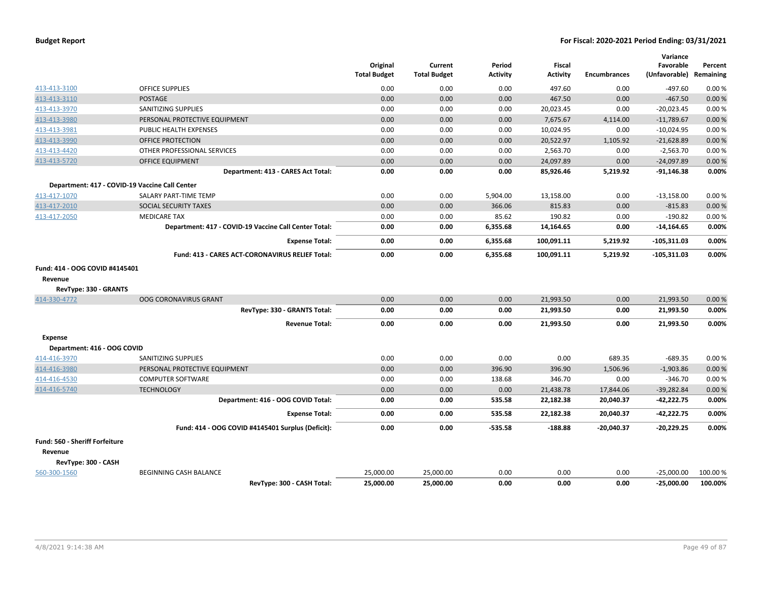| | | Original Total Budget | Current Total Budget | Period Activity | Fiscal Activity | Encumbrances | Variance Favorable (Unfavorable) | Percent Remaining |
|---|---|---|---|---|---|---|---|---|
| 413-413-3100 | OFFICE SUPPLIES | 0.00 | 0.00 | 0.00 | 497.60 | 0.00 | -497.60 | 0.00 % |
| 413-413-3110 | POSTAGE | 0.00 | 0.00 | 0.00 | 467.50 | 0.00 | -467.50 | 0.00 % |
| 413-413-3970 | SANITIZING SUPPLIES | 0.00 | 0.00 | 0.00 | 20,023.45 | 0.00 | -20,023.45 | 0.00 % |
| 413-413-3980 | PERSONAL PROTECTIVE EQUIPMENT | 0.00 | 0.00 | 0.00 | 7,675.67 | 4,114.00 | -11,789.67 | 0.00 % |
| 413-413-3981 | PUBLIC HEALTH EXPENSES | 0.00 | 0.00 | 0.00 | 10,024.95 | 0.00 | -10,024.95 | 0.00 % |
| 413-413-3990 | OFFICE PROTECTION | 0.00 | 0.00 | 0.00 | 20,522.97 | 1,105.92 | -21,628.89 | 0.00 % |
| 413-413-4420 | OTHER PROFESSIONAL SERVICES | 0.00 | 0.00 | 0.00 | 2,563.70 | 0.00 | -2,563.70 | 0.00 % |
| 413-413-5720 | OFFICE EQUIPMENT | 0.00 | 0.00 | 0.00 | 24,097.89 | 0.00 | -24,097.89 | 0.00 % |
| | **Department: 413 - CARES Act Total:** | **0.00** | **0.00** | **0.00** | **85,926.46** | **5,219.92** | **-91,146.38** | **0.00%** |
| **Department: 417 - COVID-19 Vaccine Call Center** | | | | | | | | |
| 413-417-1070 | SALARY PART-TIME TEMP | 0.00 | 0.00 | 5,904.00 | 13,158.00 | 0.00 | -13,158.00 | 0.00 % |
| 413-417-2010 | SOCIAL SECURITY TAXES | 0.00 | 0.00 | 366.06 | 815.83 | 0.00 | -815.83 | 0.00 % |
| 413-417-2050 | MEDICARE TAX | 0.00 | 0.00 | 85.62 | 190.82 | 0.00 | -190.82 | 0.00 % |
| | **Department: 417 - COVID-19 Vaccine Call Center Total:** | **0.00** | **0.00** | **6,355.68** | **14,164.65** | **0.00** | **-14,164.65** | **0.00%** |
| | **Expense Total:** | **0.00** | **0.00** | **6,355.68** | **100,091.11** | **5,219.92** | **-105,311.03** | **0.00%** |
| | **Fund: 413 - CARES ACT-CORONAVIRUS RELIEF Total:** | **0.00** | **0.00** | **6,355.68** | **100,091.11** | **5,219.92** | **-105,311.03** | **0.00%** |
| **Fund: 414 - OOG COVID #4145401** | | | | | | | | |
| **Revenue** | | | | | | | | |
| **RevType: 330 - GRANTS** | | | | | | | | |
| 414-330-4772 | OOG CORONAVIRUS GRANT | 0.00 | 0.00 | 0.00 | 21,993.50 | 0.00 | 21,993.50 | 0.00 % |
| | **RevType: 330 - GRANTS Total:** | **0.00** | **0.00** | **0.00** | **21,993.50** | **0.00** | **21,993.50** | **0.00%** |
| | **Revenue Total:** | **0.00** | **0.00** | **0.00** | **21,993.50** | **0.00** | **21,993.50** | **0.00%** |
| **Expense** | | | | | | | | |
| **Department: 416 - OOG COVID** | | | | | | | | |
| 414-416-3970 | SANITIZING SUPPLIES | 0.00 | 0.00 | 0.00 | 0.00 | 689.35 | -689.35 | 0.00 % |
| 414-416-3980 | PERSONAL PROTECTIVE EQUIPMENT | 0.00 | 0.00 | 396.90 | 396.90 | 1,506.96 | -1,903.86 | 0.00 % |
| 414-416-4530 | COMPUTER SOFTWARE | 0.00 | 0.00 | 138.68 | 346.70 | 0.00 | -346.70 | 0.00 % |
| 414-416-5740 | TECHNOLOGY | 0.00 | 0.00 | 0.00 | 21,438.78 | 17,844.06 | -39,282.84 | 0.00 % |
| | **Department: 416 - OOG COVID Total:** | **0.00** | **0.00** | **535.58** | **22,182.38** | **20,040.37** | **-42,222.75** | **0.00%** |
| | **Expense Total:** | **0.00** | **0.00** | **535.58** | **22,182.38** | **20,040.37** | **-42,222.75** | **0.00%** |
| | **Fund: 414 - OOG COVID #4145401 Surplus (Deficit):** | **0.00** | **0.00** | **-535.58** | **-188.88** | **-20,040.37** | **-20,229.25** | **0.00%** |
| **Fund: 560 - Sheriff Forfeiture** | | | | | | | | |
| **Revenue** | | | | | | | | |
| **RevType: 300 - CASH** | | | | | | | | |
| 560-300-1560 | BEGINNING CASH BALANCE | 25,000.00 | 25,000.00 | 0.00 | 0.00 | 0.00 | -25,000.00 | 100.00 % |
| | **RevType: 300 - CASH Total:** | **25,000.00** | **25,000.00** | **0.00** | **0.00** | **0.00** | **-25,000.00** | **100.00%** |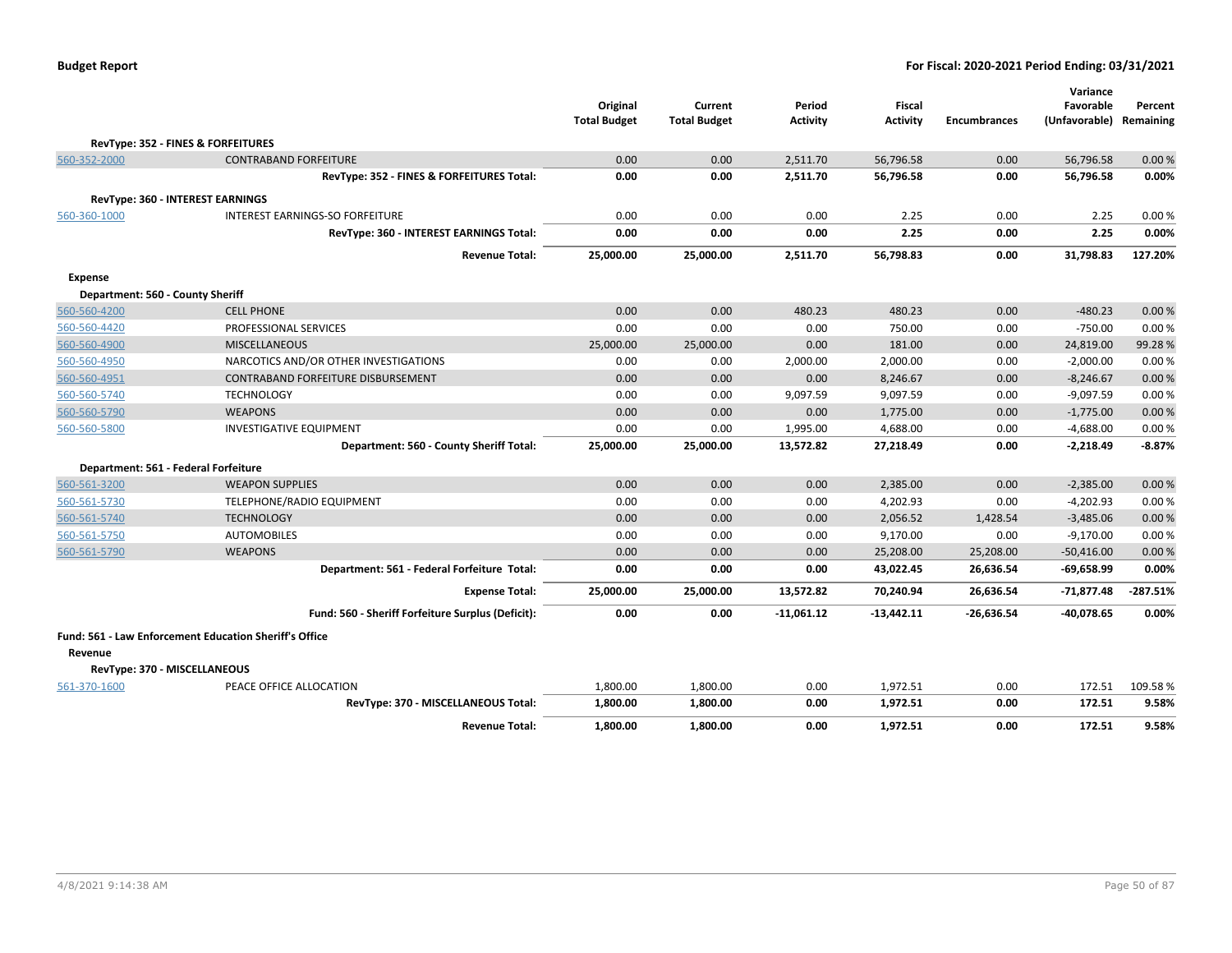| | | Original Total Budget | Current Total Budget | Period Activity | Fiscal Activity | Encumbrances | Variance Favorable (Unfavorable) | Percent Remaining |
|---|---|---|---|---|---|---|---|---|
| **RevType: 352 - FINES & FORFEITURES** | | | | | | | | |
| 560-352-2000 | CONTRABAND FORFEITURE | 0.00 | 0.00 | 2,511.70 | 56,796.58 | 0.00 | 56,796.58 | 0.00 % |
| | **RevType: 352 - FINES & FORFEITURES Total:** | **0.00** | **0.00** | **2,511.70** | **56,796.58** | **0.00** | **56,796.58** | **0.00%** |
| **RevType: 360 - INTEREST EARNINGS** | | | | | | | | |
| 560-360-1000 | INTEREST EARNINGS-SO FORFEITURE | 0.00 | 0.00 | 0.00 | 2.25 | 0.00 | 2.25 | 0.00 % |
| | **RevType: 360 - INTEREST EARNINGS Total:** | **0.00** | **0.00** | **0.00** | **2.25** | **0.00** | **2.25** | **0.00%** |
| | **Revenue Total:** | **25,000.00** | **25,000.00** | **2,511.70** | **56,798.83** | **0.00** | **31,798.83** | **127.20%** |
| **Expense** | | | | | | | | |
| **Department: 560 - County Sheriff** | | | | | | | | |
| 560-560-4200 | CELL PHONE | 0.00 | 0.00 | 480.23 | 480.23 | 0.00 | -480.23 | 0.00 % |
| 560-560-4420 | PROFESSIONAL SERVICES | 0.00 | 0.00 | 0.00 | 750.00 | 0.00 | -750.00 | 0.00 % |
| 560-560-4900 | MISCELLANEOUS | 25,000.00 | 25,000.00 | 0.00 | 181.00 | 0.00 | 24,819.00 | 99.28 % |
| 560-560-4950 | NARCOTICS AND/OR OTHER INVESTIGATIONS | 0.00 | 0.00 | 2,000.00 | 2,000.00 | 0.00 | -2,000.00 | 0.00 % |
| 560-560-4951 | CONTRABAND FORFEITURE DISBURSEMENT | 0.00 | 0.00 | 0.00 | 8,246.67 | 0.00 | -8,246.67 | 0.00 % |
| 560-560-5740 | TECHNOLOGY | 0.00 | 0.00 | 9,097.59 | 9,097.59 | 0.00 | -9,097.59 | 0.00 % |
| 560-560-5790 | WEAPONS | 0.00 | 0.00 | 0.00 | 1,775.00 | 0.00 | -1,775.00 | 0.00 % |
| 560-560-5800 | INVESTIGATIVE EQUIPMENT | 0.00 | 0.00 | 1,995.00 | 4,688.00 | 0.00 | -4,688.00 | 0.00 % |
| | **Department: 560 - County Sheriff Total:** | **25,000.00** | **25,000.00** | **13,572.82** | **27,218.49** | **0.00** | **-2,218.49** | **-8.87%** |
| **Department: 561 - Federal Forfeiture** | | | | | | | | |
| 560-561-3200 | WEAPON SUPPLIES | 0.00 | 0.00 | 0.00 | 2,385.00 | 0.00 | -2,385.00 | 0.00 % |
| 560-561-5730 | TELEPHONE/RADIO EQUIPMENT | 0.00 | 0.00 | 0.00 | 4,202.93 | 0.00 | -4,202.93 | 0.00 % |
| 560-561-5740 | TECHNOLOGY | 0.00 | 0.00 | 0.00 | 2,056.52 | 1,428.54 | -3,485.06 | 0.00 % |
| 560-561-5750 | AUTOMOBILES | 0.00 | 0.00 | 0.00 | 9,170.00 | 0.00 | -9,170.00 | 0.00 % |
| 560-561-5790 | WEAPONS | 0.00 | 0.00 | 0.00 | 25,208.00 | 25,208.00 | -50,416.00 | 0.00 % |
| | **Department: 561 - Federal Forfeiture Total:** | **0.00** | **0.00** | **0.00** | **43,022.45** | **26,636.54** | **-69,658.99** | **0.00%** |
| | **Expense Total:** | **25,000.00** | **25,000.00** | **13,572.82** | **70,240.94** | **26,636.54** | **-71,877.48** | **-287.51%** |
| | **Fund: 560 - Sheriff Forfeiture Surplus (Deficit):** | **0.00** | **0.00** | **-11,061.12** | **-13,442.11** | **-26,636.54** | **-40,078.65** | **0.00%** |
| **Fund: 561 - Law Enforcement Education Sheriff's Office** | | | | | | | | |
| **Revenue** | | | | | | | | |
| **RevType: 370 - MISCELLANEOUS** | | | | | | | | |
| 561-370-1600 | PEACE OFFICE ALLOCATION | 1,800.00 | 1,800.00 | 0.00 | 1,972.51 | 0.00 | 172.51 | 109.58 % |
| | **RevType: 370 - MISCELLANEOUS Total:** | **1,800.00** | **1,800.00** | **0.00** | **1,972.51** | **0.00** | **172.51** | **9.58%** |
| | **Revenue Total:** | **1,800.00** | **1,800.00** | **0.00** | **1,972.51** | **0.00** | **172.51** | **9.58%** |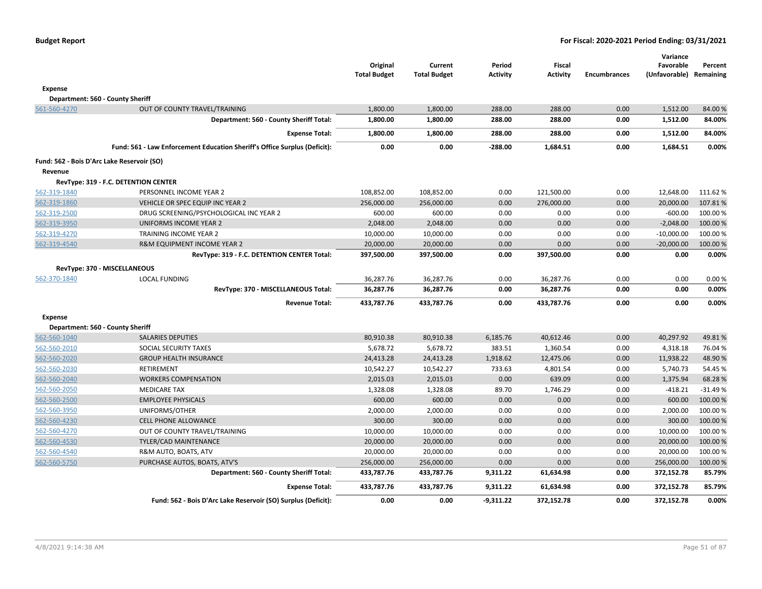**Budget Report** — **For Fiscal: 2020-2021 Period Ending: 03/31/2021**

| | | Original Total Budget | Current Total Budget | Period Activity | Fiscal Activity | Encumbrances | Variance Favorable (Unfavorable) | Percent Remaining |
|---|---|---|---|---|---|---|---|---|
| **Expense** | | | | | | | | |
| **Department: 560 - County Sheriff** | | | | | | | | |
| 561-560-4270 | OUT OF COUNTY TRAVEL/TRAINING | 1,800.00 | 1,800.00 | 288.00 | 288.00 | 0.00 | 1,512.00 | 84.00 % |
| | **Department: 560 - County Sheriff Total:** | **1,800.00** | **1,800.00** | **288.00** | **288.00** | **0.00** | **1,512.00** | **84.00%** |
| | **Expense Total:** | **1,800.00** | **1,800.00** | **288.00** | **288.00** | **0.00** | **1,512.00** | **84.00%** |
| | **Fund: 561 - Law Enforcement Education Sheriff's Office Surplus (Deficit):** | **0.00** | **0.00** | **-288.00** | **1,684.51** | **0.00** | **1,684.51** | **0.00%** |
| **Fund: 562 - Bois D'Arc Lake Reservoir (SO)** | | | | | | | | |
| **Revenue** | | | | | | | | |
| **RevType: 319 - F.C. DETENTION CENTER** | | | | | | | | |
| 562-319-1840 | PERSONNEL INCOME YEAR 2 | 108,852.00 | 108,852.00 | 0.00 | 121,500.00 | 0.00 | 12,648.00 | 111.62 % |
| 562-319-1860 | VEHICLE OR SPEC EQUIP INC YEAR 2 | 256,000.00 | 256,000.00 | 0.00 | 276,000.00 | 0.00 | 20,000.00 | 107.81 % |
| 562-319-2500 | DRUG SCREENING/PSYCHOLOGICAL INC YEAR 2 | 600.00 | 600.00 | 0.00 | 0.00 | 0.00 | -600.00 | 100.00 % |
| 562-319-3950 | UNIFORMS INCOME YEAR 2 | 2,048.00 | 2,048.00 | 0.00 | 0.00 | 0.00 | -2,048.00 | 100.00 % |
| 562-319-4270 | TRAINING INCOME YEAR 2 | 10,000.00 | 10,000.00 | 0.00 | 0.00 | 0.00 | -10,000.00 | 100.00 % |
| 562-319-4540 | R&M EQUIPMENT INCOME YEAR 2 | 20,000.00 | 20,000.00 | 0.00 | 0.00 | 0.00 | -20,000.00 | 100.00 % |
| | **RevType: 319 - F.C. DETENTION CENTER Total:** | **397,500.00** | **397,500.00** | **0.00** | **397,500.00** | **0.00** | **0.00** | **0.00%** |
| **RevType: 370 - MISCELLANEOUS** | | | | | | | | |
| 562-370-1840 | LOCAL FUNDING | 36,287.76 | 36,287.76 | 0.00 | 36,287.76 | 0.00 | 0.00 | 0.00 % |
| | **RevType: 370 - MISCELLANEOUS Total:** | **36,287.76** | **36,287.76** | **0.00** | **36,287.76** | **0.00** | **0.00** | **0.00%** |
| | **Revenue Total:** | **433,787.76** | **433,787.76** | **0.00** | **433,787.76** | **0.00** | **0.00** | **0.00%** |
| **Expense** | | | | | | | | |
| **Department: 560 - County Sheriff** | | | | | | | | |
| 562-560-1040 | SALARIES DEPUTIES | 80,910.38 | 80,910.38 | 6,185.76 | 40,612.46 | 0.00 | 40,297.92 | 49.81 % |
| 562-560-2010 | SOCIAL SECURITY TAXES | 5,678.72 | 5,678.72 | 383.51 | 1,360.54 | 0.00 | 4,318.18 | 76.04 % |
| 562-560-2020 | GROUP HEALTH INSURANCE | 24,413.28 | 24,413.28 | 1,918.62 | 12,475.06 | 0.00 | 11,938.22 | 48.90 % |
| 562-560-2030 | RETIREMENT | 10,542.27 | 10,542.27 | 733.63 | 4,801.54 | 0.00 | 5,740.73 | 54.45 % |
| 562-560-2040 | WORKERS COMPENSATION | 2,015.03 | 2,015.03 | 0.00 | 639.09 | 0.00 | 1,375.94 | 68.28 % |
| 562-560-2050 | MEDICARE TAX | 1,328.08 | 1,328.08 | 89.70 | 1,746.29 | 0.00 | -418.21 | -31.49 % |
| 562-560-2500 | EMPLOYEE PHYSICALS | 600.00 | 600.00 | 0.00 | 0.00 | 0.00 | 600.00 | 100.00 % |
| 562-560-3950 | UNIFORMS/OTHER | 2,000.00 | 2,000.00 | 0.00 | 0.00 | 0.00 | 2,000.00 | 100.00 % |
| 562-560-4230 | CELL PHONE ALLOWANCE | 300.00 | 300.00 | 0.00 | 0.00 | 0.00 | 300.00 | 100.00 % |
| 562-560-4270 | OUT OF COUNTY TRAVEL/TRAINING | 10,000.00 | 10,000.00 | 0.00 | 0.00 | 0.00 | 10,000.00 | 100.00 % |
| 562-560-4530 | TYLER/CAD MAINTENANCE | 20,000.00 | 20,000.00 | 0.00 | 0.00 | 0.00 | 20,000.00 | 100.00 % |
| 562-560-4540 | R&M AUTO, BOATS, ATV | 20,000.00 | 20,000.00 | 0.00 | 0.00 | 0.00 | 20,000.00 | 100.00 % |
| 562-560-5750 | PURCHASE AUTOS, BOATS, ATV'S | 256,000.00 | 256,000.00 | 0.00 | 0.00 | 0.00 | 256,000.00 | 100.00 % |
| | **Department: 560 - County Sheriff Total:** | **433,787.76** | **433,787.76** | **9,311.22** | **61,634.98** | **0.00** | **372,152.78** | **85.79%** |
| | **Expense Total:** | **433,787.76** | **433,787.76** | **9,311.22** | **61,634.98** | **0.00** | **372,152.78** | **85.79%** |
| | **Fund: 562 - Bois D'Arc Lake Reservoir (SO) Surplus (Deficit):** | **0.00** | **0.00** | **-9,311.22** | **372,152.78** | **0.00** | **372,152.78** | **0.00%** |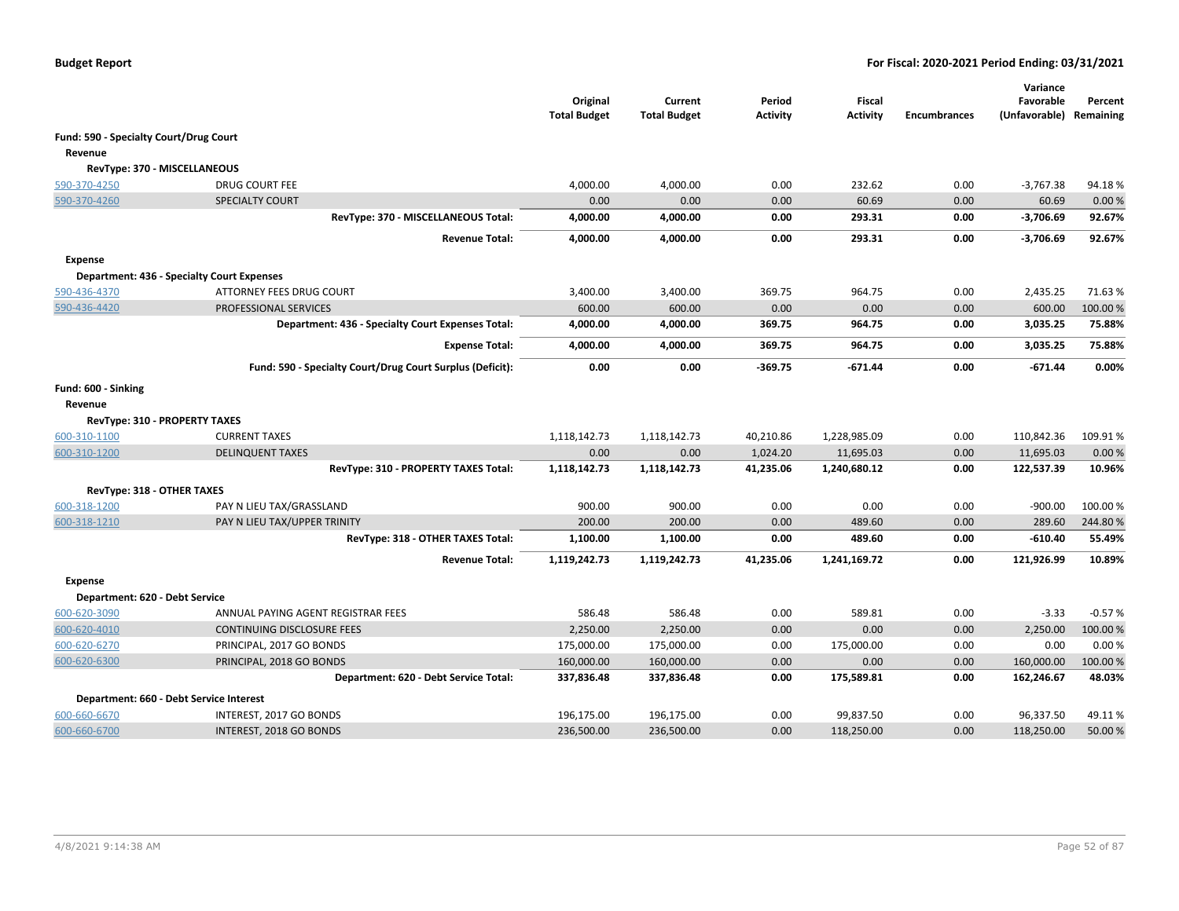| | | Original Total Budget | Current Total Budget | Period Activity | Fiscal Activity | Encumbrances | Variance Favorable (Unfavorable) | Percent Remaining |
|---|---|---|---|---|---|---|---|---|
| **Fund: 590 - Specialty Court/Drug Court** | | | | | | | | |
| **Revenue** | | | | | | | | |
| **RevType: 370 - MISCELLANEOUS** | | | | | | | | |
| 590-370-4250 | DRUG COURT FEE | 4,000.00 | 4,000.00 | 0.00 | 232.62 | 0.00 | -3,767.38 | 94.18 % |
| 590-370-4260 | SPECIALTY COURT | 0.00 | 0.00 | 0.00 | 60.69 | 0.00 | 60.69 | 0.00 % |
| | **RevType: 370 - MISCELLANEOUS Total:** | **4,000.00** | **4,000.00** | **0.00** | **293.31** | **0.00** | **-3,706.69** | **92.67%** |
| | **Revenue Total:** | **4,000.00** | **4,000.00** | **0.00** | **293.31** | **0.00** | **-3,706.69** | **92.67%** |
| **Expense** | | | | | | | | |
| **Department: 436 - Specialty Court Expenses** | | | | | | | | |
| 590-436-4370 | ATTORNEY FEES DRUG COURT | 3,400.00 | 3,400.00 | 369.75 | 964.75 | 0.00 | 2,435.25 | 71.63 % |
| 590-436-4420 | PROFESSIONAL SERVICES | 600.00 | 600.00 | 0.00 | 0.00 | 0.00 | 600.00 | 100.00 % |
| | **Department: 436 - Specialty Court Expenses Total:** | **4,000.00** | **4,000.00** | **369.75** | **964.75** | **0.00** | **3,035.25** | **75.88%** |
| | **Expense Total:** | **4,000.00** | **4,000.00** | **369.75** | **964.75** | **0.00** | **3,035.25** | **75.88%** |
| | **Fund: 590 - Specialty Court/Drug Court Surplus (Deficit):** | **0.00** | **0.00** | **-369.75** | **-671.44** | **0.00** | **-671.44** | **0.00%** |
| **Fund: 600 - Sinking** | | | | | | | | |
| **Revenue** | | | | | | | | |
| **RevType: 310 - PROPERTY TAXES** | | | | | | | | |
| 600-310-1100 | CURRENT TAXES | 1,118,142.73 | 1,118,142.73 | 40,210.86 | 1,228,985.09 | 0.00 | 110,842.36 | 109.91 % |
| 600-310-1200 | DELINQUENT TAXES | 0.00 | 0.00 | 1,024.20 | 11,695.03 | 0.00 | 11,695.03 | 0.00 % |
| | **RevType: 310 - PROPERTY TAXES Total:** | **1,118,142.73** | **1,118,142.73** | **41,235.06** | **1,240,680.12** | **0.00** | **122,537.39** | **10.96%** |
| **RevType: 318 - OTHER TAXES** | | | | | | | | |
| 600-318-1200 | PAY N LIEU TAX/GRASSLAND | 900.00 | 900.00 | 0.00 | 0.00 | 0.00 | -900.00 | 100.00 % |
| 600-318-1210 | PAY N LIEU TAX/UPPER TRINITY | 200.00 | 200.00 | 0.00 | 489.60 | 0.00 | 289.60 | 244.80 % |
| | **RevType: 318 - OTHER TAXES Total:** | **1,100.00** | **1,100.00** | **0.00** | **489.60** | **0.00** | **-610.40** | **55.49%** |
| | **Revenue Total:** | **1,119,242.73** | **1,119,242.73** | **41,235.06** | **1,241,169.72** | **0.00** | **121,926.99** | **10.89%** |
| **Expense** | | | | | | | | |
| **Department: 620 - Debt Service** | | | | | | | | |
| 600-620-3090 | ANNUAL PAYING AGENT REGISTRAR FEES | 586.48 | 586.48 | 0.00 | 589.81 | 0.00 | -3.33 | -0.57 % |
| 600-620-4010 | CONTINUING DISCLOSURE FEES | 2,250.00 | 2,250.00 | 0.00 | 0.00 | 0.00 | 2,250.00 | 100.00 % |
| 600-620-6270 | PRINCIPAL, 2017 GO BONDS | 175,000.00 | 175,000.00 | 0.00 | 175,000.00 | 0.00 | 0.00 | 0.00 % |
| 600-620-6300 | PRINCIPAL, 2018 GO BONDS | 160,000.00 | 160,000.00 | 0.00 | 0.00 | 0.00 | 160,000.00 | 100.00 % |
| | **Department: 620 - Debt Service Total:** | **337,836.48** | **337,836.48** | **0.00** | **175,589.81** | **0.00** | **162,246.67** | **48.03%** |
| **Department: 660 - Debt Service Interest** | | | | | | | | |
| 600-660-6670 | INTEREST, 2017 GO BONDS | 196,175.00 | 196,175.00 | 0.00 | 99,837.50 | 0.00 | 96,337.50 | 49.11 % |
| 600-660-6700 | INTEREST, 2018 GO BONDS | 236,500.00 | 236,500.00 | 0.00 | 118,250.00 | 0.00 | 118,250.00 | 50.00 % |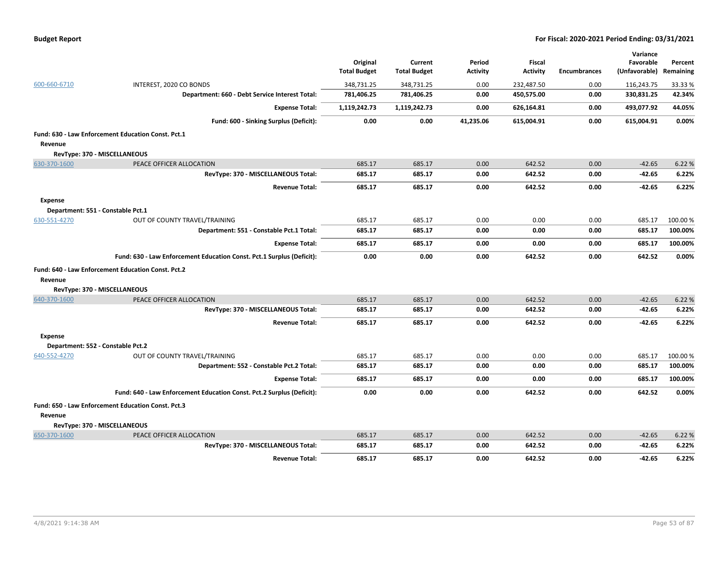**Budget Report** — **For Fiscal: 2020-2021 Period Ending: 03/31/2021**

| | | Original Total Budget | Current Total Budget | Period Activity | Fiscal Activity | Encumbrances | Variance Favorable (Unfavorable) | Percent Remaining |
|---|---|---|---|---|---|---|---|---|
| 600-660-6710 | INTEREST, 2020 CO BONDS | 348,731.25 | 348,731.25 | 0.00 | 232,487.50 | 0.00 | 116,243.75 | 33.33 % |
| | **Department: 660 - Debt Service Interest Total:** | **781,406.25** | **781,406.25** | **0.00** | **450,575.00** | **0.00** | **330,831.25** | **42.34%** |
| | **Expense Total:** | **1,119,242.73** | **1,119,242.73** | **0.00** | **626,164.81** | **0.00** | **493,077.92** | **44.05%** |
| | **Fund: 600 - Sinking Surplus (Deficit):** | **0.00** | **0.00** | **41,235.06** | **615,004.91** | **0.00** | **615,004.91** | **0.00%** |
| **Fund: 630 - Law Enforcement Education Const. Pct.1** | | | | | | | | |
| **Revenue** | | | | | | | | |
| **RevType: 370 - MISCELLANEOUS** | | | | | | | | |
| 630-370-1600 | PEACE OFFICER ALLOCATION | 685.17 | 685.17 | 0.00 | 642.52 | 0.00 | -42.65 | 6.22 % |
| | **RevType: 370 - MISCELLANEOUS Total:** | **685.17** | **685.17** | **0.00** | **642.52** | **0.00** | **-42.65** | **6.22%** |
| | **Revenue Total:** | **685.17** | **685.17** | **0.00** | **642.52** | **0.00** | **-42.65** | **6.22%** |
| **Expense** | | | | | | | | |
| **Department: 551 - Constable Pct.1** | | | | | | | | |
| 630-551-4270 | OUT OF COUNTY TRAVEL/TRAINING | 685.17 | 685.17 | 0.00 | 0.00 | 0.00 | 685.17 | 100.00 % |
| | **Department: 551 - Constable Pct.1 Total:** | **685.17** | **685.17** | **0.00** | **0.00** | **0.00** | **685.17** | **100.00%** |
| | **Expense Total:** | **685.17** | **685.17** | **0.00** | **0.00** | **0.00** | **685.17** | **100.00%** |
| | **Fund: 630 - Law Enforcement Education Const. Pct.1 Surplus (Deficit):** | **0.00** | **0.00** | **0.00** | **642.52** | **0.00** | **642.52** | **0.00%** |
| **Fund: 640 - Law Enforcement Education Const. Pct.2** | | | | | | | | |
| **Revenue** | | | | | | | | |
| **RevType: 370 - MISCELLANEOUS** | | | | | | | | |
| 640-370-1600 | PEACE OFFICER ALLOCATION | 685.17 | 685.17 | 0.00 | 642.52 | 0.00 | -42.65 | 6.22 % |
| | **RevType: 370 - MISCELLANEOUS Total:** | **685.17** | **685.17** | **0.00** | **642.52** | **0.00** | **-42.65** | **6.22%** |
| | **Revenue Total:** | **685.17** | **685.17** | **0.00** | **642.52** | **0.00** | **-42.65** | **6.22%** |
| **Expense** | | | | | | | | |
| **Department: 552 - Constable Pct.2** | | | | | | | | |
| 640-552-4270 | OUT OF COUNTY TRAVEL/TRAINING | 685.17 | 685.17 | 0.00 | 0.00 | 0.00 | 685.17 | 100.00 % |
| | **Department: 552 - Constable Pct.2 Total:** | **685.17** | **685.17** | **0.00** | **0.00** | **0.00** | **685.17** | **100.00%** |
| | **Expense Total:** | **685.17** | **685.17** | **0.00** | **0.00** | **0.00** | **685.17** | **100.00%** |
| | **Fund: 640 - Law Enforcement Education Const. Pct.2 Surplus (Deficit):** | **0.00** | **0.00** | **0.00** | **642.52** | **0.00** | **642.52** | **0.00%** |
| **Fund: 650 - Law Enforcement Education Const. Pct.3** | | | | | | | | |
| **Revenue** | | | | | | | | |
| **RevType: 370 - MISCELLANEOUS** | | | | | | | | |
| 650-370-1600 | PEACE OFFICER ALLOCATION | 685.17 | 685.17 | 0.00 | 642.52 | 0.00 | -42.65 | 6.22 % |
| | **RevType: 370 - MISCELLANEOUS Total:** | **685.17** | **685.17** | **0.00** | **642.52** | **0.00** | **-42.65** | **6.22%** |
| | **Revenue Total:** | **685.17** | **685.17** | **0.00** | **642.52** | **0.00** | **-42.65** | **6.22%** |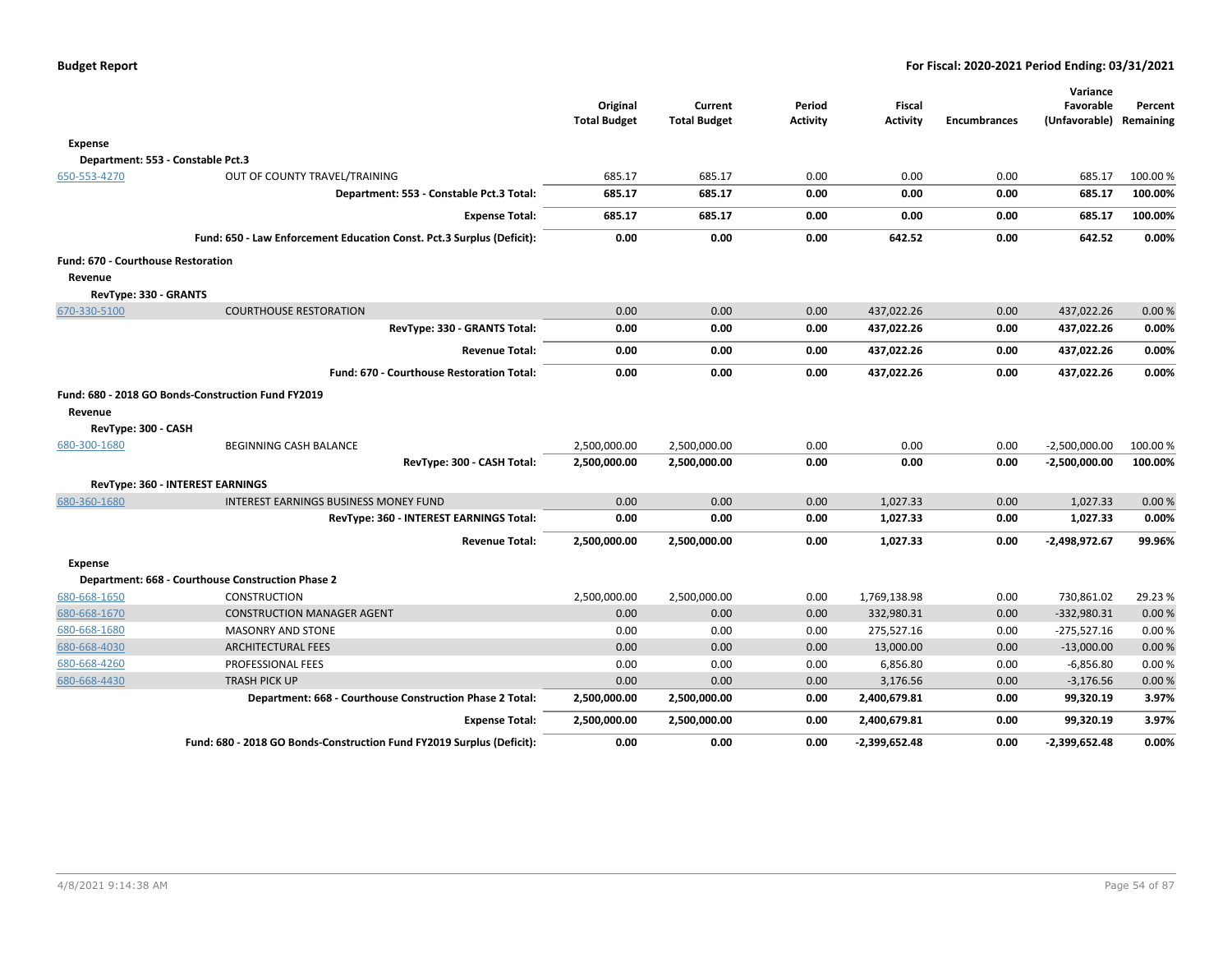**Budget Report** — **For Fiscal: 2020-2021 Period Ending: 03/31/2021**

| | | Original Total Budget | Current Total Budget | Period Activity | Fiscal Activity | Encumbrances | Variance Favorable (Unfavorable) | Percent Remaining |
|---|---|---|---|---|---|---|---|---|
| **Expense** | | | | | | | | |
| **Department: 553 - Constable Pct.3** | | | | | | | | |
| 650-553-4270 | OUT OF COUNTY TRAVEL/TRAINING | 685.17 | 685.17 | 0.00 | 0.00 | 0.00 | 685.17 | 100.00 % |
| | **Department: 553 - Constable Pct.3 Total:** | **685.17** | **685.17** | **0.00** | **0.00** | **0.00** | **685.17** | **100.00%** |
| | **Expense Total:** | **685.17** | **685.17** | **0.00** | **0.00** | **0.00** | **685.17** | **100.00%** |
| | **Fund: 650 - Law Enforcement Education Const. Pct.3 Surplus (Deficit):** | **0.00** | **0.00** | **0.00** | **642.52** | **0.00** | **642.52** | **0.00%** |
| **Fund: 670 - Courthouse Restoration** | | | | | | | | |
| **Revenue** | | | | | | | | |
| **RevType: 330 - GRANTS** | | | | | | | | |
| 670-330-5100 | COURTHOUSE RESTORATION | 0.00 | 0.00 | 0.00 | 437,022.26 | 0.00 | 437,022.26 | 0.00 % |
| | **RevType: 330 - GRANTS Total:** | **0.00** | **0.00** | **0.00** | **437,022.26** | **0.00** | **437,022.26** | **0.00%** |
| | **Revenue Total:** | **0.00** | **0.00** | **0.00** | **437,022.26** | **0.00** | **437,022.26** | **0.00%** |
| | **Fund: 670 - Courthouse Restoration Total:** | **0.00** | **0.00** | **0.00** | **437,022.26** | **0.00** | **437,022.26** | **0.00%** |
| **Fund: 680 - 2018 GO Bonds-Construction Fund FY2019** | | | | | | | | |
| **Revenue** | | | | | | | | |
| **RevType: 300 - CASH** | | | | | | | | |
| 680-300-1680 | BEGINNING CASH BALANCE | 2,500,000.00 | 2,500,000.00 | 0.00 | 0.00 | 0.00 | -2,500,000.00 | 100.00 % |
| | **RevType: 300 - CASH Total:** | **2,500,000.00** | **2,500,000.00** | **0.00** | **0.00** | **0.00** | **-2,500,000.00** | **100.00%** |
| **RevType: 360 - INTEREST EARNINGS** | | | | | | | | |
| 680-360-1680 | INTEREST EARNINGS BUSINESS MONEY FUND | 0.00 | 0.00 | 0.00 | 1,027.33 | 0.00 | 1,027.33 | 0.00 % |
| | **RevType: 360 - INTEREST EARNINGS Total:** | **0.00** | **0.00** | **0.00** | **1,027.33** | **0.00** | **1,027.33** | **0.00%** |
| | **Revenue Total:** | **2,500,000.00** | **2,500,000.00** | **0.00** | **1,027.33** | **0.00** | **-2,498,972.67** | **99.96%** |
| **Expense** | | | | | | | | |
| **Department: 668 - Courthouse Construction Phase 2** | | | | | | | | |
| 680-668-1650 | CONSTRUCTION | 2,500,000.00 | 2,500,000.00 | 0.00 | 1,769,138.98 | 0.00 | 730,861.02 | 29.23 % |
| 680-668-1670 | CONSTRUCTION MANAGER AGENT | 0.00 | 0.00 | 0.00 | 332,980.31 | 0.00 | -332,980.31 | 0.00 % |
| 680-668-1680 | MASONRY AND STONE | 0.00 | 0.00 | 0.00 | 275,527.16 | 0.00 | -275,527.16 | 0.00 % |
| 680-668-4030 | ARCHITECTURAL FEES | 0.00 | 0.00 | 0.00 | 13,000.00 | 0.00 | -13,000.00 | 0.00 % |
| 680-668-4260 | PROFESSIONAL FEES | 0.00 | 0.00 | 0.00 | 6,856.80 | 0.00 | -6,856.80 | 0.00 % |
| 680-668-4430 | TRASH PICK UP | 0.00 | 0.00 | 0.00 | 3,176.56 | 0.00 | -3,176.56 | 0.00 % |
| | **Department: 668 - Courthouse Construction Phase 2 Total:** | **2,500,000.00** | **2,500,000.00** | **0.00** | **2,400,679.81** | **0.00** | **99,320.19** | **3.97%** |
| | **Expense Total:** | **2,500,000.00** | **2,500,000.00** | **0.00** | **2,400,679.81** | **0.00** | **99,320.19** | **3.97%** |
| | **Fund: 680 - 2018 GO Bonds-Construction Fund FY2019 Surplus (Deficit):** | **0.00** | **0.00** | **0.00** | **-2,399,652.48** | **0.00** | **-2,399,652.48** | **0.00%** |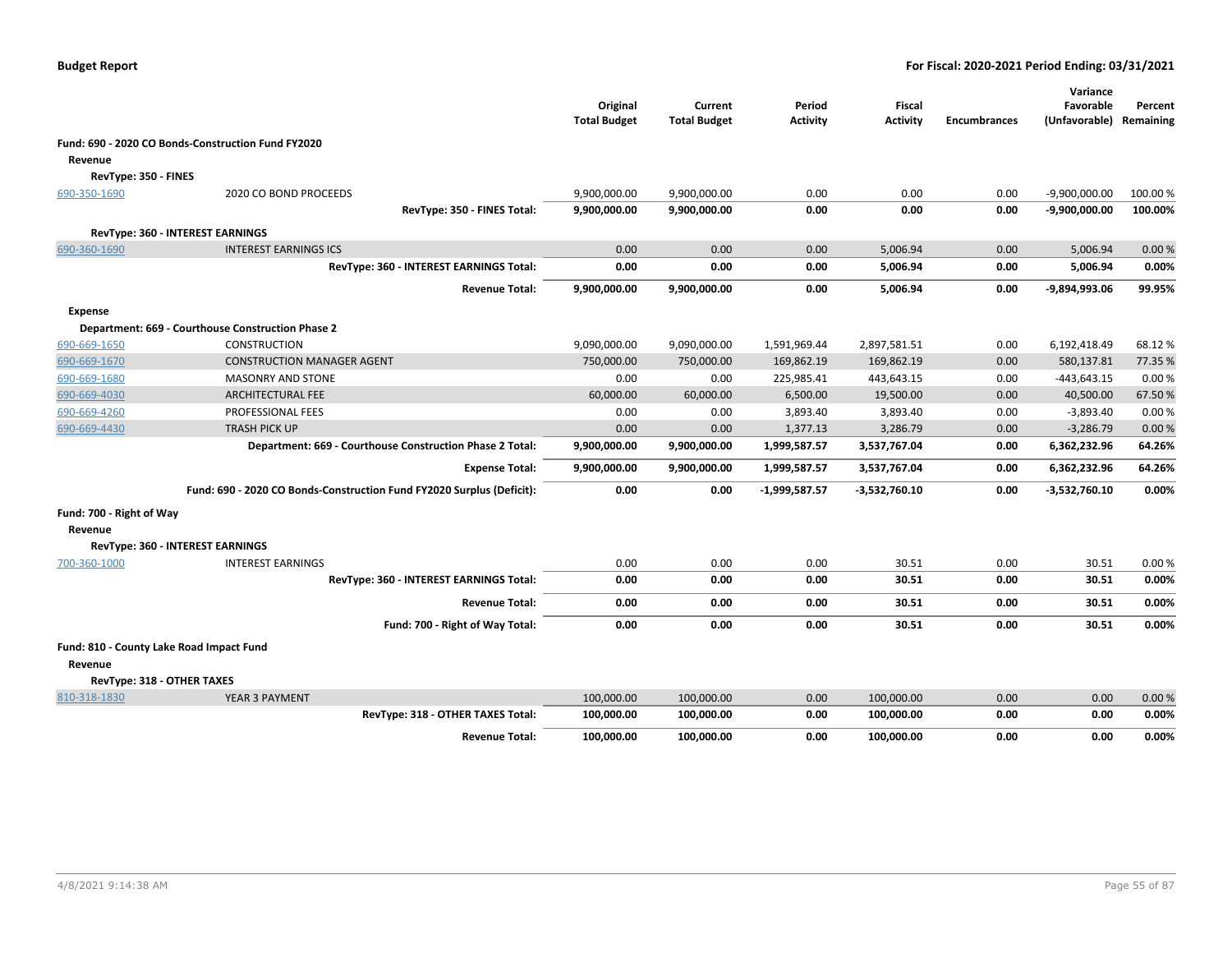**Budget Report**

**For Fiscal: 2020-2021 Period Ending: 03/31/2021**

| | | Original Total Budget | Current Total Budget | Period Activity | Fiscal Activity | Encumbrances | Variance Favorable (Unfavorable) | Percent Remaining |
|---|---|---|---|---|---|---|---|---|
| **Fund: 690 - 2020 CO Bonds-Construction Fund FY2020** | | | | | | | | |
| **Revenue** | | | | | | | | |
| **RevType: 350 - FINES** | | | | | | | | |
| 690-350-1690 | 2020 CO BOND PROCEEDS | 9,900,000.00 | 9,900,000.00 | 0.00 | 0.00 | 0.00 | -9,900,000.00 | 100.00 % |
| | **RevType: 350 - FINES Total:** | **9,900,000.00** | **9,900,000.00** | **0.00** | **0.00** | **0.00** | **-9,900,000.00** | **100.00%** |
| **RevType: 360 - INTEREST EARNINGS** | | | | | | | | |
| 690-360-1690 | INTEREST EARNINGS ICS | 0.00 | 0.00 | 0.00 | 5,006.94 | 0.00 | 5,006.94 | 0.00 % |
| | **RevType: 360 - INTEREST EARNINGS Total:** | **0.00** | **0.00** | **0.00** | **5,006.94** | **0.00** | **5,006.94** | **0.00%** |
| | **Revenue Total:** | **9,900,000.00** | **9,900,000.00** | **0.00** | **5,006.94** | **0.00** | **-9,894,993.06** | **99.95%** |
| **Expense** | | | | | | | | |
| **Department: 669 - Courthouse Construction Phase 2** | | | | | | | | |
| 690-669-1650 | CONSTRUCTION | 9,090,000.00 | 9,090,000.00 | 1,591,969.44 | 2,897,581.51 | 0.00 | 6,192,418.49 | 68.12 % |
| 690-669-1670 | CONSTRUCTION MANAGER AGENT | 750,000.00 | 750,000.00 | 169,862.19 | 169,862.19 | 0.00 | 580,137.81 | 77.35 % |
| 690-669-1680 | MASONRY AND STONE | 0.00 | 0.00 | 225,985.41 | 443,643.15 | 0.00 | -443,643.15 | 0.00 % |
| 690-669-4030 | ARCHITECTURAL FEE | 60,000.00 | 60,000.00 | 6,500.00 | 19,500.00 | 0.00 | 40,500.00 | 67.50 % |
| 690-669-4260 | PROFESSIONAL FEES | 0.00 | 0.00 | 3,893.40 | 3,893.40 | 0.00 | -3,893.40 | 0.00 % |
| 690-669-4430 | TRASH PICK UP | 0.00 | 0.00 | 1,377.13 | 3,286.79 | 0.00 | -3,286.79 | 0.00 % |
| | **Department: 669 - Courthouse Construction Phase 2 Total:** | **9,900,000.00** | **9,900,000.00** | **1,999,587.57** | **3,537,767.04** | **0.00** | **6,362,232.96** | **64.26%** |
| | **Expense Total:** | **9,900,000.00** | **9,900,000.00** | **1,999,587.57** | **3,537,767.04** | **0.00** | **6,362,232.96** | **64.26%** |
| | **Fund: 690 - 2020 CO Bonds-Construction Fund FY2020 Surplus (Deficit):** | **0.00** | **0.00** | **-1,999,587.57** | **-3,532,760.10** | **0.00** | **-3,532,760.10** | **0.00%** |
| **Fund: 700 - Right of Way** | | | | | | | | |
| **Revenue** | | | | | | | | |
| **RevType: 360 - INTEREST EARNINGS** | | | | | | | | |
| 700-360-1000 | INTEREST EARNINGS | 0.00 | 0.00 | 0.00 | 30.51 | 0.00 | 30.51 | 0.00 % |
| | **RevType: 360 - INTEREST EARNINGS Total:** | **0.00** | **0.00** | **0.00** | **30.51** | **0.00** | **30.51** | **0.00%** |
| | **Revenue Total:** | **0.00** | **0.00** | **0.00** | **30.51** | **0.00** | **30.51** | **0.00%** |
| | **Fund: 700 - Right of Way Total:** | **0.00** | **0.00** | **0.00** | **30.51** | **0.00** | **30.51** | **0.00%** |
| **Fund: 810 - County Lake Road Impact Fund** | | | | | | | | |
| **Revenue** | | | | | | | | |
| **RevType: 318 - OTHER TAXES** | | | | | | | | |
| 810-318-1830 | YEAR 3 PAYMENT | 100,000.00 | 100,000.00 | 0.00 | 100,000.00 | 0.00 | 0.00 | 0.00 % |
| | **RevType: 318 - OTHER TAXES Total:** | **100,000.00** | **100,000.00** | **0.00** | **100,000.00** | **0.00** | **0.00** | **0.00%** |
| | **Revenue Total:** | **100,000.00** | **100,000.00** | **0.00** | **100,000.00** | **0.00** | **0.00** | **0.00%** |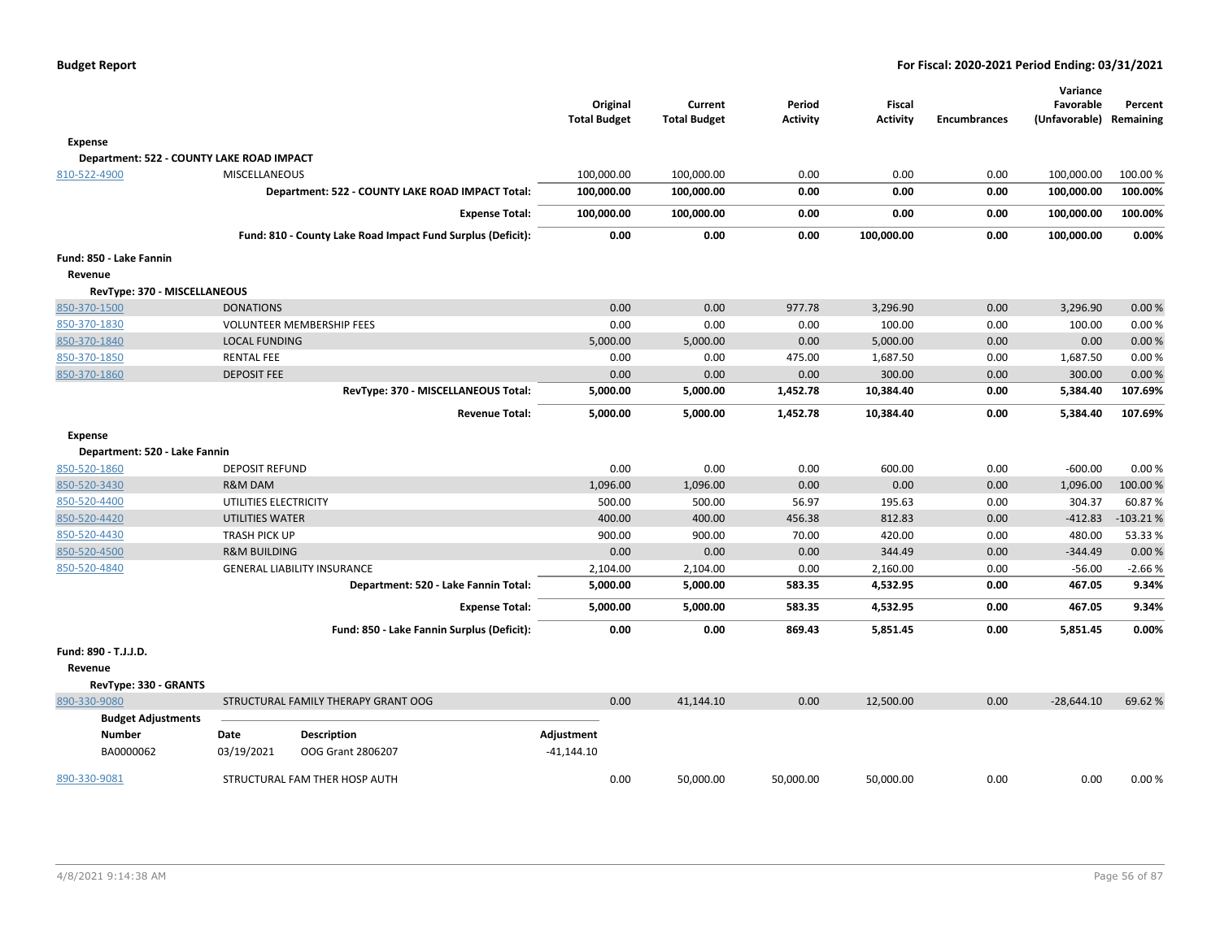**Budget Report** — For Fiscal: 2020-2021 Period Ending: 03/31/2021

| | | Original Total Budget | Current Total Budget | Period Activity | Fiscal Activity | Encumbrances | Variance Favorable (Unfavorable) | Percent Remaining |
|---|---|---|---|---|---|---|---|---|
| **Expense** | | | | | | | | |
| **Department: 522 - COUNTY LAKE ROAD IMPACT** | | | | | | | | |
| 810-522-4900 | MISCELLANEOUS | 100,000.00 | 100,000.00 | 0.00 | 0.00 | 0.00 | 100,000.00 | 100.00 % |
| | **Department: 522 - COUNTY LAKE ROAD IMPACT Total:** | **100,000.00** | **100,000.00** | **0.00** | **0.00** | **0.00** | **100,000.00** | **100.00%** |
| | **Expense Total:** | **100,000.00** | **100,000.00** | **0.00** | **0.00** | **0.00** | **100,000.00** | **100.00%** |
| | **Fund: 810 - County Lake Road Impact Fund Surplus (Deficit):** | **0.00** | **0.00** | **0.00** | **100,000.00** | **0.00** | **100,000.00** | **0.00%** |
| **Fund: 850 - Lake Fannin** | | | | | | | | |
| **Revenue** | | | | | | | | |
| **RevType: 370 - MISCELLANEOUS** | | | | | | | | |
| 850-370-1500 | DONATIONS | 0.00 | 0.00 | 977.78 | 3,296.90 | 0.00 | 3,296.90 | 0.00 % |
| 850-370-1830 | VOLUNTEER MEMBERSHIP FEES | 0.00 | 0.00 | 0.00 | 100.00 | 0.00 | 100.00 | 0.00 % |
| 850-370-1840 | LOCAL FUNDING | 5,000.00 | 5,000.00 | 0.00 | 5,000.00 | 0.00 | 0.00 | 0.00 % |
| 850-370-1850 | RENTAL FEE | 0.00 | 0.00 | 475.00 | 1,687.50 | 0.00 | 1,687.50 | 0.00 % |
| 850-370-1860 | DEPOSIT FEE | 0.00 | 0.00 | 0.00 | 300.00 | 0.00 | 300.00 | 0.00 % |
| | **RevType: 370 - MISCELLANEOUS Total:** | **5,000.00** | **5,000.00** | **1,452.78** | **10,384.40** | **0.00** | **5,384.40** | **107.69%** |
| | **Revenue Total:** | **5,000.00** | **5,000.00** | **1,452.78** | **10,384.40** | **0.00** | **5,384.40** | **107.69%** |
| **Expense** | | | | | | | | |
| **Department: 520 - Lake Fannin** | | | | | | | | |
| 850-520-1860 | DEPOSIT REFUND | 0.00 | 0.00 | 0.00 | 600.00 | 0.00 | -600.00 | 0.00 % |
| 850-520-3430 | R&M DAM | 1,096.00 | 1,096.00 | 0.00 | 0.00 | 0.00 | 1,096.00 | 100.00 % |
| 850-520-4400 | UTILITIES ELECTRICITY | 500.00 | 500.00 | 56.97 | 195.63 | 0.00 | 304.37 | 60.87 % |
| 850-520-4420 | UTILITIES WATER | 400.00 | 400.00 | 456.38 | 812.83 | 0.00 | -412.83 | -103.21 % |
| 850-520-4430 | TRASH PICK UP | 900.00 | 900.00 | 70.00 | 420.00 | 0.00 | 480.00 | 53.33 % |
| 850-520-4500 | R&M BUILDING | 0.00 | 0.00 | 0.00 | 344.49 | 0.00 | -344.49 | 0.00 % |
| 850-520-4840 | GENERAL LIABILITY INSURANCE | 2,104.00 | 2,104.00 | 0.00 | 2,160.00 | 0.00 | -56.00 | -2.66 % |
| | **Department: 520 - Lake Fannin Total:** | **5,000.00** | **5,000.00** | **583.35** | **4,532.95** | **0.00** | **467.05** | **9.34%** |
| | **Expense Total:** | **5,000.00** | **5,000.00** | **583.35** | **4,532.95** | **0.00** | **467.05** | **9.34%** |
| | **Fund: 850 - Lake Fannin Surplus (Deficit):** | **0.00** | **0.00** | **869.43** | **5,851.45** | **0.00** | **5,851.45** | **0.00%** |
| **Fund: 890 - T.J.J.D.** | | | | | | | | |
| **Revenue** | | | | | | | | |
| **RevType: 330 - GRANTS** | | | | | | | | |
| 890-330-9080 | STRUCTURAL FAMILY THERAPY GRANT OOG | 0.00 | 41,144.10 | 0.00 | 12,500.00 | 0.00 | -28,644.10 | 69.62 % |

**Budget Adjustments**

| Number | Date | Description | Adjustment |
|---|---|---|---|
| BA0000062 | 03/19/2021 | OOG Grant 2806207 | -41,144.10 |

| | | Original Total Budget | Current Total Budget | Period Activity | Fiscal Activity | Encumbrances | Variance Favorable (Unfavorable) | Percent Remaining |
|---|---|---|---|---|---|---|---|---|
| 890-330-9081 | STRUCTURAL FAM THER HOSP AUTH | 0.00 | 50,000.00 | 50,000.00 | 50,000.00 | 0.00 | 0.00 | 0.00 % |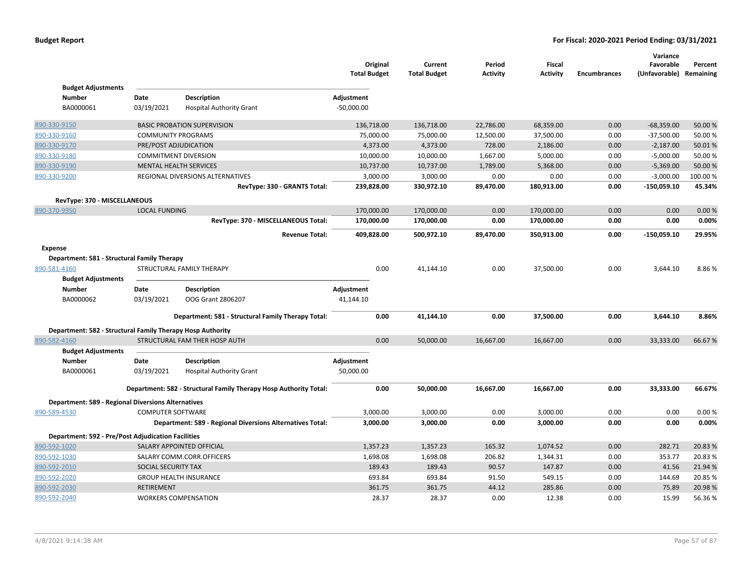| | | | Original Total Budget | Current Total Budget | Period Activity | Fiscal Activity | Encumbrances | Variance Favorable (Unfavorable) | Percent Remaining |
|---|---|---|---|---|---|---|---|---|---|
| **Budget Adjustments** | | | | | | | | | |
| **Number** | **Date** | **Description** | **Adjustment** | | | | | | |
| BA0000061 | 03/19/2021 | Hospital Authority Grant | -50,000.00 | | | | | | |
| 890-330-9150 | BASIC PROBATION SUPERVISION | | 136,718.00 | 136,718.00 | 22,786.00 | 68,359.00 | 0.00 | -68,359.00 | 50.00 % |
| 890-330-9160 | COMMUNITY PROGRAMS | | 75,000.00 | 75,000.00 | 12,500.00 | 37,500.00 | 0.00 | -37,500.00 | 50.00 % |
| 890-330-9170 | PRE/POST ADJUDICATION | | 4,373.00 | 4,373.00 | 728.00 | 2,186.00 | 0.00 | -2,187.00 | 50.01 % |
| 890-330-9180 | COMMITMENT DIVERSION | | 10,000.00 | 10,000.00 | 1,667.00 | 5,000.00 | 0.00 | -5,000.00 | 50.00 % |
| 890-330-9190 | MENTAL HEALTH SERVICES | | 10,737.00 | 10,737.00 | 1,789.00 | 5,368.00 | 0.00 | -5,369.00 | 50.00 % |
| 890-330-9200 | REGIONAL DIVERSIONS ALTERNATIVES | | 3,000.00 | 3,000.00 | 0.00 | 0.00 | 0.00 | -3,000.00 | 100.00 % |
| | | **RevType: 330 - GRANTS Total:** | **239,828.00** | **330,972.10** | **89,470.00** | **180,913.00** | **0.00** | **-150,059.10** | **45.34%** |
| **RevType: 370 - MISCELLANEOUS** | | | | | | | | | |
| 890-370-9950 | LOCAL FUNDING | | 170,000.00 | 170,000.00 | 0.00 | 170,000.00 | 0.00 | 0.00 | 0.00 % |
| | | **RevType: 370 - MISCELLANEOUS Total:** | **170,000.00** | **170,000.00** | **0.00** | **170,000.00** | **0.00** | **0.00** | **0.00%** |
| | | **Revenue Total:** | **409,828.00** | **500,972.10** | **89,470.00** | **350,913.00** | **0.00** | **-150,059.10** | **29.95%** |
| **Expense** | | | | | | | | | |
| **Department: 581 - Structural Family Therapy** | | | | | | | | | |
| 890-581-4160 | STRUCTURAL FAMILY THERAPY | | 0.00 | 41,144.10 | 0.00 | 37,500.00 | 0.00 | 3,644.10 | 8.86 % |
| **Budget Adjustments** | | | | | | | | | |
| **Number** | **Date** | **Description** | **Adjustment** | | | | | | |
| BA0000062 | 03/19/2021 | OOG Grant 2806207 | 41,144.10 | | | | | | |
| | | **Department: 581 - Structural Family Therapy Total:** | **0.00** | **41,144.10** | **0.00** | **37,500.00** | **0.00** | **3,644.10** | **8.86%** |
| **Department: 582 - Structural Family Therapy Hosp Authority** | | | | | | | | | |
| 890-582-4160 | STRUCTURAL FAM THER HOSP AUTH | | 0.00 | 50,000.00 | 16,667.00 | 16,667.00 | 0.00 | 33,333.00 | 66.67 % |
| **Budget Adjustments** | | | | | | | | | |
| **Number** | **Date** | **Description** | **Adjustment** | | | | | | |
| BA0000061 | 03/19/2021 | Hospital Authority Grant | 50,000.00 | | | | | | |
| | | **Department: 582 - Structural Family Therapy Hosp Authority Total:** | **0.00** | **50,000.00** | **16,667.00** | **16,667.00** | **0.00** | **33,333.00** | **66.67%** |
| **Department: 589 - Regional Diversions Alternatives** | | | | | | | | | |
| 890-589-4530 | COMPUTER SOFTWARE | | 3,000.00 | 3,000.00 | 0.00 | 3,000.00 | 0.00 | 0.00 | 0.00 % |
| | | **Department: 589 - Regional Diversions Alternatives Total:** | **3,000.00** | **3,000.00** | **0.00** | **3,000.00** | **0.00** | **0.00** | **0.00%** |
| **Department: 592 - Pre/Post Adjudication Facilities** | | | | | | | | | |
| 890-592-1020 | SALARY APPOINTED OFFICIAL | | 1,357.23 | 1,357.23 | 165.32 | 1,074.52 | 0.00 | 282.71 | 20.83 % |
| 890-592-1030 | SALARY COMM.CORR.OFFICERS | | 1,698.08 | 1,698.08 | 206.82 | 1,344.31 | 0.00 | 353.77 | 20.83 % |
| 890-592-2010 | SOCIAL SECURITY TAX | | 189.43 | 189.43 | 90.57 | 147.87 | 0.00 | 41.56 | 21.94 % |
| 890-592-2020 | GROUP HEALTH INSURANCE | | 693.84 | 693.84 | 91.50 | 549.15 | 0.00 | 144.69 | 20.85 % |
| 890-592-2030 | RETIREMENT | | 361.75 | 361.75 | 44.12 | 285.86 | 0.00 | 75.89 | 20.98 % |
| 890-592-2040 | WORKERS COMPENSATION | | 28.37 | 28.37 | 0.00 | 12.38 | 0.00 | 15.99 | 56.36 % |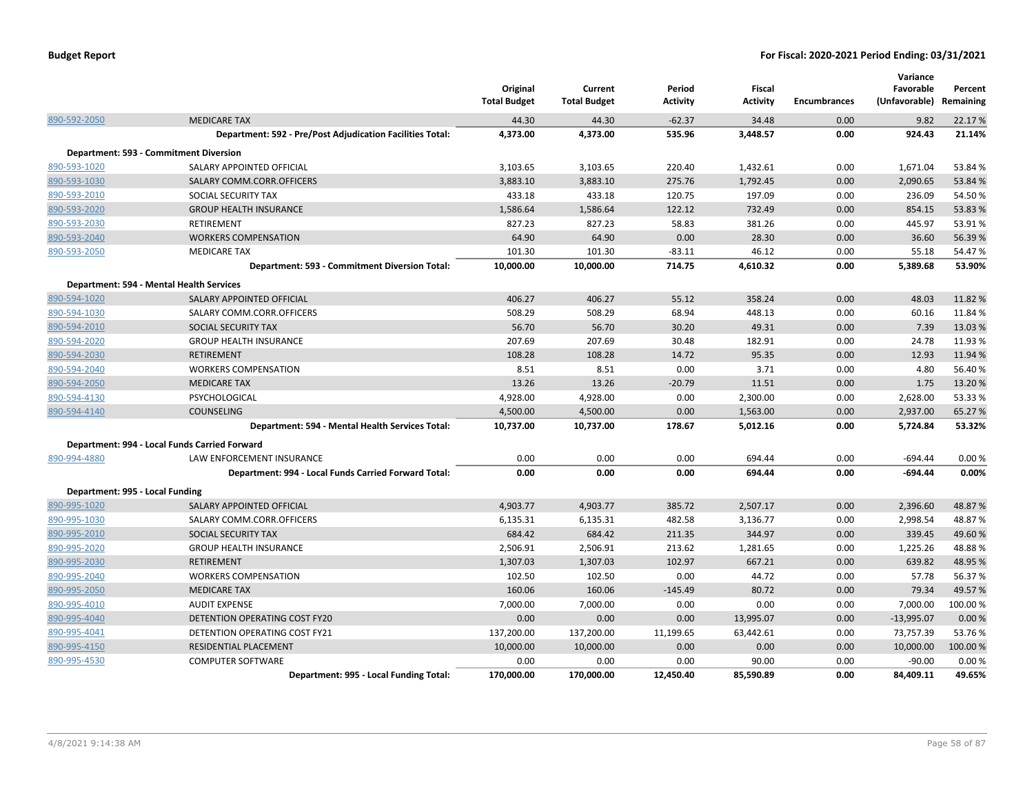**Budget Report** | **For Fiscal: 2020-2021 Period Ending: 03/31/2021**

| | | Original Total Budget | Current Total Budget | Period Activity | Fiscal Activity | Encumbrances | Variance Favorable (Unfavorable) | Percent Remaining |
|---|---|---|---|---|---|---|---|---|
| 890-592-2050 | MEDICARE TAX | 44.30 | 44.30 | -62.37 | 34.48 | 0.00 | 9.82 | 22.17 % |
| | **Department: 592 - Pre/Post Adjudication Facilities Total:** | **4,373.00** | **4,373.00** | **535.96** | **3,448.57** | **0.00** | **924.43** | **21.14%** |
| **Department: 593 - Commitment Diversion** | | | | | | | | |
| 890-593-1020 | SALARY APPOINTED OFFICIAL | 3,103.65 | 3,103.65 | 220.40 | 1,432.61 | 0.00 | 1,671.04 | 53.84 % |
| 890-593-1030 | SALARY COMM.CORR.OFFICERS | 3,883.10 | 3,883.10 | 275.76 | 1,792.45 | 0.00 | 2,090.65 | 53.84 % |
| 890-593-2010 | SOCIAL SECURITY TAX | 433.18 | 433.18 | 120.75 | 197.09 | 0.00 | 236.09 | 54.50 % |
| 890-593-2020 | GROUP HEALTH INSURANCE | 1,586.64 | 1,586.64 | 122.12 | 732.49 | 0.00 | 854.15 | 53.83 % |
| 890-593-2030 | RETIREMENT | 827.23 | 827.23 | 58.83 | 381.26 | 0.00 | 445.97 | 53.91 % |
| 890-593-2040 | WORKERS COMPENSATION | 64.90 | 64.90 | 0.00 | 28.30 | 0.00 | 36.60 | 56.39 % |
| 890-593-2050 | MEDICARE TAX | 101.30 | 101.30 | -83.11 | 46.12 | 0.00 | 55.18 | 54.47 % |
| | **Department: 593 - Commitment Diversion Total:** | **10,000.00** | **10,000.00** | **714.75** | **4,610.32** | **0.00** | **5,389.68** | **53.90%** |
| **Department: 594 - Mental Health Services** | | | | | | | | |
| 890-594-1020 | SALARY APPOINTED OFFICIAL | 406.27 | 406.27 | 55.12 | 358.24 | 0.00 | 48.03 | 11.82 % |
| 890-594-1030 | SALARY COMM.CORR.OFFICERS | 508.29 | 508.29 | 68.94 | 448.13 | 0.00 | 60.16 | 11.84 % |
| 890-594-2010 | SOCIAL SECURITY TAX | 56.70 | 56.70 | 30.20 | 49.31 | 0.00 | 7.39 | 13.03 % |
| 890-594-2020 | GROUP HEALTH INSURANCE | 207.69 | 207.69 | 30.48 | 182.91 | 0.00 | 24.78 | 11.93 % |
| 890-594-2030 | RETIREMENT | 108.28 | 108.28 | 14.72 | 95.35 | 0.00 | 12.93 | 11.94 % |
| 890-594-2040 | WORKERS COMPENSATION | 8.51 | 8.51 | 0.00 | 3.71 | 0.00 | 4.80 | 56.40 % |
| 890-594-2050 | MEDICARE TAX | 13.26 | 13.26 | -20.79 | 11.51 | 0.00 | 1.75 | 13.20 % |
| 890-594-4130 | PSYCHOLOGICAL | 4,928.00 | 4,928.00 | 0.00 | 2,300.00 | 0.00 | 2,628.00 | 53.33 % |
| 890-594-4140 | COUNSELING | 4,500.00 | 4,500.00 | 0.00 | 1,563.00 | 0.00 | 2,937.00 | 65.27 % |
| | **Department: 594 - Mental Health Services Total:** | **10,737.00** | **10,737.00** | **178.67** | **5,012.16** | **0.00** | **5,724.84** | **53.32%** |
| **Department: 994 - Local Funds Carried Forward** | | | | | | | | |
| 890-994-4880 | LAW ENFORCEMENT INSURANCE | 0.00 | 0.00 | 0.00 | 694.44 | 0.00 | -694.44 | 0.00 % |
| | **Department: 994 - Local Funds Carried Forward Total:** | **0.00** | **0.00** | **0.00** | **694.44** | **0.00** | **-694.44** | **0.00%** |
| **Department: 995 - Local Funding** | | | | | | | | |
| 890-995-1020 | SALARY APPOINTED OFFICIAL | 4,903.77 | 4,903.77 | 385.72 | 2,507.17 | 0.00 | 2,396.60 | 48.87 % |
| 890-995-1030 | SALARY COMM.CORR.OFFICERS | 6,135.31 | 6,135.31 | 482.58 | 3,136.77 | 0.00 | 2,998.54 | 48.87 % |
| 890-995-2010 | SOCIAL SECURITY TAX | 684.42 | 684.42 | 211.35 | 344.97 | 0.00 | 339.45 | 49.60 % |
| 890-995-2020 | GROUP HEALTH INSURANCE | 2,506.91 | 2,506.91 | 213.62 | 1,281.65 | 0.00 | 1,225.26 | 48.88 % |
| 890-995-2030 | RETIREMENT | 1,307.03 | 1,307.03 | 102.97 | 667.21 | 0.00 | 639.82 | 48.95 % |
| 890-995-2040 | WORKERS COMPENSATION | 102.50 | 102.50 | 0.00 | 44.72 | 0.00 | 57.78 | 56.37 % |
| 890-995-2050 | MEDICARE TAX | 160.06 | 160.06 | -145.49 | 80.72 | 0.00 | 79.34 | 49.57 % |
| 890-995-4010 | AUDIT EXPENSE | 7,000.00 | 7,000.00 | 0.00 | 0.00 | 0.00 | 7,000.00 | 100.00 % |
| 890-995-4040 | DETENTION OPERATING COST FY20 | 0.00 | 0.00 | 0.00 | 13,995.07 | 0.00 | -13,995.07 | 0.00 % |
| 890-995-4041 | DETENTION OPERATING COST FY21 | 137,200.00 | 137,200.00 | 11,199.65 | 63,442.61 | 0.00 | 73,757.39 | 53.76 % |
| 890-995-4150 | RESIDENTIAL PLACEMENT | 10,000.00 | 10,000.00 | 0.00 | 0.00 | 0.00 | 10,000.00 | 100.00 % |
| 890-995-4530 | COMPUTER SOFTWARE | 0.00 | 0.00 | 0.00 | 90.00 | 0.00 | -90.00 | 0.00 % |
| | **Department: 995 - Local Funding Total:** | **170,000.00** | **170,000.00** | **12,450.40** | **85,590.89** | **0.00** | **84,409.11** | **49.65%** |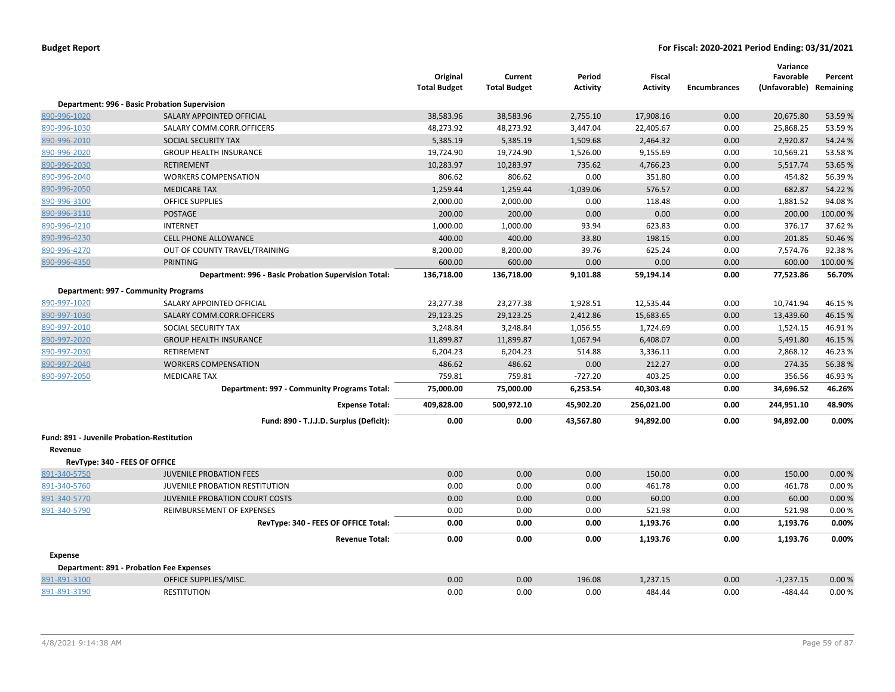**Budget Report** — **For Fiscal: 2020-2021 Period Ending: 03/31/2021**

| | | Original Total Budget | Current Total Budget | Period Activity | Fiscal Activity | Encumbrances | Variance Favorable (Unfavorable) | Percent Remaining |
|---|---|---|---|---|---|---|---|---|
| **Department: 996 - Basic Probation Supervision** | | | | | | | | |
| 890-996-1020 | SALARY APPOINTED OFFICIAL | 38,583.96 | 38,583.96 | 2,755.10 | 17,908.16 | 0.00 | 20,675.80 | 53.59 % |
| 890-996-1030 | SALARY COMM.CORR.OFFICERS | 48,273.92 | 48,273.92 | 3,447.04 | 22,405.67 | 0.00 | 25,868.25 | 53.59 % |
| 890-996-2010 | SOCIAL SECURITY TAX | 5,385.19 | 5,385.19 | 1,509.68 | 2,464.32 | 0.00 | 2,920.87 | 54.24 % |
| 890-996-2020 | GROUP HEALTH INSURANCE | 19,724.90 | 19,724.90 | 1,526.00 | 9,155.69 | 0.00 | 10,569.21 | 53.58 % |
| 890-996-2030 | RETIREMENT | 10,283.97 | 10,283.97 | 735.62 | 4,766.23 | 0.00 | 5,517.74 | 53.65 % |
| 890-996-2040 | WORKERS COMPENSATION | 806.62 | 806.62 | 0.00 | 351.80 | 0.00 | 454.82 | 56.39 % |
| 890-996-2050 | MEDICARE TAX | 1,259.44 | 1,259.44 | -1,039.06 | 576.57 | 0.00 | 682.87 | 54.22 % |
| 890-996-3100 | OFFICE SUPPLIES | 2,000.00 | 2,000.00 | 0.00 | 118.48 | 0.00 | 1,881.52 | 94.08 % |
| 890-996-3110 | POSTAGE | 200.00 | 200.00 | 0.00 | 0.00 | 0.00 | 200.00 | 100.00 % |
| 890-996-4210 | INTERNET | 1,000.00 | 1,000.00 | 93.94 | 623.83 | 0.00 | 376.17 | 37.62 % |
| 890-996-4230 | CELL PHONE ALLOWANCE | 400.00 | 400.00 | 33.80 | 198.15 | 0.00 | 201.85 | 50.46 % |
| 890-996-4270 | OUT OF COUNTY TRAVEL/TRAINING | 8,200.00 | 8,200.00 | 39.76 | 625.24 | 0.00 | 7,574.76 | 92.38 % |
| 890-996-4350 | PRINTING | 600.00 | 600.00 | 0.00 | 0.00 | 0.00 | 600.00 | 100.00 % |
| | **Department: 996 - Basic Probation Supervision Total:** | **136,718.00** | **136,718.00** | **9,101.88** | **59,194.14** | **0.00** | **77,523.86** | **56.70%** |
| **Department: 997 - Community Programs** | | | | | | | | |
| 890-997-1020 | SALARY APPOINTED OFFICIAL | 23,277.38 | 23,277.38 | 1,928.51 | 12,535.44 | 0.00 | 10,741.94 | 46.15 % |
| 890-997-1030 | SALARY COMM.CORR.OFFICERS | 29,123.25 | 29,123.25 | 2,412.86 | 15,683.65 | 0.00 | 13,439.60 | 46.15 % |
| 890-997-2010 | SOCIAL SECURITY TAX | 3,248.84 | 3,248.84 | 1,056.55 | 1,724.69 | 0.00 | 1,524.15 | 46.91 % |
| 890-997-2020 | GROUP HEALTH INSURANCE | 11,899.87 | 11,899.87 | 1,067.94 | 6,408.07 | 0.00 | 5,491.80 | 46.15 % |
| 890-997-2030 | RETIREMENT | 6,204.23 | 6,204.23 | 514.88 | 3,336.11 | 0.00 | 2,868.12 | 46.23 % |
| 890-997-2040 | WORKERS COMPENSATION | 486.62 | 486.62 | 0.00 | 212.27 | 0.00 | 274.35 | 56.38 % |
| 890-997-2050 | MEDICARE TAX | 759.81 | 759.81 | -727.20 | 403.25 | 0.00 | 356.56 | 46.93 % |
| | **Department: 997 - Community Programs Total:** | **75,000.00** | **75,000.00** | **6,253.54** | **40,303.48** | **0.00** | **34,696.52** | **46.26%** |
| | **Expense Total:** | **409,828.00** | **500,972.10** | **45,902.20** | **256,021.00** | **0.00** | **244,951.10** | **48.90%** |
| | **Fund: 890 - T.J.J.D. Surplus (Deficit):** | **0.00** | **0.00** | **43,567.80** | **94,892.00** | **0.00** | **94,892.00** | **0.00%** |
| **Fund: 891 - Juvenile Probation-Restitution** | | | | | | | | |
| **Revenue** | | | | | | | | |
| **RevType: 340 - FEES OF OFFICE** | | | | | | | | |
| 891-340-5750 | JUVENILE PROBATION FEES | 0.00 | 0.00 | 0.00 | 150.00 | 0.00 | 150.00 | 0.00 % |
| 891-340-5760 | JUVENILE PROBATION RESTITUTION | 0.00 | 0.00 | 0.00 | 461.78 | 0.00 | 461.78 | 0.00 % |
| 891-340-5770 | JUVENILE PROBATION COURT COSTS | 0.00 | 0.00 | 0.00 | 60.00 | 0.00 | 60.00 | 0.00 % |
| 891-340-5790 | REIMBURSEMENT OF EXPENSES | 0.00 | 0.00 | 0.00 | 521.98 | 0.00 | 521.98 | 0.00 % |
| | **RevType: 340 - FEES OF OFFICE Total:** | **0.00** | **0.00** | **0.00** | **1,193.76** | **0.00** | **1,193.76** | **0.00%** |
| | **Revenue Total:** | **0.00** | **0.00** | **0.00** | **1,193.76** | **0.00** | **1,193.76** | **0.00%** |
| **Expense** | | | | | | | | |
| **Department: 891 - Probation Fee Expenses** | | | | | | | | |
| 891-891-3100 | OFFICE SUPPLIES/MISC. | 0.00 | 0.00 | 196.08 | 1,237.15 | 0.00 | -1,237.15 | 0.00 % |
| 891-891-3190 | RESTITUTION | 0.00 | 0.00 | 0.00 | 484.44 | 0.00 | -484.44 | 0.00 % |

4/8/2021 9:14:38 AM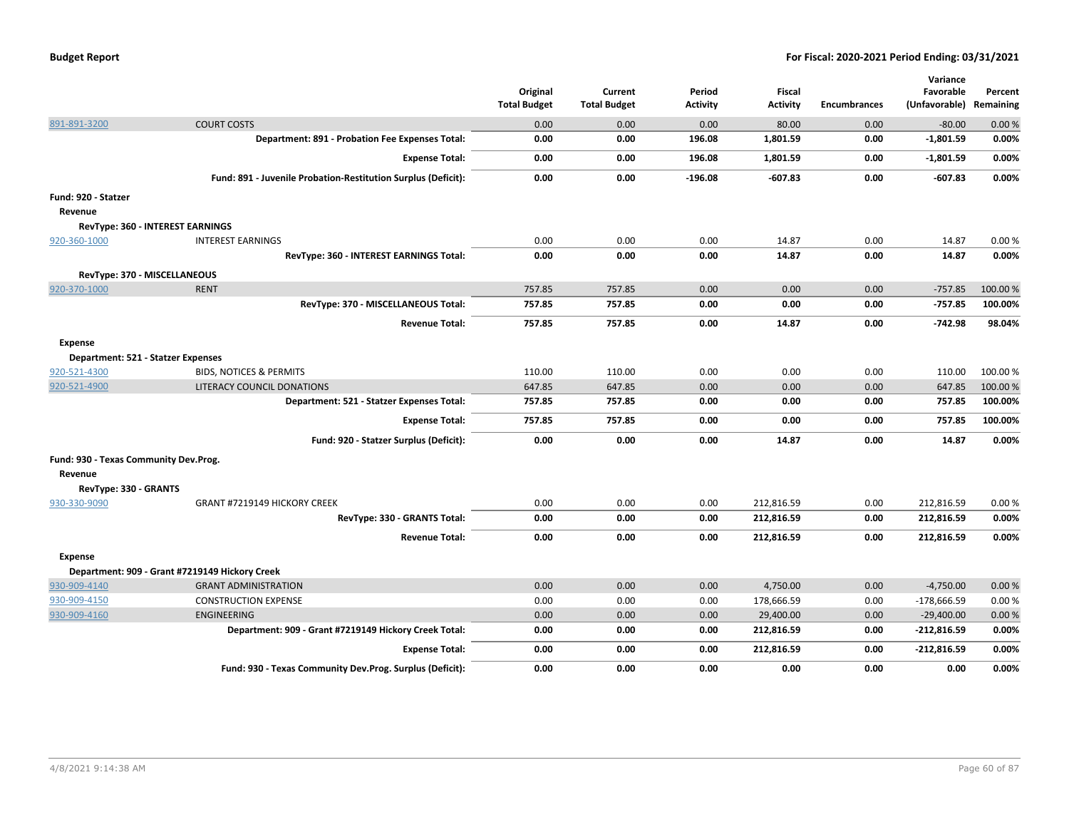| | | Original Total Budget | Current Total Budget | Period Activity | Fiscal Activity | Encumbrances | Variance Favorable (Unfavorable) | Percent Remaining |
|---|---|---|---|---|---|---|---|---|
| 891-891-3200 | COURT COSTS | 0.00 | 0.00 | 0.00 | 80.00 | 0.00 | -80.00 | 0.00 % |
| | **Department: 891 - Probation Fee Expenses Total:** | **0.00** | **0.00** | **196.08** | **1,801.59** | **0.00** | **-1,801.59** | **0.00%** |
| | **Expense Total:** | **0.00** | **0.00** | **196.08** | **1,801.59** | **0.00** | **-1,801.59** | **0.00%** |
| | **Fund: 891 - Juvenile Probation-Restitution Surplus (Deficit):** | **0.00** | **0.00** | **-196.08** | **-607.83** | **0.00** | **-607.83** | **0.00%** |
| **Fund: 920 - Statzer** | | | | | | | | |
| **Revenue** | | | | | | | | |
| **RevType: 360 - INTEREST EARNINGS** | | | | | | | | |
| 920-360-1000 | INTEREST EARNINGS | 0.00 | 0.00 | 0.00 | 14.87 | 0.00 | 14.87 | 0.00 % |
| | **RevType: 360 - INTEREST EARNINGS Total:** | **0.00** | **0.00** | **0.00** | **14.87** | **0.00** | **14.87** | **0.00%** |
| **RevType: 370 - MISCELLANEOUS** | | | | | | | | |
| 920-370-1000 | RENT | 757.85 | 757.85 | 0.00 | 0.00 | 0.00 | -757.85 | 100.00 % |
| | **RevType: 370 - MISCELLANEOUS Total:** | **757.85** | **757.85** | **0.00** | **0.00** | **0.00** | **-757.85** | **100.00%** |
| | **Revenue Total:** | **757.85** | **757.85** | **0.00** | **14.87** | **0.00** | **-742.98** | **98.04%** |
| **Expense** | | | | | | | | |
| **Department: 521 - Statzer Expenses** | | | | | | | | |
| 920-521-4300 | BIDS, NOTICES & PERMITS | 110.00 | 110.00 | 0.00 | 0.00 | 0.00 | 110.00 | 100.00 % |
| 920-521-4900 | LITERACY COUNCIL DONATIONS | 647.85 | 647.85 | 0.00 | 0.00 | 0.00 | 647.85 | 100.00 % |
| | **Department: 521 - Statzer Expenses Total:** | **757.85** | **757.85** | **0.00** | **0.00** | **0.00** | **757.85** | **100.00%** |
| | **Expense Total:** | **757.85** | **757.85** | **0.00** | **0.00** | **0.00** | **757.85** | **100.00%** |
| | **Fund: 920 - Statzer Surplus (Deficit):** | **0.00** | **0.00** | **0.00** | **14.87** | **0.00** | **14.87** | **0.00%** |
| **Fund: 930 - Texas Community Dev.Prog.** | | | | | | | | |
| **Revenue** | | | | | | | | |
| **RevType: 330 - GRANTS** | | | | | | | | |
| 930-330-9090 | GRANT #7219149 HICKORY CREEK | 0.00 | 0.00 | 0.00 | 212,816.59 | 0.00 | 212,816.59 | 0.00 % |
| | **RevType: 330 - GRANTS Total:** | **0.00** | **0.00** | **0.00** | **212,816.59** | **0.00** | **212,816.59** | **0.00%** |
| | **Revenue Total:** | **0.00** | **0.00** | **0.00** | **212,816.59** | **0.00** | **212,816.59** | **0.00%** |
| **Expense** | | | | | | | | |
| **Department: 909 - Grant #7219149 Hickory Creek** | | | | | | | | |
| 930-909-4140 | GRANT ADMINISTRATION | 0.00 | 0.00 | 0.00 | 4,750.00 | 0.00 | -4,750.00 | 0.00 % |
| 930-909-4150 | CONSTRUCTION EXPENSE | 0.00 | 0.00 | 0.00 | 178,666.59 | 0.00 | -178,666.59 | 0.00 % |
| 930-909-4160 | ENGINEERING | 0.00 | 0.00 | 0.00 | 29,400.00 | 0.00 | -29,400.00 | 0.00 % |
| | **Department: 909 - Grant #7219149 Hickory Creek Total:** | **0.00** | **0.00** | **0.00** | **212,816.59** | **0.00** | **-212,816.59** | **0.00%** |
| | **Expense Total:** | **0.00** | **0.00** | **0.00** | **212,816.59** | **0.00** | **-212,816.59** | **0.00%** |
| | **Fund: 930 - Texas Community Dev.Prog. Surplus (Deficit):** | **0.00** | **0.00** | **0.00** | **0.00** | **0.00** | **0.00** | **0.00%** |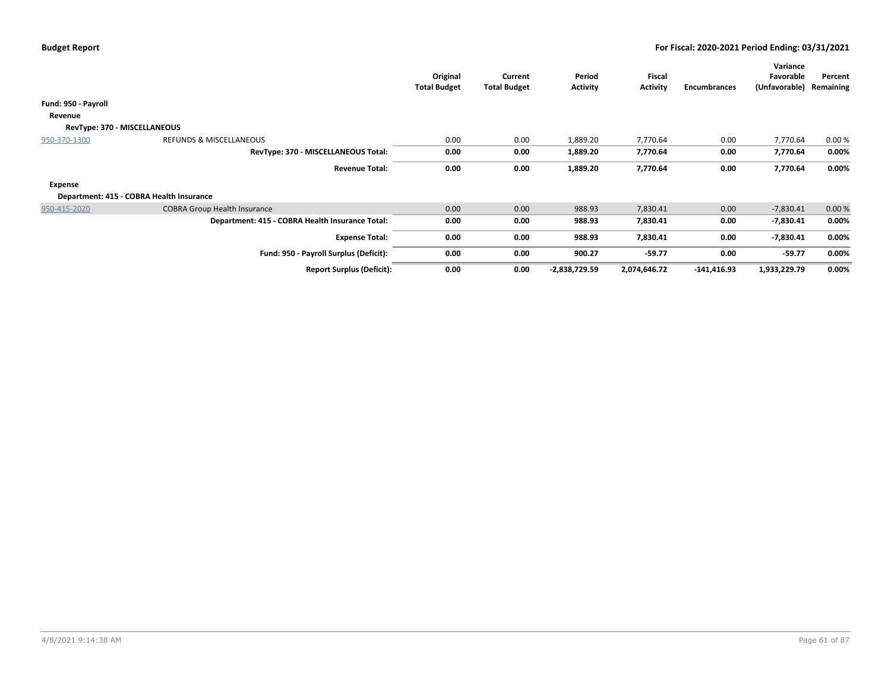**Budget Report** — **For Fiscal: 2020-2021 Period Ending: 03/31/2021**

| | | Original Total Budget | Current Total Budget | Period Activity | Fiscal Activity | Encumbrances | Variance Favorable (Unfavorable) | Percent Remaining |
|---|---|---|---|---|---|---|---|---|
| **Fund: 950 - Payroll** | | | | | | | | |
| **Revenue** | | | | | | | | |
| **RevType: 370 - MISCELLANEOUS** | | | | | | | | |
| 950-370-1300 | REFUNDS & MISCELLANEOUS | 0.00 | 0.00 | 1,889.20 | 7,770.64 | 0.00 | 7,770.64 | 0.00 % |
| | **RevType: 370 - MISCELLANEOUS Total:** | **0.00** | **0.00** | **1,889.20** | **7,770.64** | **0.00** | **7,770.64** | **0.00%** |
| | **Revenue Total:** | **0.00** | **0.00** | **1,889.20** | **7,770.64** | **0.00** | **7,770.64** | **0.00%** |
| **Expense** | | | | | | | | |
| **Department: 415 - COBRA Health Insurance** | | | | | | | | |
| 950-415-2020 | COBRA Group Health Insurance | 0.00 | 0.00 | 988.93 | 7,830.41 | 0.00 | -7,830.41 | 0.00 % |
| | **Department: 415 - COBRA Health Insurance Total:** | **0.00** | **0.00** | **988.93** | **7,830.41** | **0.00** | **-7,830.41** | **0.00%** |
| | **Expense Total:** | **0.00** | **0.00** | **988.93** | **7,830.41** | **0.00** | **-7,830.41** | **0.00%** |
| | **Fund: 950 - Payroll Surplus (Deficit):** | **0.00** | **0.00** | **900.27** | **-59.77** | **0.00** | **-59.77** | **0.00%** |
| | **Report Surplus (Deficit):** | **0.00** | **0.00** | **-2,838,729.59** | **2,074,646.72** | **-141,416.93** | **1,933,229.79** | **0.00%** |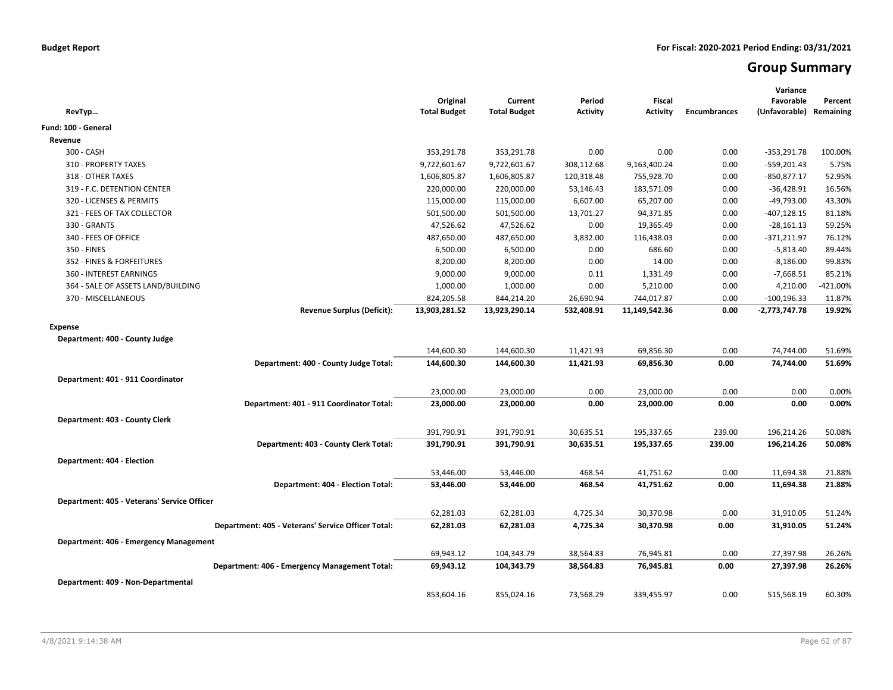**Budget Report** — For Fiscal: 2020-2021 Period Ending: 03/31/2021

# Group Summary

| RevTyp... | Original Total Budget | Current Total Budget | Period Activity | Fiscal Activity | Encumbrances | Variance Favorable (Unfavorable) | Percent Remaining |
|---|---|---|---|---|---|---|---|
| **Fund: 100 - General** | | | | | | | |
| **Revenue** | | | | | | | |
| 300 - CASH | 353,291.78 | 353,291.78 | 0.00 | 0.00 | 0.00 | -353,291.78 | 100.00% |
| 310 - PROPERTY TAXES | 9,722,601.67 | 9,722,601.67 | 308,112.68 | 9,163,400.24 | 0.00 | -559,201.43 | 5.75% |
| 318 - OTHER TAXES | 1,606,805.87 | 1,606,805.87 | 120,318.48 | 755,928.70 | 0.00 | -850,877.17 | 52.95% |
| 319 - F.C. DETENTION CENTER | 220,000.00 | 220,000.00 | 53,146.43 | 183,571.09 | 0.00 | -36,428.91 | 16.56% |
| 320 - LICENSES & PERMITS | 115,000.00 | 115,000.00 | 6,607.00 | 65,207.00 | 0.00 | -49,793.00 | 43.30% |
| 321 - FEES OF TAX COLLECTOR | 501,500.00 | 501,500.00 | 13,701.27 | 94,371.85 | 0.00 | -407,128.15 | 81.18% |
| 330 - GRANTS | 47,526.62 | 47,526.62 | 0.00 | 19,365.49 | 0.00 | -28,161.13 | 59.25% |
| 340 - FEES OF OFFICE | 487,650.00 | 487,650.00 | 3,832.00 | 116,438.03 | 0.00 | -371,211.97 | 76.12% |
| 350 - FINES | 6,500.00 | 6,500.00 | 0.00 | 686.60 | 0.00 | -5,813.40 | 89.44% |
| 352 - FINES & FORFEITURES | 8,200.00 | 8,200.00 | 0.00 | 14.00 | 0.00 | -8,186.00 | 99.83% |
| 360 - INTEREST EARNINGS | 9,000.00 | 9,000.00 | 0.11 | 1,331.49 | 0.00 | -7,668.51 | 85.21% |
| 364 - SALE OF ASSETS LAND/BUILDING | 1,000.00 | 1,000.00 | 0.00 | 5,210.00 | 0.00 | 4,210.00 | -421.00% |
| 370 - MISCELLANEOUS | 824,205.58 | 844,214.20 | 26,690.94 | 744,017.87 | 0.00 | -100,196.33 | 11.87% |
| **Revenue Surplus (Deficit):** | **13,903,281.52** | **13,923,290.14** | **532,408.91** | **11,149,542.36** | **0.00** | **-2,773,747.78** | **19.92%** |
| **Expense** | | | | | | | |
| **Department: 400 - County Judge** | | | | | | | |
| | 144,600.30 | 144,600.30 | 11,421.93 | 69,856.30 | 0.00 | 74,744.00 | 51.69% |
| **Department: 400 - County Judge Total:** | **144,600.30** | **144,600.30** | **11,421.93** | **69,856.30** | **0.00** | **74,744.00** | **51.69%** |
| **Department: 401 - 911 Coordinator** | | | | | | | |
| | 23,000.00 | 23,000.00 | 0.00 | 23,000.00 | 0.00 | 0.00 | 0.00% |
| **Department: 401 - 911 Coordinator Total:** | **23,000.00** | **23,000.00** | **0.00** | **23,000.00** | **0.00** | **0.00** | **0.00%** |
| **Department: 403 - County Clerk** | | | | | | | |
| | 391,790.91 | 391,790.91 | 30,635.51 | 195,337.65 | 239.00 | 196,214.26 | 50.08% |
| **Department: 403 - County Clerk Total:** | **391,790.91** | **391,790.91** | **30,635.51** | **195,337.65** | **239.00** | **196,214.26** | **50.08%** |
| **Department: 404 - Election** | | | | | | | |
| | 53,446.00 | 53,446.00 | 468.54 | 41,751.62 | 0.00 | 11,694.38 | 21.88% |
| **Department: 404 - Election Total:** | **53,446.00** | **53,446.00** | **468.54** | **41,751.62** | **0.00** | **11,694.38** | **21.88%** |
| **Department: 405 - Veterans' Service Officer** | | | | | | | |
| | 62,281.03 | 62,281.03 | 4,725.34 | 30,370.98 | 0.00 | 31,910.05 | 51.24% |
| **Department: 405 - Veterans' Service Officer Total:** | **62,281.03** | **62,281.03** | **4,725.34** | **30,370.98** | **0.00** | **31,910.05** | **51.24%** |
| **Department: 406 - Emergency Management** | | | | | | | |
| | 69,943.12 | 104,343.79 | 38,564.83 | 76,945.81 | 0.00 | 27,397.98 | 26.26% |
| **Department: 406 - Emergency Management Total:** | **69,943.12** | **104,343.79** | **38,564.83** | **76,945.81** | **0.00** | **27,397.98** | **26.26%** |
| **Department: 409 - Non-Departmental** | | | | | | | |
| | 853,604.16 | 855,024.16 | 73,568.29 | 339,455.97 | 0.00 | 515,568.19 | 60.30% |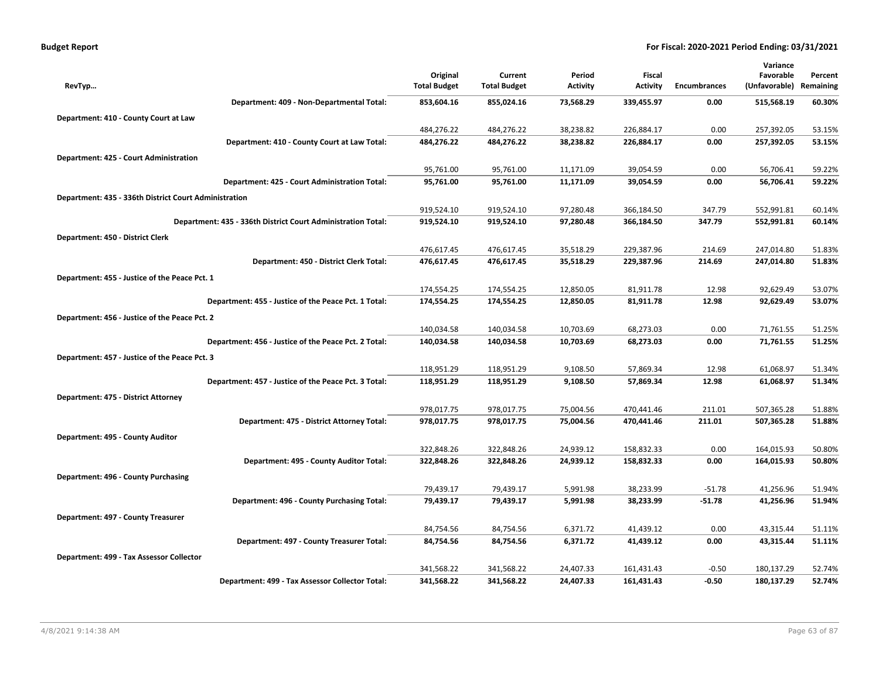| RevTyp… | Original Total Budget | Current Total Budget | Period Activity | Fiscal Activity | Encumbrances | Variance Favorable (Unfavorable) | Percent Remaining |
|---|---|---|---|---|---|---|---|
| **Department: 409 - Non-Departmental Total:** | **853,604.16** | **855,024.16** | **73,568.29** | **339,455.97** | **0.00** | **515,568.19** | **60.30%** |
| **Department: 410 - County Court at Law** | | | | | | | |
| | 484,276.22 | 484,276.22 | 38,238.82 | 226,884.17 | 0.00 | 257,392.05 | 53.15% |
| **Department: 410 - County Court at Law Total:** | **484,276.22** | **484,276.22** | **38,238.82** | **226,884.17** | **0.00** | **257,392.05** | **53.15%** |
| **Department: 425 - Court Administration** | | | | | | | |
| | 95,761.00 | 95,761.00 | 11,171.09 | 39,054.59 | 0.00 | 56,706.41 | 59.22% |
| **Department: 425 - Court Administration Total:** | **95,761.00** | **95,761.00** | **11,171.09** | **39,054.59** | **0.00** | **56,706.41** | **59.22%** |
| **Department: 435 - 336th District Court Administration** | | | | | | | |
| | 919,524.10 | 919,524.10 | 97,280.48 | 366,184.50 | 347.79 | 552,991.81 | 60.14% |
| **Department: 435 - 336th District Court Administration Total:** | **919,524.10** | **919,524.10** | **97,280.48** | **366,184.50** | **347.79** | **552,991.81** | **60.14%** |
| **Department: 450 - District Clerk** | | | | | | | |
| | 476,617.45 | 476,617.45 | 35,518.29 | 229,387.96 | 214.69 | 247,014.80 | 51.83% |
| **Department: 450 - District Clerk Total:** | **476,617.45** | **476,617.45** | **35,518.29** | **229,387.96** | **214.69** | **247,014.80** | **51.83%** |
| **Department: 455 - Justice of the Peace Pct. 1** | | | | | | | |
| | 174,554.25 | 174,554.25 | 12,850.05 | 81,911.78 | 12.98 | 92,629.49 | 53.07% |
| **Department: 455 - Justice of the Peace Pct. 1 Total:** | **174,554.25** | **174,554.25** | **12,850.05** | **81,911.78** | **12.98** | **92,629.49** | **53.07%** |
| **Department: 456 - Justice of the Peace Pct. 2** | | | | | | | |
| | 140,034.58 | 140,034.58 | 10,703.69 | 68,273.03 | 0.00 | 71,761.55 | 51.25% |
| **Department: 456 - Justice of the Peace Pct. 2 Total:** | **140,034.58** | **140,034.58** | **10,703.69** | **68,273.03** | **0.00** | **71,761.55** | **51.25%** |
| **Department: 457 - Justice of the Peace Pct. 3** | | | | | | | |
| | 118,951.29 | 118,951.29 | 9,108.50 | 57,869.34 | 12.98 | 61,068.97 | 51.34% |
| **Department: 457 - Justice of the Peace Pct. 3 Total:** | **118,951.29** | **118,951.29** | **9,108.50** | **57,869.34** | **12.98** | **61,068.97** | **51.34%** |
| **Department: 475 - District Attorney** | | | | | | | |
| | 978,017.75 | 978,017.75 | 75,004.56 | 470,441.46 | 211.01 | 507,365.28 | 51.88% |
| **Department: 475 - District Attorney Total:** | **978,017.75** | **978,017.75** | **75,004.56** | **470,441.46** | **211.01** | **507,365.28** | **51.88%** |
| **Department: 495 - County Auditor** | | | | | | | |
| | 322,848.26 | 322,848.26 | 24,939.12 | 158,832.33 | 0.00 | 164,015.93 | 50.80% |
| **Department: 495 - County Auditor Total:** | **322,848.26** | **322,848.26** | **24,939.12** | **158,832.33** | **0.00** | **164,015.93** | **50.80%** |
| **Department: 496 - County Purchasing** | | | | | | | |
| | 79,439.17 | 79,439.17 | 5,991.98 | 38,233.99 | -51.78 | 41,256.96 | 51.94% |
| **Department: 496 - County Purchasing Total:** | **79,439.17** | **79,439.17** | **5,991.98** | **38,233.99** | **-51.78** | **41,256.96** | **51.94%** |
| **Department: 497 - County Treasurer** | | | | | | | |
| | 84,754.56 | 84,754.56 | 6,371.72 | 41,439.12 | 0.00 | 43,315.44 | 51.11% |
| **Department: 497 - County Treasurer Total:** | **84,754.56** | **84,754.56** | **6,371.72** | **41,439.12** | **0.00** | **43,315.44** | **51.11%** |
| **Department: 499 - Tax Assessor Collector** | | | | | | | |
| | 341,568.22 | 341,568.22 | 24,407.33 | 161,431.43 | -0.50 | 180,137.29 | 52.74% |
| **Department: 499 - Tax Assessor Collector Total:** | **341,568.22** | **341,568.22** | **24,407.33** | **161,431.43** | **-0.50** | **180,137.29** | **52.74%** |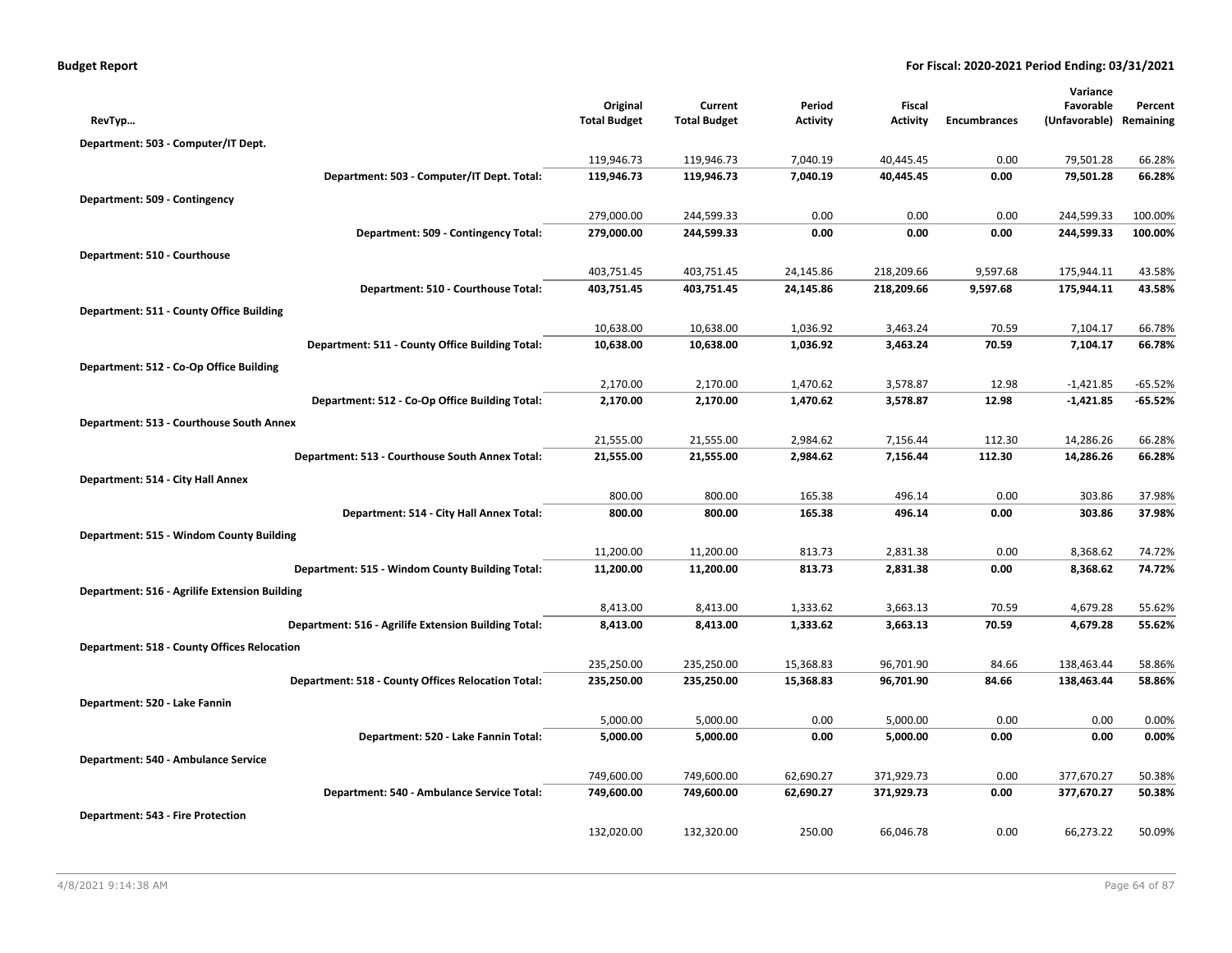**Budget Report** | **For Fiscal: 2020-2021 Period Ending: 03/31/2021**

| RevTyp... | Original Total Budget | Current Total Budget | Period Activity | Fiscal Activity | Encumbrances | Variance Favorable (Unfavorable) | Percent Remaining |
|---|---|---|---|---|---|---|---|
| **Department: 503 - Computer/IT Dept.** | | | | | | | |
| | 119,946.73 | 119,946.73 | 7,040.19 | 40,445.45 | 0.00 | 79,501.28 | 66.28% |
| **Department: 503 - Computer/IT Dept. Total:** | **119,946.73** | **119,946.73** | **7,040.19** | **40,445.45** | **0.00** | **79,501.28** | **66.28%** |
| **Department: 509 - Contingency** | | | | | | | |
| | 279,000.00 | 244,599.33 | 0.00 | 0.00 | 0.00 | 244,599.33 | 100.00% |
| **Department: 509 - Contingency Total:** | **279,000.00** | **244,599.33** | **0.00** | **0.00** | **0.00** | **244,599.33** | **100.00%** |
| **Department: 510 - Courthouse** | | | | | | | |
| | 403,751.45 | 403,751.45 | 24,145.86 | 218,209.66 | 9,597.68 | 175,944.11 | 43.58% |
| **Department: 510 - Courthouse Total:** | **403,751.45** | **403,751.45** | **24,145.86** | **218,209.66** | **9,597.68** | **175,944.11** | **43.58%** |
| **Department: 511 - County Office Building** | | | | | | | |
| | 10,638.00 | 10,638.00 | 1,036.92 | 3,463.24 | 70.59 | 7,104.17 | 66.78% |
| **Department: 511 - County Office Building Total:** | **10,638.00** | **10,638.00** | **1,036.92** | **3,463.24** | **70.59** | **7,104.17** | **66.78%** |
| **Department: 512 - Co-Op Office Building** | | | | | | | |
| | 2,170.00 | 2,170.00 | 1,470.62 | 3,578.87 | 12.98 | -1,421.85 | -65.52% |
| **Department: 512 - Co-Op Office Building Total:** | **2,170.00** | **2,170.00** | **1,470.62** | **3,578.87** | **12.98** | **-1,421.85** | **-65.52%** |
| **Department: 513 - Courthouse South Annex** | | | | | | | |
| | 21,555.00 | 21,555.00 | 2,984.62 | 7,156.44 | 112.30 | 14,286.26 | 66.28% |
| **Department: 513 - Courthouse South Annex Total:** | **21,555.00** | **21,555.00** | **2,984.62** | **7,156.44** | **112.30** | **14,286.26** | **66.28%** |
| **Department: 514 - City Hall Annex** | | | | | | | |
| | 800.00 | 800.00 | 165.38 | 496.14 | 0.00 | 303.86 | 37.98% |
| **Department: 514 - City Hall Annex Total:** | **800.00** | **800.00** | **165.38** | **496.14** | **0.00** | **303.86** | **37.98%** |
| **Department: 515 - Windom County Building** | | | | | | | |
| | 11,200.00 | 11,200.00 | 813.73 | 2,831.38 | 0.00 | 8,368.62 | 74.72% |
| **Department: 515 - Windom County Building Total:** | **11,200.00** | **11,200.00** | **813.73** | **2,831.38** | **0.00** | **8,368.62** | **74.72%** |
| **Department: 516 - Agrilife Extension Building** | | | | | | | |
| | 8,413.00 | 8,413.00 | 1,333.62 | 3,663.13 | 70.59 | 4,679.28 | 55.62% |
| **Department: 516 - Agrilife Extension Building Total:** | **8,413.00** | **8,413.00** | **1,333.62** | **3,663.13** | **70.59** | **4,679.28** | **55.62%** |
| **Department: 518 - County Offices Relocation** | | | | | | | |
| | 235,250.00 | 235,250.00 | 15,368.83 | 96,701.90 | 84.66 | 138,463.44 | 58.86% |
| **Department: 518 - County Offices Relocation Total:** | **235,250.00** | **235,250.00** | **15,368.83** | **96,701.90** | **84.66** | **138,463.44** | **58.86%** |
| **Department: 520 - Lake Fannin** | | | | | | | |
| | 5,000.00 | 5,000.00 | 0.00 | 5,000.00 | 0.00 | 0.00 | 0.00% |
| **Department: 520 - Lake Fannin Total:** | **5,000.00** | **5,000.00** | **0.00** | **5,000.00** | **0.00** | **0.00** | **0.00%** |
| **Department: 540 - Ambulance Service** | | | | | | | |
| | 749,600.00 | 749,600.00 | 62,690.27 | 371,929.73 | 0.00 | 377,670.27 | 50.38% |
| **Department: 540 - Ambulance Service Total:** | **749,600.00** | **749,600.00** | **62,690.27** | **371,929.73** | **0.00** | **377,670.27** | **50.38%** |
| **Department: 543 - Fire Protection** | | | | | | | |
| | 132,020.00 | 132,320.00 | 250.00 | 66,046.78 | 0.00 | 66,273.22 | 50.09% |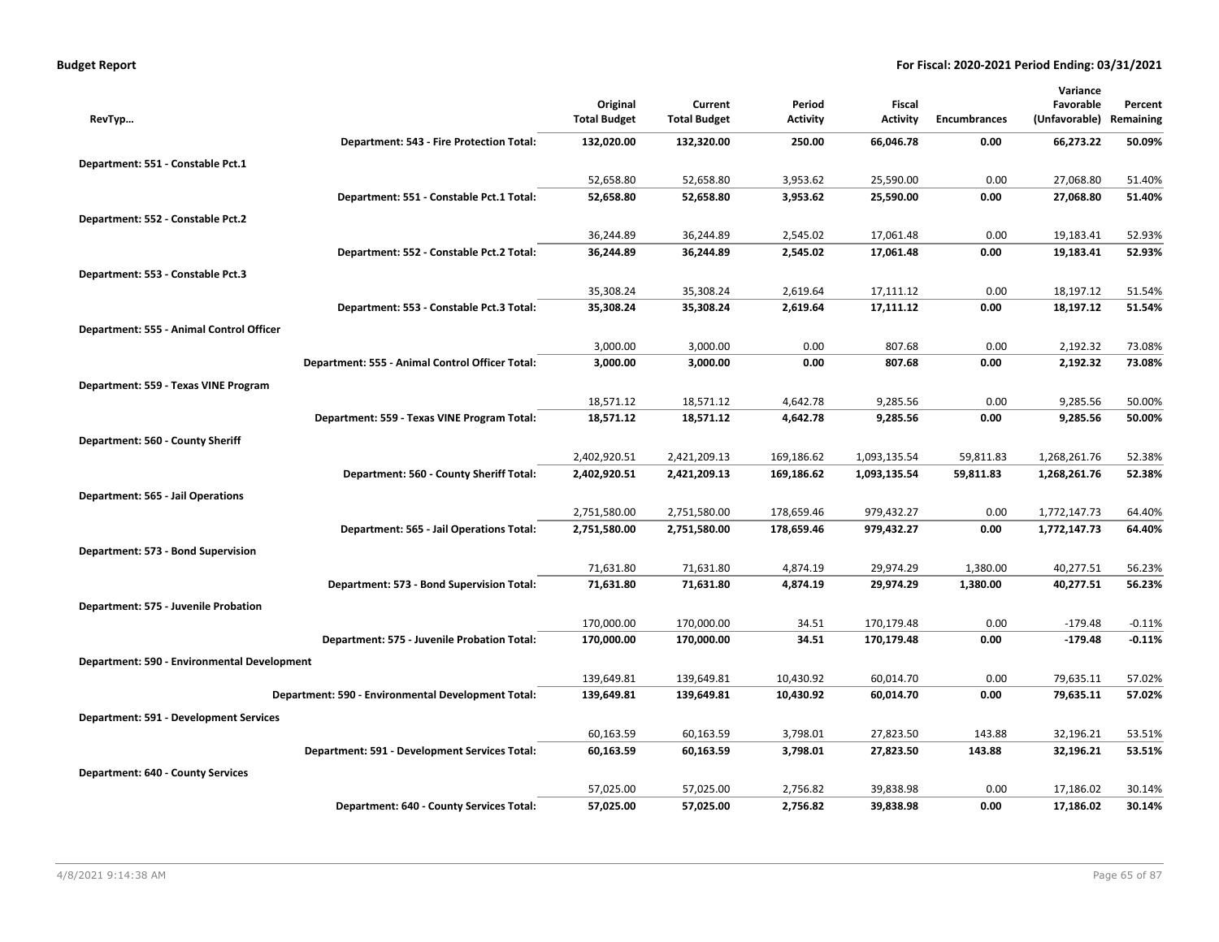**Budget Report** — For Fiscal: 2020-2021 Period Ending: 03/31/2021

| RevTyp… | Original Total Budget | Current Total Budget | Period Activity | Fiscal Activity | Encumbrances | Variance Favorable (Unfavorable) | Percent Remaining |
|---|---|---|---|---|---|---|---|
| **Department: 543 - Fire Protection Total:** | **132,020.00** | **132,320.00** | **250.00** | **66,046.78** | **0.00** | **66,273.22** | **50.09%** |
| **Department: 551 - Constable Pct.1** | | | | | | | |
| | 52,658.80 | 52,658.80 | 3,953.62 | 25,590.00 | 0.00 | 27,068.80 | 51.40% |
| **Department: 551 - Constable Pct.1 Total:** | **52,658.80** | **52,658.80** | **3,953.62** | **25,590.00** | **0.00** | **27,068.80** | **51.40%** |
| **Department: 552 - Constable Pct.2** | | | | | | | |
| | 36,244.89 | 36,244.89 | 2,545.02 | 17,061.48 | 0.00 | 19,183.41 | 52.93% |
| **Department: 552 - Constable Pct.2 Total:** | **36,244.89** | **36,244.89** | **2,545.02** | **17,061.48** | **0.00** | **19,183.41** | **52.93%** |
| **Department: 553 - Constable Pct.3** | | | | | | | |
| | 35,308.24 | 35,308.24 | 2,619.64 | 17,111.12 | 0.00 | 18,197.12 | 51.54% |
| **Department: 553 - Constable Pct.3 Total:** | **35,308.24** | **35,308.24** | **2,619.64** | **17,111.12** | **0.00** | **18,197.12** | **51.54%** |
| **Department: 555 - Animal Control Officer** | | | | | | | |
| | 3,000.00 | 3,000.00 | 0.00 | 807.68 | 0.00 | 2,192.32 | 73.08% |
| **Department: 555 - Animal Control Officer Total:** | **3,000.00** | **3,000.00** | **0.00** | **807.68** | **0.00** | **2,192.32** | **73.08%** |
| **Department: 559 - Texas VINE Program** | | | | | | | |
| | 18,571.12 | 18,571.12 | 4,642.78 | 9,285.56 | 0.00 | 9,285.56 | 50.00% |
| **Department: 559 - Texas VINE Program Total:** | **18,571.12** | **18,571.12** | **4,642.78** | **9,285.56** | **0.00** | **9,285.56** | **50.00%** |
| **Department: 560 - County Sheriff** | | | | | | | |
| | 2,402,920.51 | 2,421,209.13 | 169,186.62 | 1,093,135.54 | 59,811.83 | 1,268,261.76 | 52.38% |
| **Department: 560 - County Sheriff Total:** | **2,402,920.51** | **2,421,209.13** | **169,186.62** | **1,093,135.54** | **59,811.83** | **1,268,261.76** | **52.38%** |
| **Department: 565 - Jail Operations** | | | | | | | |
| | 2,751,580.00 | 2,751,580.00 | 178,659.46 | 979,432.27 | 0.00 | 1,772,147.73 | 64.40% |
| **Department: 565 - Jail Operations Total:** | **2,751,580.00** | **2,751,580.00** | **178,659.46** | **979,432.27** | **0.00** | **1,772,147.73** | **64.40%** |
| **Department: 573 - Bond Supervision** | | | | | | | |
| | 71,631.80 | 71,631.80 | 4,874.19 | 29,974.29 | 1,380.00 | 40,277.51 | 56.23% |
| **Department: 573 - Bond Supervision Total:** | **71,631.80** | **71,631.80** | **4,874.19** | **29,974.29** | **1,380.00** | **40,277.51** | **56.23%** |
| **Department: 575 - Juvenile Probation** | | | | | | | |
| | 170,000.00 | 170,000.00 | 34.51 | 170,179.48 | 0.00 | -179.48 | -0.11% |
| **Department: 575 - Juvenile Probation Total:** | **170,000.00** | **170,000.00** | **34.51** | **170,179.48** | **0.00** | **-179.48** | **-0.11%** |
| **Department: 590 - Environmental Development** | | | | | | | |
| | 139,649.81 | 139,649.81 | 10,430.92 | 60,014.70 | 0.00 | 79,635.11 | 57.02% |
| **Department: 590 - Environmental Development Total:** | **139,649.81** | **139,649.81** | **10,430.92** | **60,014.70** | **0.00** | **79,635.11** | **57.02%** |
| **Department: 591 - Development Services** | | | | | | | |
| | 60,163.59 | 60,163.59 | 3,798.01 | 27,823.50 | 143.88 | 32,196.21 | 53.51% |
| **Department: 591 - Development Services Total:** | **60,163.59** | **60,163.59** | **3,798.01** | **27,823.50** | **143.88** | **32,196.21** | **53.51%** |
| **Department: 640 - County Services** | | | | | | | |
| | 57,025.00 | 57,025.00 | 2,756.82 | 39,838.98 | 0.00 | 17,186.02 | 30.14% |
| **Department: 640 - County Services Total:** | **57,025.00** | **57,025.00** | **2,756.82** | **39,838.98** | **0.00** | **17,186.02** | **30.14%** |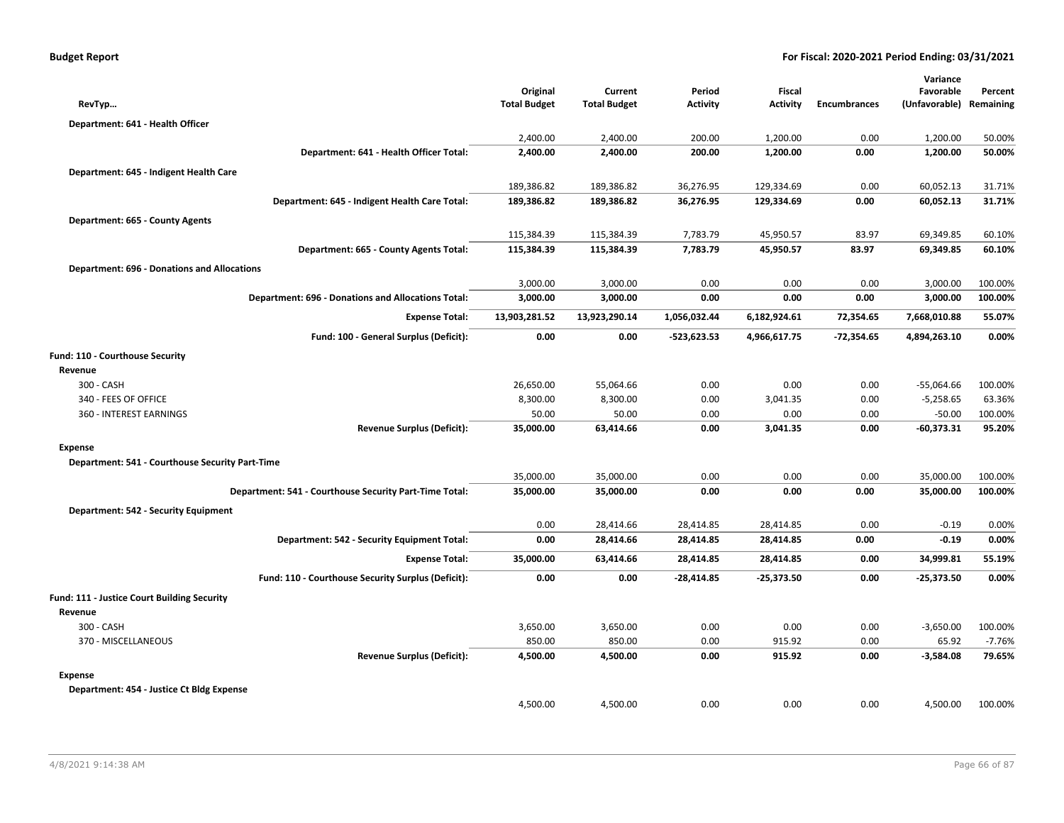**Budget Report** — For Fiscal: 2020-2021 Period Ending: 03/31/2021

| RevTyp… | Original Total Budget | Current Total Budget | Period Activity | Fiscal Activity | Encumbrances | Variance Favorable (Unfavorable) | Percent Remaining |
|---|---|---|---|---|---|---|---|
| **Department: 641 - Health Officer** | | | | | | | |
| | 2,400.00 | 2,400.00 | 200.00 | 1,200.00 | 0.00 | 1,200.00 | 50.00% |
| **Department: 641 - Health Officer Total:** | **2,400.00** | **2,400.00** | **200.00** | **1,200.00** | **0.00** | **1,200.00** | **50.00%** |
| **Department: 645 - Indigent Health Care** | | | | | | | |
| | 189,386.82 | 189,386.82 | 36,276.95 | 129,334.69 | 0.00 | 60,052.13 | 31.71% |
| **Department: 645 - Indigent Health Care Total:** | **189,386.82** | **189,386.82** | **36,276.95** | **129,334.69** | **0.00** | **60,052.13** | **31.71%** |
| **Department: 665 - County Agents** | | | | | | | |
| | 115,384.39 | 115,384.39 | 7,783.79 | 45,950.57 | 83.97 | 69,349.85 | 60.10% |
| **Department: 665 - County Agents Total:** | **115,384.39** | **115,384.39** | **7,783.79** | **45,950.57** | **83.97** | **69,349.85** | **60.10%** |
| **Department: 696 - Donations and Allocations** | | | | | | | |
| | 3,000.00 | 3,000.00 | 0.00 | 0.00 | 0.00 | 3,000.00 | 100.00% |
| **Department: 696 - Donations and Allocations Total:** | **3,000.00** | **3,000.00** | **0.00** | **0.00** | **0.00** | **3,000.00** | **100.00%** |
| **Expense Total:** | **13,903,281.52** | **13,923,290.14** | **1,056,032.44** | **6,182,924.61** | **72,354.65** | **7,668,010.88** | **55.07%** |
| **Fund: 100 - General Surplus (Deficit):** | **0.00** | **0.00** | **-523,623.53** | **4,966,617.75** | **-72,354.65** | **4,894,263.10** | **0.00%** |
| **Fund: 110 - Courthouse Security** | | | | | | | |
| **Revenue** | | | | | | | |
| 300 - CASH | 26,650.00 | 55,064.66 | 0.00 | 0.00 | 0.00 | -55,064.66 | 100.00% |
| 340 - FEES OF OFFICE | 8,300.00 | 8,300.00 | 0.00 | 3,041.35 | 0.00 | -5,258.65 | 63.36% |
| 360 - INTEREST EARNINGS | 50.00 | 50.00 | 0.00 | 0.00 | 0.00 | -50.00 | 100.00% |
| **Revenue Surplus (Deficit):** | **35,000.00** | **63,414.66** | **0.00** | **3,041.35** | **0.00** | **-60,373.31** | **95.20%** |
| **Expense** | | | | | | | |
| **Department: 541 - Courthouse Security Part-Time** | | | | | | | |
| | 35,000.00 | 35,000.00 | 0.00 | 0.00 | 0.00 | 35,000.00 | 100.00% |
| **Department: 541 - Courthouse Security Part-Time Total:** | **35,000.00** | **35,000.00** | **0.00** | **0.00** | **0.00** | **35,000.00** | **100.00%** |
| **Department: 542 - Security Equipment** | | | | | | | |
| | 0.00 | 28,414.66 | 28,414.85 | 28,414.85 | 0.00 | -0.19 | 0.00% |
| **Department: 542 - Security Equipment Total:** | **0.00** | **28,414.66** | **28,414.85** | **28,414.85** | **0.00** | **-0.19** | **0.00%** |
| **Expense Total:** | **35,000.00** | **63,414.66** | **28,414.85** | **28,414.85** | **0.00** | **34,999.81** | **55.19%** |
| **Fund: 110 - Courthouse Security Surplus (Deficit):** | **0.00** | **0.00** | **-28,414.85** | **-25,373.50** | **0.00** | **-25,373.50** | **0.00%** |
| **Fund: 111 - Justice Court Building Security** | | | | | | | |
| **Revenue** | | | | | | | |
| 300 - CASH | 3,650.00 | 3,650.00 | 0.00 | 0.00 | 0.00 | -3,650.00 | 100.00% |
| 370 - MISCELLANEOUS | 850.00 | 850.00 | 0.00 | 915.92 | 0.00 | 65.92 | -7.76% |
| **Revenue Surplus (Deficit):** | **4,500.00** | **4,500.00** | **0.00** | **915.92** | **0.00** | **-3,584.08** | **79.65%** |
| **Expense** | | | | | | | |
| **Department: 454 - Justice Ct Bldg Expense** | | | | | | | |
| | 4,500.00 | 4,500.00 | 0.00 | 0.00 | 0.00 | 4,500.00 | 100.00% |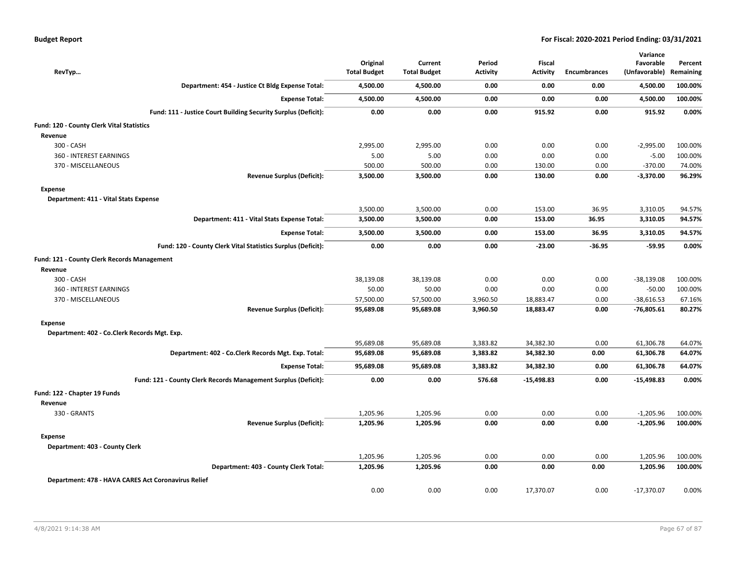| RevTyp… | Original Total Budget | Current Total Budget | Period Activity | Fiscal Activity | Encumbrances | Variance Favorable (Unfavorable) | Percent Remaining |
|---|---|---|---|---|---|---|---|
| **Department: 454 - Justice Ct Bldg Expense Total:** | **4,500.00** | **4,500.00** | **0.00** | **0.00** | **0.00** | **4,500.00** | **100.00%** |
| **Expense Total:** | **4,500.00** | **4,500.00** | **0.00** | **0.00** | **0.00** | **4,500.00** | **100.00%** |
| **Fund: 111 - Justice Court Building Security Surplus (Deficit):** | **0.00** | **0.00** | **0.00** | **915.92** | **0.00** | **915.92** | **0.00%** |
| **Fund: 120 - County Clerk Vital Statistics** | | | | | | | |
| **Revenue** | | | | | | | |
| 300 - CASH | 2,995.00 | 2,995.00 | 0.00 | 0.00 | 0.00 | -2,995.00 | 100.00% |
| 360 - INTEREST EARNINGS | 5.00 | 5.00 | 0.00 | 0.00 | 0.00 | -5.00 | 100.00% |
| 370 - MISCELLANEOUS | 500.00 | 500.00 | 0.00 | 130.00 | 0.00 | -370.00 | 74.00% |
| **Revenue Surplus (Deficit):** | **3,500.00** | **3,500.00** | **0.00** | **130.00** | **0.00** | **-3,370.00** | **96.29%** |
| **Expense** | | | | | | | |
| **Department: 411 - Vital Stats Expense** | | | | | | | |
| | 3,500.00 | 3,500.00 | 0.00 | 153.00 | 36.95 | 3,310.05 | 94.57% |
| **Department: 411 - Vital Stats Expense Total:** | **3,500.00** | **3,500.00** | **0.00** | **153.00** | **36.95** | **3,310.05** | **94.57%** |
| **Expense Total:** | **3,500.00** | **3,500.00** | **0.00** | **153.00** | **36.95** | **3,310.05** | **94.57%** |
| **Fund: 120 - County Clerk Vital Statistics Surplus (Deficit):** | **0.00** | **0.00** | **0.00** | **-23.00** | **-36.95** | **-59.95** | **0.00%** |
| **Fund: 121 - County Clerk Records Management** | | | | | | | |
| **Revenue** | | | | | | | |
| 300 - CASH | 38,139.08 | 38,139.08 | 0.00 | 0.00 | 0.00 | -38,139.08 | 100.00% |
| 360 - INTEREST EARNINGS | 50.00 | 50.00 | 0.00 | 0.00 | 0.00 | -50.00 | 100.00% |
| 370 - MISCELLANEOUS | 57,500.00 | 57,500.00 | 3,960.50 | 18,883.47 | 0.00 | -38,616.53 | 67.16% |
| **Revenue Surplus (Deficit):** | **95,689.08** | **95,689.08** | **3,960.50** | **18,883.47** | **0.00** | **-76,805.61** | **80.27%** |
| **Expense** | | | | | | | |
| **Department: 402 - Co.Clerk Records Mgt. Exp.** | | | | | | | |
| | 95,689.08 | 95,689.08 | 3,383.82 | 34,382.30 | 0.00 | 61,306.78 | 64.07% |
| **Department: 402 - Co.Clerk Records Mgt. Exp. Total:** | **95,689.08** | **95,689.08** | **3,383.82** | **34,382.30** | **0.00** | **61,306.78** | **64.07%** |
| **Expense Total:** | **95,689.08** | **95,689.08** | **3,383.82** | **34,382.30** | **0.00** | **61,306.78** | **64.07%** |
| **Fund: 121 - County Clerk Records Management Surplus (Deficit):** | **0.00** | **0.00** | **576.68** | **-15,498.83** | **0.00** | **-15,498.83** | **0.00%** |
| **Fund: 122 - Chapter 19 Funds** | | | | | | | |
| **Revenue** | | | | | | | |
| 330 - GRANTS | 1,205.96 | 1,205.96 | 0.00 | 0.00 | 0.00 | -1,205.96 | 100.00% |
| **Revenue Surplus (Deficit):** | **1,205.96** | **1,205.96** | **0.00** | **0.00** | **0.00** | **-1,205.96** | **100.00%** |
| **Expense** | | | | | | | |
| **Department: 403 - County Clerk** | | | | | | | |
| | 1,205.96 | 1,205.96 | 0.00 | 0.00 | 0.00 | 1,205.96 | 100.00% |
| **Department: 403 - County Clerk Total:** | **1,205.96** | **1,205.96** | **0.00** | **0.00** | **0.00** | **1,205.96** | **100.00%** |
| **Department: 478 - HAVA CARES Act Coronavirus Relief** | | | | | | | |
| | 0.00 | 0.00 | 0.00 | 17,370.07 | 0.00 | -17,370.07 | 0.00% |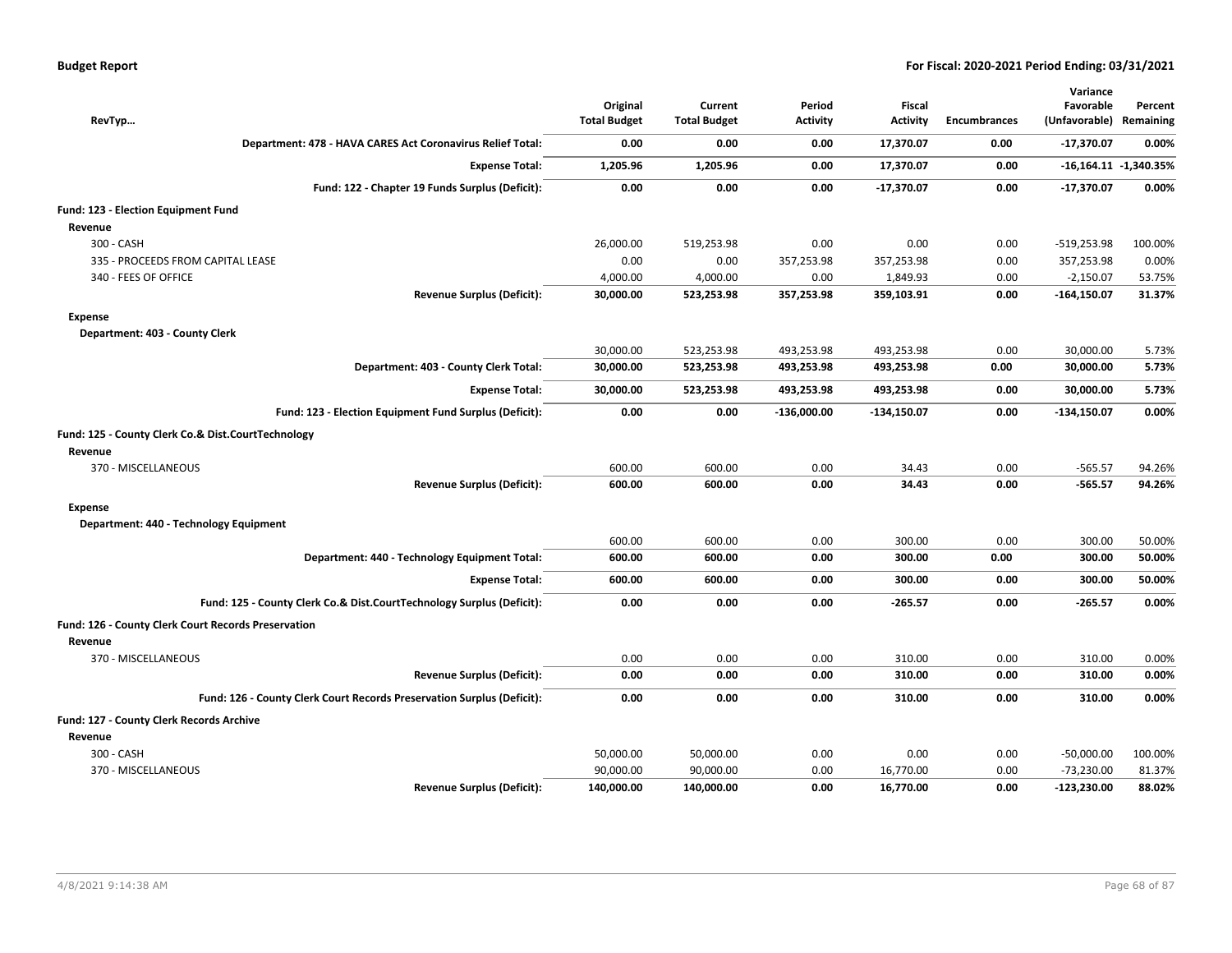## Budget Report

**For Fiscal: 2020-2021 Period Ending: 03/31/2021**

| RevTyp… | Original Total Budget | Current Total Budget | Period Activity | Fiscal Activity | Encumbrances | Variance Favorable (Unfavorable) | Percent Remaining |
|---|---|---|---|---|---|---|---|
| **Department: 478 - HAVA CARES Act Coronavirus Relief Total:** | **0.00** | **0.00** | **0.00** | **17,370.07** | **0.00** | **-17,370.07** | **0.00%** |
| **Expense Total:** | **1,205.96** | **1,205.96** | **0.00** | **17,370.07** | **0.00** | **-16,164.11** | **-1,340.35%** |
| **Fund: 122 - Chapter 19 Funds Surplus (Deficit):** | **0.00** | **0.00** | **0.00** | **-17,370.07** | **0.00** | **-17,370.07** | **0.00%** |
| **Fund: 123 - Election Equipment Fund** | | | | | | | |
| **Revenue** | | | | | | | |
| 300 - CASH | 26,000.00 | 519,253.98 | 0.00 | 0.00 | 0.00 | -519,253.98 | 100.00% |
| 335 - PROCEEDS FROM CAPITAL LEASE | 0.00 | 0.00 | 357,253.98 | 357,253.98 | 0.00 | 357,253.98 | 0.00% |
| 340 - FEES OF OFFICE | 4,000.00 | 4,000.00 | 0.00 | 1,849.93 | 0.00 | -2,150.07 | 53.75% |
| **Revenue Surplus (Deficit):** | **30,000.00** | **523,253.98** | **357,253.98** | **359,103.91** | **0.00** | **-164,150.07** | **31.37%** |
| **Expense** | | | | | | | |
| **Department: 403 - County Clerk** | | | | | | | |
| | 30,000.00 | 523,253.98 | 493,253.98 | 493,253.98 | 0.00 | 30,000.00 | 5.73% |
| **Department: 403 - County Clerk Total:** | **30,000.00** | **523,253.98** | **493,253.98** | **493,253.98** | **0.00** | **30,000.00** | **5.73%** |
| **Expense Total:** | **30,000.00** | **523,253.98** | **493,253.98** | **493,253.98** | **0.00** | **30,000.00** | **5.73%** |
| **Fund: 123 - Election Equipment Fund Surplus (Deficit):** | **0.00** | **0.00** | **-136,000.00** | **-134,150.07** | **0.00** | **-134,150.07** | **0.00%** |
| **Fund: 125 - County Clerk Co.& Dist.CourtTechnology** | | | | | | | |
| **Revenue** | | | | | | | |
| 370 - MISCELLANEOUS | 600.00 | 600.00 | 0.00 | 34.43 | 0.00 | -565.57 | 94.26% |
| **Revenue Surplus (Deficit):** | **600.00** | **600.00** | **0.00** | **34.43** | **0.00** | **-565.57** | **94.26%** |
| **Expense** | | | | | | | |
| **Department: 440 - Technology Equipment** | | | | | | | |
| | 600.00 | 600.00 | 0.00 | 300.00 | 0.00 | 300.00 | 50.00% |
| **Department: 440 - Technology Equipment Total:** | **600.00** | **600.00** | **0.00** | **300.00** | **0.00** | **300.00** | **50.00%** |
| **Expense Total:** | **600.00** | **600.00** | **0.00** | **300.00** | **0.00** | **300.00** | **50.00%** |
| **Fund: 125 - County Clerk Co.& Dist.CourtTechnology Surplus (Deficit):** | **0.00** | **0.00** | **0.00** | **-265.57** | **0.00** | **-265.57** | **0.00%** |
| **Fund: 126 - County Clerk Court Records Preservation** | | | | | | | |
| **Revenue** | | | | | | | |
| 370 - MISCELLANEOUS | 0.00 | 0.00 | 0.00 | 310.00 | 0.00 | 310.00 | 0.00% |
| **Revenue Surplus (Deficit):** | **0.00** | **0.00** | **0.00** | **310.00** | **0.00** | **310.00** | **0.00%** |
| **Fund: 126 - County Clerk Court Records Preservation Surplus (Deficit):** | **0.00** | **0.00** | **0.00** | **310.00** | **0.00** | **310.00** | **0.00%** |
| **Fund: 127 - County Clerk Records Archive** | | | | | | | |
| **Revenue** | | | | | | | |
| 300 - CASH | 50,000.00 | 50,000.00 | 0.00 | 0.00 | 0.00 | -50,000.00 | 100.00% |
| 370 - MISCELLANEOUS | 90,000.00 | 90,000.00 | 0.00 | 16,770.00 | 0.00 | -73,230.00 | 81.37% |
| **Revenue Surplus (Deficit):** | **140,000.00** | **140,000.00** | **0.00** | **16,770.00** | **0.00** | **-123,230.00** | **88.02%** |

4/8/2021 9:14:38 AM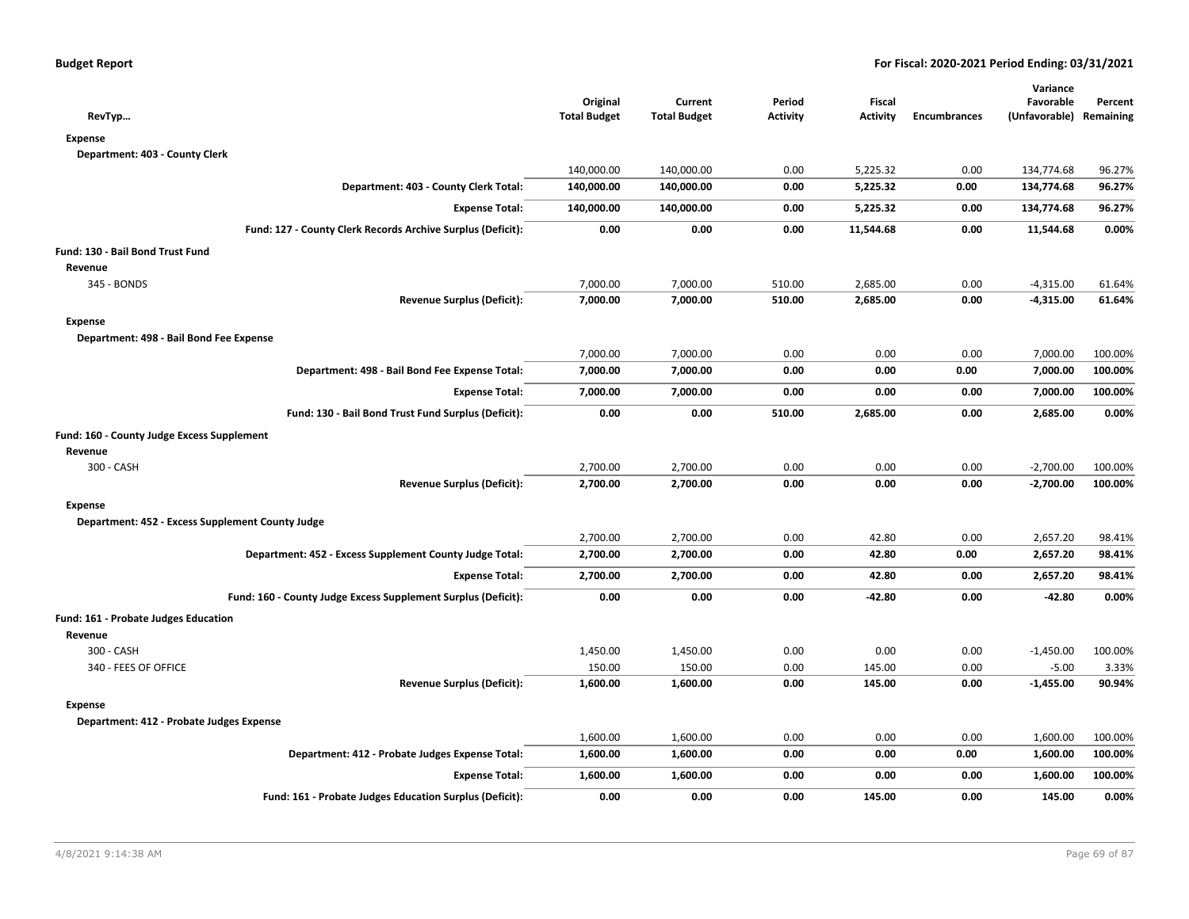**Budget Report** | **For Fiscal: 2020-2021 Period Ending: 03/31/2021**

| RevTyp… | Original Total Budget | Current Total Budget | Period Activity | Fiscal Activity | Encumbrances | Variance Favorable (Unfavorable) | Percent Remaining |
|---|---|---|---|---|---|---|---|
| **Expense** | | | | | | | |
| **Department: 403 - County Clerk** | | | | | | | |
| | 140,000.00 | 140,000.00 | 0.00 | 5,225.32 | 0.00 | 134,774.68 | 96.27% |
| **Department: 403 - County Clerk Total:** | **140,000.00** | **140,000.00** | **0.00** | **5,225.32** | **0.00** | **134,774.68** | **96.27%** |
| **Expense Total:** | **140,000.00** | **140,000.00** | **0.00** | **5,225.32** | **0.00** | **134,774.68** | **96.27%** |
| **Fund: 127 - County Clerk Records Archive Surplus (Deficit):** | **0.00** | **0.00** | **0.00** | **11,544.68** | **0.00** | **11,544.68** | **0.00%** |
| **Fund: 130 - Bail Bond Trust Fund** | | | | | | | |
| **Revenue** | | | | | | | |
| 345 - BONDS | 7,000.00 | 7,000.00 | 510.00 | 2,685.00 | 0.00 | -4,315.00 | 61.64% |
| **Revenue Surplus (Deficit):** | **7,000.00** | **7,000.00** | **510.00** | **2,685.00** | **0.00** | **-4,315.00** | **61.64%** |
| **Expense** | | | | | | | |
| **Department: 498 - Bail Bond Fee Expense** | | | | | | | |
| | 7,000.00 | 7,000.00 | 0.00 | 0.00 | 0.00 | 7,000.00 | 100.00% |
| **Department: 498 - Bail Bond Fee Expense Total:** | **7,000.00** | **7,000.00** | **0.00** | **0.00** | **0.00** | **7,000.00** | **100.00%** |
| **Expense Total:** | **7,000.00** | **7,000.00** | **0.00** | **0.00** | **0.00** | **7,000.00** | **100.00%** |
| **Fund: 130 - Bail Bond Trust Fund Surplus (Deficit):** | **0.00** | **0.00** | **510.00** | **2,685.00** | **0.00** | **2,685.00** | **0.00%** |
| **Fund: 160 - County Judge Excess Supplement** | | | | | | | |
| **Revenue** | | | | | | | |
| 300 - CASH | 2,700.00 | 2,700.00 | 0.00 | 0.00 | 0.00 | -2,700.00 | 100.00% |
| **Revenue Surplus (Deficit):** | **2,700.00** | **2,700.00** | **0.00** | **0.00** | **0.00** | **-2,700.00** | **100.00%** |
| **Expense** | | | | | | | |
| **Department: 452 - Excess Supplement County Judge** | | | | | | | |
| | 2,700.00 | 2,700.00 | 0.00 | 42.80 | 0.00 | 2,657.20 | 98.41% |
| **Department: 452 - Excess Supplement County Judge Total:** | **2,700.00** | **2,700.00** | **0.00** | **42.80** | **0.00** | **2,657.20** | **98.41%** |
| **Expense Total:** | **2,700.00** | **2,700.00** | **0.00** | **42.80** | **0.00** | **2,657.20** | **98.41%** |
| **Fund: 160 - County Judge Excess Supplement Surplus (Deficit):** | **0.00** | **0.00** | **0.00** | **-42.80** | **0.00** | **-42.80** | **0.00%** |
| **Fund: 161 - Probate Judges Education** | | | | | | | |
| **Revenue** | | | | | | | |
| 300 - CASH | 1,450.00 | 1,450.00 | 0.00 | 0.00 | 0.00 | -1,450.00 | 100.00% |
| 340 - FEES OF OFFICE | 150.00 | 150.00 | 0.00 | 145.00 | 0.00 | -5.00 | 3.33% |
| **Revenue Surplus (Deficit):** | **1,600.00** | **1,600.00** | **0.00** | **145.00** | **0.00** | **-1,455.00** | **90.94%** |
| **Expense** | | | | | | | |
| **Department: 412 - Probate Judges Expense** | | | | | | | |
| | 1,600.00 | 1,600.00 | 0.00 | 0.00 | 0.00 | 1,600.00 | 100.00% |
| **Department: 412 - Probate Judges Expense Total:** | **1,600.00** | **1,600.00** | **0.00** | **0.00** | **0.00** | **1,600.00** | **100.00%** |
| **Expense Total:** | **1,600.00** | **1,600.00** | **0.00** | **0.00** | **0.00** | **1,600.00** | **100.00%** |
| **Fund: 161 - Probate Judges Education Surplus (Deficit):** | **0.00** | **0.00** | **0.00** | **145.00** | **0.00** | **145.00** | **0.00%** |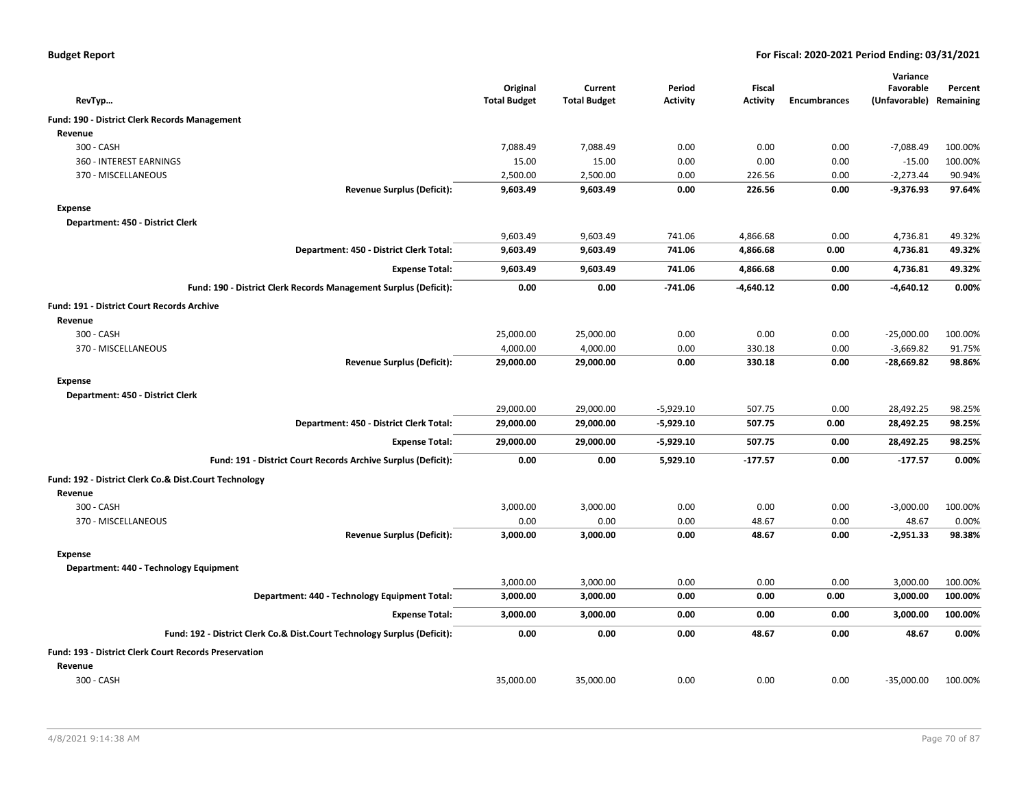**Budget Report** | **For Fiscal: 2020-2021 Period Ending: 03/31/2021**

| RevTyp… | Original Total Budget | Current Total Budget | Period Activity | Fiscal Activity | Encumbrances | Variance Favorable (Unfavorable) | Percent Remaining |
|---|---|---|---|---|---|---|---|
| **Fund: 190 - District Clerk Records Management** | | | | | | | |
| **Revenue** | | | | | | | |
| 300 - CASH | 7,088.49 | 7,088.49 | 0.00 | 0.00 | 0.00 | -7,088.49 | 100.00% |
| 360 - INTEREST EARNINGS | 15.00 | 15.00 | 0.00 | 0.00 | 0.00 | -15.00 | 100.00% |
| 370 - MISCELLANEOUS | 2,500.00 | 2,500.00 | 0.00 | 226.56 | 0.00 | -2,273.44 | 90.94% |
| **Revenue Surplus (Deficit):** | **9,603.49** | **9,603.49** | **0.00** | **226.56** | **0.00** | **-9,376.93** | **97.64%** |
| **Expense** | | | | | | | |
| **Department: 450 - District Clerk** | | | | | | | |
| | 9,603.49 | 9,603.49 | 741.06 | 4,866.68 | 0.00 | 4,736.81 | 49.32% |
| **Department: 450 - District Clerk Total:** | **9,603.49** | **9,603.49** | **741.06** | **4,866.68** | **0.00** | **4,736.81** | **49.32%** |
| **Expense Total:** | **9,603.49** | **9,603.49** | **741.06** | **4,866.68** | **0.00** | **4,736.81** | **49.32%** |
| **Fund: 190 - District Clerk Records Management Surplus (Deficit):** | **0.00** | **0.00** | **-741.06** | **-4,640.12** | **0.00** | **-4,640.12** | **0.00%** |
| **Fund: 191 - District Court Records Archive** | | | | | | | |
| **Revenue** | | | | | | | |
| 300 - CASH | 25,000.00 | 25,000.00 | 0.00 | 0.00 | 0.00 | -25,000.00 | 100.00% |
| 370 - MISCELLANEOUS | 4,000.00 | 4,000.00 | 0.00 | 330.18 | 0.00 | -3,669.82 | 91.75% |
| **Revenue Surplus (Deficit):** | **29,000.00** | **29,000.00** | **0.00** | **330.18** | **0.00** | **-28,669.82** | **98.86%** |
| **Expense** | | | | | | | |
| **Department: 450 - District Clerk** | | | | | | | |
| | 29,000.00 | 29,000.00 | -5,929.10 | 507.75 | 0.00 | 28,492.25 | 98.25% |
| **Department: 450 - District Clerk Total:** | **29,000.00** | **29,000.00** | **-5,929.10** | **507.75** | **0.00** | **28,492.25** | **98.25%** |
| **Expense Total:** | **29,000.00** | **29,000.00** | **-5,929.10** | **507.75** | **0.00** | **28,492.25** | **98.25%** |
| **Fund: 191 - District Court Records Archive Surplus (Deficit):** | **0.00** | **0.00** | **5,929.10** | **-177.57** | **0.00** | **-177.57** | **0.00%** |
| **Fund: 192 - District Clerk Co.& Dist.Court Technology** | | | | | | | |
| **Revenue** | | | | | | | |
| 300 - CASH | 3,000.00 | 3,000.00 | 0.00 | 0.00 | 0.00 | -3,000.00 | 100.00% |
| 370 - MISCELLANEOUS | 0.00 | 0.00 | 0.00 | 48.67 | 0.00 | 48.67 | 0.00% |
| **Revenue Surplus (Deficit):** | **3,000.00** | **3,000.00** | **0.00** | **48.67** | **0.00** | **-2,951.33** | **98.38%** |
| **Expense** | | | | | | | |
| **Department: 440 - Technology Equipment** | | | | | | | |
| | 3,000.00 | 3,000.00 | 0.00 | 0.00 | 0.00 | 3,000.00 | 100.00% |
| **Department: 440 - Technology Equipment Total:** | **3,000.00** | **3,000.00** | **0.00** | **0.00** | **0.00** | **3,000.00** | **100.00%** |
| **Expense Total:** | **3,000.00** | **3,000.00** | **0.00** | **0.00** | **0.00** | **3,000.00** | **100.00%** |
| **Fund: 192 - District Clerk Co.& Dist.Court Technology Surplus (Deficit):** | **0.00** | **0.00** | **0.00** | **48.67** | **0.00** | **48.67** | **0.00%** |
| **Fund: 193 - District Clerk Court Records Preservation** | | | | | | | |
| **Revenue** | | | | | | | |
| 300 - CASH | 35,000.00 | 35,000.00 | 0.00 | 0.00 | 0.00 | -35,000.00 | 100.00% |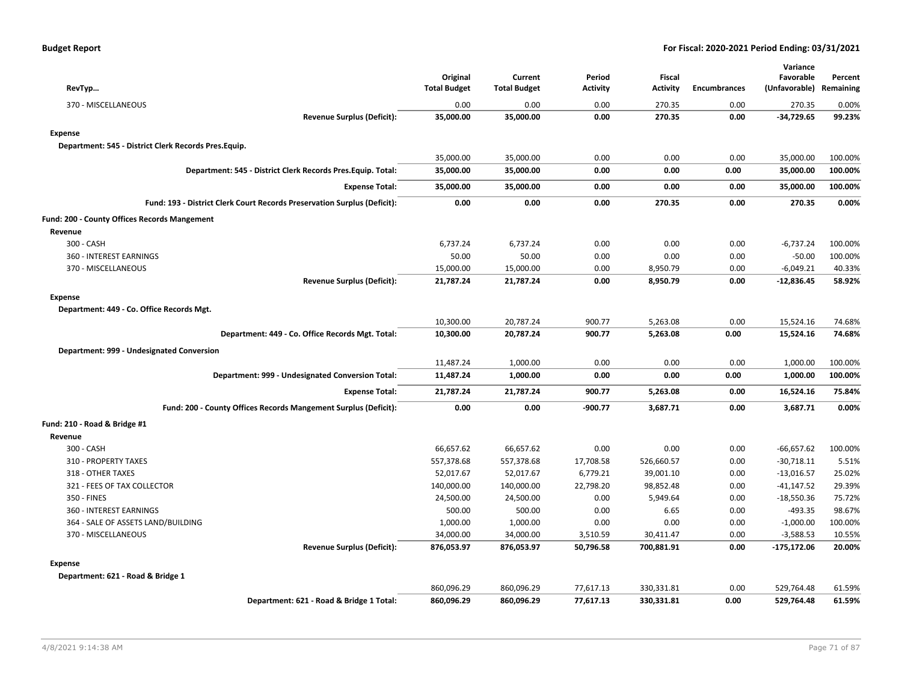**Budget Report** — **For Fiscal: 2020-2021 Period Ending: 03/31/2021**

| RevTyp... | Original Total Budget | Current Total Budget | Period Activity | Fiscal Activity | Encumbrances | Variance Favorable (Unfavorable) | Percent Remaining |
|---|---|---|---|---|---|---|---|
| 370 - MISCELLANEOUS | 0.00 | 0.00 | 0.00 | 270.35 | 0.00 | 270.35 | 0.00% |
| **Revenue Surplus (Deficit):** | **35,000.00** | **35,000.00** | **0.00** | **270.35** | **0.00** | **-34,729.65** | **99.23%** |
| **Expense** | | | | | | | |
| **Department: 545 - District Clerk Records Pres.Equip.** | | | | | | | |
| | 35,000.00 | 35,000.00 | 0.00 | 0.00 | 0.00 | 35,000.00 | 100.00% |
| **Department: 545 - District Clerk Records Pres.Equip. Total:** | **35,000.00** | **35,000.00** | **0.00** | **0.00** | **0.00** | **35,000.00** | **100.00%** |
| **Expense Total:** | **35,000.00** | **35,000.00** | **0.00** | **0.00** | **0.00** | **35,000.00** | **100.00%** |
| **Fund: 193 - District Clerk Court Records Preservation Surplus (Deficit):** | **0.00** | **0.00** | **0.00** | **270.35** | **0.00** | **270.35** | **0.00%** |
| **Fund: 200 - County Offices Records Mangement** | | | | | | | |
| **Revenue** | | | | | | | |
| 300 - CASH | 6,737.24 | 6,737.24 | 0.00 | 0.00 | 0.00 | -6,737.24 | 100.00% |
| 360 - INTEREST EARNINGS | 50.00 | 50.00 | 0.00 | 0.00 | 0.00 | -50.00 | 100.00% |
| 370 - MISCELLANEOUS | 15,000.00 | 15,000.00 | 0.00 | 8,950.79 | 0.00 | -6,049.21 | 40.33% |
| **Revenue Surplus (Deficit):** | **21,787.24** | **21,787.24** | **0.00** | **8,950.79** | **0.00** | **-12,836.45** | **58.92%** |
| **Expense** | | | | | | | |
| **Department: 449 - Co. Office Records Mgt.** | | | | | | | |
| | 10,300.00 | 20,787.24 | 900.77 | 5,263.08 | 0.00 | 15,524.16 | 74.68% |
| **Department: 449 - Co. Office Records Mgt. Total:** | **10,300.00** | **20,787.24** | **900.77** | **5,263.08** | **0.00** | **15,524.16** | **74.68%** |
| **Department: 999 - Undesignated Conversion** | | | | | | | |
| | 11,487.24 | 1,000.00 | 0.00 | 0.00 | 0.00 | 1,000.00 | 100.00% |
| **Department: 999 - Undesignated Conversion Total:** | **11,487.24** | **1,000.00** | **0.00** | **0.00** | **0.00** | **1,000.00** | **100.00%** |
| **Expense Total:** | **21,787.24** | **21,787.24** | **900.77** | **5,263.08** | **0.00** | **16,524.16** | **75.84%** |
| **Fund: 200 - County Offices Records Mangement Surplus (Deficit):** | **0.00** | **0.00** | **-900.77** | **3,687.71** | **0.00** | **3,687.71** | **0.00%** |
| **Fund: 210 - Road & Bridge #1** | | | | | | | |
| **Revenue** | | | | | | | |
| 300 - CASH | 66,657.62 | 66,657.62 | 0.00 | 0.00 | 0.00 | -66,657.62 | 100.00% |
| 310 - PROPERTY TAXES | 557,378.68 | 557,378.68 | 17,708.58 | 526,660.57 | 0.00 | -30,718.11 | 5.51% |
| 318 - OTHER TAXES | 52,017.67 | 52,017.67 | 6,779.21 | 39,001.10 | 0.00 | -13,016.57 | 25.02% |
| 321 - FEES OF TAX COLLECTOR | 140,000.00 | 140,000.00 | 22,798.20 | 98,852.48 | 0.00 | -41,147.52 | 29.39% |
| 350 - FINES | 24,500.00 | 24,500.00 | 0.00 | 5,949.64 | 0.00 | -18,550.36 | 75.72% |
| 360 - INTEREST EARNINGS | 500.00 | 500.00 | 0.00 | 6.65 | 0.00 | -493.35 | 98.67% |
| 364 - SALE OF ASSETS LAND/BUILDING | 1,000.00 | 1,000.00 | 0.00 | 0.00 | 0.00 | -1,000.00 | 100.00% |
| 370 - MISCELLANEOUS | 34,000.00 | 34,000.00 | 3,510.59 | 30,411.47 | 0.00 | -3,588.53 | 10.55% |
| **Revenue Surplus (Deficit):** | **876,053.97** | **876,053.97** | **50,796.58** | **700,881.91** | **0.00** | **-175,172.06** | **20.00%** |
| **Expense** | | | | | | | |
| **Department: 621 - Road & Bridge 1** | | | | | | | |
| | 860,096.29 | 860,096.29 | 77,617.13 | 330,331.81 | 0.00 | 529,764.48 | 61.59% |
| **Department: 621 - Road & Bridge 1 Total:** | **860,096.29** | **860,096.29** | **77,617.13** | **330,331.81** | **0.00** | **529,764.48** | **61.59%** |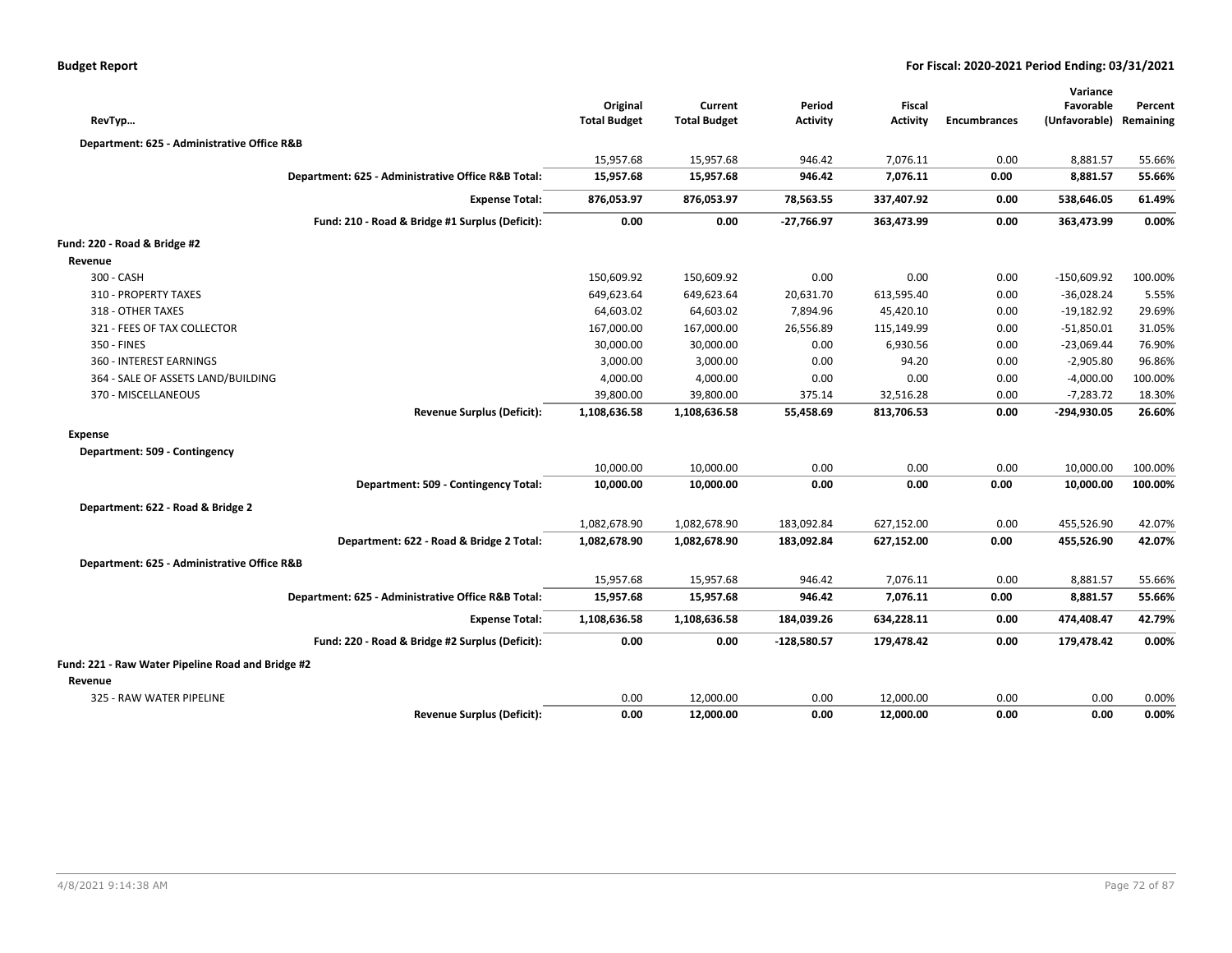**Budget Report** — **For Fiscal: 2020-2021 Period Ending: 03/31/2021**

| RevTyp… | Original Total Budget | Current Total Budget | Period Activity | Fiscal Activity | Encumbrances | Variance Favorable (Unfavorable) | Percent Remaining |
|---|---|---|---|---|---|---|---|
| **Department: 625 - Administrative Office R&B** | | | | | | | |
| | 15,957.68 | 15,957.68 | 946.42 | 7,076.11 | 0.00 | 8,881.57 | 55.66% |
| **Department: 625 - Administrative Office R&B Total:** | **15,957.68** | **15,957.68** | **946.42** | **7,076.11** | **0.00** | **8,881.57** | **55.66%** |
| **Expense Total:** | **876,053.97** | **876,053.97** | **78,563.55** | **337,407.92** | **0.00** | **538,646.05** | **61.49%** |
| **Fund: 210 - Road & Bridge #1 Surplus (Deficit):** | **0.00** | **0.00** | **-27,766.97** | **363,473.99** | **0.00** | **363,473.99** | **0.00%** |
| **Fund: 220 - Road & Bridge #2** | | | | | | | |
| **Revenue** | | | | | | | |
| 300 - CASH | 150,609.92 | 150,609.92 | 0.00 | 0.00 | 0.00 | -150,609.92 | 100.00% |
| 310 - PROPERTY TAXES | 649,623.64 | 649,623.64 | 20,631.70 | 613,595.40 | 0.00 | -36,028.24 | 5.55% |
| 318 - OTHER TAXES | 64,603.02 | 64,603.02 | 7,894.96 | 45,420.10 | 0.00 | -19,182.92 | 29.69% |
| 321 - FEES OF TAX COLLECTOR | 167,000.00 | 167,000.00 | 26,556.89 | 115,149.99 | 0.00 | -51,850.01 | 31.05% |
| 350 - FINES | 30,000.00 | 30,000.00 | 0.00 | 6,930.56 | 0.00 | -23,069.44 | 76.90% |
| 360 - INTEREST EARNINGS | 3,000.00 | 3,000.00 | 0.00 | 94.20 | 0.00 | -2,905.80 | 96.86% |
| 364 - SALE OF ASSETS LAND/BUILDING | 4,000.00 | 4,000.00 | 0.00 | 0.00 | 0.00 | -4,000.00 | 100.00% |
| 370 - MISCELLANEOUS | 39,800.00 | 39,800.00 | 375.14 | 32,516.28 | 0.00 | -7,283.72 | 18.30% |
| **Revenue Surplus (Deficit):** | **1,108,636.58** | **1,108,636.58** | **55,458.69** | **813,706.53** | **0.00** | **-294,930.05** | **26.60%** |
| **Expense** | | | | | | | |
| **Department: 509 - Contingency** | | | | | | | |
| | 10,000.00 | 10,000.00 | 0.00 | 0.00 | 0.00 | 10,000.00 | 100.00% |
| **Department: 509 - Contingency Total:** | **10,000.00** | **10,000.00** | **0.00** | **0.00** | **0.00** | **10,000.00** | **100.00%** |
| **Department: 622 - Road & Bridge 2** | | | | | | | |
| | 1,082,678.90 | 1,082,678.90 | 183,092.84 | 627,152.00 | 0.00 | 455,526.90 | 42.07% |
| **Department: 622 - Road & Bridge 2 Total:** | **1,082,678.90** | **1,082,678.90** | **183,092.84** | **627,152.00** | **0.00** | **455,526.90** | **42.07%** |
| **Department: 625 - Administrative Office R&B** | | | | | | | |
| | 15,957.68 | 15,957.68 | 946.42 | 7,076.11 | 0.00 | 8,881.57 | 55.66% |
| **Department: 625 - Administrative Office R&B Total:** | **15,957.68** | **15,957.68** | **946.42** | **7,076.11** | **0.00** | **8,881.57** | **55.66%** |
| **Expense Total:** | **1,108,636.58** | **1,108,636.58** | **184,039.26** | **634,228.11** | **0.00** | **474,408.47** | **42.79%** |
| **Fund: 220 - Road & Bridge #2 Surplus (Deficit):** | **0.00** | **0.00** | **-128,580.57** | **179,478.42** | **0.00** | **179,478.42** | **0.00%** |
| **Fund: 221 - Raw Water Pipeline Road and Bridge #2** | | | | | | | |
| **Revenue** | | | | | | | |
| 325 - RAW WATER PIPELINE | 0.00 | 12,000.00 | 0.00 | 12,000.00 | 0.00 | 0.00 | 0.00% |
| **Revenue Surplus (Deficit):** | **0.00** | **12,000.00** | **0.00** | **12,000.00** | **0.00** | **0.00** | **0.00%** |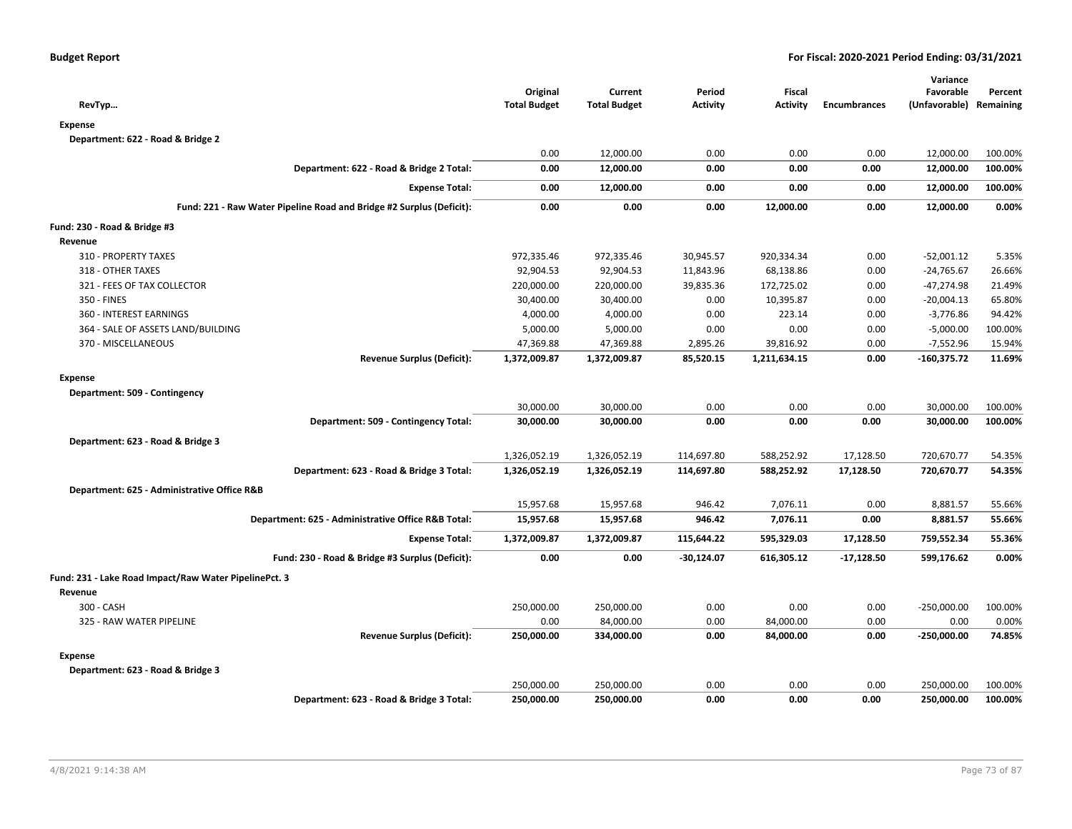**Budget Report** — For Fiscal: 2020-2021 Period Ending: 03/31/2021

| RevTyp… | Original Total Budget | Current Total Budget | Period Activity | Fiscal Activity | Encumbrances | Variance Favorable (Unfavorable) | Percent Remaining |
|---|---|---|---|---|---|---|---|
| **Expense** | | | | | | | |
| **Department: 622 - Road & Bridge 2** | | | | | | | |
| | 0.00 | 12,000.00 | 0.00 | 0.00 | 0.00 | 12,000.00 | 100.00% |
| **Department: 622 - Road & Bridge 2 Total:** | **0.00** | **12,000.00** | **0.00** | **0.00** | **0.00** | **12,000.00** | **100.00%** |
| **Expense Total:** | **0.00** | **12,000.00** | **0.00** | **0.00** | **0.00** | **12,000.00** | **100.00%** |
| **Fund: 221 - Raw Water Pipeline Road and Bridge #2 Surplus (Deficit):** | **0.00** | **0.00** | **0.00** | **12,000.00** | **0.00** | **12,000.00** | **0.00%** |
| **Fund: 230 - Road & Bridge #3** | | | | | | | |
| **Revenue** | | | | | | | |
| 310 - PROPERTY TAXES | 972,335.46 | 972,335.46 | 30,945.57 | 920,334.34 | 0.00 | -52,001.12 | 5.35% |
| 318 - OTHER TAXES | 92,904.53 | 92,904.53 | 11,843.96 | 68,138.86 | 0.00 | -24,765.67 | 26.66% |
| 321 - FEES OF TAX COLLECTOR | 220,000.00 | 220,000.00 | 39,835.36 | 172,725.02 | 0.00 | -47,274.98 | 21.49% |
| 350 - FINES | 30,400.00 | 30,400.00 | 0.00 | 10,395.87 | 0.00 | -20,004.13 | 65.80% |
| 360 - INTEREST EARNINGS | 4,000.00 | 4,000.00 | 0.00 | 223.14 | 0.00 | -3,776.86 | 94.42% |
| 364 - SALE OF ASSETS LAND/BUILDING | 5,000.00 | 5,000.00 | 0.00 | 0.00 | 0.00 | -5,000.00 | 100.00% |
| 370 - MISCELLANEOUS | 47,369.88 | 47,369.88 | 2,895.26 | 39,816.92 | 0.00 | -7,552.96 | 15.94% |
| **Revenue Surplus (Deficit):** | **1,372,009.87** | **1,372,009.87** | **85,520.15** | **1,211,634.15** | **0.00** | **-160,375.72** | **11.69%** |
| **Expense** | | | | | | | |
| **Department: 509 - Contingency** | | | | | | | |
| | 30,000.00 | 30,000.00 | 0.00 | 0.00 | 0.00 | 30,000.00 | 100.00% |
| **Department: 509 - Contingency Total:** | **30,000.00** | **30,000.00** | **0.00** | **0.00** | **0.00** | **30,000.00** | **100.00%** |
| **Department: 623 - Road & Bridge 3** | | | | | | | |
| | 1,326,052.19 | 1,326,052.19 | 114,697.80 | 588,252.92 | 17,128.50 | 720,670.77 | 54.35% |
| **Department: 623 - Road & Bridge 3 Total:** | **1,326,052.19** | **1,326,052.19** | **114,697.80** | **588,252.92** | **17,128.50** | **720,670.77** | **54.35%** |
| **Department: 625 - Administrative Office R&B** | | | | | | | |
| | 15,957.68 | 15,957.68 | 946.42 | 7,076.11 | 0.00 | 8,881.57 | 55.66% |
| **Department: 625 - Administrative Office R&B Total:** | **15,957.68** | **15,957.68** | **946.42** | **7,076.11** | **0.00** | **8,881.57** | **55.66%** |
| **Expense Total:** | **1,372,009.87** | **1,372,009.87** | **115,644.22** | **595,329.03** | **17,128.50** | **759,552.34** | **55.36%** |
| **Fund: 230 - Road & Bridge #3 Surplus (Deficit):** | **0.00** | **0.00** | **-30,124.07** | **616,305.12** | **-17,128.50** | **599,176.62** | **0.00%** |
| **Fund: 231 - Lake Road Impact/Raw Water PipelinePct. 3** | | | | | | | |
| **Revenue** | | | | | | | |
| 300 - CASH | 250,000.00 | 250,000.00 | 0.00 | 0.00 | 0.00 | -250,000.00 | 100.00% |
| 325 - RAW WATER PIPELINE | 0.00 | 84,000.00 | 0.00 | 84,000.00 | 0.00 | 0.00 | 0.00% |
| **Revenue Surplus (Deficit):** | **250,000.00** | **334,000.00** | **0.00** | **84,000.00** | **0.00** | **-250,000.00** | **74.85%** |
| **Expense** | | | | | | | |
| **Department: 623 - Road & Bridge 3** | | | | | | | |
| | 250,000.00 | 250,000.00 | 0.00 | 0.00 | 0.00 | 250,000.00 | 100.00% |
| **Department: 623 - Road & Bridge 3 Total:** | **250,000.00** | **250,000.00** | **0.00** | **0.00** | **0.00** | **250,000.00** | **100.00%** |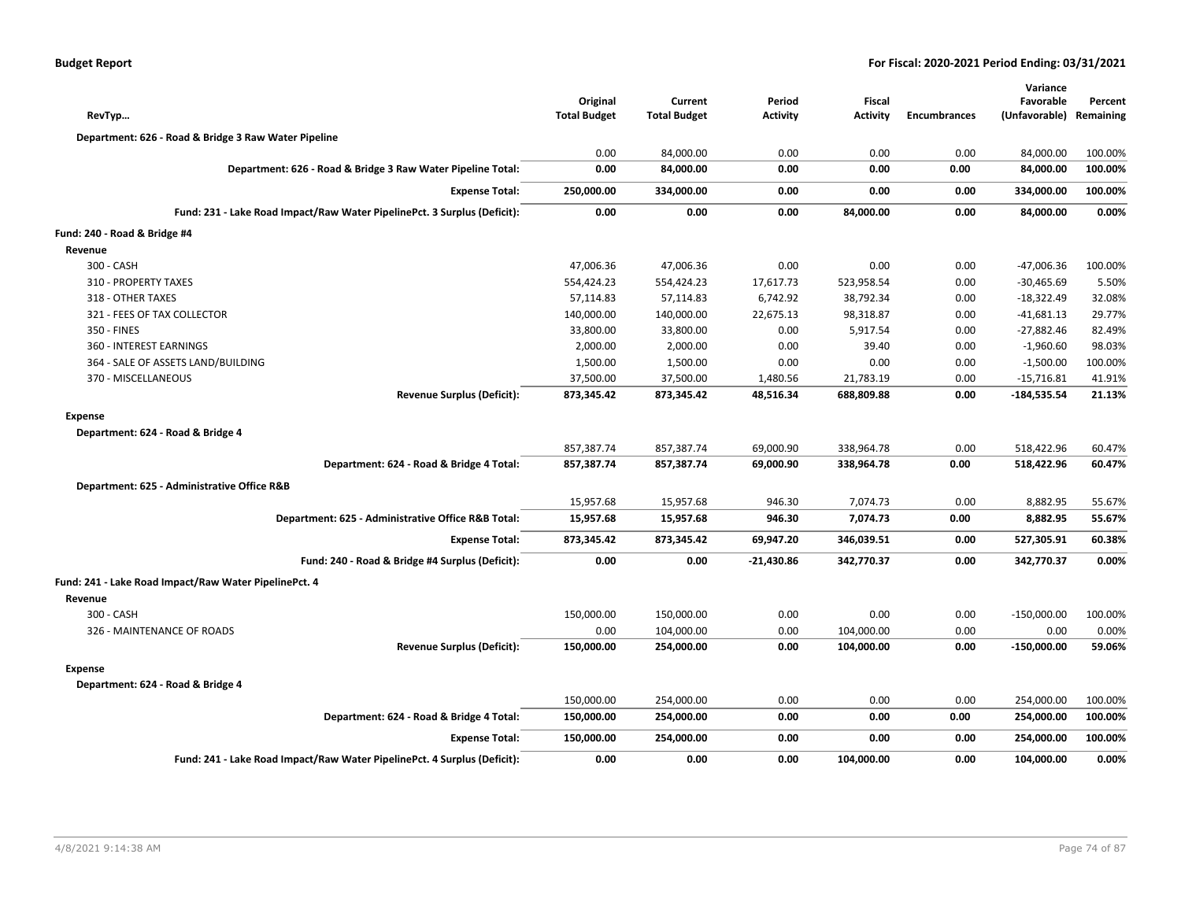**Budget Report** — For Fiscal: 2020-2021 Period Ending: 03/31/2021

| RevTyp... | Original Total Budget | Current Total Budget | Period Activity | Fiscal Activity | Encumbrances | Variance Favorable (Unfavorable) | Percent Remaining |
|---|---|---|---|---|---|---|---|
| **Department: 626 - Road & Bridge 3 Raw Water Pipeline** | | | | | | | |
| | 0.00 | 84,000.00 | 0.00 | 0.00 | 0.00 | 84,000.00 | 100.00% |
| **Department: 626 - Road & Bridge 3 Raw Water Pipeline Total:** | **0.00** | **84,000.00** | **0.00** | **0.00** | **0.00** | **84,000.00** | **100.00%** |
| **Expense Total:** | **250,000.00** | **334,000.00** | **0.00** | **0.00** | **0.00** | **334,000.00** | **100.00%** |
| **Fund: 231 - Lake Road Impact/Raw Water PipelinePct. 3 Surplus (Deficit):** | **0.00** | **0.00** | **0.00** | **84,000.00** | **0.00** | **84,000.00** | **0.00%** |
| **Fund: 240 - Road & Bridge #4** | | | | | | | |
| **Revenue** | | | | | | | |
| 300 - CASH | 47,006.36 | 47,006.36 | 0.00 | 0.00 | 0.00 | -47,006.36 | 100.00% |
| 310 - PROPERTY TAXES | 554,424.23 | 554,424.23 | 17,617.73 | 523,958.54 | 0.00 | -30,465.69 | 5.50% |
| 318 - OTHER TAXES | 57,114.83 | 57,114.83 | 6,742.92 | 38,792.34 | 0.00 | -18,322.49 | 32.08% |
| 321 - FEES OF TAX COLLECTOR | 140,000.00 | 140,000.00 | 22,675.13 | 98,318.87 | 0.00 | -41,681.13 | 29.77% |
| 350 - FINES | 33,800.00 | 33,800.00 | 0.00 | 5,917.54 | 0.00 | -27,882.46 | 82.49% |
| 360 - INTEREST EARNINGS | 2,000.00 | 2,000.00 | 0.00 | 39.40 | 0.00 | -1,960.60 | 98.03% |
| 364 - SALE OF ASSETS LAND/BUILDING | 1,500.00 | 1,500.00 | 0.00 | 0.00 | 0.00 | -1,500.00 | 100.00% |
| 370 - MISCELLANEOUS | 37,500.00 | 37,500.00 | 1,480.56 | 21,783.19 | 0.00 | -15,716.81 | 41.91% |
| **Revenue Surplus (Deficit):** | **873,345.42** | **873,345.42** | **48,516.34** | **688,809.88** | **0.00** | **-184,535.54** | **21.13%** |
| **Expense** | | | | | | | |
| **Department: 624 - Road & Bridge 4** | | | | | | | |
| | 857,387.74 | 857,387.74 | 69,000.90 | 338,964.78 | 0.00 | 518,422.96 | 60.47% |
| **Department: 624 - Road & Bridge 4 Total:** | **857,387.74** | **857,387.74** | **69,000.90** | **338,964.78** | **0.00** | **518,422.96** | **60.47%** |
| **Department: 625 - Administrative Office R&B** | | | | | | | |
| | 15,957.68 | 15,957.68 | 946.30 | 7,074.73 | 0.00 | 8,882.95 | 55.67% |
| **Department: 625 - Administrative Office R&B Total:** | **15,957.68** | **15,957.68** | **946.30** | **7,074.73** | **0.00** | **8,882.95** | **55.67%** |
| **Expense Total:** | **873,345.42** | **873,345.42** | **69,947.20** | **346,039.51** | **0.00** | **527,305.91** | **60.38%** |
| **Fund: 240 - Road & Bridge #4 Surplus (Deficit):** | **0.00** | **0.00** | **-21,430.86** | **342,770.37** | **0.00** | **342,770.37** | **0.00%** |
| **Fund: 241 - Lake Road Impact/Raw Water PipelinePct. 4** | | | | | | | |
| **Revenue** | | | | | | | |
| 300 - CASH | 150,000.00 | 150,000.00 | 0.00 | 0.00 | 0.00 | -150,000.00 | 100.00% |
| 326 - MAINTENANCE OF ROADS | 0.00 | 104,000.00 | 0.00 | 104,000.00 | 0.00 | 0.00 | 0.00% |
| **Revenue Surplus (Deficit):** | **150,000.00** | **254,000.00** | **0.00** | **104,000.00** | **0.00** | **-150,000.00** | **59.06%** |
| **Expense** | | | | | | | |
| **Department: 624 - Road & Bridge 4** | | | | | | | |
| | 150,000.00 | 254,000.00 | 0.00 | 0.00 | 0.00 | 254,000.00 | 100.00% |
| **Department: 624 - Road & Bridge 4 Total:** | **150,000.00** | **254,000.00** | **0.00** | **0.00** | **0.00** | **254,000.00** | **100.00%** |
| **Expense Total:** | **150,000.00** | **254,000.00** | **0.00** | **0.00** | **0.00** | **254,000.00** | **100.00%** |
| **Fund: 241 - Lake Road Impact/Raw Water PipelinePct. 4 Surplus (Deficit):** | **0.00** | **0.00** | **0.00** | **104,000.00** | **0.00** | **104,000.00** | **0.00%** |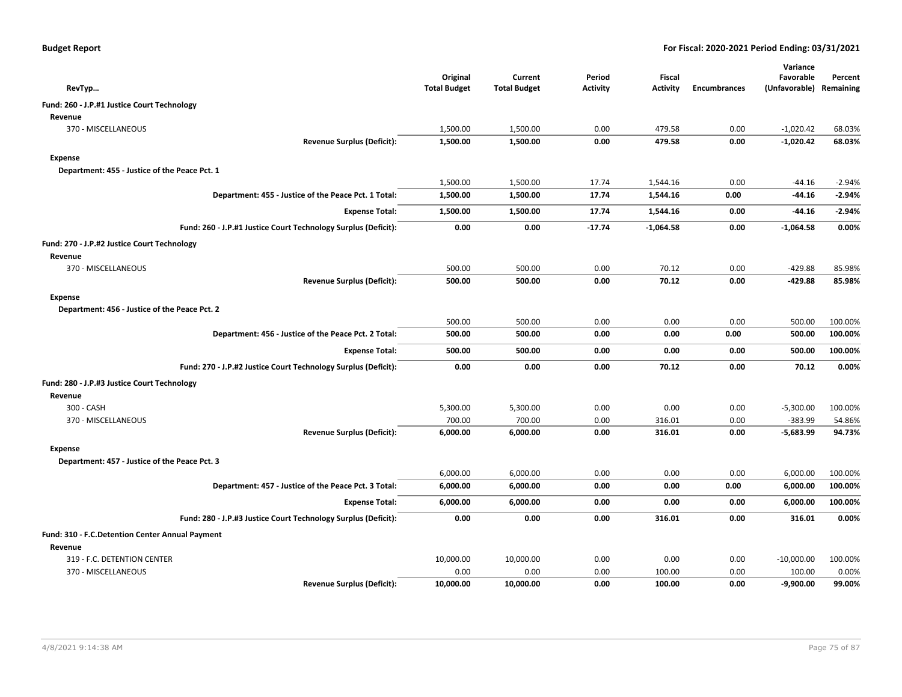**Budget Report** | **For Fiscal: 2020-2021 Period Ending: 03/31/2021**

| RevTyp... | Original Total Budget | Current Total Budget | Period Activity | Fiscal Activity | Encumbrances | Variance Favorable (Unfavorable) | Percent Remaining |
|---|---|---|---|---|---|---|---|
| **Fund: 260 - J.P.#1 Justice Court Technology** | | | | | | | |
| **Revenue** | | | | | | | |
| 370 - MISCELLANEOUS | 1,500.00 | 1,500.00 | 0.00 | 479.58 | 0.00 | -1,020.42 | 68.03% |
| **Revenue Surplus (Deficit):** | **1,500.00** | **1,500.00** | **0.00** | **479.58** | **0.00** | **-1,020.42** | **68.03%** |
| **Expense** | | | | | | | |
| **Department: 455 - Justice of the Peace Pct. 1** | | | | | | | |
| | 1,500.00 | 1,500.00 | 17.74 | 1,544.16 | 0.00 | -44.16 | -2.94% |
| **Department: 455 - Justice of the Peace Pct. 1 Total:** | **1,500.00** | **1,500.00** | **17.74** | **1,544.16** | **0.00** | **-44.16** | **-2.94%** |
| **Expense Total:** | **1,500.00** | **1,500.00** | **17.74** | **1,544.16** | **0.00** | **-44.16** | **-2.94%** |
| **Fund: 260 - J.P.#1 Justice Court Technology Surplus (Deficit):** | **0.00** | **0.00** | **-17.74** | **-1,064.58** | **0.00** | **-1,064.58** | **0.00%** |
| **Fund: 270 - J.P.#2 Justice Court Technology** | | | | | | | |
| **Revenue** | | | | | | | |
| 370 - MISCELLANEOUS | 500.00 | 500.00 | 0.00 | 70.12 | 0.00 | -429.88 | 85.98% |
| **Revenue Surplus (Deficit):** | **500.00** | **500.00** | **0.00** | **70.12** | **0.00** | **-429.88** | **85.98%** |
| **Expense** | | | | | | | |
| **Department: 456 - Justice of the Peace Pct. 2** | | | | | | | |
| | 500.00 | 500.00 | 0.00 | 0.00 | 0.00 | 500.00 | 100.00% |
| **Department: 456 - Justice of the Peace Pct. 2 Total:** | **500.00** | **500.00** | **0.00** | **0.00** | **0.00** | **500.00** | **100.00%** |
| **Expense Total:** | **500.00** | **500.00** | **0.00** | **0.00** | **0.00** | **500.00** | **100.00%** |
| **Fund: 270 - J.P.#2 Justice Court Technology Surplus (Deficit):** | **0.00** | **0.00** | **0.00** | **70.12** | **0.00** | **70.12** | **0.00%** |
| **Fund: 280 - J.P.#3 Justice Court Technology** | | | | | | | |
| **Revenue** | | | | | | | |
| 300 - CASH | 5,300.00 | 5,300.00 | 0.00 | 0.00 | 0.00 | -5,300.00 | 100.00% |
| 370 - MISCELLANEOUS | 700.00 | 700.00 | 0.00 | 316.01 | 0.00 | -383.99 | 54.86% |
| **Revenue Surplus (Deficit):** | **6,000.00** | **6,000.00** | **0.00** | **316.01** | **0.00** | **-5,683.99** | **94.73%** |
| **Expense** | | | | | | | |
| **Department: 457 - Justice of the Peace Pct. 3** | | | | | | | |
| | 6,000.00 | 6,000.00 | 0.00 | 0.00 | 0.00 | 6,000.00 | 100.00% |
| **Department: 457 - Justice of the Peace Pct. 3 Total:** | **6,000.00** | **6,000.00** | **0.00** | **0.00** | **0.00** | **6,000.00** | **100.00%** |
| **Expense Total:** | **6,000.00** | **6,000.00** | **0.00** | **0.00** | **0.00** | **6,000.00** | **100.00%** |
| **Fund: 280 - J.P.#3 Justice Court Technology Surplus (Deficit):** | **0.00** | **0.00** | **0.00** | **316.01** | **0.00** | **316.01** | **0.00%** |
| **Fund: 310 - F.C.Detention Center Annual Payment** | | | | | | | |
| **Revenue** | | | | | | | |
| 319 - F.C. DETENTION CENTER | 10,000.00 | 10,000.00 | 0.00 | 0.00 | 0.00 | -10,000.00 | 100.00% |
| 370 - MISCELLANEOUS | 0.00 | 0.00 | 0.00 | 100.00 | 0.00 | 100.00 | 0.00% |
| **Revenue Surplus (Deficit):** | **10,000.00** | **10,000.00** | **0.00** | **100.00** | **0.00** | **-9,900.00** | **99.00%** |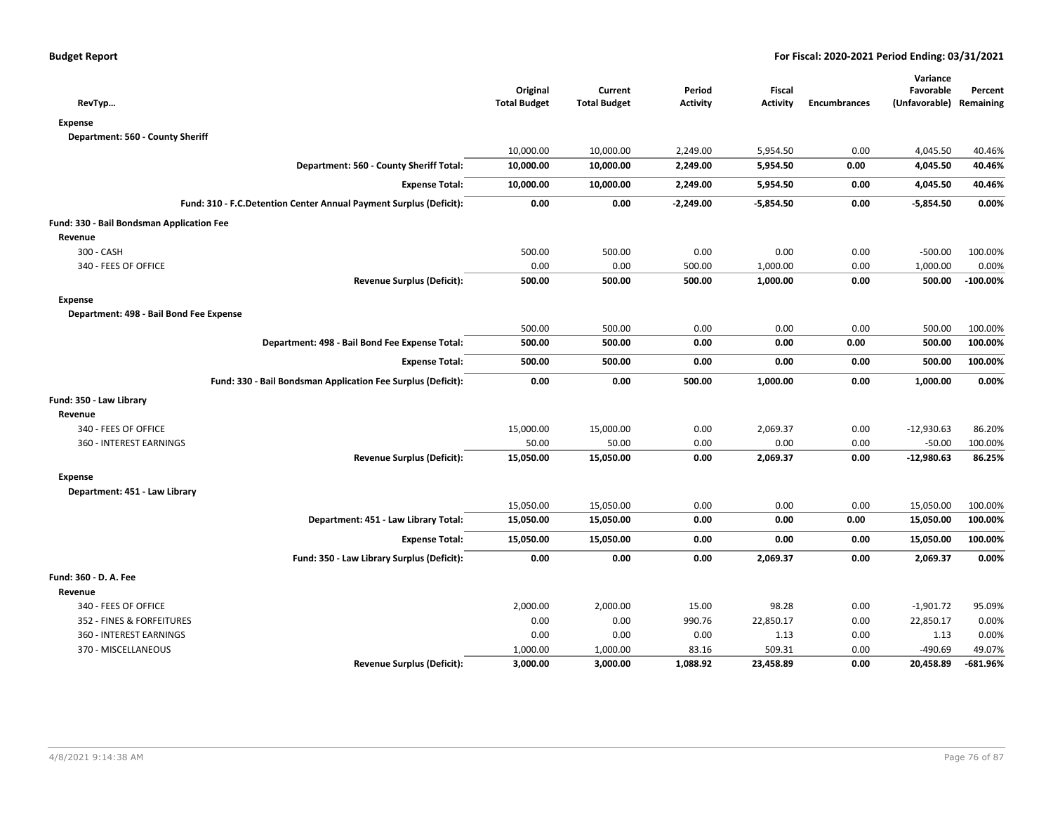| RevTyp… | Original Total Budget | Current Total Budget | Period Activity | Fiscal Activity | Encumbrances | Variance Favorable (Unfavorable) | Percent Remaining |
|---|---|---|---|---|---|---|---|
| **Expense** | | | | | | | |
| **Department: 560 - County Sheriff** | | | | | | | |
| | 10,000.00 | 10,000.00 | 2,249.00 | 5,954.50 | 0.00 | 4,045.50 | 40.46% |
| **Department: 560 - County Sheriff Total:** | **10,000.00** | **10,000.00** | **2,249.00** | **5,954.50** | **0.00** | **4,045.50** | **40.46%** |
| **Expense Total:** | **10,000.00** | **10,000.00** | **2,249.00** | **5,954.50** | **0.00** | **4,045.50** | **40.46%** |
| **Fund: 310 - F.C.Detention Center Annual Payment Surplus (Deficit):** | **0.00** | **0.00** | **-2,249.00** | **-5,854.50** | **0.00** | **-5,854.50** | **0.00%** |
| **Fund: 330 - Bail Bondsman Application Fee** | | | | | | | |
| **Revenue** | | | | | | | |
| 300 - CASH | 500.00 | 500.00 | 0.00 | 0.00 | 0.00 | -500.00 | 100.00% |
| 340 - FEES OF OFFICE | 0.00 | 0.00 | 500.00 | 1,000.00 | 0.00 | 1,000.00 | 0.00% |
| **Revenue Surplus (Deficit):** | **500.00** | **500.00** | **500.00** | **1,000.00** | **0.00** | **500.00** | **-100.00%** |
| **Expense** | | | | | | | |
| **Department: 498 - Bail Bond Fee Expense** | | | | | | | |
| | 500.00 | 500.00 | 0.00 | 0.00 | 0.00 | 500.00 | 100.00% |
| **Department: 498 - Bail Bond Fee Expense Total:** | **500.00** | **500.00** | **0.00** | **0.00** | **0.00** | **500.00** | **100.00%** |
| **Expense Total:** | **500.00** | **500.00** | **0.00** | **0.00** | **0.00** | **500.00** | **100.00%** |
| **Fund: 330 - Bail Bondsman Application Fee Surplus (Deficit):** | **0.00** | **0.00** | **500.00** | **1,000.00** | **0.00** | **1,000.00** | **0.00%** |
| **Fund: 350 - Law Library** | | | | | | | |
| **Revenue** | | | | | | | |
| 340 - FEES OF OFFICE | 15,000.00 | 15,000.00 | 0.00 | 2,069.37 | 0.00 | -12,930.63 | 86.20% |
| 360 - INTEREST EARNINGS | 50.00 | 50.00 | 0.00 | 0.00 | 0.00 | -50.00 | 100.00% |
| **Revenue Surplus (Deficit):** | **15,050.00** | **15,050.00** | **0.00** | **2,069.37** | **0.00** | **-12,980.63** | **86.25%** |
| **Expense** | | | | | | | |
| **Department: 451 - Law Library** | | | | | | | |
| | 15,050.00 | 15,050.00 | 0.00 | 0.00 | 0.00 | 15,050.00 | 100.00% |
| **Department: 451 - Law Library Total:** | **15,050.00** | **15,050.00** | **0.00** | **0.00** | **0.00** | **15,050.00** | **100.00%** |
| **Expense Total:** | **15,050.00** | **15,050.00** | **0.00** | **0.00** | **0.00** | **15,050.00** | **100.00%** |
| **Fund: 350 - Law Library Surplus (Deficit):** | **0.00** | **0.00** | **0.00** | **2,069.37** | **0.00** | **2,069.37** | **0.00%** |
| **Fund: 360 - D. A. Fee** | | | | | | | |
| **Revenue** | | | | | | | |
| 340 - FEES OF OFFICE | 2,000.00 | 2,000.00 | 15.00 | 98.28 | 0.00 | -1,901.72 | 95.09% |
| 352 - FINES & FORFEITURES | 0.00 | 0.00 | 990.76 | 22,850.17 | 0.00 | 22,850.17 | 0.00% |
| 360 - INTEREST EARNINGS | 0.00 | 0.00 | 0.00 | 1.13 | 0.00 | 1.13 | 0.00% |
| 370 - MISCELLANEOUS | 1,000.00 | 1,000.00 | 83.16 | 509.31 | 0.00 | -490.69 | 49.07% |
| **Revenue Surplus (Deficit):** | **3,000.00** | **3,000.00** | **1,088.92** | **23,458.89** | **0.00** | **20,458.89** | **-681.96%** |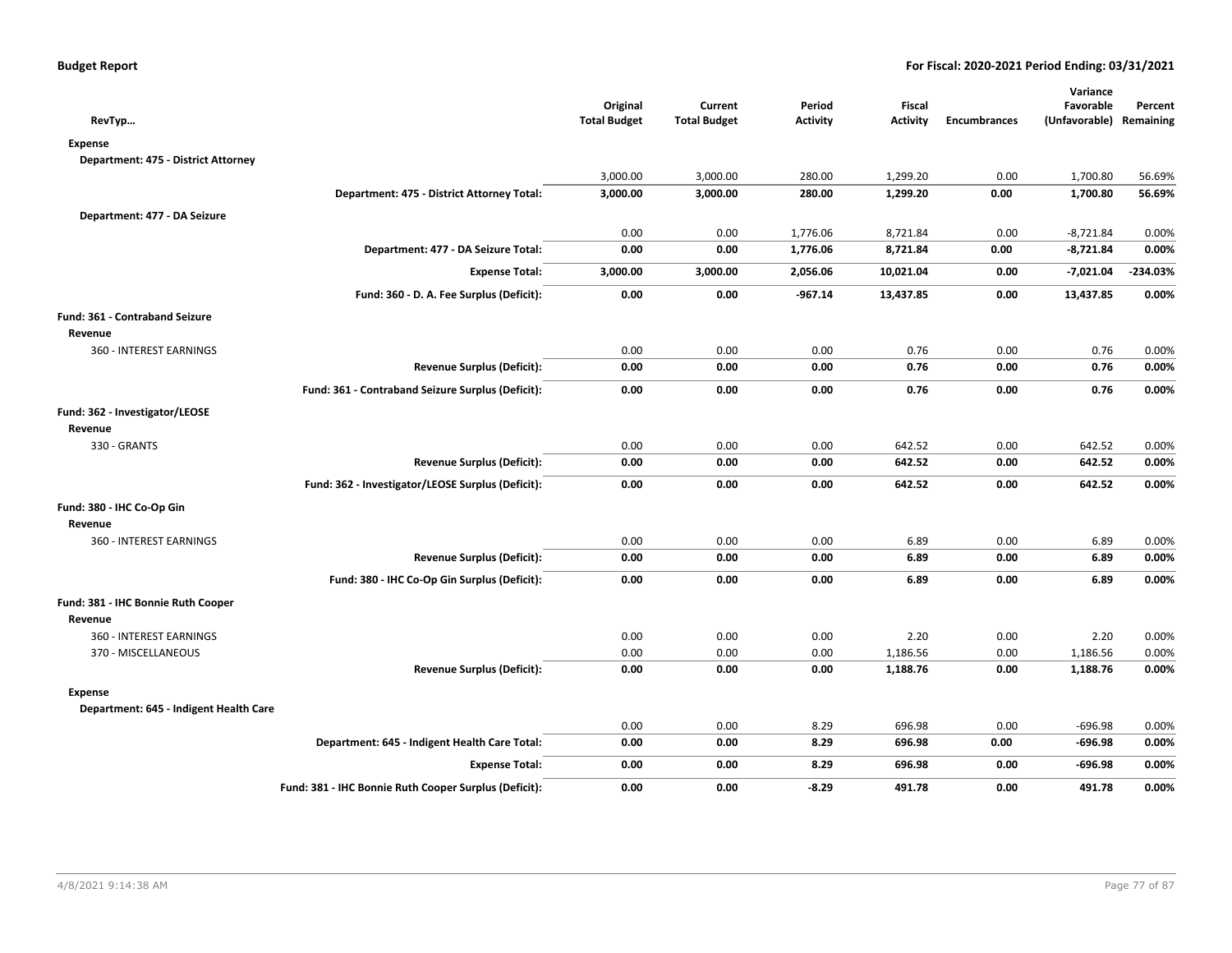**Budget Report** | **For Fiscal: 2020-2021 Period Ending: 03/31/2021**

| RevTyp… | | Original Total Budget | Current Total Budget | Period Activity | Fiscal Activity | Encumbrances | Variance Favorable (Unfavorable) | Percent Remaining |
|---|---|---|---|---|---|---|---|---|
| **Expense** | | | | | | | | |
| **Department: 475 - District Attorney** | | | | | | | | |
| | | 3,000.00 | 3,000.00 | 280.00 | 1,299.20 | 0.00 | 1,700.80 | 56.69% |
| | **Department: 475 - District Attorney Total:** | **3,000.00** | **3,000.00** | **280.00** | **1,299.20** | **0.00** | **1,700.80** | **56.69%** |
| **Department: 477 - DA Seizure** | | | | | | | | |
| | | 0.00 | 0.00 | 1,776.06 | 8,721.84 | 0.00 | -8,721.84 | 0.00% |
| | **Department: 477 - DA Seizure Total:** | **0.00** | **0.00** | **1,776.06** | **8,721.84** | **0.00** | **-8,721.84** | **0.00%** |
| | **Expense Total:** | **3,000.00** | **3,000.00** | **2,056.06** | **10,021.04** | **0.00** | **-7,021.04** | **-234.03%** |
| | **Fund: 360 - D. A. Fee Surplus (Deficit):** | **0.00** | **0.00** | **-967.14** | **13,437.85** | **0.00** | **13,437.85** | **0.00%** |
| **Fund: 361 - Contraband Seizure** | | | | | | | | |
| **Revenue** | | | | | | | | |
| 360 - INTEREST EARNINGS | | 0.00 | 0.00 | 0.00 | 0.76 | 0.00 | 0.76 | 0.00% |
| | **Revenue Surplus (Deficit):** | **0.00** | **0.00** | **0.00** | **0.76** | **0.00** | **0.76** | **0.00%** |
| | **Fund: 361 - Contraband Seizure Surplus (Deficit):** | **0.00** | **0.00** | **0.00** | **0.76** | **0.00** | **0.76** | **0.00%** |
| **Fund: 362 - Investigator/LEOSE** | | | | | | | | |
| **Revenue** | | | | | | | | |
| 330 - GRANTS | | 0.00 | 0.00 | 0.00 | 642.52 | 0.00 | 642.52 | 0.00% |
| | **Revenue Surplus (Deficit):** | **0.00** | **0.00** | **0.00** | **642.52** | **0.00** | **642.52** | **0.00%** |
| | **Fund: 362 - Investigator/LEOSE Surplus (Deficit):** | **0.00** | **0.00** | **0.00** | **642.52** | **0.00** | **642.52** | **0.00%** |
| **Fund: 380 - IHC Co-Op Gin** | | | | | | | | |
| **Revenue** | | | | | | | | |
| 360 - INTEREST EARNINGS | | 0.00 | 0.00 | 0.00 | 6.89 | 0.00 | 6.89 | 0.00% |
| | **Revenue Surplus (Deficit):** | **0.00** | **0.00** | **0.00** | **6.89** | **0.00** | **6.89** | **0.00%** |
| | **Fund: 380 - IHC Co-Op Gin Surplus (Deficit):** | **0.00** | **0.00** | **0.00** | **6.89** | **0.00** | **6.89** | **0.00%** |
| **Fund: 381 - IHC Bonnie Ruth Cooper** | | | | | | | | |
| **Revenue** | | | | | | | | |
| 360 - INTEREST EARNINGS | | 0.00 | 0.00 | 0.00 | 2.20 | 0.00 | 2.20 | 0.00% |
| 370 - MISCELLANEOUS | | 0.00 | 0.00 | 0.00 | 1,186.56 | 0.00 | 1,186.56 | 0.00% |
| | **Revenue Surplus (Deficit):** | **0.00** | **0.00** | **0.00** | **1,188.76** | **0.00** | **1,188.76** | **0.00%** |
| **Expense** | | | | | | | | |
| **Department: 645 - Indigent Health Care** | | | | | | | | |
| | | 0.00 | 0.00 | 8.29 | 696.98 | 0.00 | -696.98 | 0.00% |
| | **Department: 645 - Indigent Health Care Total:** | **0.00** | **0.00** | **8.29** | **696.98** | **0.00** | **-696.98** | **0.00%** |
| | **Expense Total:** | **0.00** | **0.00** | **8.29** | **696.98** | **0.00** | **-696.98** | **0.00%** |
| | **Fund: 381 - IHC Bonnie Ruth Cooper Surplus (Deficit):** | **0.00** | **0.00** | **-8.29** | **491.78** | **0.00** | **491.78** | **0.00%** |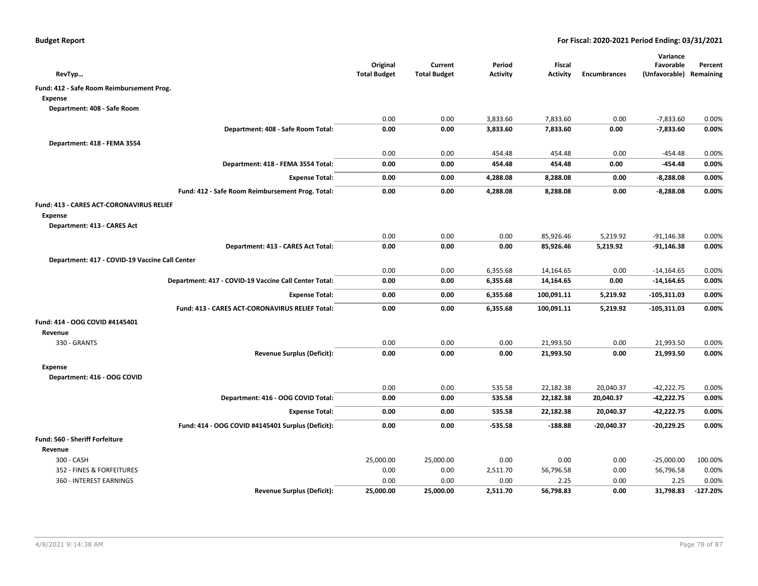**Budget Report** — For Fiscal: 2020-2021 Period Ending: 03/31/2021

| RevTyp… | Original Total Budget | Current Total Budget | Period Activity | Fiscal Activity | Encumbrances | Variance Favorable (Unfavorable) | Percent Remaining |
|---|---|---|---|---|---|---|---|
| **Fund: 412 - Safe Room Reimbursement Prog.** | | | | | | | |
| **Expense** | | | | | | | |
| **Department: 408 - Safe Room** | | | | | | | |
| | 0.00 | 0.00 | 3,833.60 | 7,833.60 | 0.00 | -7,833.60 | 0.00% |
| **Department: 408 - Safe Room Total:** | **0.00** | **0.00** | **3,833.60** | **7,833.60** | **0.00** | **-7,833.60** | **0.00%** |
| **Department: 418 - FEMA 3554** | | | | | | | |
| | 0.00 | 0.00 | 454.48 | 454.48 | 0.00 | -454.48 | 0.00% |
| **Department: 418 - FEMA 3554 Total:** | **0.00** | **0.00** | **454.48** | **454.48** | **0.00** | **-454.48** | **0.00%** |
| **Expense Total:** | **0.00** | **0.00** | **4,288.08** | **8,288.08** | **0.00** | **-8,288.08** | **0.00%** |
| **Fund: 412 - Safe Room Reimbursement Prog. Total:** | **0.00** | **0.00** | **4,288.08** | **8,288.08** | **0.00** | **-8,288.08** | **0.00%** |
| **Fund: 413 - CARES ACT-CORONAVIRUS RELIEF** | | | | | | | |
| **Expense** | | | | | | | |
| **Department: 413 - CARES Act** | | | | | | | |
| | 0.00 | 0.00 | 0.00 | 85,926.46 | 5,219.92 | -91,146.38 | 0.00% |
| **Department: 413 - CARES Act Total:** | **0.00** | **0.00** | **0.00** | **85,926.46** | **5,219.92** | **-91,146.38** | **0.00%** |
| **Department: 417 - COVID-19 Vaccine Call Center** | | | | | | | |
| | 0.00 | 0.00 | 6,355.68 | 14,164.65 | 0.00 | -14,164.65 | 0.00% |
| **Department: 417 - COVID-19 Vaccine Call Center Total:** | **0.00** | **0.00** | **6,355.68** | **14,164.65** | **0.00** | **-14,164.65** | **0.00%** |
| **Expense Total:** | **0.00** | **0.00** | **6,355.68** | **100,091.11** | **5,219.92** | **-105,311.03** | **0.00%** |
| **Fund: 413 - CARES ACT-CORONAVIRUS RELIEF Total:** | **0.00** | **0.00** | **6,355.68** | **100,091.11** | **5,219.92** | **-105,311.03** | **0.00%** |
| **Fund: 414 - OOG COVID #4145401** | | | | | | | |
| **Revenue** | | | | | | | |
| 330 - GRANTS | 0.00 | 0.00 | 0.00 | 21,993.50 | 0.00 | 21,993.50 | 0.00% |
| **Revenue Surplus (Deficit):** | **0.00** | **0.00** | **0.00** | **21,993.50** | **0.00** | **21,993.50** | **0.00%** |
| **Expense** | | | | | | | |
| **Department: 416 - OOG COVID** | | | | | | | |
| | 0.00 | 0.00 | 535.58 | 22,182.38 | 20,040.37 | -42,222.75 | 0.00% |
| **Department: 416 - OOG COVID Total:** | **0.00** | **0.00** | **535.58** | **22,182.38** | **20,040.37** | **-42,222.75** | **0.00%** |
| **Expense Total:** | **0.00** | **0.00** | **535.58** | **22,182.38** | **20,040.37** | **-42,222.75** | **0.00%** |
| **Fund: 414 - OOG COVID #4145401 Surplus (Deficit):** | **0.00** | **0.00** | **-535.58** | **-188.88** | **-20,040.37** | **-20,229.25** | **0.00%** |
| **Fund: 560 - Sheriff Forfeiture** | | | | | | | |
| **Revenue** | | | | | | | |
| 300 - CASH | 25,000.00 | 25,000.00 | 0.00 | 0.00 | 0.00 | -25,000.00 | 100.00% |
| 352 - FINES & FORFEITURES | 0.00 | 0.00 | 2,511.70 | 56,796.58 | 0.00 | 56,796.58 | 0.00% |
| 360 - INTEREST EARNINGS | 0.00 | 0.00 | 0.00 | 2.25 | 0.00 | 2.25 | 0.00% |
| **Revenue Surplus (Deficit):** | **25,000.00** | **25,000.00** | **2,511.70** | **56,798.83** | **0.00** | **31,798.83** | **-127.20%** |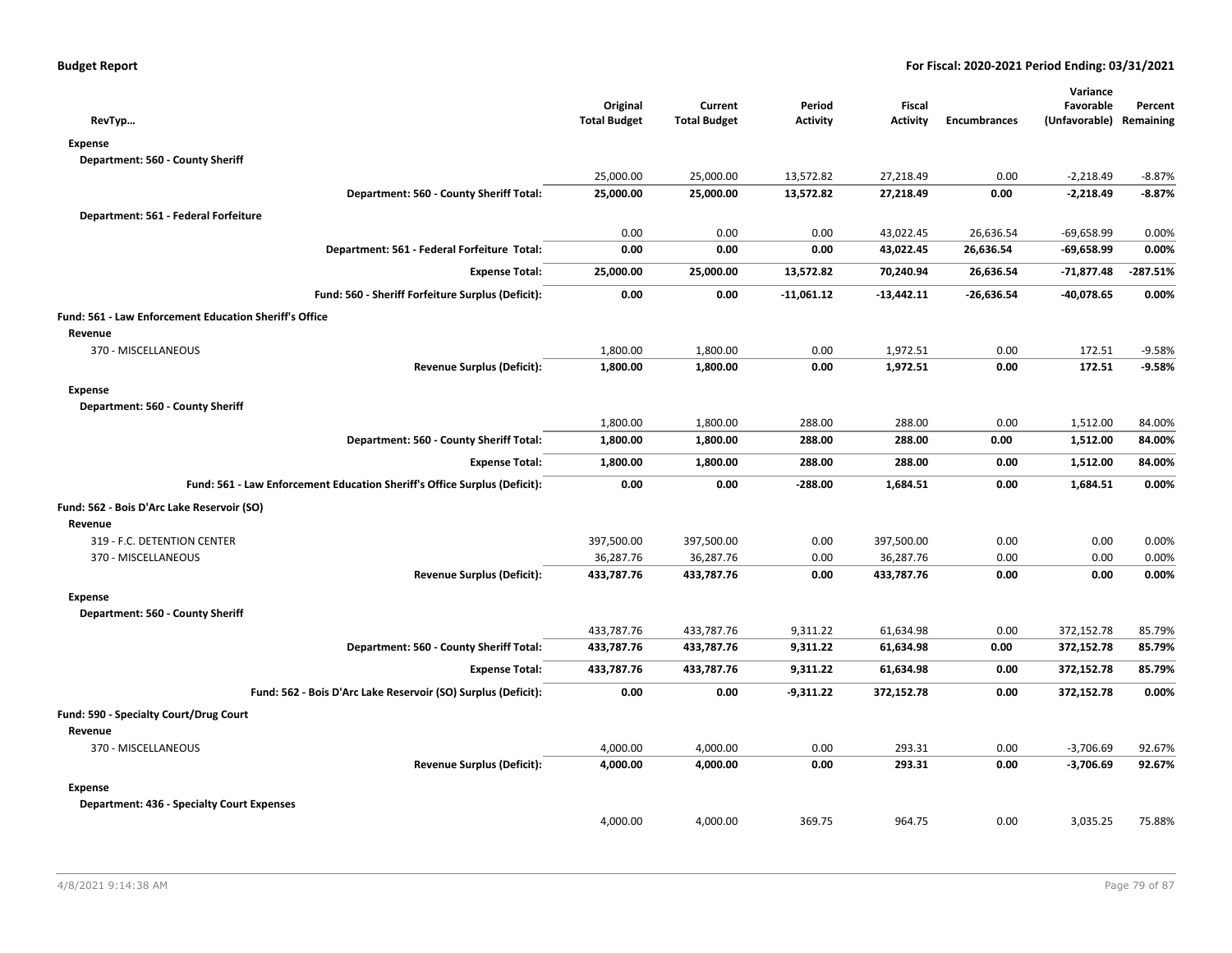**Budget Report** | **For Fiscal: 2020-2021 Period Ending: 03/31/2021**

| RevTyp... | Original Total Budget | Current Total Budget | Period Activity | Fiscal Activity | Encumbrances | Variance Favorable (Unfavorable) | Percent Remaining |
|---|---|---|---|---|---|---|---|
| **Expense** | | | | | | | |
| **Department: 560 - County Sheriff** | | | | | | | |
| | 25,000.00 | 25,000.00 | 13,572.82 | 27,218.49 | 0.00 | -2,218.49 | -8.87% |
| **Department: 560 - County Sheriff Total:** | **25,000.00** | **25,000.00** | **13,572.82** | **27,218.49** | **0.00** | **-2,218.49** | **-8.87%** |
| **Department: 561 - Federal Forfeiture** | | | | | | | |
| | 0.00 | 0.00 | 0.00 | 43,022.45 | 26,636.54 | -69,658.99 | 0.00% |
| **Department: 561 - Federal Forfeiture Total:** | **0.00** | **0.00** | **0.00** | **43,022.45** | **26,636.54** | **-69,658.99** | **0.00%** |
| **Expense Total:** | **25,000.00** | **25,000.00** | **13,572.82** | **70,240.94** | **26,636.54** | **-71,877.48** | **-287.51%** |
| **Fund: 560 - Sheriff Forfeiture Surplus (Deficit):** | **0.00** | **0.00** | **-11,061.12** | **-13,442.11** | **-26,636.54** | **-40,078.65** | **0.00%** |
| **Fund: 561 - Law Enforcement Education Sheriff's Office** | | | | | | | |
| **Revenue** | | | | | | | |
| 370 - MISCELLANEOUS | 1,800.00 | 1,800.00 | 0.00 | 1,972.51 | 0.00 | 172.51 | -9.58% |
| **Revenue Surplus (Deficit):** | **1,800.00** | **1,800.00** | **0.00** | **1,972.51** | **0.00** | **172.51** | **-9.58%** |
| **Expense** | | | | | | | |
| **Department: 560 - County Sheriff** | | | | | | | |
| | 1,800.00 | 1,800.00 | 288.00 | 288.00 | 0.00 | 1,512.00 | 84.00% |
| **Department: 560 - County Sheriff Total:** | **1,800.00** | **1,800.00** | **288.00** | **288.00** | **0.00** | **1,512.00** | **84.00%** |
| **Expense Total:** | **1,800.00** | **1,800.00** | **288.00** | **288.00** | **0.00** | **1,512.00** | **84.00%** |
| **Fund: 561 - Law Enforcement Education Sheriff's Office Surplus (Deficit):** | **0.00** | **0.00** | **-288.00** | **1,684.51** | **0.00** | **1,684.51** | **0.00%** |
| **Fund: 562 - Bois D'Arc Lake Reservoir (SO)** | | | | | | | |
| **Revenue** | | | | | | | |
| 319 - F.C. DETENTION CENTER | 397,500.00 | 397,500.00 | 0.00 | 397,500.00 | 0.00 | 0.00 | 0.00% |
| 370 - MISCELLANEOUS | 36,287.76 | 36,287.76 | 0.00 | 36,287.76 | 0.00 | 0.00 | 0.00% |
| **Revenue Surplus (Deficit):** | **433,787.76** | **433,787.76** | **0.00** | **433,787.76** | **0.00** | **0.00** | **0.00%** |
| **Expense** | | | | | | | |
| **Department: 560 - County Sheriff** | | | | | | | |
| | 433,787.76 | 433,787.76 | 9,311.22 | 61,634.98 | 0.00 | 372,152.78 | 85.79% |
| **Department: 560 - County Sheriff Total:** | **433,787.76** | **433,787.76** | **9,311.22** | **61,634.98** | **0.00** | **372,152.78** | **85.79%** |
| **Expense Total:** | **433,787.76** | **433,787.76** | **9,311.22** | **61,634.98** | **0.00** | **372,152.78** | **85.79%** |
| **Fund: 562 - Bois D'Arc Lake Reservoir (SO) Surplus (Deficit):** | **0.00** | **0.00** | **-9,311.22** | **372,152.78** | **0.00** | **372,152.78** | **0.00%** |
| **Fund: 590 - Specialty Court/Drug Court** | | | | | | | |
| **Revenue** | | | | | | | |
| 370 - MISCELLANEOUS | 4,000.00 | 4,000.00 | 0.00 | 293.31 | 0.00 | -3,706.69 | 92.67% |
| **Revenue Surplus (Deficit):** | **4,000.00** | **4,000.00** | **0.00** | **293.31** | **0.00** | **-3,706.69** | **92.67%** |
| **Expense** | | | | | | | |
| **Department: 436 - Specialty Court Expenses** | | | | | | | |
| | 4,000.00 | 4,000.00 | 369.75 | 964.75 | 0.00 | 3,035.25 | 75.88% |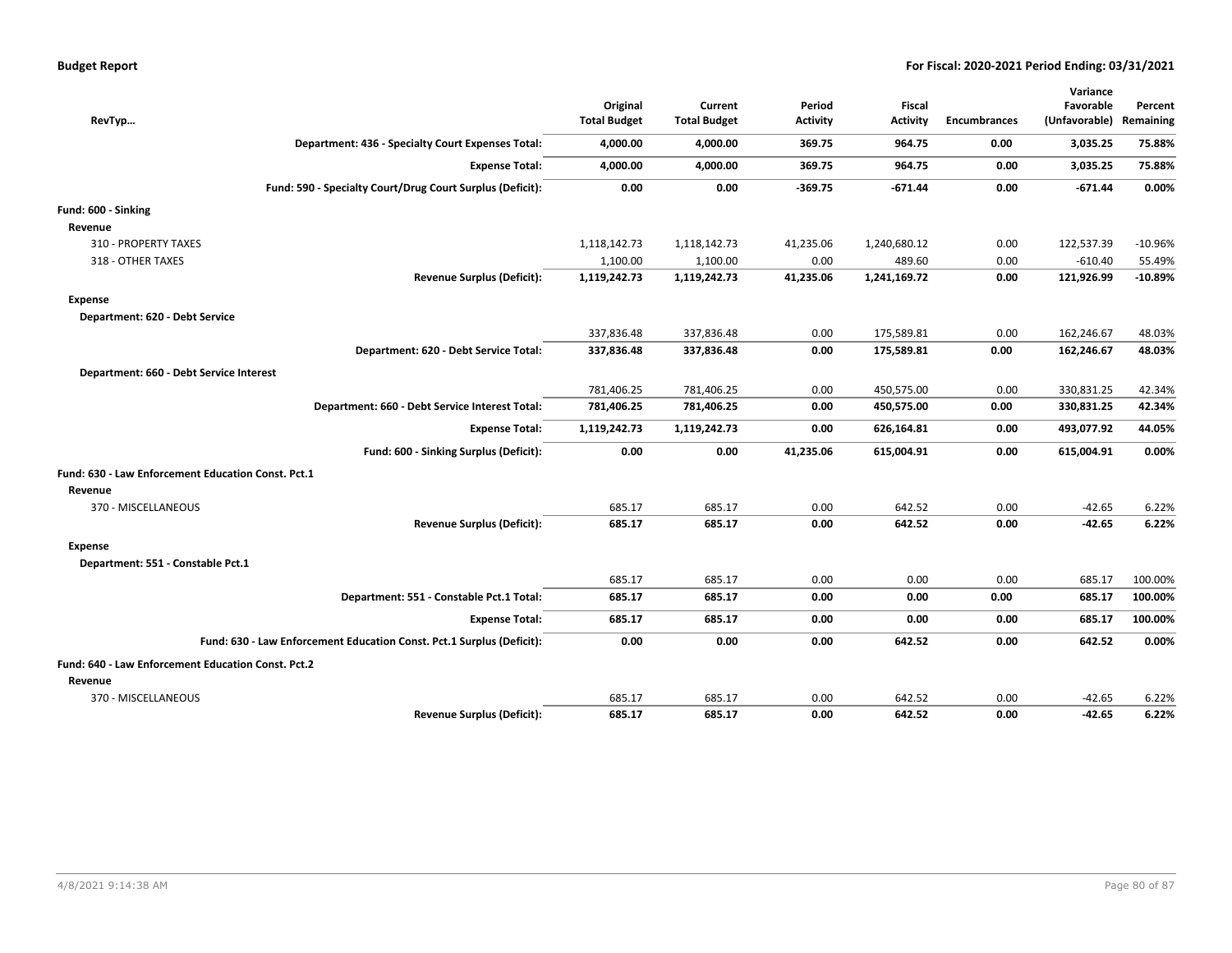| RevTyp… | Original Total Budget | Current Total Budget | Period Activity | Fiscal Activity | Encumbrances | Variance Favorable (Unfavorable) | Percent Remaining |
|---|---|---|---|---|---|---|---|
| **Department: 436 - Specialty Court Expenses Total:** | **4,000.00** | **4,000.00** | **369.75** | **964.75** | **0.00** | **3,035.25** | **75.88%** |
| **Expense Total:** | **4,000.00** | **4,000.00** | **369.75** | **964.75** | **0.00** | **3,035.25** | **75.88%** |
| **Fund: 590 - Specialty Court/Drug Court Surplus (Deficit):** | **0.00** | **0.00** | **-369.75** | **-671.44** | **0.00** | **-671.44** | **0.00%** |
| **Fund: 600 - Sinking** | | | | | | | |
| **Revenue** | | | | | | | |
| 310 - PROPERTY TAXES | 1,118,142.73 | 1,118,142.73 | 41,235.06 | 1,240,680.12 | 0.00 | 122,537.39 | -10.96% |
| 318 - OTHER TAXES | 1,100.00 | 1,100.00 | 0.00 | 489.60 | 0.00 | -610.40 | 55.49% |
| **Revenue Surplus (Deficit):** | **1,119,242.73** | **1,119,242.73** | **41,235.06** | **1,241,169.72** | **0.00** | **121,926.99** | **-10.89%** |
| **Expense** | | | | | | | |
| **Department: 620 - Debt Service** | | | | | | | |
| | 337,836.48 | 337,836.48 | 0.00 | 175,589.81 | 0.00 | 162,246.67 | 48.03% |
| **Department: 620 - Debt Service Total:** | **337,836.48** | **337,836.48** | **0.00** | **175,589.81** | **0.00** | **162,246.67** | **48.03%** |
| **Department: 660 - Debt Service Interest** | | | | | | | |
| | 781,406.25 | 781,406.25 | 0.00 | 450,575.00 | 0.00 | 330,831.25 | 42.34% |
| **Department: 660 - Debt Service Interest Total:** | **781,406.25** | **781,406.25** | **0.00** | **450,575.00** | **0.00** | **330,831.25** | **42.34%** |
| **Expense Total:** | **1,119,242.73** | **1,119,242.73** | **0.00** | **626,164.81** | **0.00** | **493,077.92** | **44.05%** |
| **Fund: 600 - Sinking Surplus (Deficit):** | **0.00** | **0.00** | **41,235.06** | **615,004.91** | **0.00** | **615,004.91** | **0.00%** |
| **Fund: 630 - Law Enforcement Education Const. Pct.1** | | | | | | | |
| **Revenue** | | | | | | | |
| 370 - MISCELLANEOUS | 685.17 | 685.17 | 0.00 | 642.52 | 0.00 | -42.65 | 6.22% |
| **Revenue Surplus (Deficit):** | **685.17** | **685.17** | **0.00** | **642.52** | **0.00** | **-42.65** | **6.22%** |
| **Expense** | | | | | | | |
| **Department: 551 - Constable Pct.1** | | | | | | | |
| | 685.17 | 685.17 | 0.00 | 0.00 | 0.00 | 685.17 | 100.00% |
| **Department: 551 - Constable Pct.1 Total:** | **685.17** | **685.17** | **0.00** | **0.00** | **0.00** | **685.17** | **100.00%** |
| **Expense Total:** | **685.17** | **685.17** | **0.00** | **0.00** | **0.00** | **685.17** | **100.00%** |
| **Fund: 630 - Law Enforcement Education Const. Pct.1 Surplus (Deficit):** | **0.00** | **0.00** | **0.00** | **642.52** | **0.00** | **642.52** | **0.00%** |
| **Fund: 640 - Law Enforcement Education Const. Pct.2** | | | | | | | |
| **Revenue** | | | | | | | |
| 370 - MISCELLANEOUS | 685.17 | 685.17 | 0.00 | 642.52 | 0.00 | -42.65 | 6.22% |
| **Revenue Surplus (Deficit):** | **685.17** | **685.17** | **0.00** | **642.52** | **0.00** | **-42.65** | **6.22%** |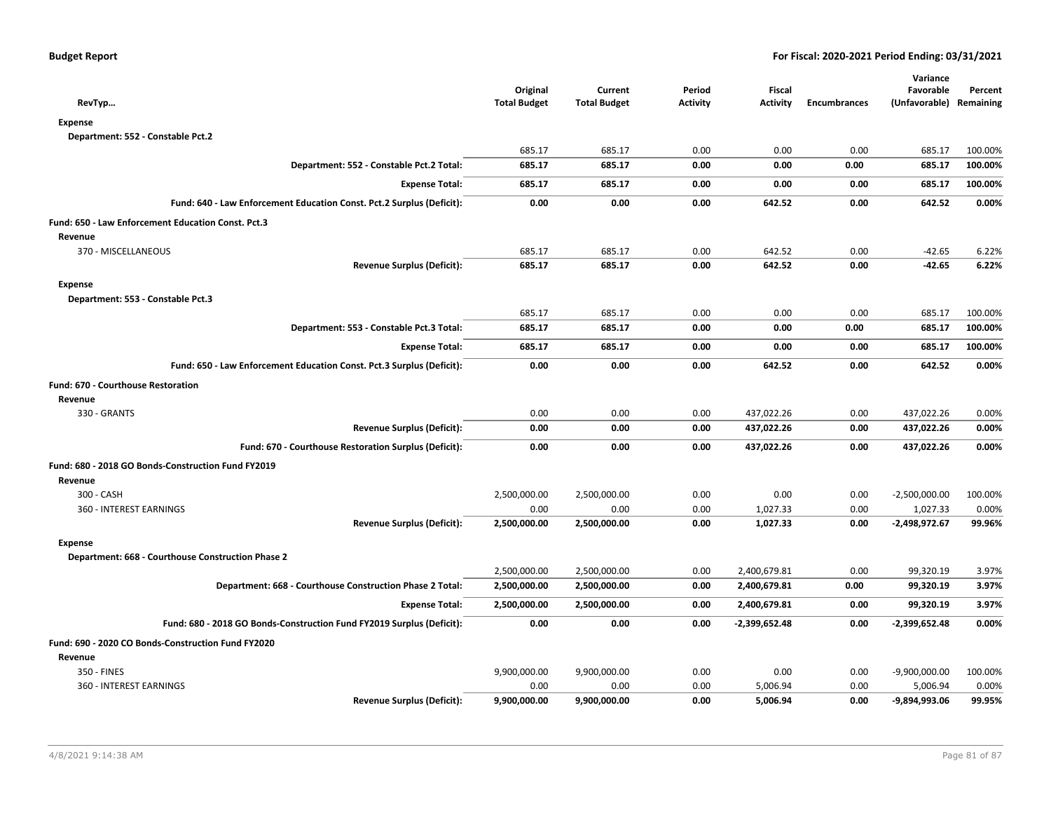**Budget Report** — For Fiscal: 2020-2021 Period Ending: 03/31/2021

| RevTyp... | Original Total Budget | Current Total Budget | Period Activity | Fiscal Activity | Encumbrances | Variance Favorable (Unfavorable) | Percent Remaining |
|---|---|---|---|---|---|---|---|
| **Expense** | | | | | | | |
| Department: 552 - Constable Pct.2 | | | | | | | |
| | 685.17 | 685.17 | 0.00 | 0.00 | 0.00 | 685.17 | 100.00% |
| **Department: 552 - Constable Pct.2 Total:** | **685.17** | **685.17** | **0.00** | **0.00** | **0.00** | **685.17** | **100.00%** |
| **Expense Total:** | **685.17** | **685.17** | **0.00** | **0.00** | **0.00** | **685.17** | **100.00%** |
| **Fund: 640 - Law Enforcement Education Const. Pct.2 Surplus (Deficit):** | **0.00** | **0.00** | **0.00** | **642.52** | **0.00** | **642.52** | **0.00%** |
| **Fund: 650 - Law Enforcement Education Const. Pct.3** | | | | | | | |
| **Revenue** | | | | | | | |
| 370 - MISCELLANEOUS | 685.17 | 685.17 | 0.00 | 642.52 | 0.00 | -42.65 | 6.22% |
| **Revenue Surplus (Deficit):** | **685.17** | **685.17** | **0.00** | **642.52** | **0.00** | **-42.65** | **6.22%** |
| **Expense** | | | | | | | |
| Department: 553 - Constable Pct.3 | | | | | | | |
| | 685.17 | 685.17 | 0.00 | 0.00 | 0.00 | 685.17 | 100.00% |
| **Department: 553 - Constable Pct.3 Total:** | **685.17** | **685.17** | **0.00** | **0.00** | **0.00** | **685.17** | **100.00%** |
| **Expense Total:** | **685.17** | **685.17** | **0.00** | **0.00** | **0.00** | **685.17** | **100.00%** |
| **Fund: 650 - Law Enforcement Education Const. Pct.3 Surplus (Deficit):** | **0.00** | **0.00** | **0.00** | **642.52** | **0.00** | **642.52** | **0.00%** |
| **Fund: 670 - Courthouse Restoration** | | | | | | | |
| **Revenue** | | | | | | | |
| 330 - GRANTS | 0.00 | 0.00 | 0.00 | 437,022.26 | 0.00 | 437,022.26 | 0.00% |
| **Revenue Surplus (Deficit):** | **0.00** | **0.00** | **0.00** | **437,022.26** | **0.00** | **437,022.26** | **0.00%** |
| **Fund: 670 - Courthouse Restoration Surplus (Deficit):** | **0.00** | **0.00** | **0.00** | **437,022.26** | **0.00** | **437,022.26** | **0.00%** |
| **Fund: 680 - 2018 GO Bonds-Construction Fund FY2019** | | | | | | | |
| **Revenue** | | | | | | | |
| 300 - CASH | 2,500,000.00 | 2,500,000.00 | 0.00 | 0.00 | 0.00 | -2,500,000.00 | 100.00% |
| 360 - INTEREST EARNINGS | 0.00 | 0.00 | 0.00 | 1,027.33 | 0.00 | 1,027.33 | 0.00% |
| **Revenue Surplus (Deficit):** | **2,500,000.00** | **2,500,000.00** | **0.00** | **1,027.33** | **0.00** | **-2,498,972.67** | **99.96%** |
| **Expense** | | | | | | | |
| Department: 668 - Courthouse Construction Phase 2 | | | | | | | |
| | 2,500,000.00 | 2,500,000.00 | 0.00 | 2,400,679.81 | 0.00 | 99,320.19 | 3.97% |
| **Department: 668 - Courthouse Construction Phase 2 Total:** | **2,500,000.00** | **2,500,000.00** | **0.00** | **2,400,679.81** | **0.00** | **99,320.19** | **3.97%** |
| **Expense Total:** | **2,500,000.00** | **2,500,000.00** | **0.00** | **2,400,679.81** | **0.00** | **99,320.19** | **3.97%** |
| **Fund: 680 - 2018 GO Bonds-Construction Fund FY2019 Surplus (Deficit):** | **0.00** | **0.00** | **0.00** | **-2,399,652.48** | **0.00** | **-2,399,652.48** | **0.00%** |
| **Fund: 690 - 2020 CO Bonds-Construction Fund FY2020** | | | | | | | |
| **Revenue** | | | | | | | |
| 350 - FINES | 9,900,000.00 | 9,900,000.00 | 0.00 | 0.00 | 0.00 | -9,900,000.00 | 100.00% |
| 360 - INTEREST EARNINGS | 0.00 | 0.00 | 0.00 | 5,006.94 | 0.00 | 5,006.94 | 0.00% |
| **Revenue Surplus (Deficit):** | **9,900,000.00** | **9,900,000.00** | **0.00** | **5,006.94** | **0.00** | **-9,894,993.06** | **99.95%** |

4/8/2021 9:14:38 AM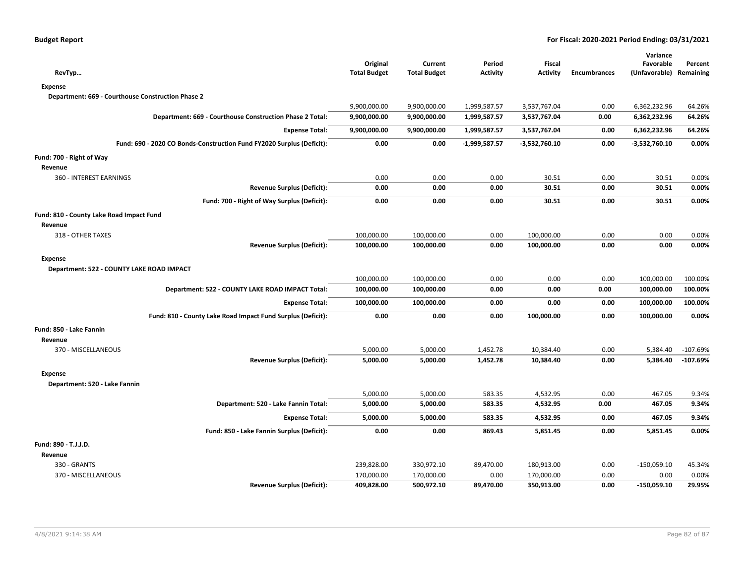| RevTyp... | Original Total Budget | Current Total Budget | Period Activity | Fiscal Activity | Encumbrances | Variance Favorable (Unfavorable) | Percent Remaining |
|---|---|---|---|---|---|---|---|
| **Expense** | | | | | | | |
| **Department: 669 - Courthouse Construction Phase 2** | | | | | | | |
| | 9,900,000.00 | 9,900,000.00 | 1,999,587.57 | 3,537,767.04 | 0.00 | 6,362,232.96 | 64.26% |
| **Department: 669 - Courthouse Construction Phase 2 Total:** | **9,900,000.00** | **9,900,000.00** | **1,999,587.57** | **3,537,767.04** | **0.00** | **6,362,232.96** | **64.26%** |
| **Expense Total:** | **9,900,000.00** | **9,900,000.00** | **1,999,587.57** | **3,537,767.04** | **0.00** | **6,362,232.96** | **64.26%** |
| **Fund: 690 - 2020 CO Bonds-Construction Fund FY2020 Surplus (Deficit):** | **0.00** | **0.00** | **-1,999,587.57** | **-3,532,760.10** | **0.00** | **-3,532,760.10** | **0.00%** |
| **Fund: 700 - Right of Way** | | | | | | | |
| **Revenue** | | | | | | | |
| 360 - INTEREST EARNINGS | 0.00 | 0.00 | 0.00 | 30.51 | 0.00 | 30.51 | 0.00% |
| **Revenue Surplus (Deficit):** | **0.00** | **0.00** | **0.00** | **30.51** | **0.00** | **30.51** | **0.00%** |
| **Fund: 700 - Right of Way Surplus (Deficit):** | **0.00** | **0.00** | **0.00** | **30.51** | **0.00** | **30.51** | **0.00%** |
| **Fund: 810 - County Lake Road Impact Fund** | | | | | | | |
| **Revenue** | | | | | | | |
| 318 - OTHER TAXES | 100,000.00 | 100,000.00 | 0.00 | 100,000.00 | 0.00 | 0.00 | 0.00% |
| **Revenue Surplus (Deficit):** | **100,000.00** | **100,000.00** | **0.00** | **100,000.00** | **0.00** | **0.00** | **0.00%** |
| **Expense** | | | | | | | |
| **Department: 522 - COUNTY LAKE ROAD IMPACT** | | | | | | | |
| | 100,000.00 | 100,000.00 | 0.00 | 0.00 | 0.00 | 100,000.00 | 100.00% |
| **Department: 522 - COUNTY LAKE ROAD IMPACT Total:** | **100,000.00** | **100,000.00** | **0.00** | **0.00** | **0.00** | **100,000.00** | **100.00%** |
| **Expense Total:** | **100,000.00** | **100,000.00** | **0.00** | **0.00** | **0.00** | **100,000.00** | **100.00%** |
| **Fund: 810 - County Lake Road Impact Fund Surplus (Deficit):** | **0.00** | **0.00** | **0.00** | **100,000.00** | **0.00** | **100,000.00** | **0.00%** |
| **Fund: 850 - Lake Fannin** | | | | | | | |
| **Revenue** | | | | | | | |
| 370 - MISCELLANEOUS | 5,000.00 | 5,000.00 | 1,452.78 | 10,384.40 | 0.00 | 5,384.40 | -107.69% |
| **Revenue Surplus (Deficit):** | **5,000.00** | **5,000.00** | **1,452.78** | **10,384.40** | **0.00** | **5,384.40** | **-107.69%** |
| **Expense** | | | | | | | |
| **Department: 520 - Lake Fannin** | | | | | | | |
| | 5,000.00 | 5,000.00 | 583.35 | 4,532.95 | 0.00 | 467.05 | 9.34% |
| **Department: 520 - Lake Fannin Total:** | **5,000.00** | **5,000.00** | **583.35** | **4,532.95** | **0.00** | **467.05** | **9.34%** |
| **Expense Total:** | **5,000.00** | **5,000.00** | **583.35** | **4,532.95** | **0.00** | **467.05** | **9.34%** |
| **Fund: 850 - Lake Fannin Surplus (Deficit):** | **0.00** | **0.00** | **869.43** | **5,851.45** | **0.00** | **5,851.45** | **0.00%** |
| **Fund: 890 - T.J.J.D.** | | | | | | | |
| **Revenue** | | | | | | | |
| 330 - GRANTS | 239,828.00 | 330,972.10 | 89,470.00 | 180,913.00 | 0.00 | -150,059.10 | 45.34% |
| 370 - MISCELLANEOUS | 170,000.00 | 170,000.00 | 0.00 | 170,000.00 | 0.00 | 0.00 | 0.00% |
| **Revenue Surplus (Deficit):** | **409,828.00** | **500,972.10** | **89,470.00** | **350,913.00** | **0.00** | **-150,059.10** | **29.95%** |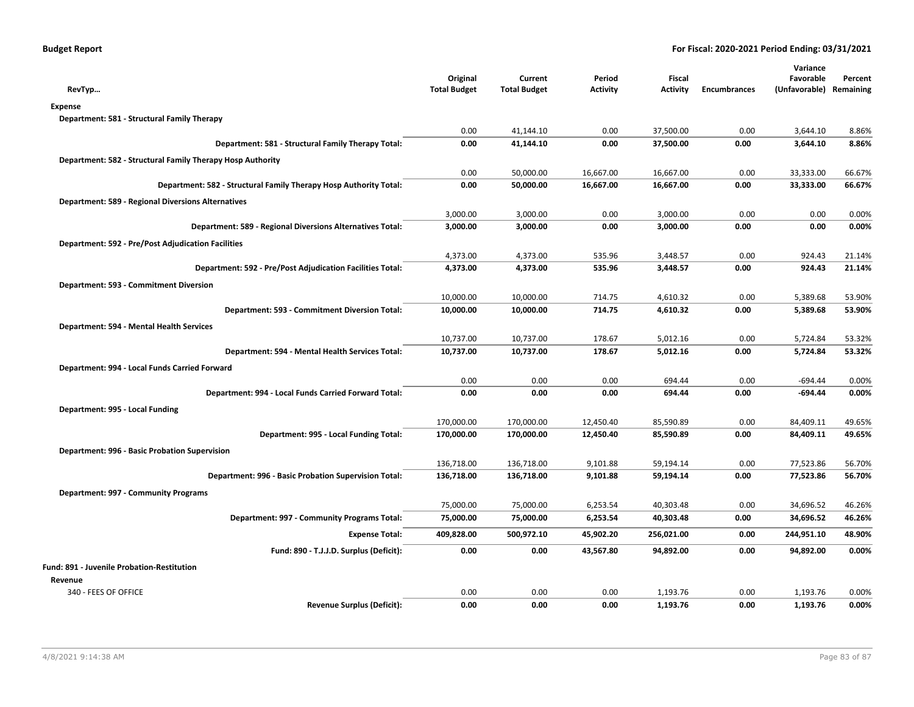| RevTyp… | Original Total Budget | Current Total Budget | Period Activity | Fiscal Activity | Encumbrances | Variance Favorable (Unfavorable) | Percent Remaining |
|---|---|---|---|---|---|---|---|
| **Expense** | | | | | | | |
| **Department: 581 - Structural Family Therapy** | | | | | | | |
| | 0.00 | 41,144.10 | 0.00 | 37,500.00 | 0.00 | 3,644.10 | 8.86% |
| **Department: 581 - Structural Family Therapy Total:** | **0.00** | **41,144.10** | **0.00** | **37,500.00** | **0.00** | **3,644.10** | **8.86%** |
| **Department: 582 - Structural Family Therapy Hosp Authority** | | | | | | | |
| | 0.00 | 50,000.00 | 16,667.00 | 16,667.00 | 0.00 | 33,333.00 | 66.67% |
| **Department: 582 - Structural Family Therapy Hosp Authority Total:** | **0.00** | **50,000.00** | **16,667.00** | **16,667.00** | **0.00** | **33,333.00** | **66.67%** |
| **Department: 589 - Regional Diversions Alternatives** | | | | | | | |
| | 3,000.00 | 3,000.00 | 0.00 | 3,000.00 | 0.00 | 0.00 | 0.00% |
| **Department: 589 - Regional Diversions Alternatives Total:** | **3,000.00** | **3,000.00** | **0.00** | **3,000.00** | **0.00** | **0.00** | **0.00%** |
| **Department: 592 - Pre/Post Adjudication Facilities** | | | | | | | |
| | 4,373.00 | 4,373.00 | 535.96 | 3,448.57 | 0.00 | 924.43 | 21.14% |
| **Department: 592 - Pre/Post Adjudication Facilities Total:** | **4,373.00** | **4,373.00** | **535.96** | **3,448.57** | **0.00** | **924.43** | **21.14%** |
| **Department: 593 - Commitment Diversion** | | | | | | | |
| | 10,000.00 | 10,000.00 | 714.75 | 4,610.32 | 0.00 | 5,389.68 | 53.90% |
| **Department: 593 - Commitment Diversion Total:** | **10,000.00** | **10,000.00** | **714.75** | **4,610.32** | **0.00** | **5,389.68** | **53.90%** |
| **Department: 594 - Mental Health Services** | | | | | | | |
| | 10,737.00 | 10,737.00 | 178.67 | 5,012.16 | 0.00 | 5,724.84 | 53.32% |
| **Department: 594 - Mental Health Services Total:** | **10,737.00** | **10,737.00** | **178.67** | **5,012.16** | **0.00** | **5,724.84** | **53.32%** |
| **Department: 994 - Local Funds Carried Forward** | | | | | | | |
| | 0.00 | 0.00 | 0.00 | 694.44 | 0.00 | -694.44 | 0.00% |
| **Department: 994 - Local Funds Carried Forward Total:** | **0.00** | **0.00** | **0.00** | **694.44** | **0.00** | **-694.44** | **0.00%** |
| **Department: 995 - Local Funding** | | | | | | | |
| | 170,000.00 | 170,000.00 | 12,450.40 | 85,590.89 | 0.00 | 84,409.11 | 49.65% |
| **Department: 995 - Local Funding Total:** | **170,000.00** | **170,000.00** | **12,450.40** | **85,590.89** | **0.00** | **84,409.11** | **49.65%** |
| **Department: 996 - Basic Probation Supervision** | | | | | | | |
| | 136,718.00 | 136,718.00 | 9,101.88 | 59,194.14 | 0.00 | 77,523.86 | 56.70% |
| **Department: 996 - Basic Probation Supervision Total:** | **136,718.00** | **136,718.00** | **9,101.88** | **59,194.14** | **0.00** | **77,523.86** | **56.70%** |
| **Department: 997 - Community Programs** | | | | | | | |
| | 75,000.00 | 75,000.00 | 6,253.54 | 40,303.48 | 0.00 | 34,696.52 | 46.26% |
| **Department: 997 - Community Programs Total:** | **75,000.00** | **75,000.00** | **6,253.54** | **40,303.48** | **0.00** | **34,696.52** | **46.26%** |
| **Expense Total:** | **409,828.00** | **500,972.10** | **45,902.20** | **256,021.00** | **0.00** | **244,951.10** | **48.90%** |
| **Fund: 890 - T.J.J.D. Surplus (Deficit):** | **0.00** | **0.00** | **43,567.80** | **94,892.00** | **0.00** | **94,892.00** | **0.00%** |
| **Fund: 891 - Juvenile Probation-Restitution** | | | | | | | |
| **Revenue** | | | | | | | |
| 340 - FEES OF OFFICE | 0.00 | 0.00 | 0.00 | 1,193.76 | 0.00 | 1,193.76 | 0.00% |
| **Revenue Surplus (Deficit):** | **0.00** | **0.00** | **0.00** | **1,193.76** | **0.00** | **1,193.76** | **0.00%** |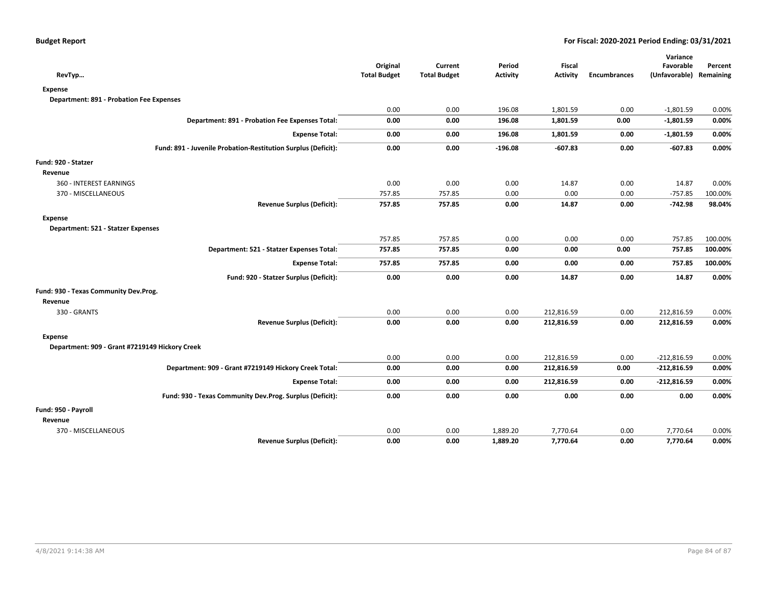| RevTyp… | Original Total Budget | Current Total Budget | Period Activity | Fiscal Activity | Encumbrances | Variance Favorable (Unfavorable) | Percent Remaining |
|---|---|---|---|---|---|---|---|
| **Expense** | | | | | | | |
| **Department: 891 - Probation Fee Expenses** | | | | | | | |
| | 0.00 | 0.00 | 196.08 | 1,801.59 | 0.00 | -1,801.59 | 0.00% |
| **Department: 891 - Probation Fee Expenses Total:** | **0.00** | **0.00** | **196.08** | **1,801.59** | **0.00** | **-1,801.59** | **0.00%** |
| **Expense Total:** | **0.00** | **0.00** | **196.08** | **1,801.59** | **0.00** | **-1,801.59** | **0.00%** |
| **Fund: 891 - Juvenile Probation-Restitution Surplus (Deficit):** | **0.00** | **0.00** | **-196.08** | **-607.83** | **0.00** | **-607.83** | **0.00%** |
| **Fund: 920 - Statzer** | | | | | | | |
| **Revenue** | | | | | | | |
| 360 - INTEREST EARNINGS | 0.00 | 0.00 | 0.00 | 14.87 | 0.00 | 14.87 | 0.00% |
| 370 - MISCELLANEOUS | 757.85 | 757.85 | 0.00 | 0.00 | 0.00 | -757.85 | 100.00% |
| **Revenue Surplus (Deficit):** | **757.85** | **757.85** | **0.00** | **14.87** | **0.00** | **-742.98** | **98.04%** |
| **Expense** | | | | | | | |
| **Department: 521 - Statzer Expenses** | | | | | | | |
| | 757.85 | 757.85 | 0.00 | 0.00 | 0.00 | 757.85 | 100.00% |
| **Department: 521 - Statzer Expenses Total:** | **757.85** | **757.85** | **0.00** | **0.00** | **0.00** | **757.85** | **100.00%** |
| **Expense Total:** | **757.85** | **757.85** | **0.00** | **0.00** | **0.00** | **757.85** | **100.00%** |
| **Fund: 920 - Statzer Surplus (Deficit):** | **0.00** | **0.00** | **0.00** | **14.87** | **0.00** | **14.87** | **0.00%** |
| **Fund: 930 - Texas Community Dev.Prog.** | | | | | | | |
| **Revenue** | | | | | | | |
| 330 - GRANTS | 0.00 | 0.00 | 0.00 | 212,816.59 | 0.00 | 212,816.59 | 0.00% |
| **Revenue Surplus (Deficit):** | **0.00** | **0.00** | **0.00** | **212,816.59** | **0.00** | **212,816.59** | **0.00%** |
| **Expense** | | | | | | | |
| **Department: 909 - Grant #7219149 Hickory Creek** | | | | | | | |
| | 0.00 | 0.00 | 0.00 | 212,816.59 | 0.00 | -212,816.59 | 0.00% |
| **Department: 909 - Grant #7219149 Hickory Creek Total:** | **0.00** | **0.00** | **0.00** | **212,816.59** | **0.00** | **-212,816.59** | **0.00%** |
| **Expense Total:** | **0.00** | **0.00** | **0.00** | **212,816.59** | **0.00** | **-212,816.59** | **0.00%** |
| **Fund: 930 - Texas Community Dev.Prog. Surplus (Deficit):** | **0.00** | **0.00** | **0.00** | **0.00** | **0.00** | **0.00** | **0.00%** |
| **Fund: 950 - Payroll** | | | | | | | |
| **Revenue** | | | | | | | |
| 370 - MISCELLANEOUS | 0.00 | 0.00 | 1,889.20 | 7,770.64 | 0.00 | 7,770.64 | 0.00% |
| **Revenue Surplus (Deficit):** | **0.00** | **0.00** | **1,889.20** | **7,770.64** | **0.00** | **7,770.64** | **0.00%** |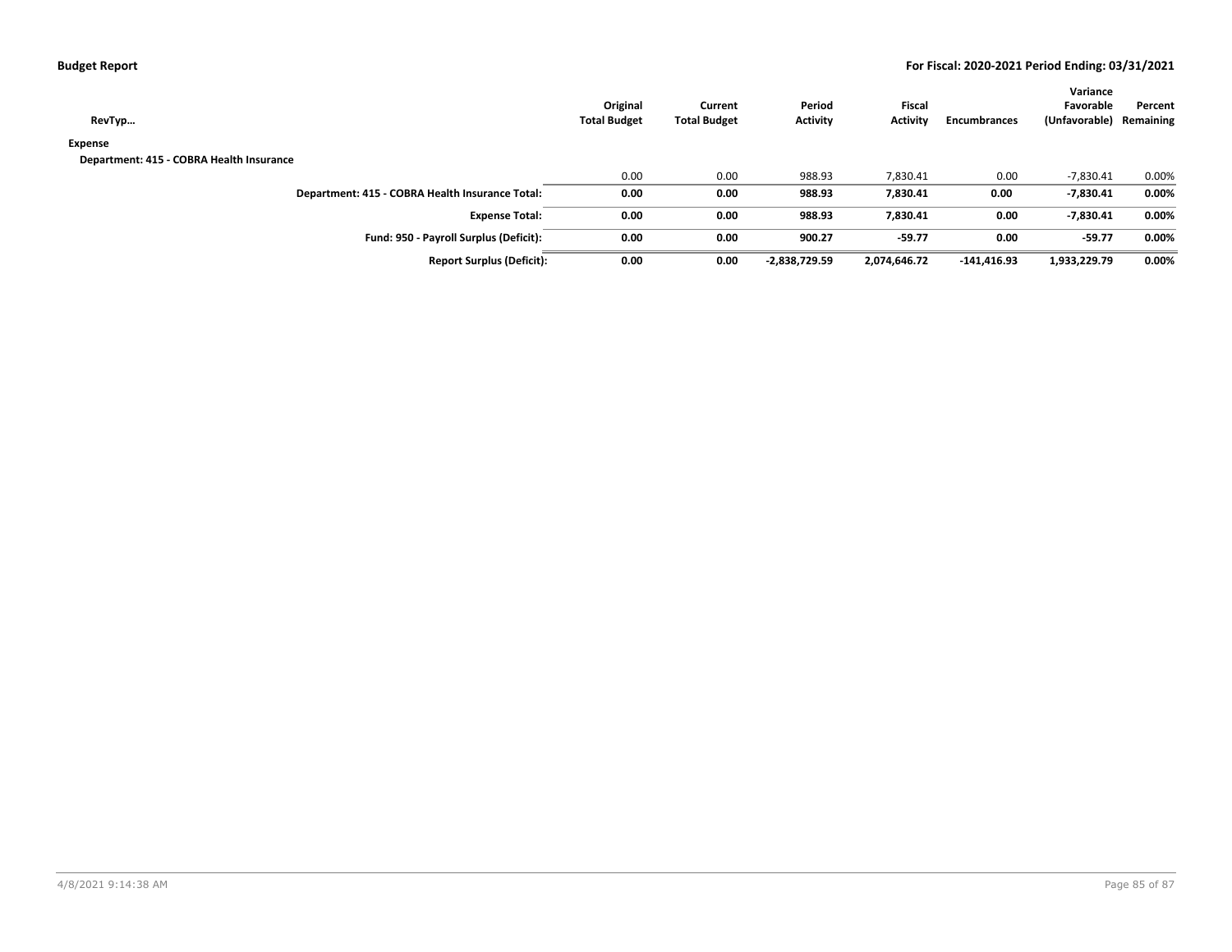**Budget Report** — **For Fiscal: 2020-2021 Period Ending: 03/31/2021**

| RevTyp… | Original Total Budget | Current Total Budget | Period Activity | Fiscal Activity | Encumbrances | Variance Favorable (Unfavorable) | Percent Remaining |
|---|---|---|---|---|---|---|---|
| **Expense** | | | | | | | |
| **Department: 415 - COBRA Health Insurance** | | | | | | | |
| | 0.00 | 0.00 | 988.93 | 7,830.41 | 0.00 | -7,830.41 | 0.00% |
| **Department: 415 - COBRA Health Insurance Total:** | **0.00** | **0.00** | **988.93** | **7,830.41** | **0.00** | **-7,830.41** | **0.00%** |
| **Expense Total:** | **0.00** | **0.00** | **988.93** | **7,830.41** | **0.00** | **-7,830.41** | **0.00%** |
| **Fund: 950 - Payroll Surplus (Deficit):** | **0.00** | **0.00** | **900.27** | **-59.77** | **0.00** | **-59.77** | **0.00%** |
| **Report Surplus (Deficit):** | **0.00** | **0.00** | **-2,838,729.59** | **2,074,646.72** | **-141,416.93** | **1,933,229.79** | **0.00%** |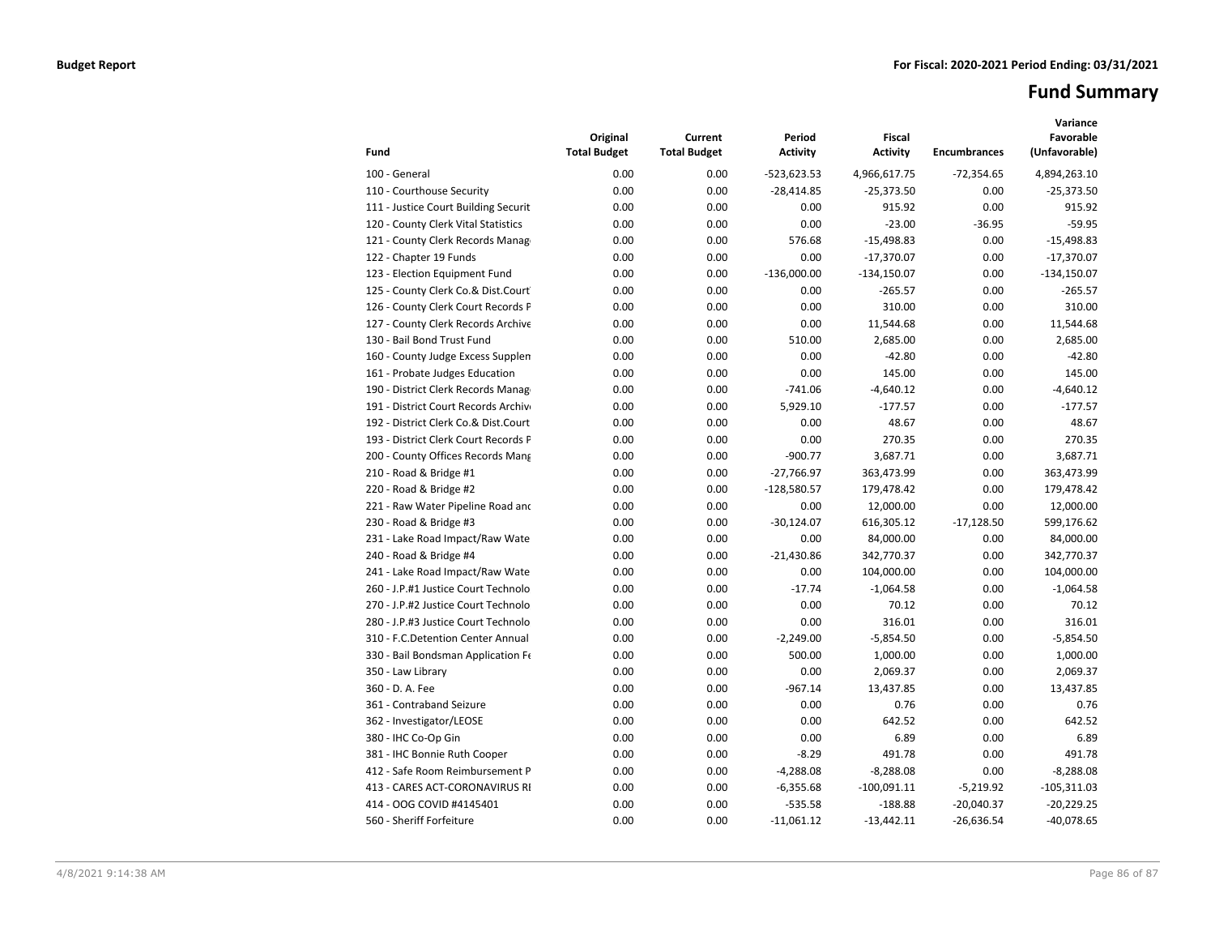**Budget Report** — For Fiscal: 2020-2021 Period Ending: 03/31/2021

# Fund Summary

| Fund | Original Total Budget | Current Total Budget | Period Activity | Fiscal Activity | Encumbrances | Variance Favorable (Unfavorable) |
|---|---|---|---|---|---|---|
| 100 - General | 0.00 | 0.00 | -523,623.53 | 4,966,617.75 | -72,354.65 | 4,894,263.10 |
| 110 - Courthouse Security | 0.00 | 0.00 | -28,414.85 | -25,373.50 | 0.00 | -25,373.50 |
| 111 - Justice Court Building Securit | 0.00 | 0.00 | 0.00 | 915.92 | 0.00 | 915.92 |
| 120 - County Clerk Vital Statistics | 0.00 | 0.00 | 0.00 | -23.00 | -36.95 | -59.95 |
| 121 - County Clerk Records Manag | 0.00 | 0.00 | 576.68 | -15,498.83 | 0.00 | -15,498.83 |
| 122 - Chapter 19 Funds | 0.00 | 0.00 | 0.00 | -17,370.07 | 0.00 | -17,370.07 |
| 123 - Election Equipment Fund | 0.00 | 0.00 | -136,000.00 | -134,150.07 | 0.00 | -134,150.07 |
| 125 - County Clerk Co.& Dist.Court | 0.00 | 0.00 | 0.00 | -265.57 | 0.00 | -265.57 |
| 126 - County Clerk Court Records P | 0.00 | 0.00 | 0.00 | 310.00 | 0.00 | 310.00 |
| 127 - County Clerk Records Archive | 0.00 | 0.00 | 0.00 | 11,544.68 | 0.00 | 11,544.68 |
| 130 - Bail Bond Trust Fund | 0.00 | 0.00 | 510.00 | 2,685.00 | 0.00 | 2,685.00 |
| 160 - County Judge Excess Supplen | 0.00 | 0.00 | 0.00 | -42.80 | 0.00 | -42.80 |
| 161 - Probate Judges Education | 0.00 | 0.00 | 0.00 | 145.00 | 0.00 | 145.00 |
| 190 - District Clerk Records Manag | 0.00 | 0.00 | -741.06 | -4,640.12 | 0.00 | -4,640.12 |
| 191 - District Court Records Archiv | 0.00 | 0.00 | 5,929.10 | -177.57 | 0.00 | -177.57 |
| 192 - District Clerk Co.& Dist.Court | 0.00 | 0.00 | 0.00 | 48.67 | 0.00 | 48.67 |
| 193 - District Clerk Court Records P | 0.00 | 0.00 | 0.00 | 270.35 | 0.00 | 270.35 |
| 200 - County Offices Records Mang | 0.00 | 0.00 | -900.77 | 3,687.71 | 0.00 | 3,687.71 |
| 210 - Road & Bridge #1 | 0.00 | 0.00 | -27,766.97 | 363,473.99 | 0.00 | 363,473.99 |
| 220 - Road & Bridge #2 | 0.00 | 0.00 | -128,580.57 | 179,478.42 | 0.00 | 179,478.42 |
| 221 - Raw Water Pipeline Road and | 0.00 | 0.00 | 0.00 | 12,000.00 | 0.00 | 12,000.00 |
| 230 - Road & Bridge #3 | 0.00 | 0.00 | -30,124.07 | 616,305.12 | -17,128.50 | 599,176.62 |
| 231 - Lake Road Impact/Raw Wate | 0.00 | 0.00 | 0.00 | 84,000.00 | 0.00 | 84,000.00 |
| 240 - Road & Bridge #4 | 0.00 | 0.00 | -21,430.86 | 342,770.37 | 0.00 | 342,770.37 |
| 241 - Lake Road Impact/Raw Wate | 0.00 | 0.00 | 0.00 | 104,000.00 | 0.00 | 104,000.00 |
| 260 - J.P.#1 Justice Court Technolo | 0.00 | 0.00 | -17.74 | -1,064.58 | 0.00 | -1,064.58 |
| 270 - J.P.#2 Justice Court Technolo | 0.00 | 0.00 | 0.00 | 70.12 | 0.00 | 70.12 |
| 280 - J.P.#3 Justice Court Technolo | 0.00 | 0.00 | 0.00 | 316.01 | 0.00 | 316.01 |
| 310 - F.C.Detention Center Annual | 0.00 | 0.00 | -2,249.00 | -5,854.50 | 0.00 | -5,854.50 |
| 330 - Bail Bondsman Application Fe | 0.00 | 0.00 | 500.00 | 1,000.00 | 0.00 | 1,000.00 |
| 350 - Law Library | 0.00 | 0.00 | 0.00 | 2,069.37 | 0.00 | 2,069.37 |
| 360 - D. A. Fee | 0.00 | 0.00 | -967.14 | 13,437.85 | 0.00 | 13,437.85 |
| 361 - Contraband Seizure | 0.00 | 0.00 | 0.00 | 0.76 | 0.00 | 0.76 |
| 362 - Investigator/LEOSE | 0.00 | 0.00 | 0.00 | 642.52 | 0.00 | 642.52 |
| 380 - IHC Co-Op Gin | 0.00 | 0.00 | 0.00 | 6.89 | 0.00 | 6.89 |
| 381 - IHC Bonnie Ruth Cooper | 0.00 | 0.00 | -8.29 | 491.78 | 0.00 | 491.78 |
| 412 - Safe Room Reimbursement P | 0.00 | 0.00 | -4,288.08 | -8,288.08 | 0.00 | -8,288.08 |
| 413 - CARES ACT-CORONAVIRUS RI | 0.00 | 0.00 | -6,355.68 | -100,091.11 | -5,219.92 | -105,311.03 |
| 414 - OOG COVID #4145401 | 0.00 | 0.00 | -535.58 | -188.88 | -20,040.37 | -20,229.25 |
| 560 - Sheriff Forfeiture | 0.00 | 0.00 | -11,061.12 | -13,442.11 | -26,636.54 | -40,078.65 |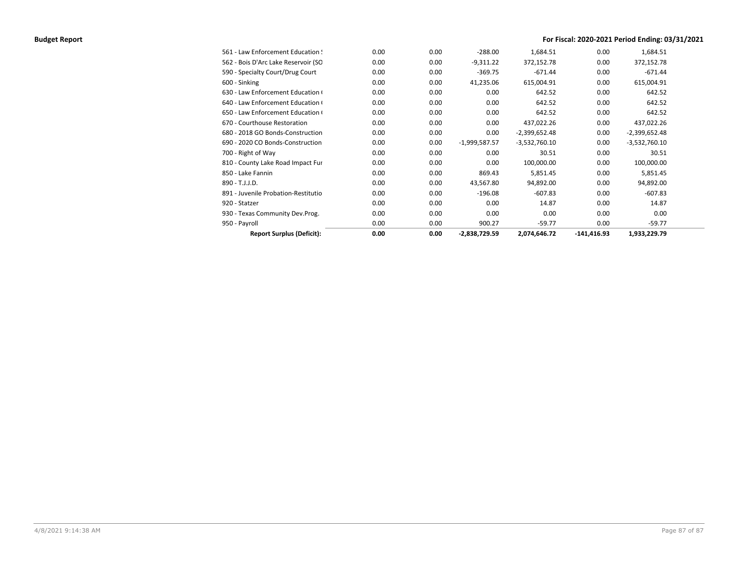| | | | | | | |
|---|---|---|---|---|---|---|
| 561 - Law Enforcement Education ! | 0.00 | 0.00 | -288.00 | 1,684.51 | 0.00 | 1,684.51 |
| 562 - Bois D'Arc Lake Reservoir (SO | 0.00 | 0.00 | -9,311.22 | 372,152.78 | 0.00 | 372,152.78 |
| 590 - Specialty Court/Drug Court | 0.00 | 0.00 | -369.75 | -671.44 | 0.00 | -671.44 |
| 600 - Sinking | 0.00 | 0.00 | 41,235.06 | 615,004.91 | 0.00 | 615,004.91 |
| 630 - Law Enforcement Education ( | 0.00 | 0.00 | 0.00 | 642.52 | 0.00 | 642.52 |
| 640 - Law Enforcement Education ( | 0.00 | 0.00 | 0.00 | 642.52 | 0.00 | 642.52 |
| 650 - Law Enforcement Education ( | 0.00 | 0.00 | 0.00 | 642.52 | 0.00 | 642.52 |
| 670 - Courthouse Restoration | 0.00 | 0.00 | 0.00 | 437,022.26 | 0.00 | 437,022.26 |
| 680 - 2018 GO Bonds-Construction | 0.00 | 0.00 | 0.00 | -2,399,652.48 | 0.00 | -2,399,652.48 |
| 690 - 2020 CO Bonds-Construction | 0.00 | 0.00 | -1,999,587.57 | -3,532,760.10 | 0.00 | -3,532,760.10 |
| 700 - Right of Way | 0.00 | 0.00 | 0.00 | 30.51 | 0.00 | 30.51 |
| 810 - County Lake Road Impact Fur | 0.00 | 0.00 | 0.00 | 100,000.00 | 0.00 | 100,000.00 |
| 850 - Lake Fannin | 0.00 | 0.00 | 869.43 | 5,851.45 | 0.00 | 5,851.45 |
| 890 - T.J.J.D. | 0.00 | 0.00 | 43,567.80 | 94,892.00 | 0.00 | 94,892.00 |
| 891 - Juvenile Probation-Restitutio | 0.00 | 0.00 | -196.08 | -607.83 | 0.00 | -607.83 |
| 920 - Statzer | 0.00 | 0.00 | 0.00 | 14.87 | 0.00 | 14.87 |
| 930 - Texas Community Dev.Prog. | 0.00 | 0.00 | 0.00 | 0.00 | 0.00 | 0.00 |
| 950 - Payroll | 0.00 | 0.00 | 900.27 | -59.77 | 0.00 | -59.77 |
| **Report Surplus (Deficit):** | **0.00** | **0.00** | **-2,838,729.59** | **2,074,646.72** | **-141,416.93** | **1,933,229.79** |